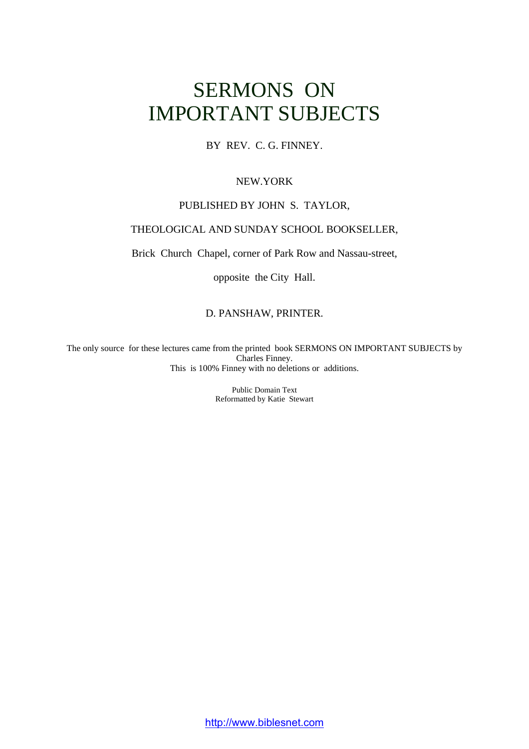# SERMONS ON IMPORTANT SUBJECTS

BY REV. C. G. FINNEY.

NEW.YORK

PUBLISHED BY JOHN S. TAYLOR,

THEOLOGICAL AND SUNDAY SCHOOL BOOKSELLER,

Brick Church Chapel, corner of Park Row and Nassau-street,

opposite the City Hall.

D. PANSHAW, PRINTER.

The only source for these lectures came from the printed book SERMONS ON IMPORTANT SUBJECTS by Charles Finney.
This is 100% Finney with no deletions or additions.

Public Domain Text
Reformatted by Katie Stewart

http://www.biblesnet.com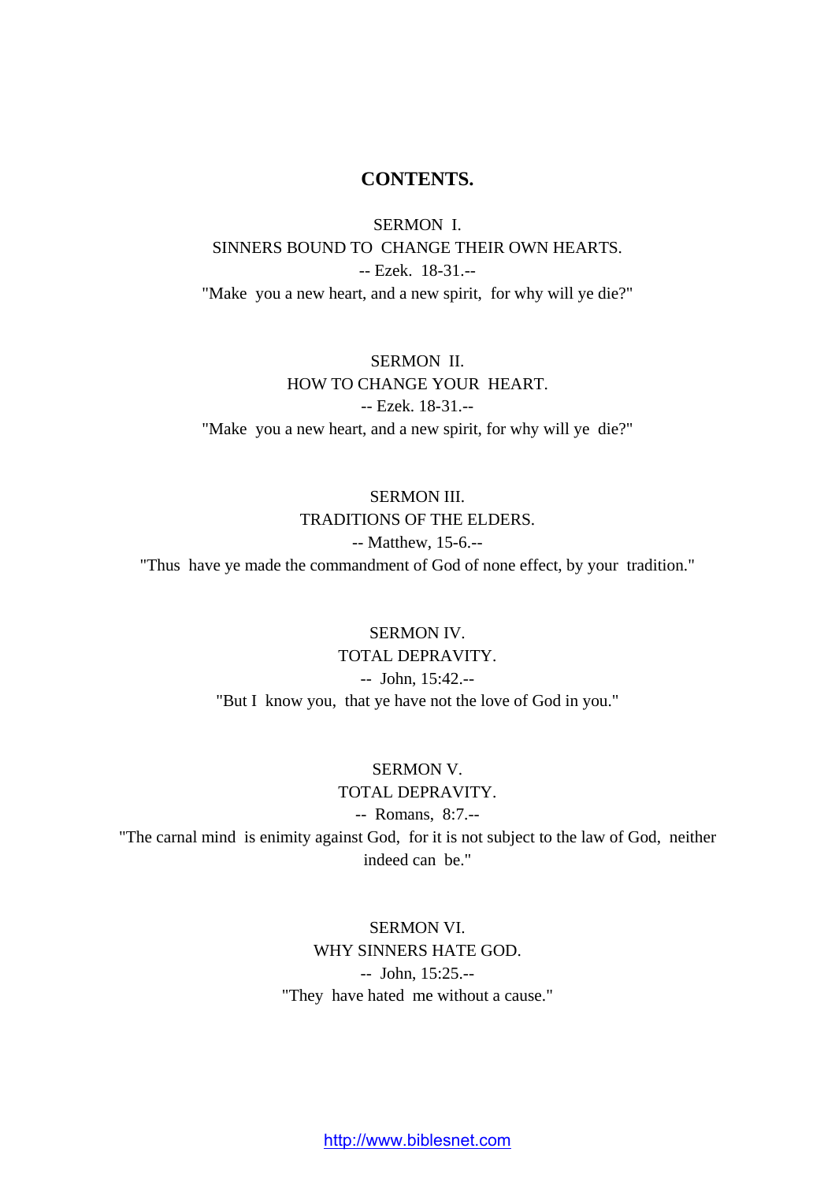# CONTENTS.

SERMON I.
SINNERS BOUND TO CHANGE THEIR OWN HEARTS.
-- Ezek. 18-31.--
"Make you a new heart, and a new spirit, for why will ye die?"

SERMON II.
HOW TO CHANGE YOUR HEART.
-- Ezek. 18-31.--
"Make you a new heart, and a new spirit, for why will ye die?"

SERMON III.
TRADITIONS OF THE ELDERS.
-- Matthew, 15-6.--
"Thus have ye made the commandment of God of none effect, by your tradition."

SERMON IV.
TOTAL DEPRAVITY.
-- John, 15:42.--
"But I know you, that ye have not the love of God in you."

SERMON V.
TOTAL DEPRAVITY.
-- Romans, 8:7.--
"The carnal mind is enimity against God, for it is not subject to the law of God, neither indeed can be."

SERMON VI.
WHY SINNERS HATE GOD.
-- John, 15:25.--
"They have hated me without a cause."

http://www.biblesnet.com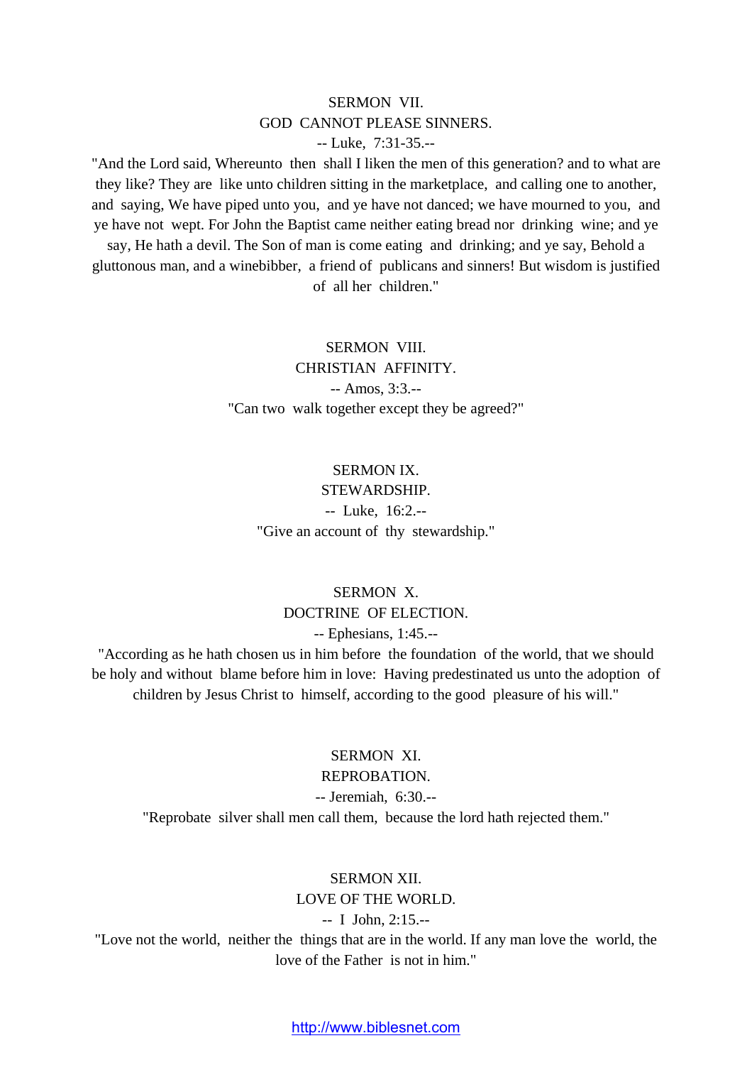## SERMON VII.

## GOD CANNOT PLEASE SINNERS.

-- Luke, 7:31-35.--

"And the Lord said, Whereunto then shall I liken the men of this generation? and to what are they like? They are like unto children sitting in the marketplace, and calling one to another, and saying, We have piped unto you, and ye have not danced; we have mourned to you, and ye have not wept. For John the Baptist came neither eating bread nor drinking wine; and ye say, He hath a devil. The Son of man is come eating and drinking; and ye say, Behold a gluttonous man, and a winebibber, a friend of publicans and sinners! But wisdom is justified of all her children."

## SERMON VIII.

## CHRISTIAN AFFINITY.

-- Amos, 3:3.--

"Can two walk together except they be agreed?"

## SERMON IX.

## STEWARDSHIP.

-- Luke, 16:2.--

"Give an account of thy stewardship."

## SERMON X.

## DOCTRINE OF ELECTION.

-- Ephesians, 1:45.--

"According as he hath chosen us in him before the foundation of the world, that we should be holy and without blame before him in love: Having predestinated us unto the adoption of children by Jesus Christ to himself, according to the good pleasure of his will."

## SERMON XI.

## REPROBATION.

-- Jeremiah, 6:30.--

"Reprobate silver shall men call them, because the lord hath rejected them."

## SERMON XII.

## LOVE OF THE WORLD.

-- I John, 2:15.--

"Love not the world, neither the things that are in the world. If any man love the world, the love of the Father is not in him."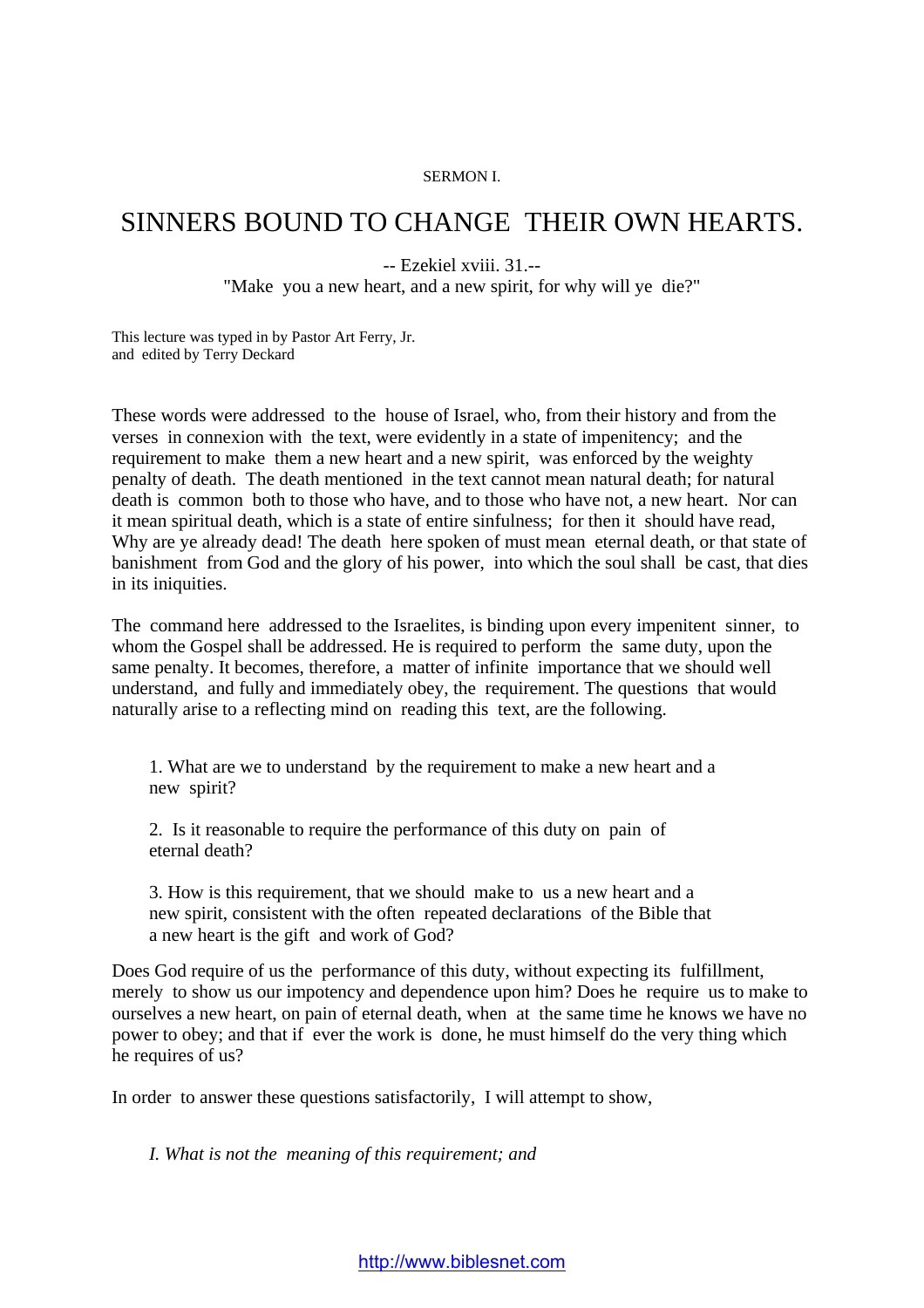SERMON I.

# SINNERS BOUND TO CHANGE THEIR OWN HEARTS.

-- Ezekiel xviii. 31.--
"Make you a new heart, and a new spirit, for why will ye die?"

This lecture was typed in by Pastor Art Ferry, Jr.
and edited by Terry Deckard

These words were addressed to the house of Israel, who, from their history and from the verses in connexion with the text, were evidently in a state of impenitency; and the requirement to make them a new heart and a new spirit, was enforced by the weighty penalty of death. The death mentioned in the text cannot mean natural death; for natural death is common both to those who have, and to those who have not, a new heart. Nor can it mean spiritual death, which is a state of entire sinfulness; for then it should have read, Why are ye already dead! The death here spoken of must mean eternal death, or that state of banishment from God and the glory of his power, into which the soul shall be cast, that dies in its iniquities.

The command here addressed to the Israelites, is binding upon every impenitent sinner, to whom the Gospel shall be addressed. He is required to perform the same duty, upon the same penalty. It becomes, therefore, a matter of infinite importance that we should well understand, and fully and immediately obey, the requirement. The questions that would naturally arise to a reflecting mind on reading this text, are the following.

1. What are we to understand by the requirement to make a new heart and a new spirit?

2. Is it reasonable to require the performance of this duty on pain of eternal death?

3. How is this requirement, that we should make to us a new heart and a new spirit, consistent with the often repeated declarations of the Bible that a new heart is the gift and work of God?

Does God require of us the performance of this duty, without expecting its fulfillment, merely to show us our impotency and dependence upon him? Does he require us to make to ourselves a new heart, on pain of eternal death, when at the same time he knows we have no power to obey; and that if ever the work is done, he must himself do the very thing which he requires of us?

In order to answer these questions satisfactorily, I will attempt to show,

*I. What is not the meaning of this requirement; and*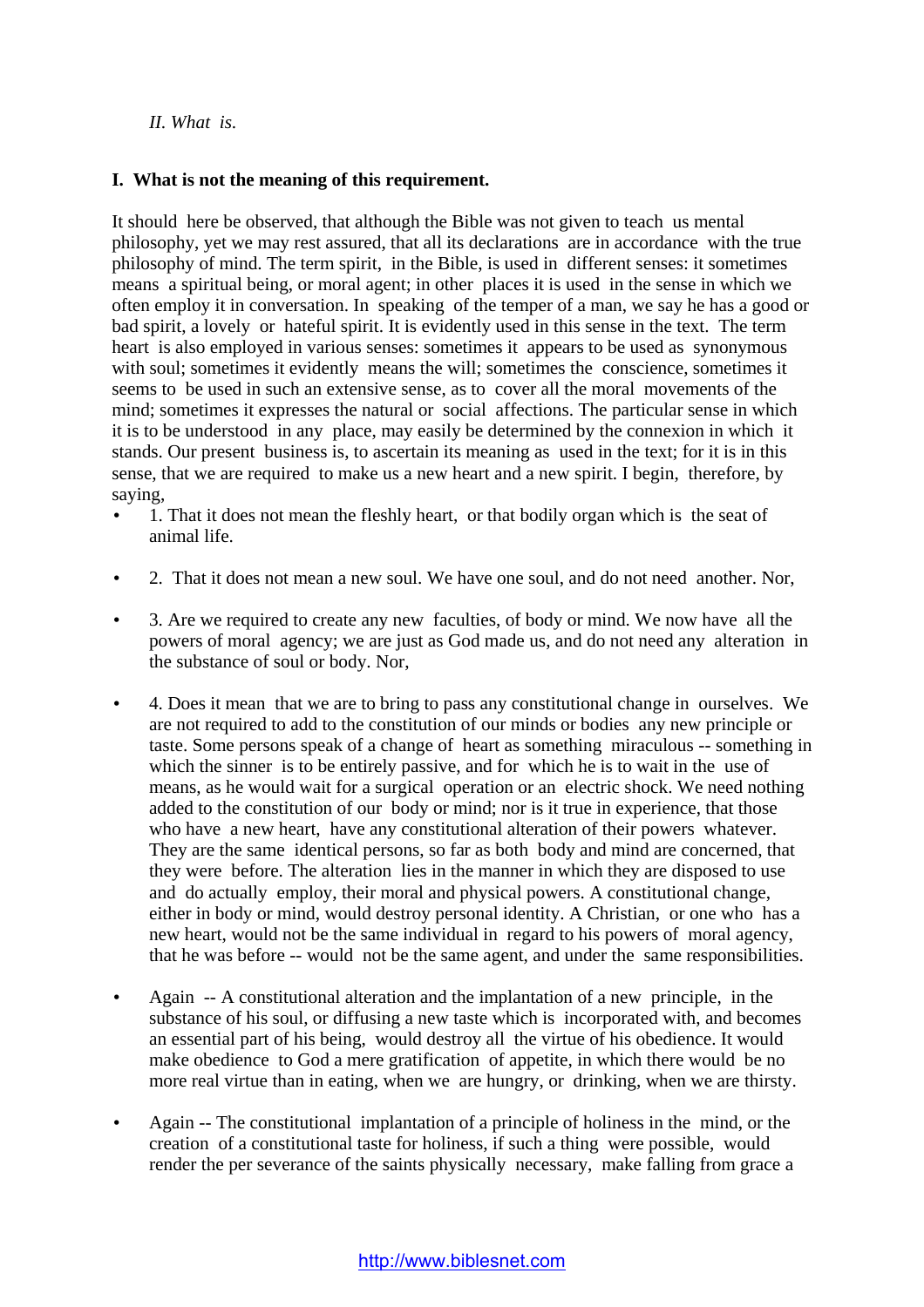*II. What is.*

**I. What is not the meaning of this requirement.**

It should here be observed, that although the Bible was not given to teach us mental philosophy, yet we may rest assured, that all its declarations are in accordance with the true philosophy of mind. The term spirit, in the Bible, is used in different senses: it sometimes means a spiritual being, or moral agent; in other places it is used in the sense in which we often employ it in conversation. In speaking of the temper of a man, we say he has a good or bad spirit, a lovely or hateful spirit. It is evidently used in this sense in the text. The term heart is also employed in various senses: sometimes it appears to be used as synonymous with soul; sometimes it evidently means the will; sometimes the conscience, sometimes it seems to be used in such an extensive sense, as to cover all the moral movements of the mind; sometimes it expresses the natural or social affections. The particular sense in which it is to be understood in any place, may easily be determined by the connexion in which it stands. Our present business is, to ascertain its meaning as used in the text; for it is in this sense, that we are required to make us a new heart and a new spirit. I begin, therefore, by saying,

- 1. That it does not mean the fleshly heart, or that bodily organ which is the seat of animal life.

- 2. That it does not mean a new soul. We have one soul, and do not need another. Nor,

- 3. Are we required to create any new faculties, of body or mind. We now have all the powers of moral agency; we are just as God made us, and do not need any alteration in the substance of soul or body. Nor,

- 4. Does it mean that we are to bring to pass any constitutional change in ourselves. We are not required to add to the constitution of our minds or bodies any new principle or taste. Some persons speak of a change of heart as something miraculous -- something in which the sinner is to be entirely passive, and for which he is to wait in the use of means, as he would wait for a surgical operation or an electric shock. We need nothing added to the constitution of our body or mind; nor is it true in experience, that those who have a new heart, have any constitutional alteration of their powers whatever. They are the same identical persons, so far as both body and mind are concerned, that they were before. The alteration lies in the manner in which they are disposed to use and do actually employ, their moral and physical powers. A constitutional change, either in body or mind, would destroy personal identity. A Christian, or one who has a new heart, would not be the same individual in regard to his powers of moral agency, that he was before -- would not be the same agent, and under the same responsibilities.

- Again -- A constitutional alteration and the implantation of a new principle, in the substance of his soul, or diffusing a new taste which is incorporated with, and becomes an essential part of his being, would destroy all the virtue of his obedience. It would make obedience to God a mere gratification of appetite, in which there would be no more real virtue than in eating, when we are hungry, or drinking, when we are thirsty.

- Again -- The constitutional implantation of a principle of holiness in the mind, or the creation of a constitutional taste for holiness, if such a thing were possible, would render the per severance of the saints physically necessary, make falling from grace a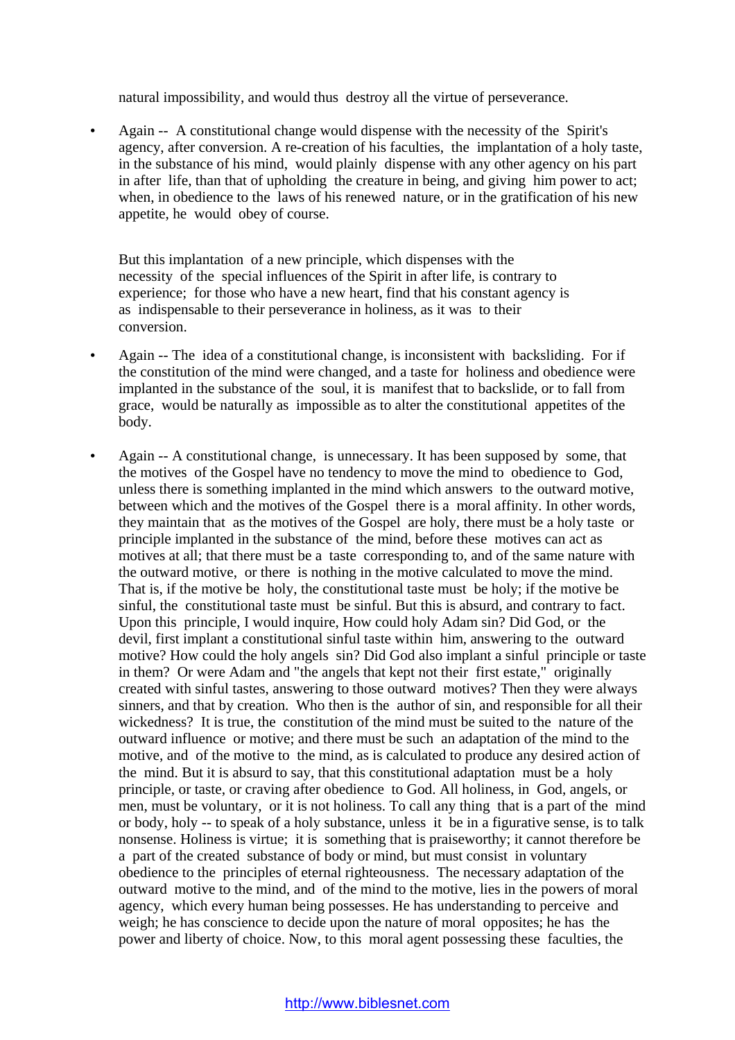natural impossibility, and would thus destroy all the virtue of perseverance.

- Again -- A constitutional change would dispense with the necessity of the Spirit's agency, after conversion. A re-creation of his faculties, the implantation of a holy taste, in the substance of his mind, would plainly dispense with any other agency on his part in after life, than that of upholding the creature in being, and giving him power to act; when, in obedience to the laws of his renewed nature, or in the gratification of his new appetite, he would obey of course.

  But this implantation of a new principle, which dispenses with the necessity of the special influences of the Spirit in after life, is contrary to experience; for those who have a new heart, find that his constant agency is as indispensable to their perseverance in holiness, as it was to their conversion.

- Again -- The idea of a constitutional change, is inconsistent with backsliding. For if the constitution of the mind were changed, and a taste for holiness and obedience were implanted in the substance of the soul, it is manifest that to backslide, or to fall from grace, would be naturally as impossible as to alter the constitutional appetites of the body.

- Again -- A constitutional change, is unnecessary. It has been supposed by some, that the motives of the Gospel have no tendency to move the mind to obedience to God, unless there is something implanted in the mind which answers to the outward motive, between which and the motives of the Gospel there is a moral affinity. In other words, they maintain that as the motives of the Gospel are holy, there must be a holy taste or principle implanted in the substance of the mind, before these motives can act as motives at all; that there must be a taste corresponding to, and of the same nature with the outward motive, or there is nothing in the motive calculated to move the mind. That is, if the motive be holy, the constitutional taste must be holy; if the motive be sinful, the constitutional taste must be sinful. But this is absurd, and contrary to fact. Upon this principle, I would inquire, How could holy Adam sin? Did God, or the devil, first implant a constitutional sinful taste within him, answering to the outward motive? How could the holy angels sin? Did God also implant a sinful principle or taste in them? Or were Adam and "the angels that kept not their first estate," originally created with sinful tastes, answering to those outward motives? Then they were always sinners, and that by creation. Who then is the author of sin, and responsible for all their wickedness? It is true, the constitution of the mind must be suited to the nature of the outward influence or motive; and there must be such an adaptation of the mind to the motive, and of the motive to the mind, as is calculated to produce any desired action of the mind. But it is absurd to say, that this constitutional adaptation must be a holy principle, or taste, or craving after obedience to God. All holiness, in God, angels, or men, must be voluntary, or it is not holiness. To call any thing that is a part of the mind or body, holy -- to speak of a holy substance, unless it be in a figurative sense, is to talk nonsense. Holiness is virtue; it is something that is praiseworthy; it cannot therefore be a part of the created substance of body or mind, but must consist in voluntary obedience to the principles of eternal righteousness. The necessary adaptation of the outward motive to the mind, and of the mind to the motive, lies in the powers of moral agency, which every human being possesses. He has understanding to perceive and weigh; he has conscience to decide upon the nature of moral opposites; he has the power and liberty of choice. Now, to this moral agent possessing these faculties, the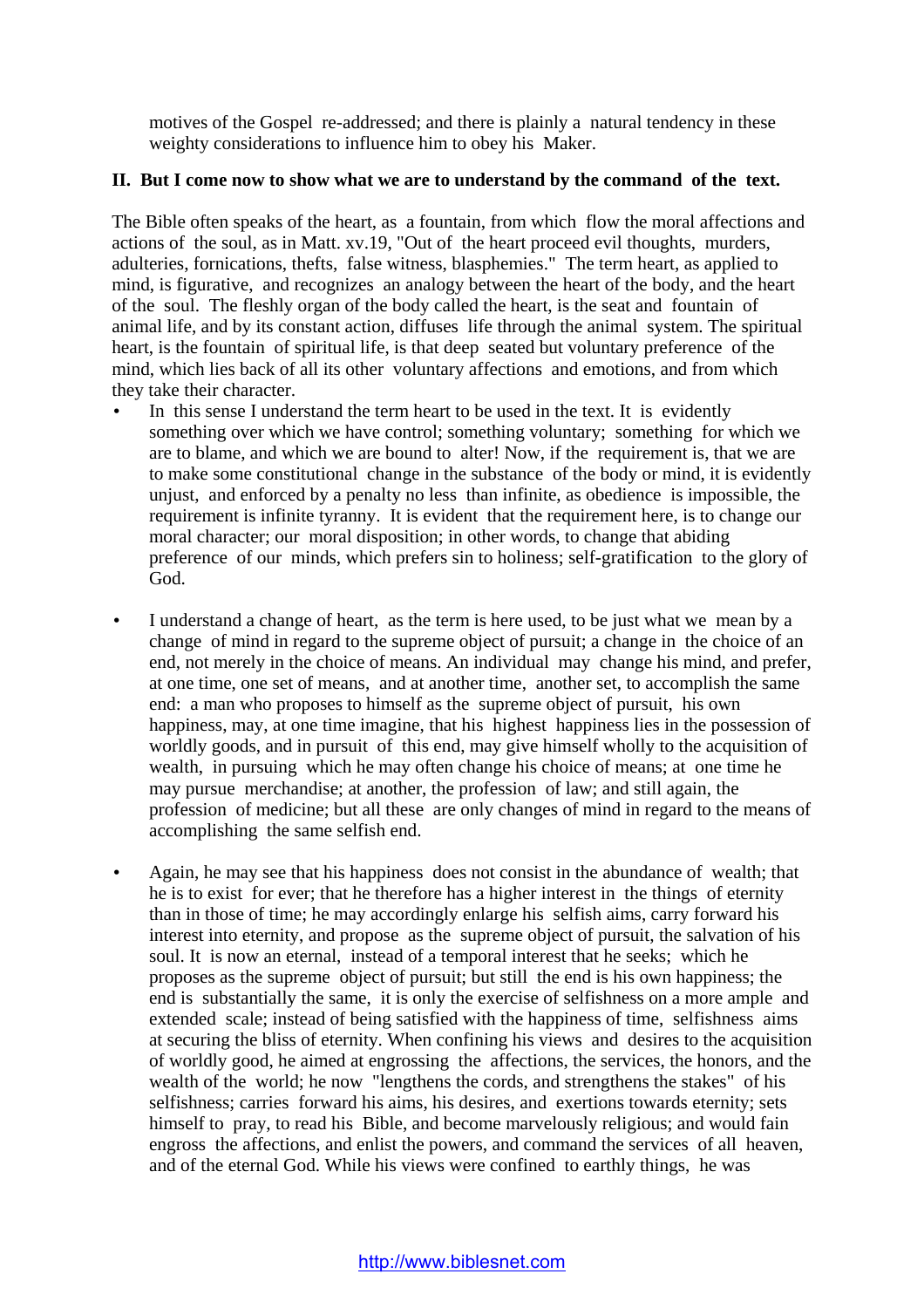motives of the Gospel re-addressed; and there is plainly a natural tendency in these weighty considerations to influence him to obey his Maker.

**II. But I come now to show what we are to understand by the command of the text.**

The Bible often speaks of the heart, as a fountain, from which flow the moral affections and actions of the soul, as in Matt. xv.19, "Out of the heart proceed evil thoughts, murders, adulteries, fornications, thefts, false witness, blasphemies." The term heart, as applied to mind, is figurative, and recognizes an analogy between the heart of the body, and the heart of the soul. The fleshly organ of the body called the heart, is the seat and fountain of animal life, and by its constant action, diffuses life through the animal system. The spiritual heart, is the fountain of spiritual life, is that deep seated but voluntary preference of the mind, which lies back of all its other voluntary affections and emotions, and from which they take their character.

- In this sense I understand the term heart to be used in the text. It is evidently something over which we have control; something voluntary; something for which we are to blame, and which we are bound to alter! Now, if the requirement is, that we are to make some constitutional change in the substance of the body or mind, it is evidently unjust, and enforced by a penalty no less than infinite, as obedience is impossible, the requirement is infinite tyranny. It is evident that the requirement here, is to change our moral character; our moral disposition; in other words, to change that abiding preference of our minds, which prefers sin to holiness; self-gratification to the glory of God.

- I understand a change of heart, as the term is here used, to be just what we mean by a change of mind in regard to the supreme object of pursuit; a change in the choice of an end, not merely in the choice of means. An individual may change his mind, and prefer, at one time, one set of means, and at another time, another set, to accomplish the same end: a man who proposes to himself as the supreme object of pursuit, his own happiness, may, at one time imagine, that his highest happiness lies in the possession of worldly goods, and in pursuit of this end, may give himself wholly to the acquisition of wealth, in pursuing which he may often change his choice of means; at one time he may pursue merchandise; at another, the profession of law; and still again, the profession of medicine; but all these are only changes of mind in regard to the means of accomplishing the same selfish end.

- Again, he may see that his happiness does not consist in the abundance of wealth; that he is to exist for ever; that he therefore has a higher interest in the things of eternity than in those of time; he may accordingly enlarge his selfish aims, carry forward his interest into eternity, and propose as the supreme object of pursuit, the salvation of his soul. It is now an eternal, instead of a temporal interest that he seeks; which he proposes as the supreme object of pursuit; but still the end is his own happiness; the end is substantially the same, it is only the exercise of selfishness on a more ample and extended scale; instead of being satisfied with the happiness of time, selfishness aims at securing the bliss of eternity. When confining his views and desires to the acquisition of worldly good, he aimed at engrossing the affections, the services, the honors, and the wealth of the world; he now "lengthens the cords, and strengthens the stakes" of his selfishness; carries forward his aims, his desires, and exertions towards eternity; sets himself to pray, to read his Bible, and become marvelously religious; and would fain engross the affections, and enlist the powers, and command the services of all heaven, and of the eternal God. While his views were confined to earthly things, he was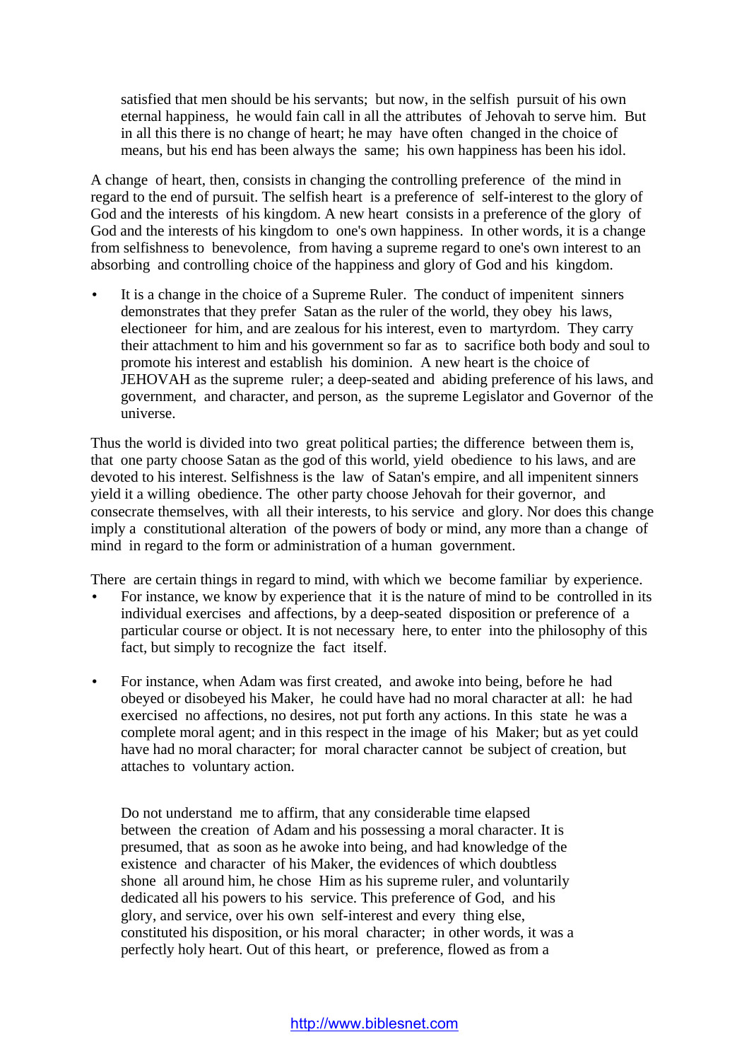satisfied that men should be his servants; but now, in the selfish pursuit of his own eternal happiness, he would fain call in all the attributes of Jehovah to serve him. But in all this there is no change of heart; he may have often changed in the choice of means, but his end has been always the same; his own happiness has been his idol.

A change of heart, then, consists in changing the controlling preference of the mind in regard to the end of pursuit. The selfish heart is a preference of self-interest to the glory of God and the interests of his kingdom. A new heart consists in a preference of the glory of God and the interests of his kingdom to one's own happiness. In other words, it is a change from selfishness to benevolence, from having a supreme regard to one's own interest to an absorbing and controlling choice of the happiness and glory of God and his kingdom.

- It is a change in the choice of a Supreme Ruler. The conduct of impenitent sinners demonstrates that they prefer Satan as the ruler of the world, they obey his laws, electioneer for him, and are zealous for his interest, even to martyrdom. They carry their attachment to him and his government so far as to sacrifice both body and soul to promote his interest and establish his dominion. A new heart is the choice of JEHOVAH as the supreme ruler; a deep-seated and abiding preference of his laws, and government, and character, and person, as the supreme Legislator and Governor of the universe.

Thus the world is divided into two great political parties; the difference between them is, that one party choose Satan as the god of this world, yield obedience to his laws, and are devoted to his interest. Selfishness is the law of Satan's empire, and all impenitent sinners yield it a willing obedience. The other party choose Jehovah for their governor, and consecrate themselves, with all their interests, to his service and glory. Nor does this change imply a constitutional alteration of the powers of body or mind, any more than a change of mind in regard to the form or administration of a human government.

There are certain things in regard to mind, with which we become familiar by experience.

- For instance, we know by experience that it is the nature of mind to be controlled in its individual exercises and affections, by a deep-seated disposition or preference of a particular course or object. It is not necessary here, to enter into the philosophy of this fact, but simply to recognize the fact itself.

- For instance, when Adam was first created, and awoke into being, before he had obeyed or disobeyed his Maker, he could have had no moral character at all: he had exercised no affections, no desires, not put forth any actions. In this state he was a complete moral agent; and in this respect in the image of his Maker; but as yet could have had no moral character; for moral character cannot be subject of creation, but attaches to voluntary action.

  Do not understand me to affirm, that any considerable time elapsed between the creation of Adam and his possessing a moral character. It is presumed, that as soon as he awoke into being, and had knowledge of the existence and character of his Maker, the evidences of which doubtless shone all around him, he chose Him as his supreme ruler, and voluntarily dedicated all his powers to his service. This preference of God, and his glory, and service, over his own self-interest and every thing else, constituted his disposition, or his moral character; in other words, it was a perfectly holy heart. Out of this heart, or preference, flowed as from a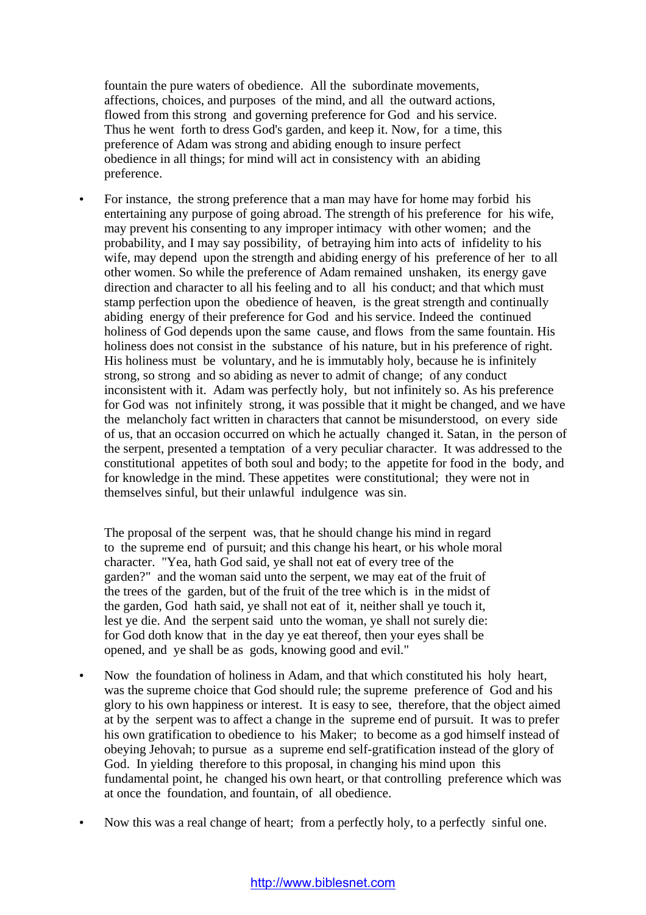fountain the pure waters of obedience. All the subordinate movements, affections, choices, and purposes of the mind, and all the outward actions, flowed from this strong and governing preference for God and his service. Thus he went forth to dress God's garden, and keep it. Now, for a time, this preference of Adam was strong and abiding enough to insure perfect obedience in all things; for mind will act in consistency with an abiding preference.

- For instance, the strong preference that a man may have for home may forbid his entertaining any purpose of going abroad. The strength of his preference for his wife, may prevent his consenting to any improper intimacy with other women; and the probability, and I may say possibility, of betraying him into acts of infidelity to his wife, may depend upon the strength and abiding energy of his preference of her to all other women. So while the preference of Adam remained unshaken, its energy gave direction and character to all his feeling and to all his conduct; and that which must stamp perfection upon the obedience of heaven, is the great strength and continually abiding energy of their preference for God and his service. Indeed the continued holiness of God depends upon the same cause, and flows from the same fountain. His holiness does not consist in the substance of his nature, but in his preference of right. His holiness must be voluntary, and he is immutably holy, because he is infinitely strong, so strong and so abiding as never to admit of change; of any conduct inconsistent with it. Adam was perfectly holy, but not infinitely so. As his preference for God was not infinitely strong, it was possible that it might be changed, and we have the melancholy fact written in characters that cannot be misunderstood, on every side of us, that an occasion occurred on which he actually changed it. Satan, in the person of the serpent, presented a temptation of a very peculiar character. It was addressed to the constitutional appetites of both soul and body; to the appetite for food in the body, and for knowledge in the mind. These appetites were constitutional; they were not in themselves sinful, but their unlawful indulgence was sin.

The proposal of the serpent was, that he should change his mind in regard to the supreme end of pursuit; and this change his heart, or his whole moral character. "Yea, hath God said, ye shall not eat of every tree of the garden?" and the woman said unto the serpent, we may eat of the fruit of the trees of the garden, but of the fruit of the tree which is in the midst of the garden, God hath said, ye shall not eat of it, neither shall ye touch it, lest ye die. And the serpent said unto the woman, ye shall not surely die: for God doth know that in the day ye eat thereof, then your eyes shall be opened, and ye shall be as gods, knowing good and evil."

- Now the foundation of holiness in Adam, and that which constituted his holy heart, was the supreme choice that God should rule; the supreme preference of God and his glory to his own happiness or interest. It is easy to see, therefore, that the object aimed at by the serpent was to affect a change in the supreme end of pursuit. It was to prefer his own gratification to obedience to his Maker; to become as a god himself instead of obeying Jehovah; to pursue as a supreme end self-gratification instead of the glory of God. In yielding therefore to this proposal, in changing his mind upon this fundamental point, he changed his own heart, or that controlling preference which was at once the foundation, and fountain, of all obedience.

- Now this was a real change of heart; from a perfectly holy, to a perfectly sinful one.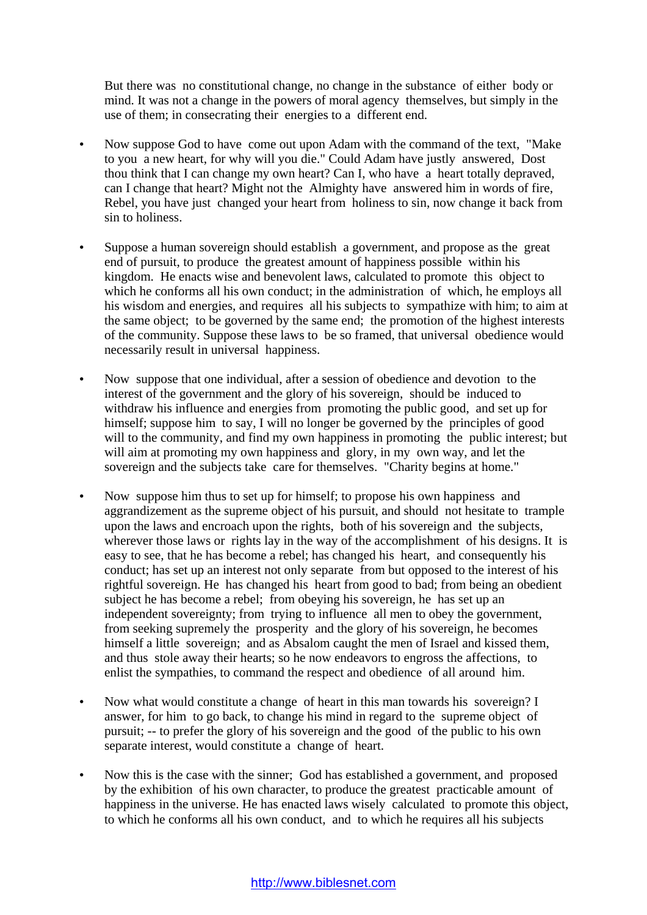But there was no constitutional change, no change in the substance of either body or mind. It was not a change in the powers of moral agency themselves, but simply in the use of them; in consecrating their energies to a different end.

- Now suppose God to have come out upon Adam with the command of the text, "Make to you a new heart, for why will you die." Could Adam have justly answered, Dost thou think that I can change my own heart? Can I, who have a heart totally depraved, can I change that heart? Might not the Almighty have answered him in words of fire, Rebel, you have just changed your heart from holiness to sin, now change it back from sin to holiness.

- Suppose a human sovereign should establish a government, and propose as the great end of pursuit, to produce the greatest amount of happiness possible within his kingdom. He enacts wise and benevolent laws, calculated to promote this object to which he conforms all his own conduct; in the administration of which, he employs all his wisdom and energies, and requires all his subjects to sympathize with him; to aim at the same object; to be governed by the same end; the promotion of the highest interests of the community. Suppose these laws to be so framed, that universal obedience would necessarily result in universal happiness.

- Now suppose that one individual, after a session of obedience and devotion to the interest of the government and the glory of his sovereign, should be induced to withdraw his influence and energies from promoting the public good, and set up for himself; suppose him to say, I will no longer be governed by the principles of good will to the community, and find my own happiness in promoting the public interest; but will aim at promoting my own happiness and glory, in my own way, and let the sovereign and the subjects take care for themselves. "Charity begins at home."

- Now suppose him thus to set up for himself; to propose his own happiness and aggrandizement as the supreme object of his pursuit, and should not hesitate to trample upon the laws and encroach upon the rights, both of his sovereign and the subjects, wherever those laws or rights lay in the way of the accomplishment of his designs. It is easy to see, that he has become a rebel; has changed his heart, and consequently his conduct; has set up an interest not only separate from but opposed to the interest of his rightful sovereign. He has changed his heart from good to bad; from being an obedient subject he has become a rebel; from obeying his sovereign, he has set up an independent sovereignty; from trying to influence all men to obey the government, from seeking supremely the prosperity and the glory of his sovereign, he becomes himself a little sovereign; and as Absalom caught the men of Israel and kissed them, and thus stole away their hearts; so he now endeavors to engross the affections, to enlist the sympathies, to command the respect and obedience of all around him.

- Now what would constitute a change of heart in this man towards his sovereign? I answer, for him to go back, to change his mind in regard to the supreme object of pursuit; -- to prefer the glory of his sovereign and the good of the public to his own separate interest, would constitute a change of heart.

- Now this is the case with the sinner; God has established a government, and proposed by the exhibition of his own character, to produce the greatest practicable amount of happiness in the universe. He has enacted laws wisely calculated to promote this object, to which he conforms all his own conduct, and to which he requires all his subjects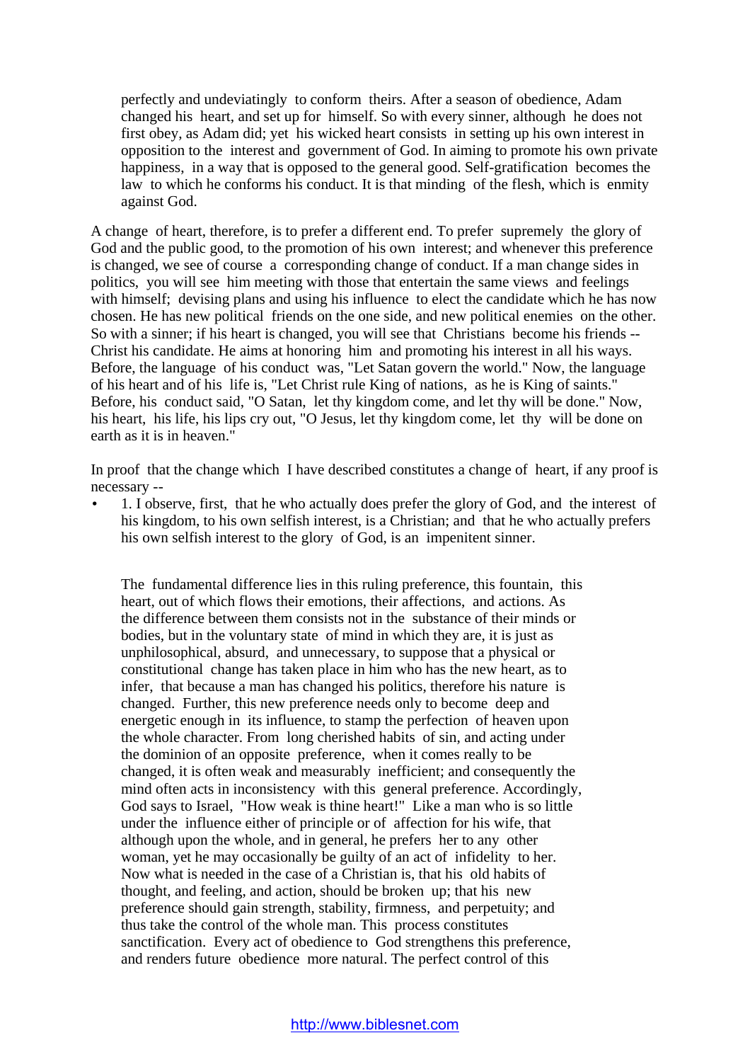perfectly and undeviatingly to conform theirs. After a season of obedience, Adam changed his heart, and set up for himself. So with every sinner, although he does not first obey, as Adam did; yet his wicked heart consists in setting up his own interest in opposition to the interest and government of God. In aiming to promote his own private happiness, in a way that is opposed to the general good. Self-gratification becomes the law to which he conforms his conduct. It is that minding of the flesh, which is enmity against God.

A change of heart, therefore, is to prefer a different end. To prefer supremely the glory of God and the public good, to the promotion of his own interest; and whenever this preference is changed, we see of course a corresponding change of conduct. If a man change sides in politics, you will see him meeting with those that entertain the same views and feelings with himself; devising plans and using his influence to elect the candidate which he has now chosen. He has new political friends on the one side, and new political enemies on the other. So with a sinner; if his heart is changed, you will see that Christians become his friends -- Christ his candidate. He aims at honoring him and promoting his interest in all his ways. Before, the language of his conduct was, "Let Satan govern the world." Now, the language of his heart and of his life is, "Let Christ rule King of nations, as he is King of saints." Before, his conduct said, "O Satan, let thy kingdom come, and let thy will be done." Now, his heart, his life, his lips cry out, "O Jesus, let thy kingdom come, let thy will be done on earth as it is in heaven."

In proof that the change which I have described constitutes a change of heart, if any proof is necessary --

- 1. I observe, first, that he who actually does prefer the glory of God, and the interest of his kingdom, to his own selfish interest, is a Christian; and that he who actually prefers his own selfish interest to the glory of God, is an impenitent sinner.

  The fundamental difference lies in this ruling preference, this fountain, this heart, out of which flows their emotions, their affections, and actions. As the difference between them consists not in the substance of their minds or bodies, but in the voluntary state of mind in which they are, it is just as unphilosophical, absurd, and unnecessary, to suppose that a physical or constitutional change has taken place in him who has the new heart, as to infer, that because a man has changed his politics, therefore his nature is changed. Further, this new preference needs only to become deep and energetic enough in its influence, to stamp the perfection of heaven upon the whole character. From long cherished habits of sin, and acting under the dominion of an opposite preference, when it comes really to be changed, it is often weak and measurably inefficient; and consequently the mind often acts in inconsistency with this general preference. Accordingly, God says to Israel, "How weak is thine heart!" Like a man who is so little under the influence either of principle or of affection for his wife, that although upon the whole, and in general, he prefers her to any other woman, yet he may occasionally be guilty of an act of infidelity to her. Now what is needed in the case of a Christian is, that his old habits of thought, and feeling, and action, should be broken up; that his new preference should gain strength, stability, firmness, and perpetuity; and thus take the control of the whole man. This process constitutes sanctification. Every act of obedience to God strengthens this preference, and renders future obedience more natural. The perfect control of this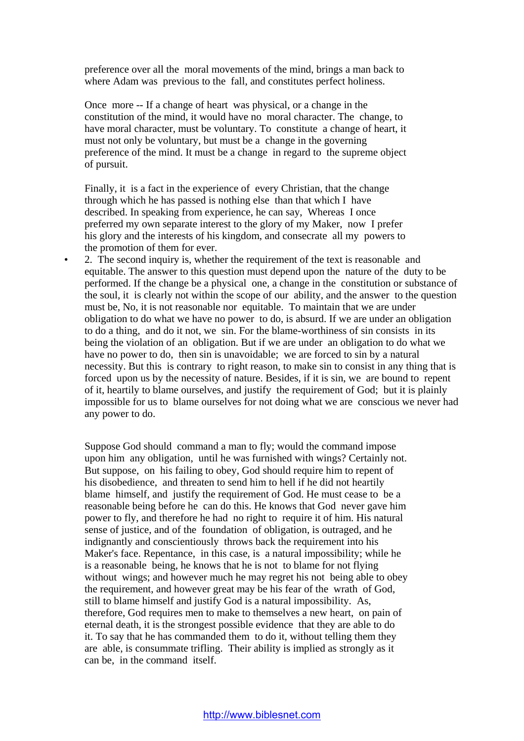preference over all the moral movements of the mind, brings a man back to where Adam was previous to the fall, and constitutes perfect holiness.

Once more -- If a change of heart was physical, or a change in the constitution of the mind, it would have no moral character. The change, to have moral character, must be voluntary. To constitute a change of heart, it must not only be voluntary, but must be a change in the governing preference of the mind. It must be a change in regard to the supreme object of pursuit.

Finally, it is a fact in the experience of every Christian, that the change through which he has passed is nothing else than that which I have described. In speaking from experience, he can say, Whereas I once preferred my own separate interest to the glory of my Maker, now I prefer his glory and the interests of his kingdom, and consecrate all my powers to the promotion of them for ever.

- 2. The second inquiry is, whether the requirement of the text is reasonable and equitable. The answer to this question must depend upon the nature of the duty to be performed. If the change be a physical one, a change in the constitution or substance of the soul, it is clearly not within the scope of our ability, and the answer to the question must be, No, it is not reasonable nor equitable. To maintain that we are under obligation to do what we have no power to do, is absurd. If we are under an obligation to do a thing, and do it not, we sin. For the blame-worthiness of sin consists in its being the violation of an obligation. But if we are under an obligation to do what we have no power to do, then sin is unavoidable; we are forced to sin by a natural necessity. But this is contrary to right reason, to make sin to consist in any thing that is forced upon us by the necessity of nature. Besides, if it is sin, we are bound to repent of it, heartily to blame ourselves, and justify the requirement of God; but it is plainly impossible for us to blame ourselves for not doing what we are conscious we never had any power to do.

Suppose God should command a man to fly; would the command impose upon him any obligation, until he was furnished with wings? Certainly not. But suppose, on his failing to obey, God should require him to repent of his disobedience, and threaten to send him to hell if he did not heartily blame himself, and justify the requirement of God. He must cease to be a reasonable being before he can do this. He knows that God never gave him power to fly, and therefore he had no right to require it of him. His natural sense of justice, and of the foundation of obligation, is outraged, and he indignantly and conscientiously throws back the requirement into his Maker's face. Repentance, in this case, is a natural impossibility; while he is a reasonable being, he knows that he is not to blame for not flying without wings; and however much he may regret his not being able to obey the requirement, and however great may be his fear of the wrath of God, still to blame himself and justify God is a natural impossibility. As, therefore, God requires men to make to themselves a new heart, on pain of eternal death, it is the strongest possible evidence that they are able to do it. To say that he has commanded them to do it, without telling them they are able, is consummate trifling. Their ability is implied as strongly as it can be, in the command itself.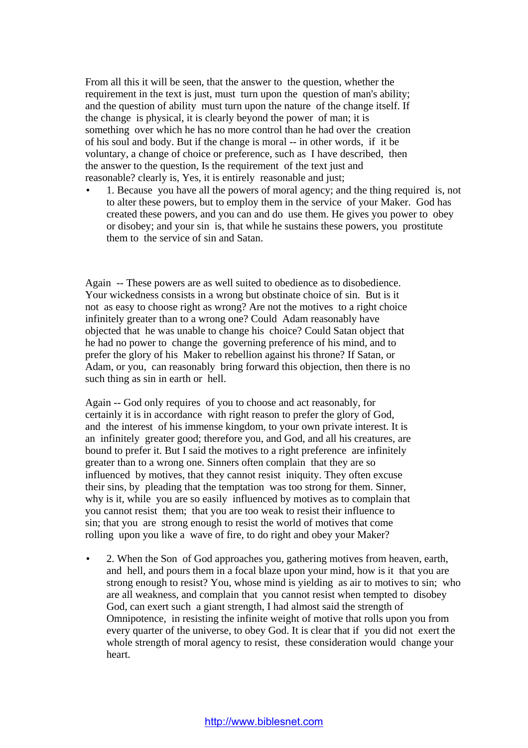From all this it will be seen, that the answer to the question, whether the requirement in the text is just, must turn upon the question of man's ability; and the question of ability must turn upon the nature of the change itself. If the change is physical, it is clearly beyond the power of man; it is something over which he has no more control than he had over the creation of his soul and body. But if the change is moral -- in other words, if it be voluntary, a change of choice or preference, such as I have described, then the answer to the question, Is the requirement of the text just and reasonable? clearly is, Yes, it is entirely reasonable and just;

- 1. Because you have all the powers of moral agency; and the thing required is, not to alter these powers, but to employ them in the service of your Maker. God has created these powers, and you can and do use them. He gives you power to obey or disobey; and your sin is, that while he sustains these powers, you prostitute them to the service of sin and Satan.

Again -- These powers are as well suited to obedience as to disobedience. Your wickedness consists in a wrong but obstinate choice of sin. But is it not as easy to choose right as wrong? Are not the motives to a right choice infinitely greater than to a wrong one? Could Adam reasonably have objected that he was unable to change his choice? Could Satan object that he had no power to change the governing preference of his mind, and to prefer the glory of his Maker to rebellion against his throne? If Satan, or Adam, or you, can reasonably bring forward this objection, then there is no such thing as sin in earth or hell.

Again -- God only requires of you to choose and act reasonably, for certainly it is in accordance with right reason to prefer the glory of God, and the interest of his immense kingdom, to your own private interest. It is an infinitely greater good; therefore you, and God, and all his creatures, are bound to prefer it. But I said the motives to a right preference are infinitely greater than to a wrong one. Sinners often complain that they are so influenced by motives, that they cannot resist iniquity. They often excuse their sins, by pleading that the temptation was too strong for them. Sinner, why is it, while you are so easily influenced by motives as to complain that you cannot resist them; that you are too weak to resist their influence to sin; that you are strong enough to resist the world of motives that come rolling upon you like a wave of fire, to do right and obey your Maker?

- 2. When the Son of God approaches you, gathering motives from heaven, earth, and hell, and pours them in a focal blaze upon your mind, how is it that you are strong enough to resist? You, whose mind is yielding as air to motives to sin; who are all weakness, and complain that you cannot resist when tempted to disobey God, can exert such a giant strength, I had almost said the strength of Omnipotence, in resisting the infinite weight of motive that rolls upon you from every quarter of the universe, to obey God. It is clear that if you did not exert the whole strength of moral agency to resist, these consideration would change your heart.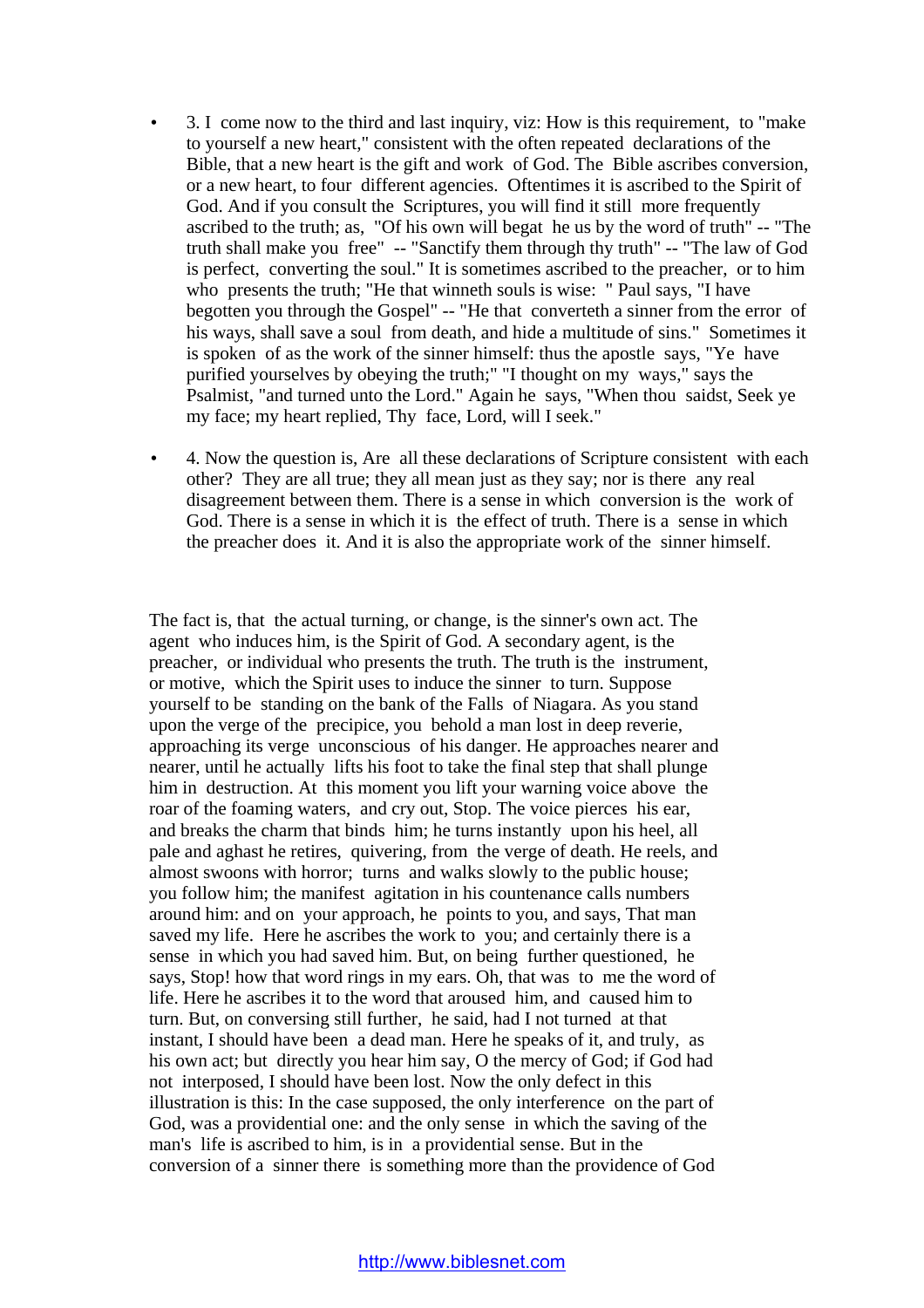- 3. I come now to the third and last inquiry, viz: How is this requirement, to "make to yourself a new heart," consistent with the often repeated declarations of the Bible, that a new heart is the gift and work of God. The Bible ascribes conversion, or a new heart, to four different agencies. Oftentimes it is ascribed to the Spirit of God. And if you consult the Scriptures, you will find it still more frequently ascribed to the truth; as, "Of his own will begat he us by the word of truth" -- "The truth shall make you free" -- "Sanctify them through thy truth" -- "The law of God is perfect, converting the soul." It is sometimes ascribed to the preacher, or to him who presents the truth; "He that winneth souls is wise: " Paul says, "I have begotten you through the Gospel" -- "He that converteth a sinner from the error of his ways, shall save a soul from death, and hide a multitude of sins." Sometimes it is spoken of as the work of the sinner himself: thus the apostle says, "Ye have purified yourselves by obeying the truth;" "I thought on my ways," says the Psalmist, "and turned unto the Lord." Again he says, "When thou saidst, Seek ye my face; my heart replied, Thy face, Lord, will I seek."

- 4. Now the question is, Are all these declarations of Scripture consistent with each other? They are all true; they all mean just as they say; nor is there any real disagreement between them. There is a sense in which conversion is the work of God. There is a sense in which it is the effect of truth. There is a sense in which the preacher does it. And it is also the appropriate work of the sinner himself.

The fact is, that the actual turning, or change, is the sinner's own act. The agent who induces him, is the Spirit of God. A secondary agent, is the preacher, or individual who presents the truth. The truth is the instrument, or motive, which the Spirit uses to induce the sinner to turn. Suppose yourself to be standing on the bank of the Falls of Niagara. As you stand upon the verge of the precipice, you behold a man lost in deep reverie, approaching its verge unconscious of his danger. He approaches nearer and nearer, until he actually lifts his foot to take the final step that shall plunge him in destruction. At this moment you lift your warning voice above the roar of the foaming waters, and cry out, Stop. The voice pierces his ear, and breaks the charm that binds him; he turns instantly upon his heel, all pale and aghast he retires, quivering, from the verge of death. He reels, and almost swoons with horror; turns and walks slowly to the public house; you follow him; the manifest agitation in his countenance calls numbers around him: and on your approach, he points to you, and says, That man saved my life. Here he ascribes the work to you; and certainly there is a sense in which you had saved him. But, on being further questioned, he says, Stop! how that word rings in my ears. Oh, that was to me the word of life. Here he ascribes it to the word that aroused him, and caused him to turn. But, on conversing still further, he said, had I not turned at that instant, I should have been a dead man. Here he speaks of it, and truly, as his own act; but directly you hear him say, O the mercy of God; if God had not interposed, I should have been lost. Now the only defect in this illustration is this: In the case supposed, the only interference on the part of God, was a providential one: and the only sense in which the saving of the man's life is ascribed to him, is in a providential sense. But in the conversion of a sinner there is something more than the providence of God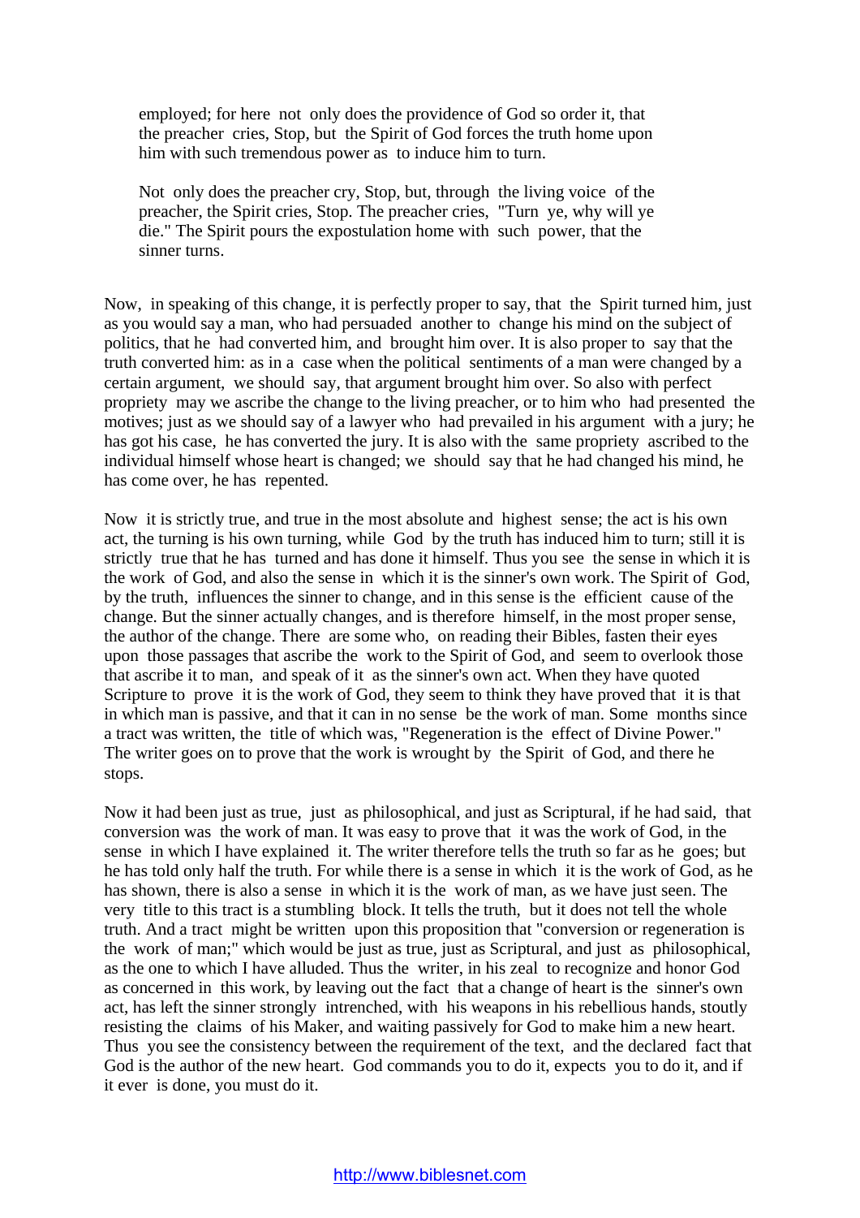> employed; for here not only does the providence of God so order it, that the preacher cries, Stop, but the Spirit of God forces the truth home upon him with such tremendous power as to induce him to turn.
>
> Not only does the preacher cry, Stop, but, through the living voice of the preacher, the Spirit cries, Stop. The preacher cries, "Turn ye, why will ye die." The Spirit pours the expostulation home with such power, that the sinner turns.

Now, in speaking of this change, it is perfectly proper to say, that the Spirit turned him, just as you would say a man, who had persuaded another to change his mind on the subject of politics, that he had converted him, and brought him over. It is also proper to say that the truth converted him: as in a case when the political sentiments of a man were changed by a certain argument, we should say, that argument brought him over. So also with perfect propriety may we ascribe the change to the living preacher, or to him who had presented the motives; just as we should say of a lawyer who had prevailed in his argument with a jury; he has got his case, he has converted the jury. It is also with the same propriety ascribed to the individual himself whose heart is changed; we should say that he had changed his mind, he has come over, he has repented.

Now it is strictly true, and true in the most absolute and highest sense; the act is his own act, the turning is his own turning, while God by the truth has induced him to turn; still it is strictly true that he has turned and has done it himself. Thus you see the sense in which it is the work of God, and also the sense in which it is the sinner's own work. The Spirit of God, by the truth, influences the sinner to change, and in this sense is the efficient cause of the change. But the sinner actually changes, and is therefore himself, in the most proper sense, the author of the change. There are some who, on reading their Bibles, fasten their eyes upon those passages that ascribe the work to the Spirit of God, and seem to overlook those that ascribe it to man, and speak of it as the sinner's own act. When they have quoted Scripture to prove it is the work of God, they seem to think they have proved that it is that in which man is passive, and that it can in no sense be the work of man. Some months since a tract was written, the title of which was, "Regeneration is the effect of Divine Power." The writer goes on to prove that the work is wrought by the Spirit of God, and there he stops.

Now it had been just as true, just as philosophical, and just as Scriptural, if he had said, that conversion was the work of man. It was easy to prove that it was the work of God, in the sense in which I have explained it. The writer therefore tells the truth so far as he goes; but he has told only half the truth. For while there is a sense in which it is the work of God, as he has shown, there is also a sense in which it is the work of man, as we have just seen. The very title to this tract is a stumbling block. It tells the truth, but it does not tell the whole truth. And a tract might be written upon this proposition that "conversion or regeneration is the work of man;" which would be just as true, just as Scriptural, and just as philosophical, as the one to which I have alluded. Thus the writer, in his zeal to recognize and honor God as concerned in this work, by leaving out the fact that a change of heart is the sinner's own act, has left the sinner strongly intrenched, with his weapons in his rebellious hands, stoutly resisting the claims of his Maker, and waiting passively for God to make him a new heart. Thus you see the consistency between the requirement of the text, and the declared fact that God is the author of the new heart. God commands you to do it, expects you to do it, and if it ever is done, you must do it.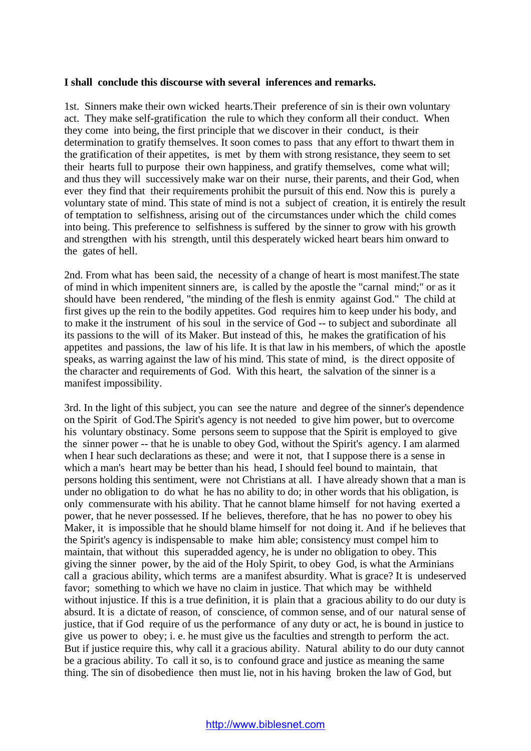**I shall conclude this discourse with several inferences and remarks.**

1st. Sinners make their own wicked hearts.Their preference of sin is their own voluntary act. They make self-gratification the rule to which they conform all their conduct. When they come into being, the first principle that we discover in their conduct, is their determination to gratify themselves. It soon comes to pass that any effort to thwart them in the gratification of their appetites, is met by them with strong resistance, they seem to set their hearts full to purpose their own happiness, and gratify themselves, come what will; and thus they will successively make war on their nurse, their parents, and their God, when ever they find that their requirements prohibit the pursuit of this end. Now this is purely a voluntary state of mind. This state of mind is not a subject of creation, it is entirely the result of temptation to selfishness, arising out of the circumstances under which the child comes into being. This preference to selfishness is suffered by the sinner to grow with his growth and strengthen with his strength, until this desperately wicked heart bears him onward to the gates of hell.

2nd. From what has been said, the necessity of a change of heart is most manifest.The state of mind in which impenitent sinners are, is called by the apostle the "carnal mind;" or as it should have been rendered, "the minding of the flesh is enmity against God." The child at first gives up the rein to the bodily appetites. God requires him to keep under his body, and to make it the instrument of his soul in the service of God -- to subject and subordinate all its passions to the will of its Maker. But instead of this, he makes the gratification of his appetites and passions, the law of his life. It is that law in his members, of which the apostle speaks, as warring against the law of his mind. This state of mind, is the direct opposite of the character and requirements of God. With this heart, the salvation of the sinner is a manifest impossibility.

3rd. In the light of this subject, you can see the nature and degree of the sinner's dependence on the Spirit of God.The Spirit's agency is not needed to give him power, but to overcome his voluntary obstinacy. Some persons seem to suppose that the Spirit is employed to give the sinner power -- that he is unable to obey God, without the Spirit's agency. I am alarmed when I hear such declarations as these; and were it not, that I suppose there is a sense in which a man's heart may be better than his head, I should feel bound to maintain, that persons holding this sentiment, were not Christians at all. I have already shown that a man is under no obligation to do what he has no ability to do; in other words that his obligation, is only commensurate with his ability. That he cannot blame himself for not having exerted a power, that he never possessed. If he believes, therefore, that he has no power to obey his Maker, it is impossible that he should blame himself for not doing it. And if he believes that the Spirit's agency is indispensable to make him able; consistency must compel him to maintain, that without this superadded agency, he is under no obligation to obey. This giving the sinner power, by the aid of the Holy Spirit, to obey God, is what the Arminians call a gracious ability, which terms are a manifest absurdity. What is grace? It is undeserved favor; something to which we have no claim in justice. That which may be withheld without injustice. If this is a true definition, it is plain that a gracious ability to do our duty is absurd. It is a dictate of reason, of conscience, of common sense, and of our natural sense of justice, that if God require of us the performance of any duty or act, he is bound in justice to give us power to obey; i. e. he must give us the faculties and strength to perform the act. But if justice require this, why call it a gracious ability. Natural ability to do our duty cannot be a gracious ability. To call it so, is to confound grace and justice as meaning the same thing. The sin of disobedience then must lie, not in his having broken the law of God, but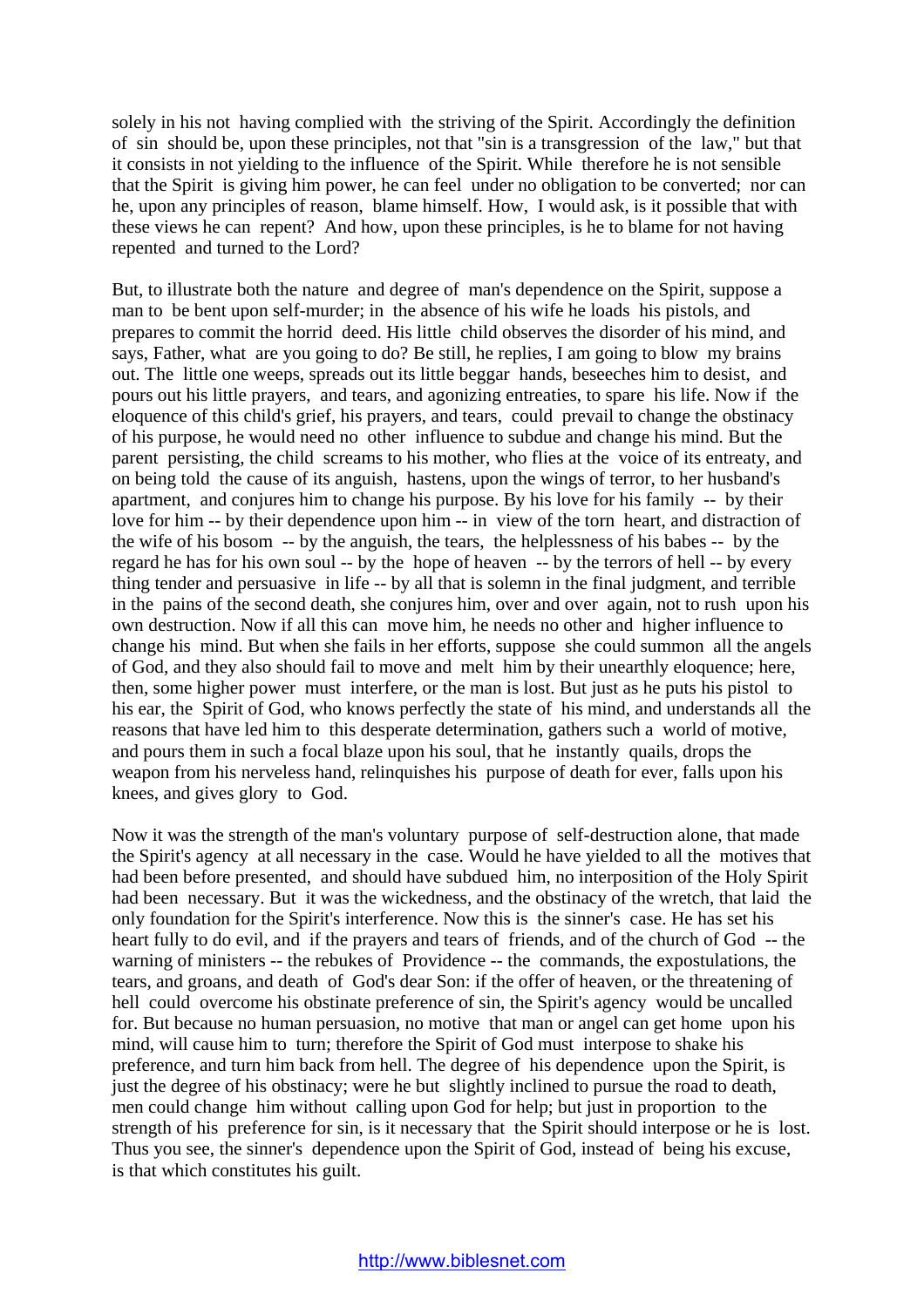solely in his not having complied with the striving of the Spirit. Accordingly the definition of sin should be, upon these principles, not that "sin is a transgression of the law," but that it consists in not yielding to the influence of the Spirit. While therefore he is not sensible that the Spirit is giving him power, he can feel under no obligation to be converted; nor can he, upon any principles of reason, blame himself. How, I would ask, is it possible that with these views he can repent? And how, upon these principles, is he to blame for not having repented and turned to the Lord?

But, to illustrate both the nature and degree of man's dependence on the Spirit, suppose a man to be bent upon self-murder; in the absence of his wife he loads his pistols, and prepares to commit the horrid deed. His little child observes the disorder of his mind, and says, Father, what are you going to do? Be still, he replies, I am going to blow my brains out. The little one weeps, spreads out its little beggar hands, beseeches him to desist, and pours out his little prayers, and tears, and agonizing entreaties, to spare his life. Now if the eloquence of this child's grief, his prayers, and tears, could prevail to change the obstinacy of his purpose, he would need no other influence to subdue and change his mind. But the parent persisting, the child screams to his mother, who flies at the voice of its entreaty, and on being told the cause of its anguish, hastens, upon the wings of terror, to her husband's apartment, and conjures him to change his purpose. By his love for his family -- by their love for him -- by their dependence upon him -- in view of the torn heart, and distraction of the wife of his bosom -- by the anguish, the tears, the helplessness of his babes -- by the regard he has for his own soul -- by the hope of heaven -- by the terrors of hell -- by every thing tender and persuasive in life -- by all that is solemn in the final judgment, and terrible in the pains of the second death, she conjures him, over and over again, not to rush upon his own destruction. Now if all this can move him, he needs no other and higher influence to change his mind. But when she fails in her efforts, suppose she could summon all the angels of God, and they also should fail to move and melt him by their unearthly eloquence; here, then, some higher power must interfere, or the man is lost. But just as he puts his pistol to his ear, the Spirit of God, who knows perfectly the state of his mind, and understands all the reasons that have led him to this desperate determination, gathers such a world of motive, and pours them in such a focal blaze upon his soul, that he instantly quails, drops the weapon from his nerveless hand, relinquishes his purpose of death for ever, falls upon his knees, and gives glory to God.

Now it was the strength of the man's voluntary purpose of self-destruction alone, that made the Spirit's agency at all necessary in the case. Would he have yielded to all the motives that had been before presented, and should have subdued him, no interposition of the Holy Spirit had been necessary. But it was the wickedness, and the obstinacy of the wretch, that laid the only foundation for the Spirit's interference. Now this is the sinner's case. He has set his heart fully to do evil, and if the prayers and tears of friends, and of the church of God -- the warning of ministers -- the rebukes of Providence -- the commands, the expostulations, the tears, and groans, and death of God's dear Son: if the offer of heaven, or the threatening of hell could overcome his obstinate preference of sin, the Spirit's agency would be uncalled for. But because no human persuasion, no motive that man or angel can get home upon his mind, will cause him to turn; therefore the Spirit of God must interpose to shake his preference, and turn him back from hell. The degree of his dependence upon the Spirit, is just the degree of his obstinacy; were he but slightly inclined to pursue the road to death, men could change him without calling upon God for help; but just in proportion to the strength of his preference for sin, is it necessary that the Spirit should interpose or he is lost. Thus you see, the sinner's dependence upon the Spirit of God, instead of being his excuse, is that which constitutes his guilt.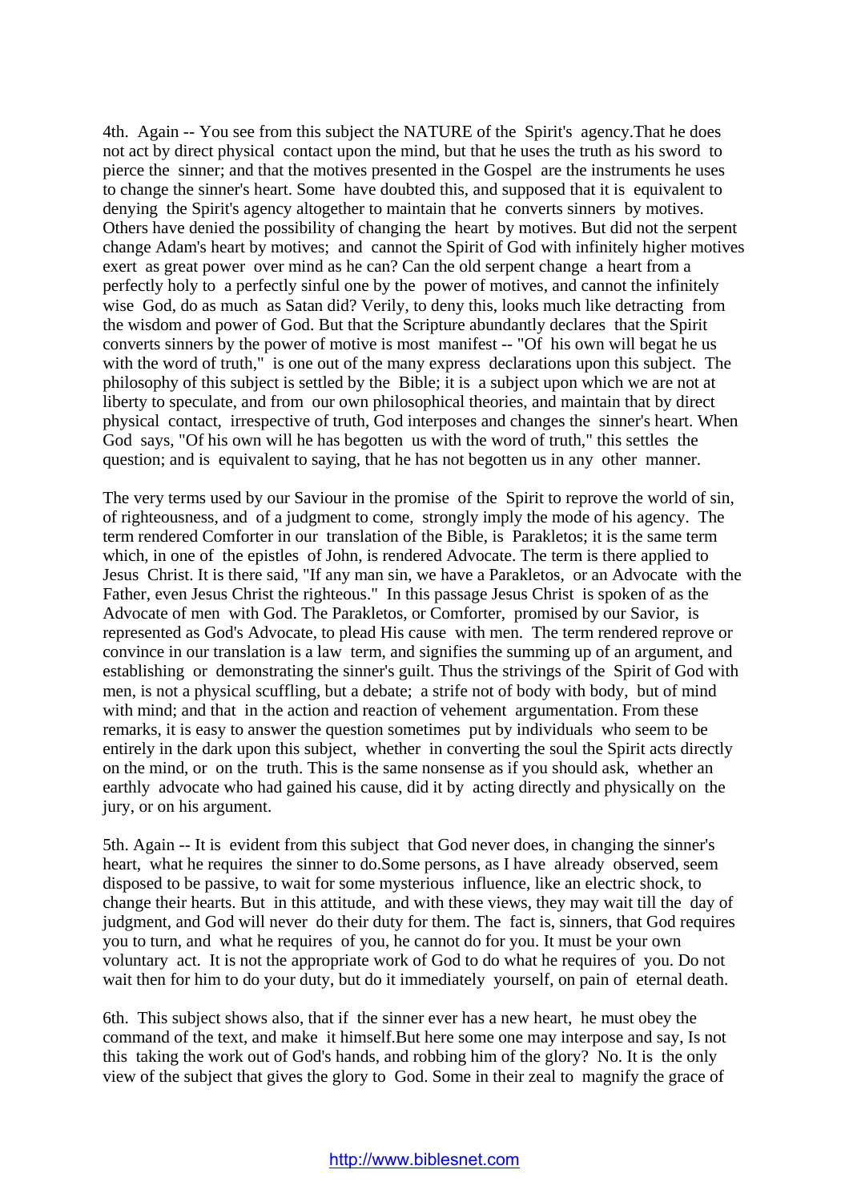4th. Again -- You see from this subject the NATURE of the Spirit's agency.That he does not act by direct physical contact upon the mind, but that he uses the truth as his sword to pierce the sinner; and that the motives presented in the Gospel are the instruments he uses to change the sinner's heart. Some have doubted this, and supposed that it is equivalent to denying the Spirit's agency altogether to maintain that he converts sinners by motives. Others have denied the possibility of changing the heart by motives. But did not the serpent change Adam's heart by motives; and cannot the Spirit of God with infinitely higher motives exert as great power over mind as he can? Can the old serpent change a heart from a perfectly holy to a perfectly sinful one by the power of motives, and cannot the infinitely wise God, do as much as Satan did? Verily, to deny this, looks much like detracting from the wisdom and power of God. But that the Scripture abundantly declares that the Spirit converts sinners by the power of motive is most manifest -- "Of his own will begat he us with the word of truth," is one out of the many express declarations upon this subject. The philosophy of this subject is settled by the Bible; it is a subject upon which we are not at liberty to speculate, and from our own philosophical theories, and maintain that by direct physical contact, irrespective of truth, God interposes and changes the sinner's heart. When God says, "Of his own will he has begotten us with the word of truth," this settles the question; and is equivalent to saying, that he has not begotten us in any other manner.

The very terms used by our Saviour in the promise of the Spirit to reprove the world of sin, of righteousness, and of a judgment to come, strongly imply the mode of his agency. The term rendered Comforter in our translation of the Bible, is Parakletos; it is the same term which, in one of the epistles of John, is rendered Advocate. The term is there applied to Jesus Christ. It is there said, "If any man sin, we have a Parakletos, or an Advocate with the Father, even Jesus Christ the righteous." In this passage Jesus Christ is spoken of as the Advocate of men with God. The Parakletos, or Comforter, promised by our Savior, is represented as God's Advocate, to plead His cause with men. The term rendered reprove or convince in our translation is a law term, and signifies the summing up of an argument, and establishing or demonstrating the sinner's guilt. Thus the strivings of the Spirit of God with men, is not a physical scuffling, but a debate; a strife not of body with body, but of mind with mind; and that in the action and reaction of vehement argumentation. From these remarks, it is easy to answer the question sometimes put by individuals who seem to be entirely in the dark upon this subject, whether in converting the soul the Spirit acts directly on the mind, or on the truth. This is the same nonsense as if you should ask, whether an earthly advocate who had gained his cause, did it by acting directly and physically on the jury, or on his argument.

5th. Again -- It is evident from this subject that God never does, in changing the sinner's heart, what he requires the sinner to do.Some persons, as I have already observed, seem disposed to be passive, to wait for some mysterious influence, like an electric shock, to change their hearts. But in this attitude, and with these views, they may wait till the day of judgment, and God will never do their duty for them. The fact is, sinners, that God requires you to turn, and what he requires of you, he cannot do for you. It must be your own voluntary act. It is not the appropriate work of God to do what he requires of you. Do not wait then for him to do your duty, but do it immediately yourself, on pain of eternal death.

6th. This subject shows also, that if the sinner ever has a new heart, he must obey the command of the text, and make it himself.But here some one may interpose and say, Is not this taking the work out of God's hands, and robbing him of the glory? No. It is the only view of the subject that gives the glory to God. Some in their zeal to magnify the grace of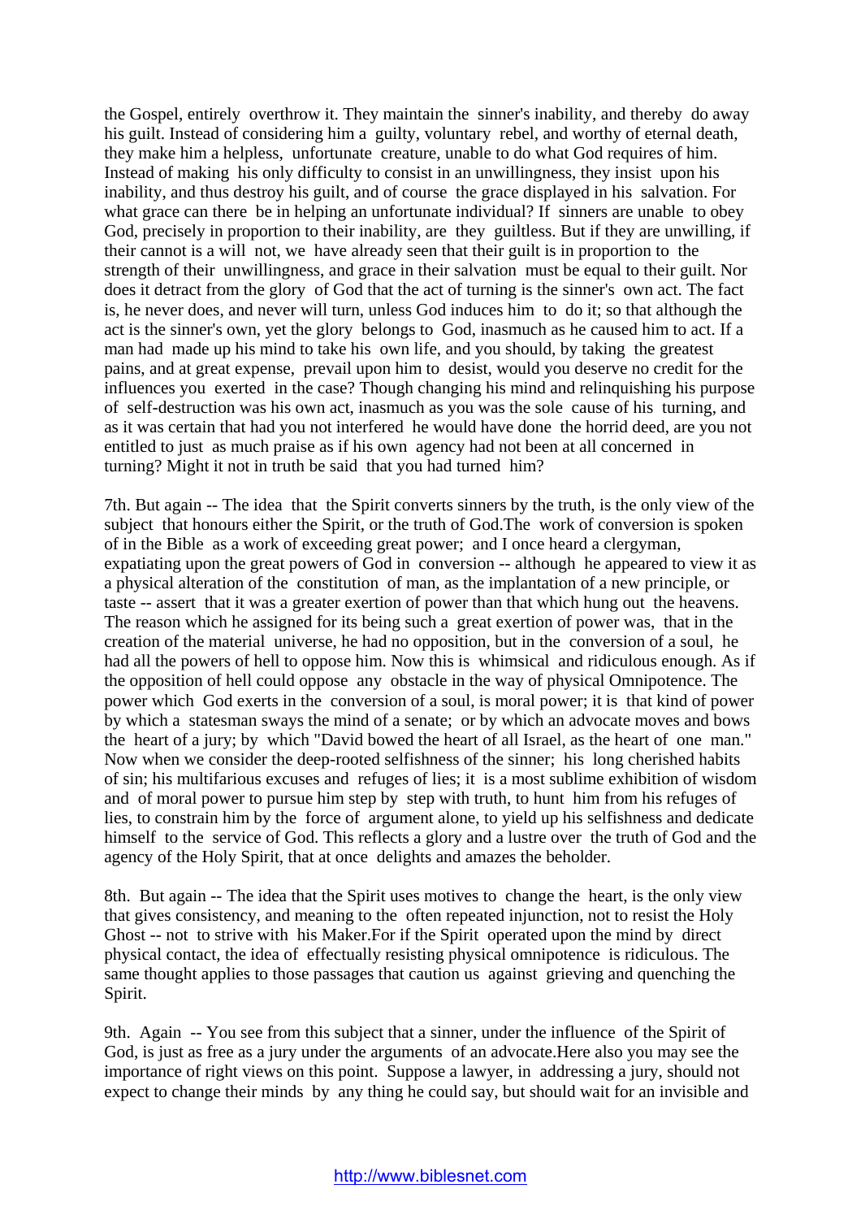the Gospel, entirely overthrow it. They maintain the sinner's inability, and thereby do away his guilt. Instead of considering him a guilty, voluntary rebel, and worthy of eternal death, they make him a helpless, unfortunate creature, unable to do what God requires of him. Instead of making his only difficulty to consist in an unwillingness, they insist upon his inability, and thus destroy his guilt, and of course the grace displayed in his salvation. For what grace can there be in helping an unfortunate individual? If sinners are unable to obey God, precisely in proportion to their inability, are they guiltless. But if they are unwilling, if their cannot is a will not, we have already seen that their guilt is in proportion to the strength of their unwillingness, and grace in their salvation must be equal to their guilt. Nor does it detract from the glory of God that the act of turning is the sinner's own act. The fact is, he never does, and never will turn, unless God induces him to do it; so that although the act is the sinner's own, yet the glory belongs to God, inasmuch as he caused him to act. If a man had made up his mind to take his own life, and you should, by taking the greatest pains, and at great expense, prevail upon him to desist, would you deserve no credit for the influences you exerted in the case? Though changing his mind and relinquishing his purpose of self-destruction was his own act, inasmuch as you was the sole cause of his turning, and as it was certain that had you not interfered he would have done the horrid deed, are you not entitled to just as much praise as if his own agency had not been at all concerned in turning? Might it not in truth be said that you had turned him?

7th. But again -- The idea that the Spirit converts sinners by the truth, is the only view of the subject that honours either the Spirit, or the truth of God.The work of conversion is spoken of in the Bible as a work of exceeding great power; and I once heard a clergyman, expatiating upon the great powers of God in conversion -- although he appeared to view it as a physical alteration of the constitution of man, as the implantation of a new principle, or taste -- assert that it was a greater exertion of power than that which hung out the heavens. The reason which he assigned for its being such a great exertion of power was, that in the creation of the material universe, he had no opposition, but in the conversion of a soul, he had all the powers of hell to oppose him. Now this is whimsical and ridiculous enough. As if the opposition of hell could oppose any obstacle in the way of physical Omnipotence. The power which God exerts in the conversion of a soul, is moral power; it is that kind of power by which a statesman sways the mind of a senate; or by which an advocate moves and bows the heart of a jury; by which "David bowed the heart of all Israel, as the heart of one man." Now when we consider the deep-rooted selfishness of the sinner; his long cherished habits of sin; his multifarious excuses and refuges of lies; it is a most sublime exhibition of wisdom and of moral power to pursue him step by step with truth, to hunt him from his refuges of lies, to constrain him by the force of argument alone, to yield up his selfishness and dedicate himself to the service of God. This reflects a glory and a lustre over the truth of God and the agency of the Holy Spirit, that at once delights and amazes the beholder.

8th. But again -- The idea that the Spirit uses motives to change the heart, is the only view that gives consistency, and meaning to the often repeated injunction, not to resist the Holy Ghost -- not to strive with his Maker.For if the Spirit operated upon the mind by direct physical contact, the idea of effectually resisting physical omnipotence is ridiculous. The same thought applies to those passages that caution us against grieving and quenching the Spirit.

9th. Again -- You see from this subject that a sinner, under the influence of the Spirit of God, is just as free as a jury under the arguments of an advocate.Here also you may see the importance of right views on this point. Suppose a lawyer, in addressing a jury, should not expect to change their minds by any thing he could say, but should wait for an invisible and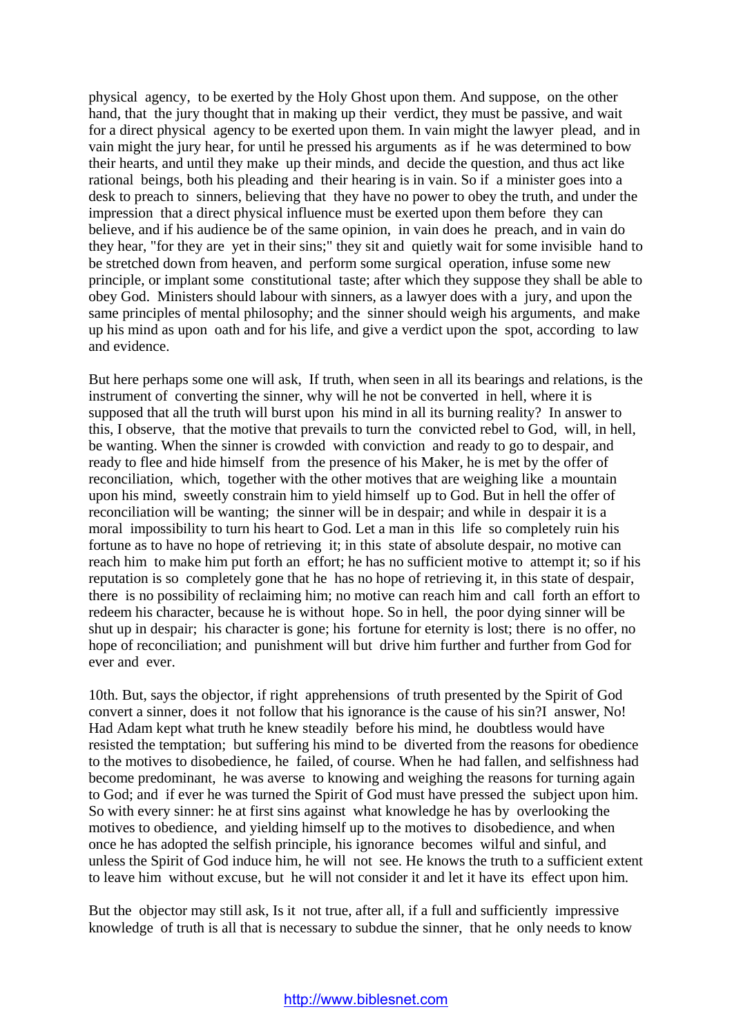physical agency, to be exerted by the Holy Ghost upon them. And suppose, on the other hand, that the jury thought that in making up their verdict, they must be passive, and wait for a direct physical agency to be exerted upon them. In vain might the lawyer plead, and in vain might the jury hear, for until he pressed his arguments as if he was determined to bow their hearts, and until they make up their minds, and decide the question, and thus act like rational beings, both his pleading and their hearing is in vain. So if a minister goes into a desk to preach to sinners, believing that they have no power to obey the truth, and under the impression that a direct physical influence must be exerted upon them before they can believe, and if his audience be of the same opinion, in vain does he preach, and in vain do they hear, "for they are yet in their sins;" they sit and quietly wait for some invisible hand to be stretched down from heaven, and perform some surgical operation, infuse some new principle, or implant some constitutional taste; after which they suppose they shall be able to obey God. Ministers should labour with sinners, as a lawyer does with a jury, and upon the same principles of mental philosophy; and the sinner should weigh his arguments, and make up his mind as upon oath and for his life, and give a verdict upon the spot, according to law and evidence.

But here perhaps some one will ask, If truth, when seen in all its bearings and relations, is the instrument of converting the sinner, why will he not be converted in hell, where it is supposed that all the truth will burst upon his mind in all its burning reality? In answer to this, I observe, that the motive that prevails to turn the convicted rebel to God, will, in hell, be wanting. When the sinner is crowded with conviction and ready to go to despair, and ready to flee and hide himself from the presence of his Maker, he is met by the offer of reconciliation, which, together with the other motives that are weighing like a mountain upon his mind, sweetly constrain him to yield himself up to God. But in hell the offer of reconciliation will be wanting; the sinner will be in despair; and while in despair it is a moral impossibility to turn his heart to God. Let a man in this life so completely ruin his fortune as to have no hope of retrieving it; in this state of absolute despair, no motive can reach him to make him put forth an effort; he has no sufficient motive to attempt it; so if his reputation is so completely gone that he has no hope of retrieving it, in this state of despair, there is no possibility of reclaiming him; no motive can reach him and call forth an effort to redeem his character, because he is without hope. So in hell, the poor dying sinner will be shut up in despair; his character is gone; his fortune for eternity is lost; there is no offer, no hope of reconciliation; and punishment will but drive him further and further from God for ever and ever.

10th. But, says the objector, if right apprehensions of truth presented by the Spirit of God convert a sinner, does it not follow that his ignorance is the cause of his sin?I answer, No! Had Adam kept what truth he knew steadily before his mind, he doubtless would have resisted the temptation; but suffering his mind to be diverted from the reasons for obedience to the motives to disobedience, he failed, of course. When he had fallen, and selfishness had become predominant, he was averse to knowing and weighing the reasons for turning again to God; and if ever he was turned the Spirit of God must have pressed the subject upon him. So with every sinner: he at first sins against what knowledge he has by overlooking the motives to obedience, and yielding himself up to the motives to disobedience, and when once he has adopted the selfish principle, his ignorance becomes wilful and sinful, and unless the Spirit of God induce him, he will not see. He knows the truth to a sufficient extent to leave him without excuse, but he will not consider it and let it have its effect upon him.

But the objector may still ask, Is it not true, after all, if a full and sufficiently impressive knowledge of truth is all that is necessary to subdue the sinner, that he only needs to know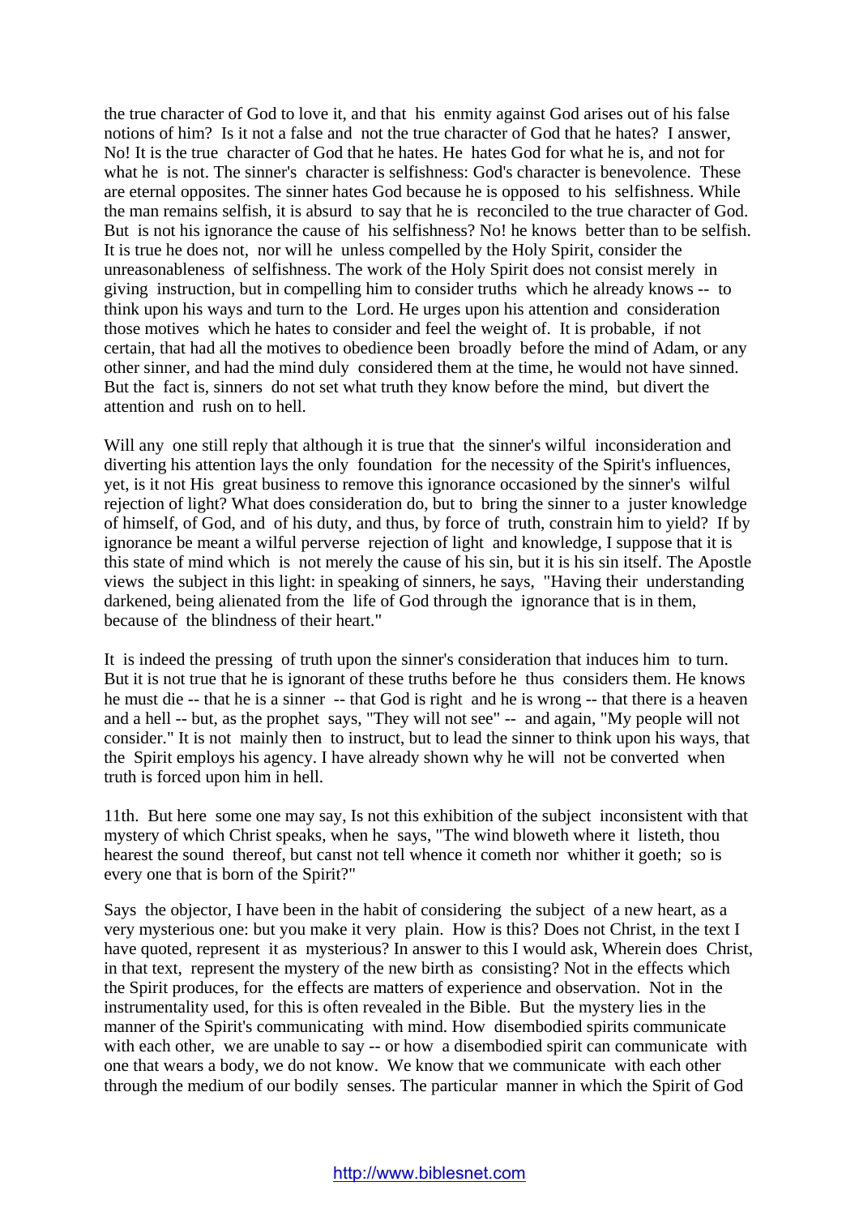the true character of God to love it, and that his enmity against God arises out of his false notions of him? Is it not a false and not the true character of God that he hates? I answer, No! It is the true character of God that he hates. He hates God for what he is, and not for what he is not. The sinner's character is selfishness: God's character is benevolence. These are eternal opposites. The sinner hates God because he is opposed to his selfishness. While the man remains selfish, it is absurd to say that he is reconciled to the true character of God. But is not his ignorance the cause of his selfishness? No! he knows better than to be selfish. It is true he does not, nor will he unless compelled by the Holy Spirit, consider the unreasonableness of selfishness. The work of the Holy Spirit does not consist merely in giving instruction, but in compelling him to consider truths which he already knows -- to think upon his ways and turn to the Lord. He urges upon his attention and consideration those motives which he hates to consider and feel the weight of. It is probable, if not certain, that had all the motives to obedience been broadly before the mind of Adam, or any other sinner, and had the mind duly considered them at the time, he would not have sinned. But the fact is, sinners do not set what truth they know before the mind, but divert the attention and rush on to hell.

Will any one still reply that although it is true that the sinner's wilful inconsideration and diverting his attention lays the only foundation for the necessity of the Spirit's influences, yet, is it not His great business to remove this ignorance occasioned by the sinner's wilful rejection of light? What does consideration do, but to bring the sinner to a juster knowledge of himself, of God, and of his duty, and thus, by force of truth, constrain him to yield? If by ignorance be meant a wilful perverse rejection of light and knowledge, I suppose that it is this state of mind which is not merely the cause of his sin, but it is his sin itself. The Apostle views the subject in this light: in speaking of sinners, he says, "Having their understanding darkened, being alienated from the life of God through the ignorance that is in them, because of the blindness of their heart."

It is indeed the pressing of truth upon the sinner's consideration that induces him to turn. But it is not true that he is ignorant of these truths before he thus considers them. He knows he must die -- that he is a sinner -- that God is right and he is wrong -- that there is a heaven and a hell -- but, as the prophet says, "They will not see" -- and again, "My people will not consider." It is not mainly then to instruct, but to lead the sinner to think upon his ways, that the Spirit employs his agency. I have already shown why he will not be converted when truth is forced upon him in hell.

11th. But here some one may say, Is not this exhibition of the subject inconsistent with that mystery of which Christ speaks, when he says, "The wind bloweth where it listeth, thou hearest the sound thereof, but canst not tell whence it cometh nor whither it goeth; so is every one that is born of the Spirit?"

Says the objector, I have been in the habit of considering the subject of a new heart, as a very mysterious one: but you make it very plain. How is this? Does not Christ, in the text I have quoted, represent it as mysterious? In answer to this I would ask, Wherein does Christ, in that text, represent the mystery of the new birth as consisting? Not in the effects which the Spirit produces, for the effects are matters of experience and observation. Not in the instrumentality used, for this is often revealed in the Bible. But the mystery lies in the manner of the Spirit's communicating with mind. How disembodied spirits communicate with each other, we are unable to say -- or how a disembodied spirit can communicate with one that wears a body, we do not know. We know that we communicate with each other through the medium of our bodily senses. The particular manner in which the Spirit of God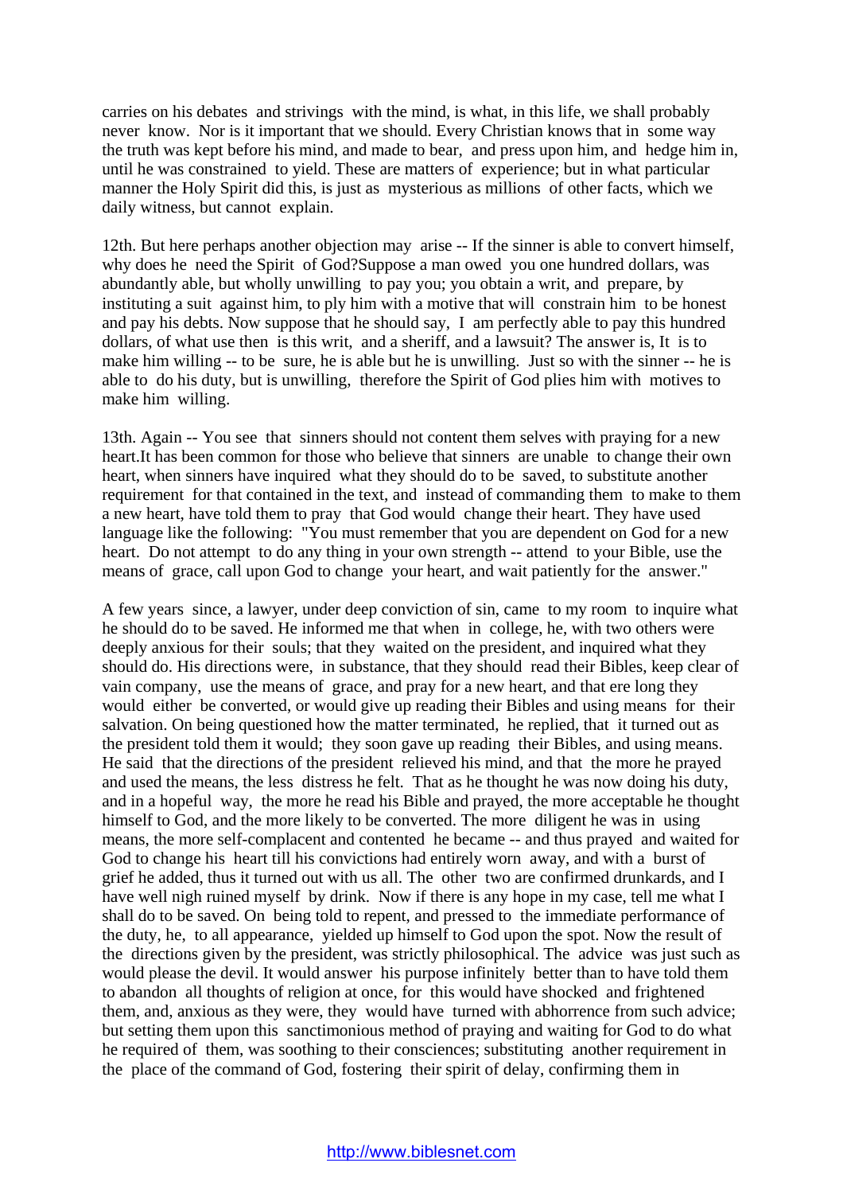carries on his debates and strivings with the mind, is what, in this life, we shall probably never know. Nor is it important that we should. Every Christian knows that in some way the truth was kept before his mind, and made to bear, and press upon him, and hedge him in, until he was constrained to yield. These are matters of experience; but in what particular manner the Holy Spirit did this, is just as mysterious as millions of other facts, which we daily witness, but cannot explain.

12th. But here perhaps another objection may arise -- If the sinner is able to convert himself, why does he need the Spirit of God?Suppose a man owed you one hundred dollars, was abundantly able, but wholly unwilling to pay you; you obtain a writ, and prepare, by instituting a suit against him, to ply him with a motive that will constrain him to be honest and pay his debts. Now suppose that he should say, I am perfectly able to pay this hundred dollars, of what use then is this writ, and a sheriff, and a lawsuit? The answer is, It is to make him willing -- to be sure, he is able but he is unwilling. Just so with the sinner -- he is able to do his duty, but is unwilling, therefore the Spirit of God plies him with motives to make him willing.

13th. Again -- You see that sinners should not content them selves with praying for a new heart.It has been common for those who believe that sinners are unable to change their own heart, when sinners have inquired what they should do to be saved, to substitute another requirement for that contained in the text, and instead of commanding them to make to them a new heart, have told them to pray that God would change their heart. They have used language like the following: "You must remember that you are dependent on God for a new heart. Do not attempt to do any thing in your own strength -- attend to your Bible, use the means of grace, call upon God to change your heart, and wait patiently for the answer."

A few years since, a lawyer, under deep conviction of sin, came to my room to inquire what he should do to be saved. He informed me that when in college, he, with two others were deeply anxious for their souls; that they waited on the president, and inquired what they should do. His directions were, in substance, that they should read their Bibles, keep clear of vain company, use the means of grace, and pray for a new heart, and that ere long they would either be converted, or would give up reading their Bibles and using means for their salvation. On being questioned how the matter terminated, he replied, that it turned out as the president told them it would; they soon gave up reading their Bibles, and using means. He said that the directions of the president relieved his mind, and that the more he prayed and used the means, the less distress he felt. That as he thought he was now doing his duty, and in a hopeful way, the more he read his Bible and prayed, the more acceptable he thought himself to God, and the more likely to be converted. The more diligent he was in using means, the more self-complacent and contented he became -- and thus prayed and waited for God to change his heart till his convictions had entirely worn away, and with a burst of grief he added, thus it turned out with us all. The other two are confirmed drunkards, and I have well nigh ruined myself by drink. Now if there is any hope in my case, tell me what I shall do to be saved. On being told to repent, and pressed to the immediate performance of the duty, he, to all appearance, yielded up himself to God upon the spot. Now the result of the directions given by the president, was strictly philosophical. The advice was just such as would please the devil. It would answer his purpose infinitely better than to have told them to abandon all thoughts of religion at once, for this would have shocked and frightened them, and, anxious as they were, they would have turned with abhorrence from such advice; but setting them upon this sanctimonious method of praying and waiting for God to do what he required of them, was soothing to their consciences; substituting another requirement in the place of the command of God, fostering their spirit of delay, confirming them in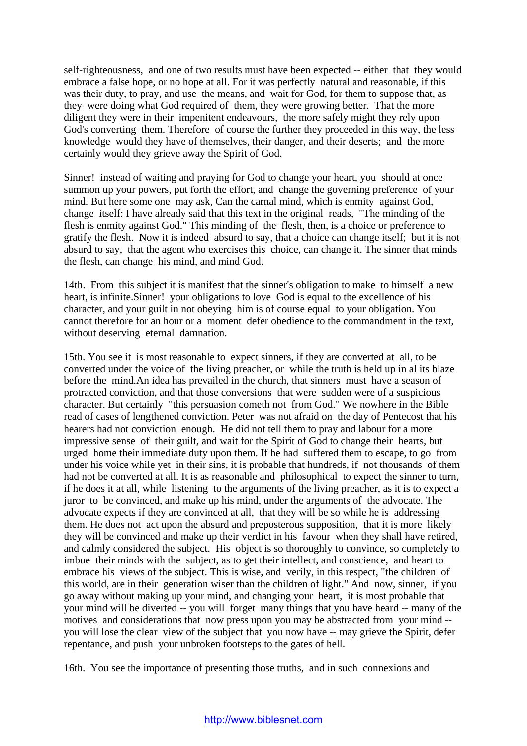self-righteousness, and one of two results must have been expected -- either that they would embrace a false hope, or no hope at all. For it was perfectly natural and reasonable, if this was their duty, to pray, and use the means, and wait for God, for them to suppose that, as they were doing what God required of them, they were growing better. That the more diligent they were in their impenitent endeavours, the more safely might they rely upon God's converting them. Therefore of course the further they proceeded in this way, the less knowledge would they have of themselves, their danger, and their deserts; and the more certainly would they grieve away the Spirit of God.

Sinner! instead of waiting and praying for God to change your heart, you should at once summon up your powers, put forth the effort, and change the governing preference of your mind. But here some one may ask, Can the carnal mind, which is enmity against God, change itself: I have already said that this text in the original reads, "The minding of the flesh is enmity against God." This minding of the flesh, then, is a choice or preference to gratify the flesh. Now it is indeed absurd to say, that a choice can change itself; but it is not absurd to say, that the agent who exercises this choice, can change it. The sinner that minds the flesh, can change his mind, and mind God.

14th. From this subject it is manifest that the sinner's obligation to make to himself a new heart, is infinite.Sinner! your obligations to love God is equal to the excellence of his character, and your guilt in not obeying him is of course equal to your obligation. You cannot therefore for an hour or a moment defer obedience to the commandment in the text, without deserving eternal damnation.

15th. You see it is most reasonable to expect sinners, if they are converted at all, to be converted under the voice of the living preacher, or while the truth is held up in al its blaze before the mind.An idea has prevailed in the church, that sinners must have a season of protracted conviction, and that those conversions that were sudden were of a suspicious character. But certainly "this persuasion cometh not from God." We nowhere in the Bible read of cases of lengthened conviction. Peter was not afraid on the day of Pentecost that his hearers had not conviction enough. He did not tell them to pray and labour for a more impressive sense of their guilt, and wait for the Spirit of God to change their hearts, but urged home their immediate duty upon them. If he had suffered them to escape, to go from under his voice while yet in their sins, it is probable that hundreds, if not thousands of them had not be converted at all. It is as reasonable and philosophical to expect the sinner to turn, if he does it at all, while listening to the arguments of the living preacher, as it is to expect a juror to be convinced, and make up his mind, under the arguments of the advocate. The advocate expects if they are convinced at all, that they will be so while he is addressing them. He does not act upon the absurd and preposterous supposition, that it is more likely they will be convinced and make up their verdict in his favour when they shall have retired, and calmly considered the subject. His object is so thoroughly to convince, so completely to imbue their minds with the subject, as to get their intellect, and conscience, and heart to embrace his views of the subject. This is wise, and verily, in this respect, "the children of this world, are in their generation wiser than the children of light." And now, sinner, if you go away without making up your mind, and changing your heart, it is most probable that your mind will be diverted -- you will forget many things that you have heard -- many of the motives and considerations that now press upon you may be abstracted from your mind -- you will lose the clear view of the subject that you now have -- may grieve the Spirit, defer repentance, and push your unbroken footsteps to the gates of hell.

16th. You see the importance of presenting those truths, and in such connexions and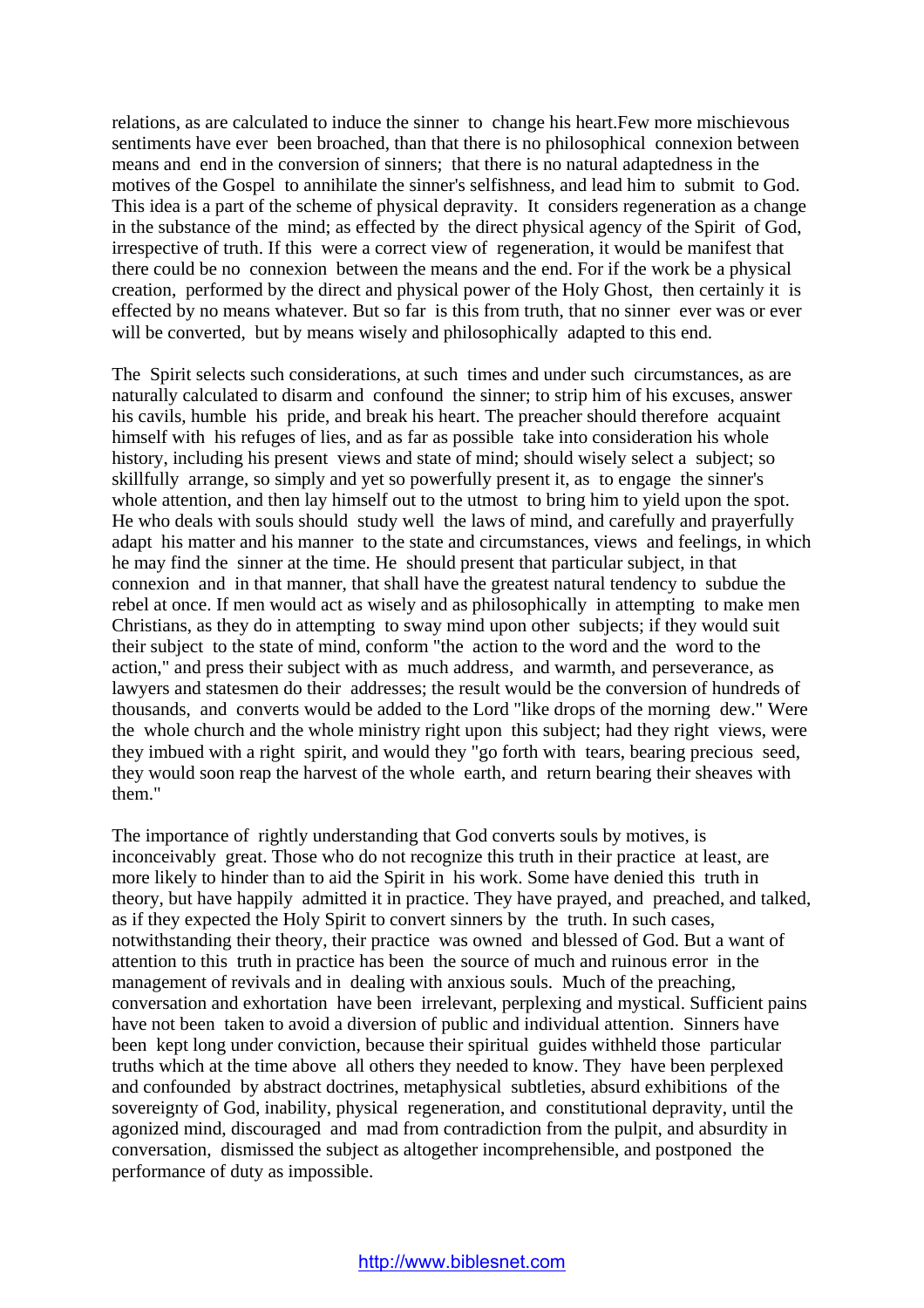relations, as are calculated to induce the sinner to change his heart.Few more mischievous sentiments have ever been broached, than that there is no philosophical connexion between means and end in the conversion of sinners; that there is no natural adaptedness in the motives of the Gospel to annihilate the sinner's selfishness, and lead him to submit to God. This idea is a part of the scheme of physical depravity. It considers regeneration as a change in the substance of the mind; as effected by the direct physical agency of the Spirit of God, irrespective of truth. If this were a correct view of regeneration, it would be manifest that there could be no connexion between the means and the end. For if the work be a physical creation, performed by the direct and physical power of the Holy Ghost, then certainly it is effected by no means whatever. But so far is this from truth, that no sinner ever was or ever will be converted, but by means wisely and philosophically adapted to this end.

The Spirit selects such considerations, at such times and under such circumstances, as are naturally calculated to disarm and confound the sinner; to strip him of his excuses, answer his cavils, humble his pride, and break his heart. The preacher should therefore acquaint himself with his refuges of lies, and as far as possible take into consideration his whole history, including his present views and state of mind; should wisely select a subject; so skillfully arrange, so simply and yet so powerfully present it, as to engage the sinner's whole attention, and then lay himself out to the utmost to bring him to yield upon the spot. He who deals with souls should study well the laws of mind, and carefully and prayerfully adapt his matter and his manner to the state and circumstances, views and feelings, in which he may find the sinner at the time. He should present that particular subject, in that connexion and in that manner, that shall have the greatest natural tendency to subdue the rebel at once. If men would act as wisely and as philosophically in attempting to make men Christians, as they do in attempting to sway mind upon other subjects; if they would suit their subject to the state of mind, conform "the action to the word and the word to the action," and press their subject with as much address, and warmth, and perseverance, as lawyers and statesmen do their addresses; the result would be the conversion of hundreds of thousands, and converts would be added to the Lord "like drops of the morning dew." Were the whole church and the whole ministry right upon this subject; had they right views, were they imbued with a right spirit, and would they "go forth with tears, bearing precious seed, they would soon reap the harvest of the whole earth, and return bearing their sheaves with them."

The importance of rightly understanding that God converts souls by motives, is inconceivably great. Those who do not recognize this truth in their practice at least, are more likely to hinder than to aid the Spirit in his work. Some have denied this truth in theory, but have happily admitted it in practice. They have prayed, and preached, and talked, as if they expected the Holy Spirit to convert sinners by the truth. In such cases, notwithstanding their theory, their practice was owned and blessed of God. But a want of attention to this truth in practice has been the source of much and ruinous error in the management of revivals and in dealing with anxious souls. Much of the preaching, conversation and exhortation have been irrelevant, perplexing and mystical. Sufficient pains have not been taken to avoid a diversion of public and individual attention. Sinners have been kept long under conviction, because their spiritual guides withheld those particular truths which at the time above all others they needed to know. They have been perplexed and confounded by abstract doctrines, metaphysical subtleties, absurd exhibitions of the sovereignty of God, inability, physical regeneration, and constitutional depravity, until the agonized mind, discouraged and mad from contradiction from the pulpit, and absurdity in conversation, dismissed the subject as altogether incomprehensible, and postponed the performance of duty as impossible.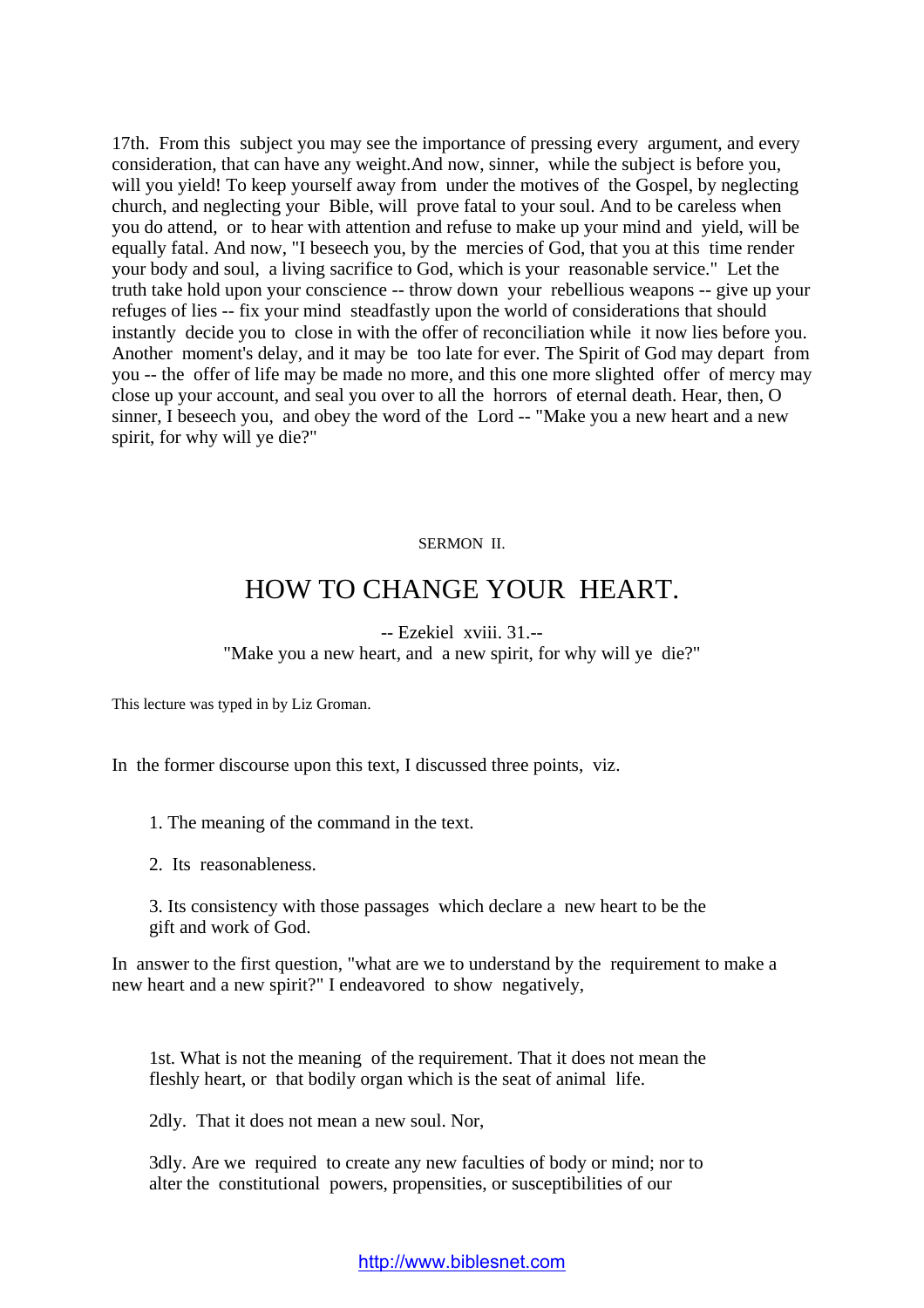17th. From this subject you may see the importance of pressing every argument, and every consideration, that can have any weight.And now, sinner, while the subject is before you, will you yield! To keep yourself away from under the motives of the Gospel, by neglecting church, and neglecting your Bible, will prove fatal to your soul. And to be careless when you do attend, or to hear with attention and refuse to make up your mind and yield, will be equally fatal. And now, "I beseech you, by the mercies of God, that you at this time render your body and soul, a living sacrifice to God, which is your reasonable service." Let the truth take hold upon your conscience -- throw down your rebellious weapons -- give up your refuges of lies -- fix your mind steadfastly upon the world of considerations that should instantly decide you to close in with the offer of reconciliation while it now lies before you. Another moment's delay, and it may be too late for ever. The Spirit of God may depart from you -- the offer of life may be made no more, and this one more slighted offer of mercy may close up your account, and seal you over to all the horrors of eternal death. Hear, then, O sinner, I beseech you, and obey the word of the Lord -- "Make you a new heart and a new spirit, for why will ye die?"

SERMON II.

# HOW TO CHANGE YOUR HEART.

-- Ezekiel xviii. 31.--
"Make you a new heart, and a new spirit, for why will ye die?"

This lecture was typed in by Liz Groman.

In the former discourse upon this text, I discussed three points, viz.

1. The meaning of the command in the text.

2. Its reasonableness.

3. Its consistency with those passages which declare a new heart to be the gift and work of God.

In answer to the first question, "what are we to understand by the requirement to make a new heart and a new spirit?" I endeavored to show negatively,

1st. What is not the meaning of the requirement. That it does not mean the fleshly heart, or that bodily organ which is the seat of animal life.

2dly. That it does not mean a new soul. Nor,

3dly. Are we required to create any new faculties of body or mind; nor to alter the constitutional powers, propensities, or susceptibilities of our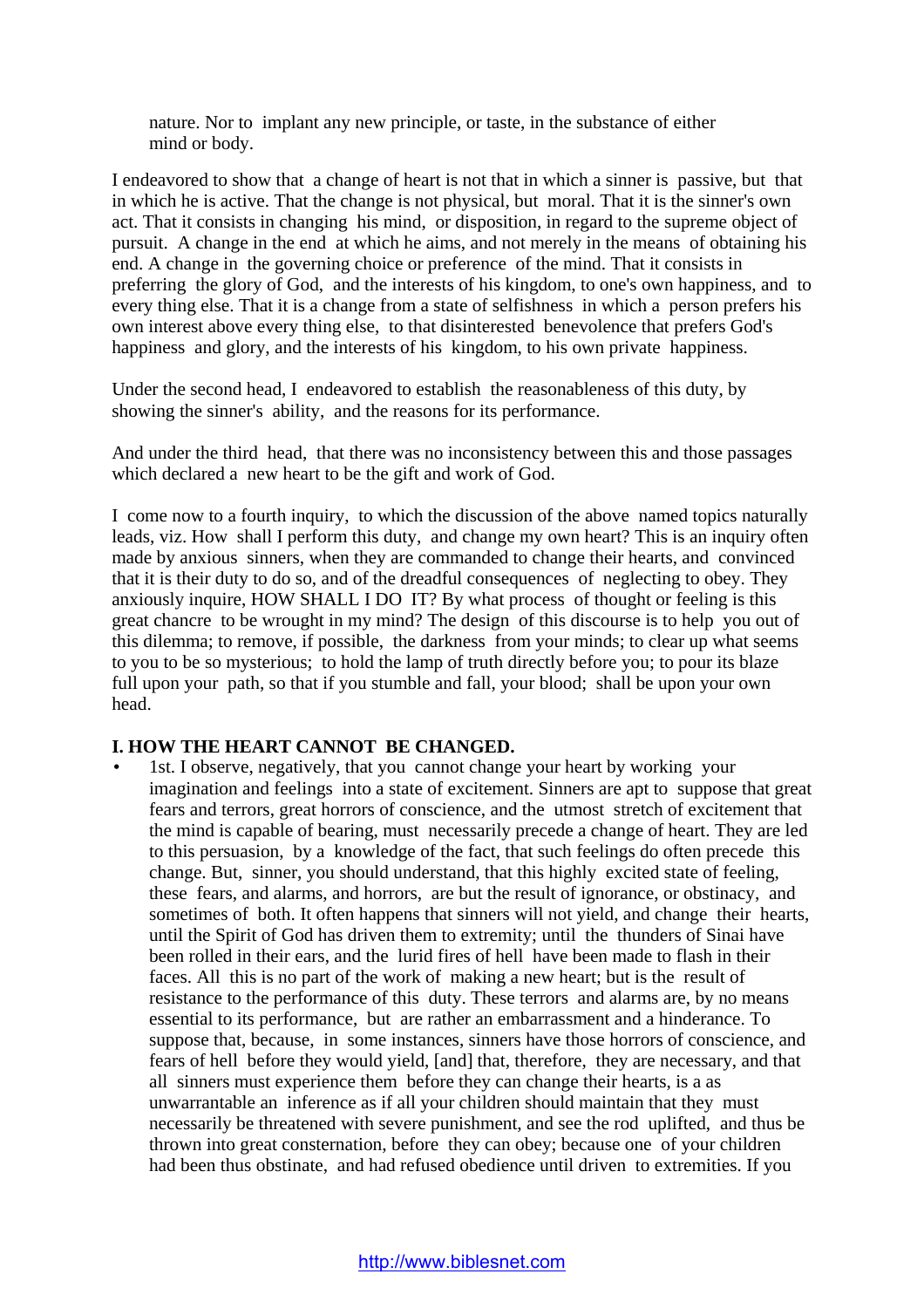nature. Nor to implant any new principle, or taste, in the substance of either mind or body.

I endeavored to show that a change of heart is not that in which a sinner is passive, but that in which he is active. That the change is not physical, but moral. That it is the sinner's own act. That it consists in changing his mind, or disposition, in regard to the supreme object of pursuit. A change in the end at which he aims, and not merely in the means of obtaining his end. A change in the governing choice or preference of the mind. That it consists in preferring the glory of God, and the interests of his kingdom, to one's own happiness, and to every thing else. That it is a change from a state of selfishness in which a person prefers his own interest above every thing else, to that disinterested benevolence that prefers God's happiness and glory, and the interests of his kingdom, to his own private happiness.

Under the second head, I endeavored to establish the reasonableness of this duty, by showing the sinner's ability, and the reasons for its performance.

And under the third head, that there was no inconsistency between this and those passages which declared a new heart to be the gift and work of God.

I come now to a fourth inquiry, to which the discussion of the above named topics naturally leads, viz. How shall I perform this duty, and change my own heart? This is an inquiry often made by anxious sinners, when they are commanded to change their hearts, and convinced that it is their duty to do so, and of the dreadful consequences of neglecting to obey. They anxiously inquire, HOW SHALL I DO IT? By what process of thought or feeling is this great chancre to be wrought in my mind? The design of this discourse is to help you out of this dilemma; to remove, if possible, the darkness from your minds; to clear up what seems to you to be so mysterious; to hold the lamp of truth directly before you; to pour its blaze full upon your path, so that if you stumble and fall, your blood; shall be upon your own head.

**I. HOW THE HEART CANNOT BE CHANGED.**

- 1st. I observe, negatively, that you cannot change your heart by working your imagination and feelings into a state of excitement. Sinners are apt to suppose that great fears and terrors, great horrors of conscience, and the utmost stretch of excitement that the mind is capable of bearing, must necessarily precede a change of heart. They are led to this persuasion, by a knowledge of the fact, that such feelings do often precede this change. But, sinner, you should understand, that this highly excited state of feeling, these fears, and alarms, and horrors, are but the result of ignorance, or obstinacy, and sometimes of both. It often happens that sinners will not yield, and change their hearts, until the Spirit of God has driven them to extremity; until the thunders of Sinai have been rolled in their ears, and the lurid fires of hell have been made to flash in their faces. All this is no part of the work of making a new heart; but is the result of resistance to the performance of this duty. These terrors and alarms are, by no means essential to its performance, but are rather an embarrassment and a hinderance. To suppose that, because, in some instances, sinners have those horrors of conscience, and fears of hell before they would yield, [and] that, therefore, they are necessary, and that all sinners must experience them before they can change their hearts, is a as unwarrantable an inference as if all your children should maintain that they must necessarily be threatened with severe punishment, and see the rod uplifted, and thus be thrown into great consternation, before they can obey; because one of your children had been thus obstinate, and had refused obedience until driven to extremities. If you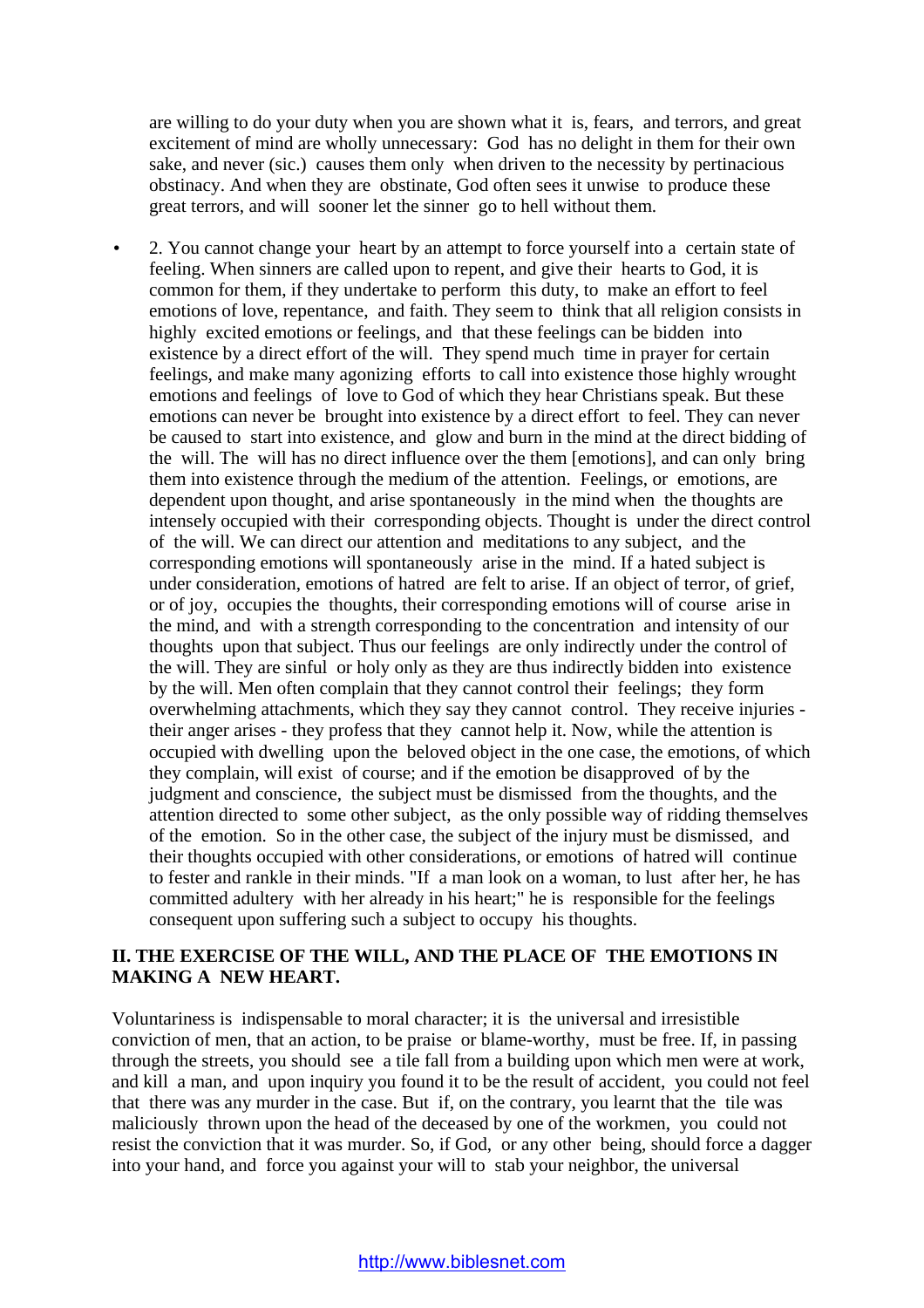are willing to do your duty when you are shown what it is, fears, and terrors, and great excitement of mind are wholly unnecessary: God has no delight in them for their own sake, and never (sic.) causes them only when driven to the necessity by pertinacious obstinacy. And when they are obstinate, God often sees it unwise to produce these great terrors, and will sooner let the sinner go to hell without them.

- 2. You cannot change your heart by an attempt to force yourself into a certain state of feeling. When sinners are called upon to repent, and give their hearts to God, it is common for them, if they undertake to perform this duty, to make an effort to feel emotions of love, repentance, and faith. They seem to think that all religion consists in highly excited emotions or feelings, and that these feelings can be bidden into existence by a direct effort of the will. They spend much time in prayer for certain feelings, and make many agonizing efforts to call into existence those highly wrought emotions and feelings of love to God of which they hear Christians speak. But these emotions can never be brought into existence by a direct effort to feel. They can never be caused to start into existence, and glow and burn in the mind at the direct bidding of the will. The will has no direct influence over the them [emotions], and can only bring them into existence through the medium of the attention. Feelings, or emotions, are dependent upon thought, and arise spontaneously in the mind when the thoughts are intensely occupied with their corresponding objects. Thought is under the direct control of the will. We can direct our attention and meditations to any subject, and the corresponding emotions will spontaneously arise in the mind. If a hated subject is under consideration, emotions of hatred are felt to arise. If an object of terror, of grief, or of joy, occupies the thoughts, their corresponding emotions will of course arise in the mind, and with a strength corresponding to the concentration and intensity of our thoughts upon that subject. Thus our feelings are only indirectly under the control of the will. They are sinful or holy only as they are thus indirectly bidden into existence by the will. Men often complain that they cannot control their feelings; they form overwhelming attachments, which they say they cannot control. They receive injuries - their anger arises - they profess that they cannot help it. Now, while the attention is occupied with dwelling upon the beloved object in the one case, the emotions, of which they complain, will exist of course; and if the emotion be disapproved of by the judgment and conscience, the subject must be dismissed from the thoughts, and the attention directed to some other subject, as the only possible way of ridding themselves of the emotion. So in the other case, the subject of the injury must be dismissed, and their thoughts occupied with other considerations, or emotions of hatred will continue to fester and rankle in their minds. "If a man look on a woman, to lust after her, he has committed adultery with her already in his heart;" he is responsible for the feelings consequent upon suffering such a subject to occupy his thoughts.

**II. THE EXERCISE OF THE WILL, AND THE PLACE OF THE EMOTIONS IN MAKING A NEW HEART.**

Voluntariness is indispensable to moral character; it is the universal and irresistible conviction of men, that an action, to be praise or blame-worthy, must be free. If, in passing through the streets, you should see a tile fall from a building upon which men were at work, and kill a man, and upon inquiry you found it to be the result of accident, you could not feel that there was any murder in the case. But if, on the contrary, you learnt that the tile was maliciously thrown upon the head of the deceased by one of the workmen, you could not resist the conviction that it was murder. So, if God, or any other being, should force a dagger into your hand, and force you against your will to stab your neighbor, the universal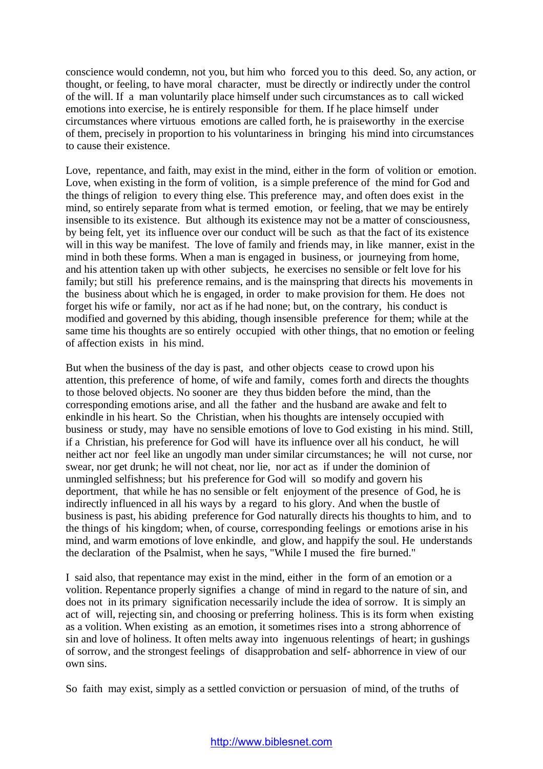conscience would condemn, not you, but him who forced you to this deed. So, any action, or thought, or feeling, to have moral character, must be directly or indirectly under the control of the will. If a man voluntarily place himself under such circumstances as to call wicked emotions into exercise, he is entirely responsible for them. If he place himself under circumstances where virtuous emotions are called forth, he is praiseworthy in the exercise of them, precisely in proportion to his voluntariness in bringing his mind into circumstances to cause their existence.

Love, repentance, and faith, may exist in the mind, either in the form of volition or emotion. Love, when existing in the form of volition, is a simple preference of the mind for God and the things of religion to every thing else. This preference may, and often does exist in the mind, so entirely separate from what is termed emotion, or feeling, that we may be entirely insensible to its existence. But although its existence may not be a matter of consciousness, by being felt, yet its influence over our conduct will be such as that the fact of its existence will in this way be manifest. The love of family and friends may, in like manner, exist in the mind in both these forms. When a man is engaged in business, or journeying from home, and his attention taken up with other subjects, he exercises no sensible or felt love for his family; but still his preference remains, and is the mainspring that directs his movements in the business about which he is engaged, in order to make provision for them. He does not forget his wife or family, nor act as if he had none; but, on the contrary, his conduct is modified and governed by this abiding, though insensible preference for them; while at the same time his thoughts are so entirely occupied with other things, that no emotion or feeling of affection exists in his mind.

But when the business of the day is past, and other objects cease to crowd upon his attention, this preference of home, of wife and family, comes forth and directs the thoughts to those beloved objects. No sooner are they thus bidden before the mind, than the corresponding emotions arise, and all the father and the husband are awake and felt to enkindle in his heart. So the Christian, when his thoughts are intensely occupied with business or study, may have no sensible emotions of love to God existing in his mind. Still, if a Christian, his preference for God will have its influence over all his conduct, he will neither act nor feel like an ungodly man under similar circumstances; he will not curse, nor swear, nor get drunk; he will not cheat, nor lie, nor act as if under the dominion of unmingled selfishness; but his preference for God will so modify and govern his deportment, that while he has no sensible or felt enjoyment of the presence of God, he is indirectly influenced in all his ways by a regard to his glory. And when the bustle of business is past, his abiding preference for God naturally directs his thoughts to him, and to the things of his kingdom; when, of course, corresponding feelings or emotions arise in his mind, and warm emotions of love enkindle, and glow, and happify the soul. He understands the declaration of the Psalmist, when he says, "While I mused the fire burned."

I said also, that repentance may exist in the mind, either in the form of an emotion or a volition. Repentance properly signifies a change of mind in regard to the nature of sin, and does not in its primary signification necessarily include the idea of sorrow. It is simply an act of will, rejecting sin, and choosing or preferring holiness. This is its form when existing as a volition. When existing as an emotion, it sometimes rises into a strong abhorrence of sin and love of holiness. It often melts away into ingenuous relentings of heart; in gushings of sorrow, and the strongest feelings of disapprobation and self- abhorrence in view of our own sins.

So faith may exist, simply as a settled conviction or persuasion of mind, of the truths of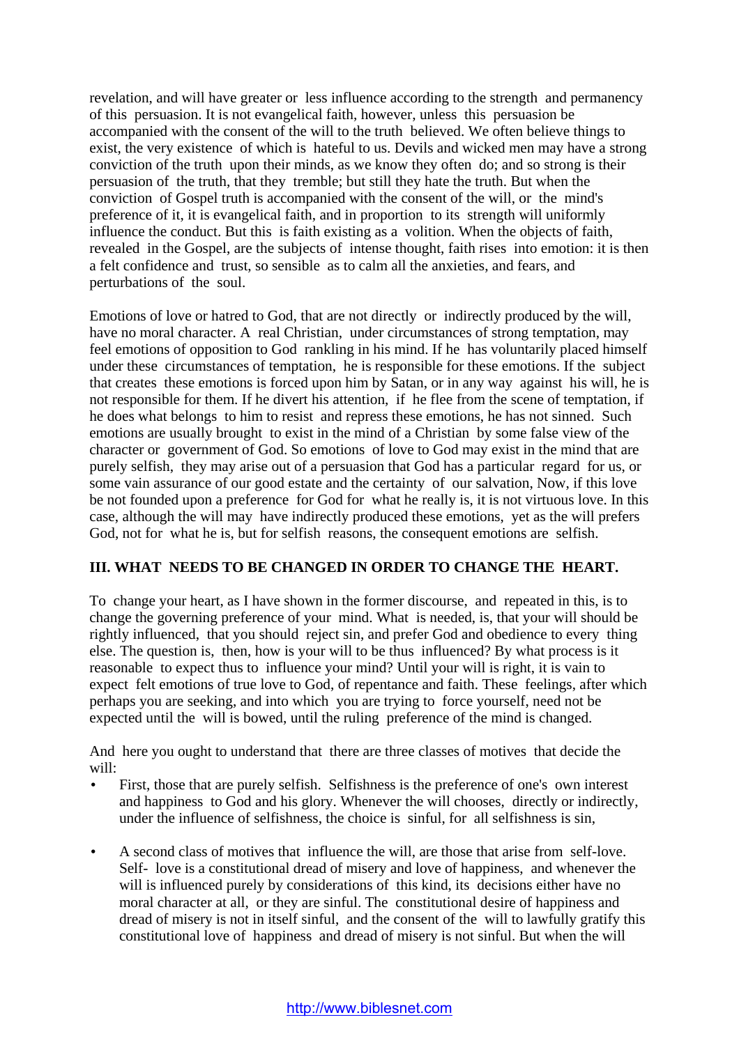revelation, and will have greater or less influence according to the strength and permanency of this persuasion. It is not evangelical faith, however, unless this persuasion be accompanied with the consent of the will to the truth believed. We often believe things to exist, the very existence of which is hateful to us. Devils and wicked men may have a strong conviction of the truth upon their minds, as we know they often do; and so strong is their persuasion of the truth, that they tremble; but still they hate the truth. But when the conviction of Gospel truth is accompanied with the consent of the will, or the mind's preference of it, it is evangelical faith, and in proportion to its strength will uniformly influence the conduct. But this is faith existing as a volition. When the objects of faith, revealed in the Gospel, are the subjects of intense thought, faith rises into emotion: it is then a felt confidence and trust, so sensible as to calm all the anxieties, and fears, and perturbations of the soul.

Emotions of love or hatred to God, that are not directly or indirectly produced by the will, have no moral character. A real Christian, under circumstances of strong temptation, may feel emotions of opposition to God rankling in his mind. If he has voluntarily placed himself under these circumstances of temptation, he is responsible for these emotions. If the subject that creates these emotions is forced upon him by Satan, or in any way against his will, he is not responsible for them. If he divert his attention, if he flee from the scene of temptation, if he does what belongs to him to resist and repress these emotions, he has not sinned. Such emotions are usually brought to exist in the mind of a Christian by some false view of the character or government of God. So emotions of love to God may exist in the mind that are purely selfish, they may arise out of a persuasion that God has a particular regard for us, or some vain assurance of our good estate and the certainty of our salvation, Now, if this love be not founded upon a preference for God for what he really is, it is not virtuous love. In this case, although the will may have indirectly produced these emotions, yet as the will prefers God, not for what he is, but for selfish reasons, the consequent emotions are selfish.

### III. WHAT NEEDS TO BE CHANGED IN ORDER TO CHANGE THE HEART.

To change your heart, as I have shown in the former discourse, and repeated in this, is to change the governing preference of your mind. What is needed, is, that your will should be rightly influenced, that you should reject sin, and prefer God and obedience to every thing else. The question is, then, how is your will to be thus influenced? By what process is it reasonable to expect thus to influence your mind? Until your will is right, it is vain to expect felt emotions of true love to God, of repentance and faith. These feelings, after which perhaps you are seeking, and into which you are trying to force yourself, need not be expected until the will is bowed, until the ruling preference of the mind is changed.

And here you ought to understand that there are three classes of motives that decide the will:

- First, those that are purely selfish. Selfishness is the preference of one's own interest and happiness to God and his glory. Whenever the will chooses, directly or indirectly, under the influence of selfishness, the choice is sinful, for all selfishness is sin,

- A second class of motives that influence the will, are those that arise from self-love. Self- love is a constitutional dread of misery and love of happiness, and whenever the will is influenced purely by considerations of this kind, its decisions either have no moral character at all, or they are sinful. The constitutional desire of happiness and dread of misery is not in itself sinful, and the consent of the will to lawfully gratify this constitutional love of happiness and dread of misery is not sinful. But when the will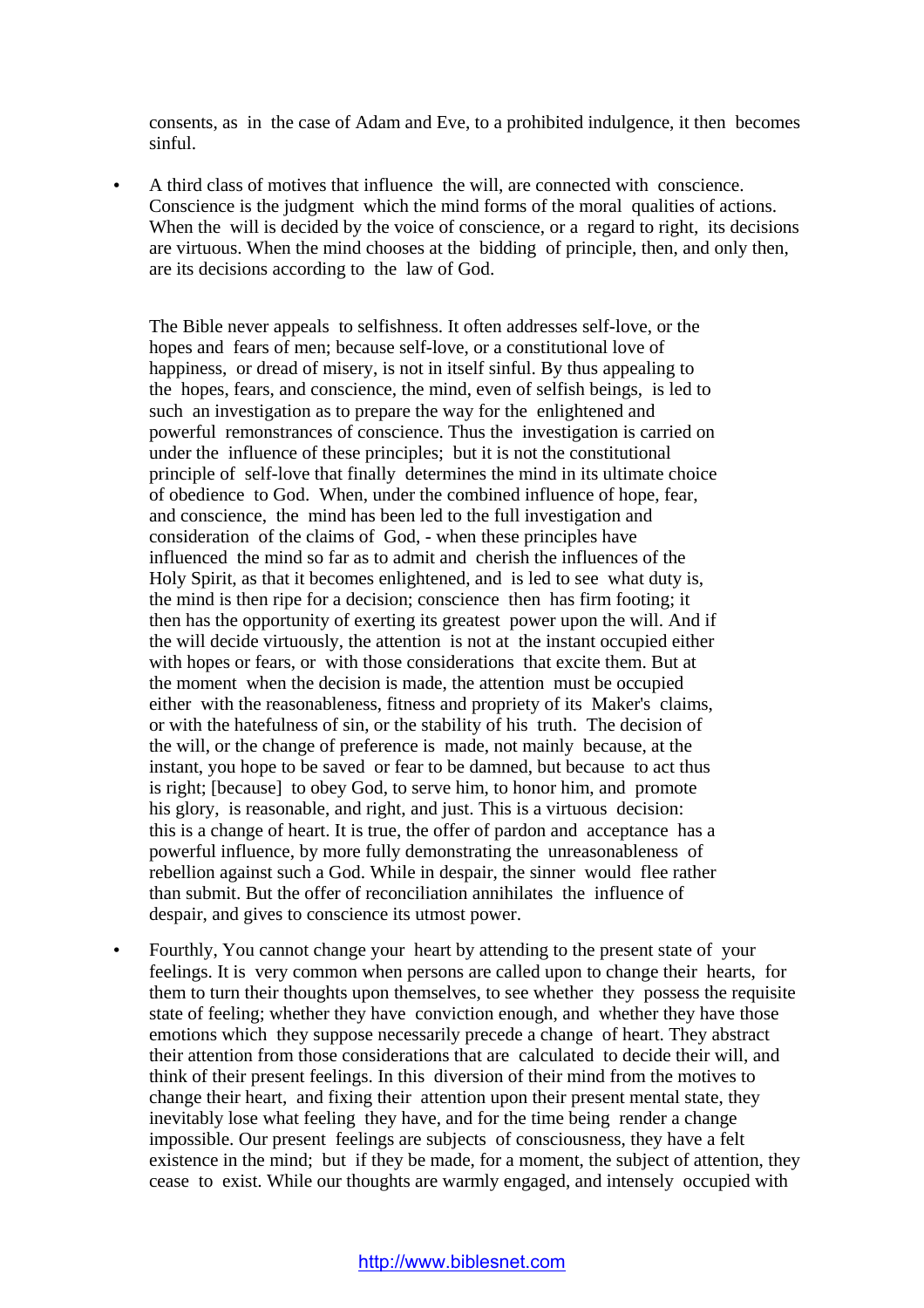consents, as in the case of Adam and Eve, to a prohibited indulgence, it then becomes sinful.

- A third class of motives that influence the will, are connected with conscience. Conscience is the judgment which the mind forms of the moral qualities of actions. When the will is decided by the voice of conscience, or a regard to right, its decisions are virtuous. When the mind chooses at the bidding of principle, then, and only then, are its decisions according to the law of God.

  The Bible never appeals to selfishness. It often addresses self-love, or the hopes and fears of men; because self-love, or a constitutional love of happiness, or dread of misery, is not in itself sinful. By thus appealing to the hopes, fears, and conscience, the mind, even of selfish beings, is led to such an investigation as to prepare the way for the enlightened and powerful remonstrances of conscience. Thus the investigation is carried on under the influence of these principles; but it is not the constitutional principle of self-love that finally determines the mind in its ultimate choice of obedience to God. When, under the combined influence of hope, fear, and conscience, the mind has been led to the full investigation and consideration of the claims of God, - when these principles have influenced the mind so far as to admit and cherish the influences of the Holy Spirit, as that it becomes enlightened, and is led to see what duty is, the mind is then ripe for a decision; conscience then has firm footing; it then has the opportunity of exerting its greatest power upon the will. And if the will decide virtuously, the attention is not at the instant occupied either with hopes or fears, or with those considerations that excite them. But at the moment when the decision is made, the attention must be occupied either with the reasonableness, fitness and propriety of its Maker's claims, or with the hatefulness of sin, or the stability of his truth. The decision of the will, or the change of preference is made, not mainly because, at the instant, you hope to be saved or fear to be damned, but because to act thus is right; [because] to obey God, to serve him, to honor him, and promote his glory, is reasonable, and right, and just. This is a virtuous decision: this is a change of heart. It is true, the offer of pardon and acceptance has a powerful influence, by more fully demonstrating the unreasonableness of rebellion against such a God. While in despair, the sinner would flee rather than submit. But the offer of reconciliation annihilates the influence of despair, and gives to conscience its utmost power.

- Fourthly, You cannot change your heart by attending to the present state of your feelings. It is very common when persons are called upon to change their hearts, for them to turn their thoughts upon themselves, to see whether they possess the requisite state of feeling; whether they have conviction enough, and whether they have those emotions which they suppose necessarily precede a change of heart. They abstract their attention from those considerations that are calculated to decide their will, and think of their present feelings. In this diversion of their mind from the motives to change their heart, and fixing their attention upon their present mental state, they inevitably lose what feeling they have, and for the time being render a change impossible. Our present feelings are subjects of consciousness, they have a felt existence in the mind; but if they be made, for a moment, the subject of attention, they cease to exist. While our thoughts are warmly engaged, and intensely occupied with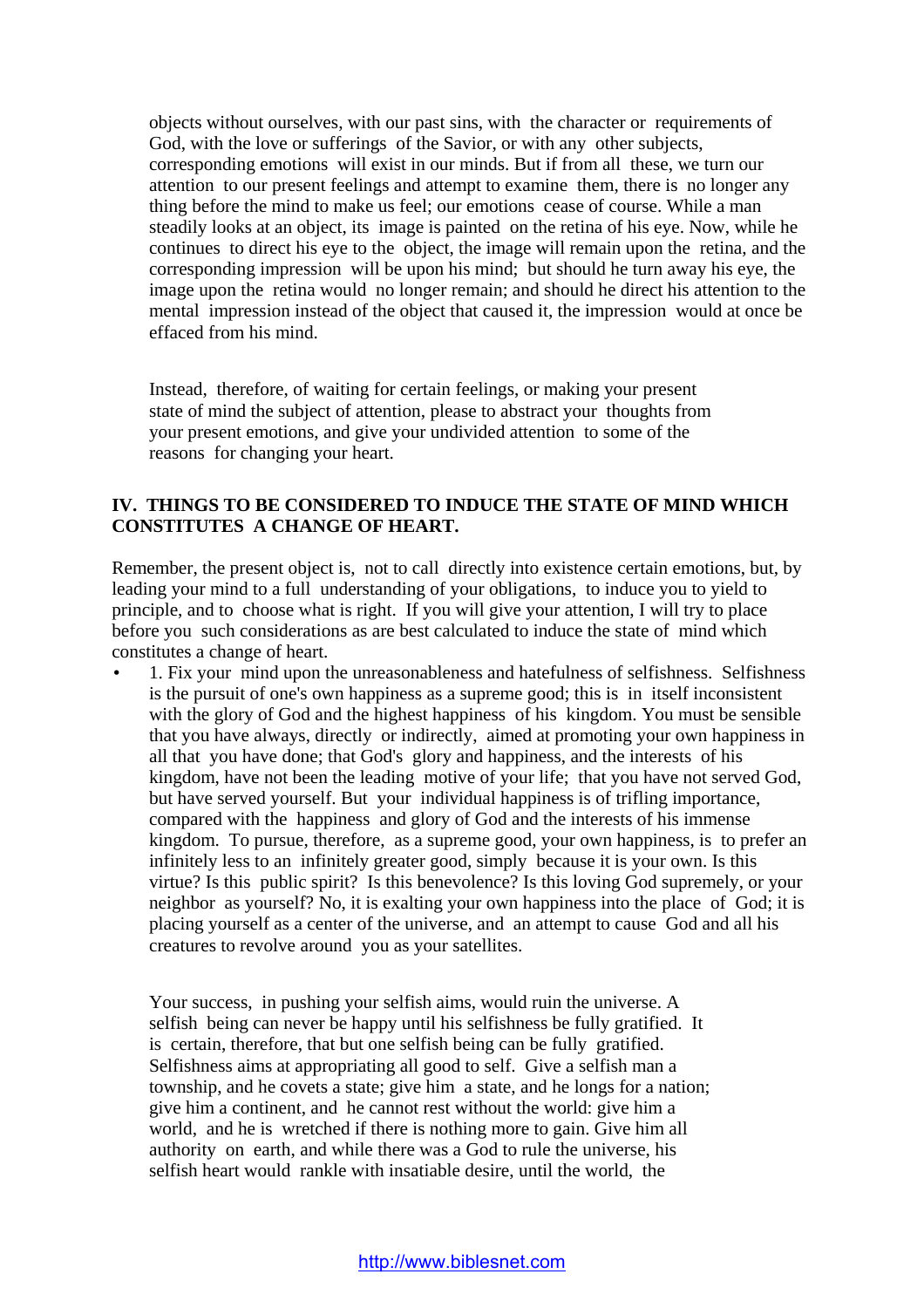objects without ourselves, with our past sins, with the character or requirements of God, with the love or sufferings of the Savior, or with any other subjects, corresponding emotions will exist in our minds. But if from all these, we turn our attention to our present feelings and attempt to examine them, there is no longer any thing before the mind to make us feel; our emotions cease of course. While a man steadily looks at an object, its image is painted on the retina of his eye. Now, while he continues to direct his eye to the object, the image will remain upon the retina, and the corresponding impression will be upon his mind; but should he turn away his eye, the image upon the retina would no longer remain; and should he direct his attention to the mental impression instead of the object that caused it, the impression would at once be effaced from his mind.

Instead, therefore, of waiting for certain feelings, or making your present state of mind the subject of attention, please to abstract your thoughts from your present emotions, and give your undivided attention to some of the reasons for changing your heart.

## IV. THINGS TO BE CONSIDERED TO INDUCE THE STATE OF MIND WHICH CONSTITUTES A CHANGE OF HEART.

Remember, the present object is, not to call directly into existence certain emotions, but, by leading your mind to a full understanding of your obligations, to induce you to yield to principle, and to choose what is right. If you will give your attention, I will try to place before you such considerations as are best calculated to induce the state of mind which constitutes a change of heart.

- 1. Fix your mind upon the unreasonableness and hatefulness of selfishness. Selfishness is the pursuit of one's own happiness as a supreme good; this is in itself inconsistent with the glory of God and the highest happiness of his kingdom. You must be sensible that you have always, directly or indirectly, aimed at promoting your own happiness in all that you have done; that God's glory and happiness, and the interests of his kingdom, have not been the leading motive of your life; that you have not served God, but have served yourself. But your individual happiness is of trifling importance, compared with the happiness and glory of God and the interests of his immense kingdom. To pursue, therefore, as a supreme good, your own happiness, is to prefer an infinitely less to an infinitely greater good, simply because it is your own. Is this virtue? Is this public spirit? Is this benevolence? Is this loving God supremely, or your neighbor as yourself? No, it is exalting your own happiness into the place of God; it is placing yourself as a center of the universe, and an attempt to cause God and all his creatures to revolve around you as your satellites.

  Your success, in pushing your selfish aims, would ruin the universe. A selfish being can never be happy until his selfishness be fully gratified. It is certain, therefore, that but one selfish being can be fully gratified. Selfishness aims at appropriating all good to self. Give a selfish man a township, and he covets a state; give him a state, and he longs for a nation; give him a continent, and he cannot rest without the world: give him a world, and he is wretched if there is nothing more to gain. Give him all authority on earth, and while there was a God to rule the universe, his selfish heart would rankle with insatiable desire, until the world, the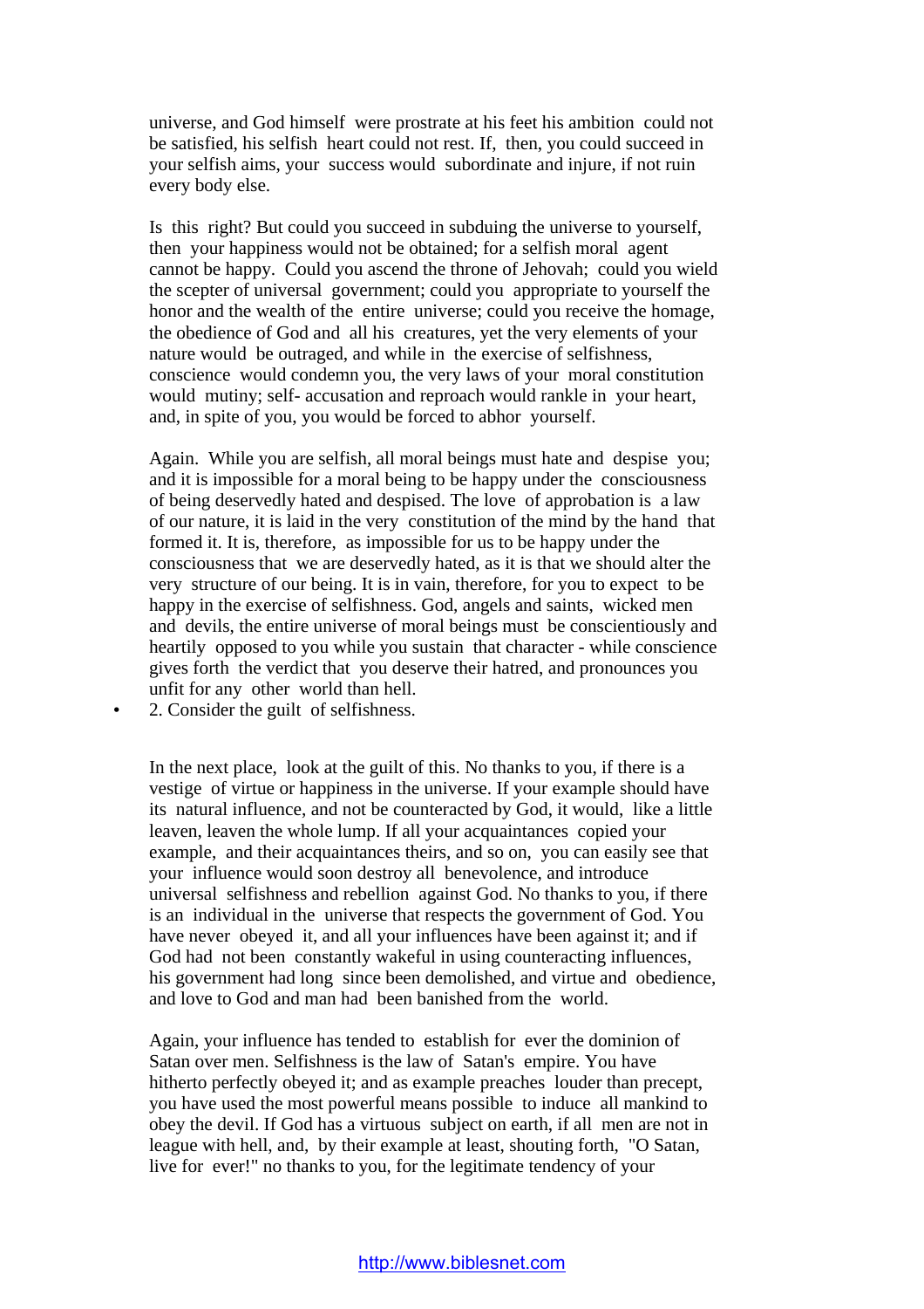universe, and God himself were prostrate at his feet his ambition could not be satisfied, his selfish heart could not rest. If, then, you could succeed in your selfish aims, your success would subordinate and injure, if not ruin every body else.

Is this right? But could you succeed in subduing the universe to yourself, then your happiness would not be obtained; for a selfish moral agent cannot be happy. Could you ascend the throne of Jehovah; could you wield the scepter of universal government; could you appropriate to yourself the honor and the wealth of the entire universe; could you receive the homage, the obedience of God and all his creatures, yet the very elements of your nature would be outraged, and while in the exercise of selfishness, conscience would condemn you, the very laws of your moral constitution would mutiny; self- accusation and reproach would rankle in your heart, and, in spite of you, you would be forced to abhor yourself.

Again. While you are selfish, all moral beings must hate and despise you; and it is impossible for a moral being to be happy under the consciousness of being deservedly hated and despised. The love of approbation is a law of our nature, it is laid in the very constitution of the mind by the hand that formed it. It is, therefore, as impossible for us to be happy under the consciousness that we are deservedly hated, as it is that we should alter the very structure of our being. It is in vain, therefore, for you to expect to be happy in the exercise of selfishness. God, angels and saints, wicked men and devils, the entire universe of moral beings must be conscientiously and heartily opposed to you while you sustain that character - while conscience gives forth the verdict that you deserve their hatred, and pronounces you unfit for any other world than hell.

- 2. Consider the guilt of selfishness.

In the next place, look at the guilt of this. No thanks to you, if there is a vestige of virtue or happiness in the universe. If your example should have its natural influence, and not be counteracted by God, it would, like a little leaven, leaven the whole lump. If all your acquaintances copied your example, and their acquaintances theirs, and so on, you can easily see that your influence would soon destroy all benevolence, and introduce universal selfishness and rebellion against God. No thanks to you, if there is an individual in the universe that respects the government of God. You have never obeyed it, and all your influences have been against it; and if God had not been constantly wakeful in using counteracting influences, his government had long since been demolished, and virtue and obedience, and love to God and man had been banished from the world.

Again, your influence has tended to establish for ever the dominion of Satan over men. Selfishness is the law of Satan's empire. You have hitherto perfectly obeyed it; and as example preaches louder than precept, you have used the most powerful means possible to induce all mankind to obey the devil. If God has a virtuous subject on earth, if all men are not in league with hell, and, by their example at least, shouting forth, "O Satan, live for ever!" no thanks to you, for the legitimate tendency of your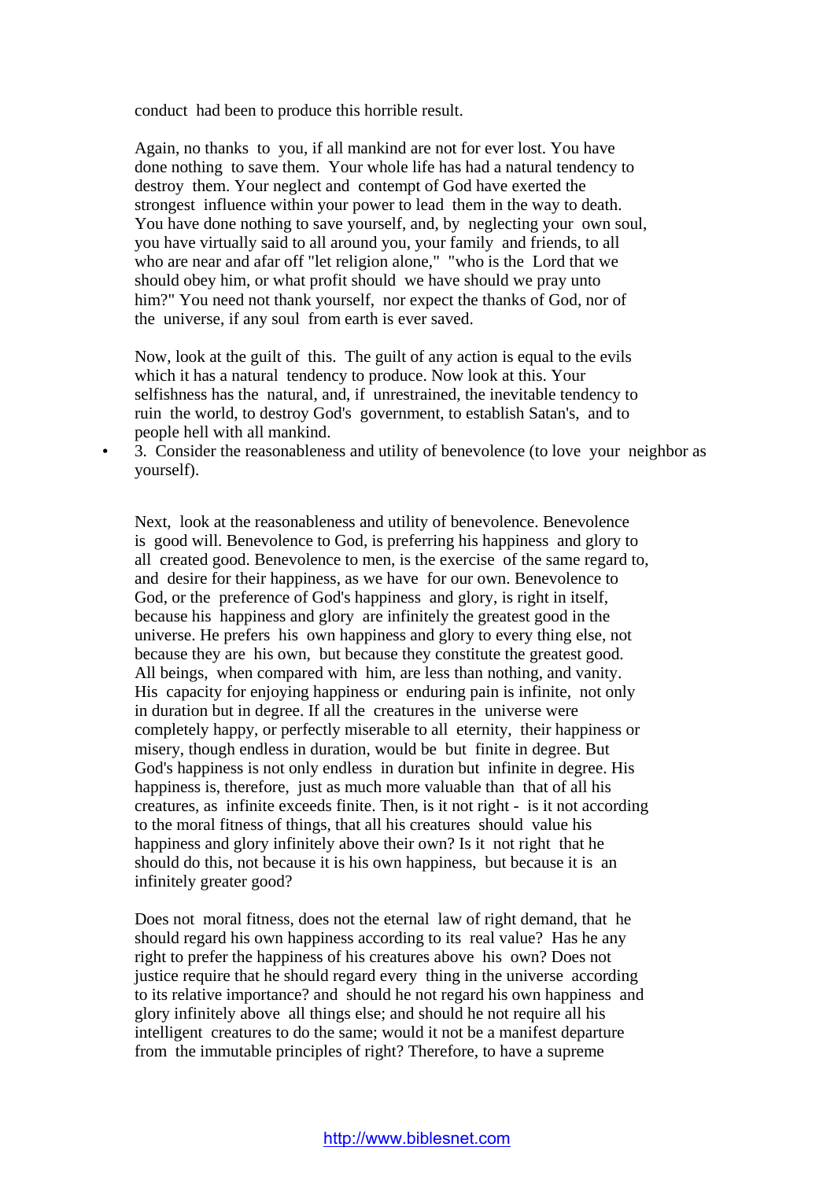conduct had been to produce this horrible result.

Again, no thanks to you, if all mankind are not for ever lost. You have done nothing to save them. Your whole life has had a natural tendency to destroy them. Your neglect and contempt of God have exerted the strongest influence within your power to lead them in the way to death. You have done nothing to save yourself, and, by neglecting your own soul, you have virtually said to all around you, your family and friends, to all who are near and afar off "let religion alone," "who is the Lord that we should obey him, or what profit should we have should we pray unto him?" You need not thank yourself, nor expect the thanks of God, nor of the universe, if any soul from earth is ever saved.

Now, look at the guilt of this. The guilt of any action is equal to the evils which it has a natural tendency to produce. Now look at this. Your selfishness has the natural, and, if unrestrained, the inevitable tendency to ruin the world, to destroy God's government, to establish Satan's, and to people hell with all mankind.

- 3. Consider the reasonableness and utility of benevolence (to love your neighbor as yourself).

Next, look at the reasonableness and utility of benevolence. Benevolence is good will. Benevolence to God, is preferring his happiness and glory to all created good. Benevolence to men, is the exercise of the same regard to, and desire for their happiness, as we have for our own. Benevolence to God, or the preference of God's happiness and glory, is right in itself, because his happiness and glory are infinitely the greatest good in the universe. He prefers his own happiness and glory to every thing else, not because they are his own, but because they constitute the greatest good. All beings, when compared with him, are less than nothing, and vanity. His capacity for enjoying happiness or enduring pain is infinite, not only in duration but in degree. If all the creatures in the universe were completely happy, or perfectly miserable to all eternity, their happiness or misery, though endless in duration, would be but finite in degree. But God's happiness is not only endless in duration but infinite in degree. His happiness is, therefore, just as much more valuable than that of all his creatures, as infinite exceeds finite. Then, is it not right - is it not according to the moral fitness of things, that all his creatures should value his happiness and glory infinitely above their own? Is it not right that he should do this, not because it is his own happiness, but because it is an infinitely greater good?

Does not moral fitness, does not the eternal law of right demand, that he should regard his own happiness according to its real value? Has he any right to prefer the happiness of his creatures above his own? Does not justice require that he should regard every thing in the universe according to its relative importance? and should he not regard his own happiness and glory infinitely above all things else; and should he not require all his intelligent creatures to do the same; would it not be a manifest departure from the immutable principles of right? Therefore, to have a supreme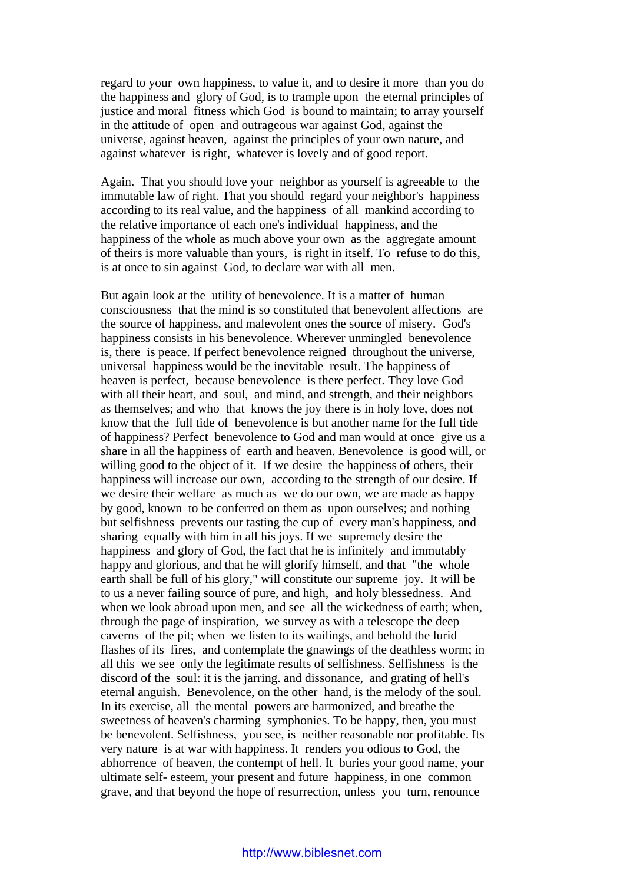regard to your own happiness, to value it, and to desire it more than you do the happiness and glory of God, is to trample upon the eternal principles of justice and moral fitness which God is bound to maintain; to array yourself in the attitude of open and outrageous war against God, against the universe, against heaven, against the principles of your own nature, and against whatever is right, whatever is lovely and of good report.

Again. That you should love your neighbor as yourself is agreeable to the immutable law of right. That you should regard your neighbor's happiness according to its real value, and the happiness of all mankind according to the relative importance of each one's individual happiness, and the happiness of the whole as much above your own as the aggregate amount of theirs is more valuable than yours, is right in itself. To refuse to do this, is at once to sin against God, to declare war with all men.

But again look at the utility of benevolence. It is a matter of human consciousness that the mind is so constituted that benevolent affections are the source of happiness, and malevolent ones the source of misery. God's happiness consists in his benevolence. Wherever unmingled benevolence is, there is peace. If perfect benevolence reigned throughout the universe, universal happiness would be the inevitable result. The happiness of heaven is perfect, because benevolence is there perfect. They love God with all their heart, and soul, and mind, and strength, and their neighbors as themselves; and who that knows the joy there is in holy love, does not know that the full tide of benevolence is but another name for the full tide of happiness? Perfect benevolence to God and man would at once give us a share in all the happiness of earth and heaven. Benevolence is good will, or willing good to the object of it. If we desire the happiness of others, their happiness will increase our own, according to the strength of our desire. If we desire their welfare as much as we do our own, we are made as happy by good, known to be conferred on them as upon ourselves; and nothing but selfishness prevents our tasting the cup of every man's happiness, and sharing equally with him in all his joys. If we supremely desire the happiness and glory of God, the fact that he is infinitely and immutably happy and glorious, and that he will glorify himself, and that "the whole earth shall be full of his glory," will constitute our supreme joy. It will be to us a never failing source of pure, and high, and holy blessedness. And when we look abroad upon men, and see all the wickedness of earth; when, through the page of inspiration, we survey as with a telescope the deep caverns of the pit; when we listen to its wailings, and behold the lurid flashes of its fires, and contemplate the gnawings of the deathless worm; in all this we see only the legitimate results of selfishness. Selfishness is the discord of the soul: it is the jarring. and dissonance, and grating of hell's eternal anguish. Benevolence, on the other hand, is the melody of the soul. In its exercise, all the mental powers are harmonized, and breathe the sweetness of heaven's charming symphonies. To be happy, then, you must be benevolent. Selfishness, you see, is neither reasonable nor profitable. Its very nature is at war with happiness. It renders you odious to God, the abhorrence of heaven, the contempt of hell. It buries your good name, your ultimate self- esteem, your present and future happiness, in one common grave, and that beyond the hope of resurrection, unless you turn, renounce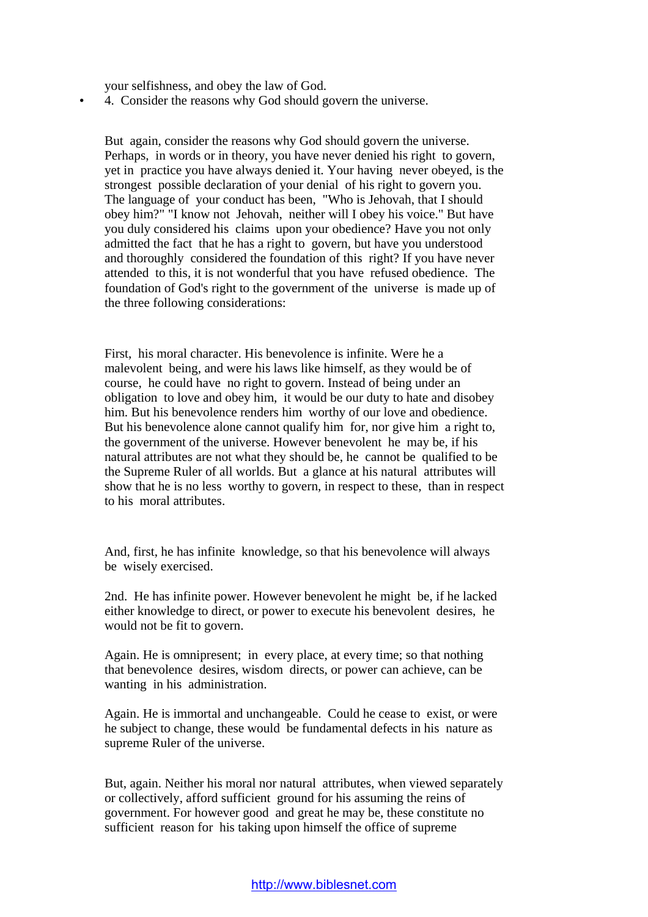your selfishness, and obey the law of God.

- 4. Consider the reasons why God should govern the universe.

But again, consider the reasons why God should govern the universe. Perhaps, in words or in theory, you have never denied his right to govern, yet in practice you have always denied it. Your having never obeyed, is the strongest possible declaration of your denial of his right to govern you. The language of your conduct has been, "Who is Jehovah, that I should obey him?" "I know not Jehovah, neither will I obey his voice." But have you duly considered his claims upon your obedience? Have you not only admitted the fact that he has a right to govern, but have you understood and thoroughly considered the foundation of this right? If you have never attended to this, it is not wonderful that you have refused obedience. The foundation of God's right to the government of the universe is made up of the three following considerations:

First, his moral character. His benevolence is infinite. Were he a malevolent being, and were his laws like himself, as they would be of course, he could have no right to govern. Instead of being under an obligation to love and obey him, it would be our duty to hate and disobey him. But his benevolence renders him worthy of our love and obedience. But his benevolence alone cannot qualify him for, nor give him a right to, the government of the universe. However benevolent he may be, if his natural attributes are not what they should be, he cannot be qualified to be the Supreme Ruler of all worlds. But a glance at his natural attributes will show that he is no less worthy to govern, in respect to these, than in respect to his moral attributes.

And, first, he has infinite knowledge, so that his benevolence will always be wisely exercised.

2nd. He has infinite power. However benevolent he might be, if he lacked either knowledge to direct, or power to execute his benevolent desires, he would not be fit to govern.

Again. He is omnipresent; in every place, at every time; so that nothing that benevolence desires, wisdom directs, or power can achieve, can be wanting in his administration.

Again. He is immortal and unchangeable. Could he cease to exist, or were he subject to change, these would be fundamental defects in his nature as supreme Ruler of the universe.

But, again. Neither his moral nor natural attributes, when viewed separately or collectively, afford sufficient ground for his assuming the reins of government. For however good and great he may be, these constitute no sufficient reason for his taking upon himself the office of supreme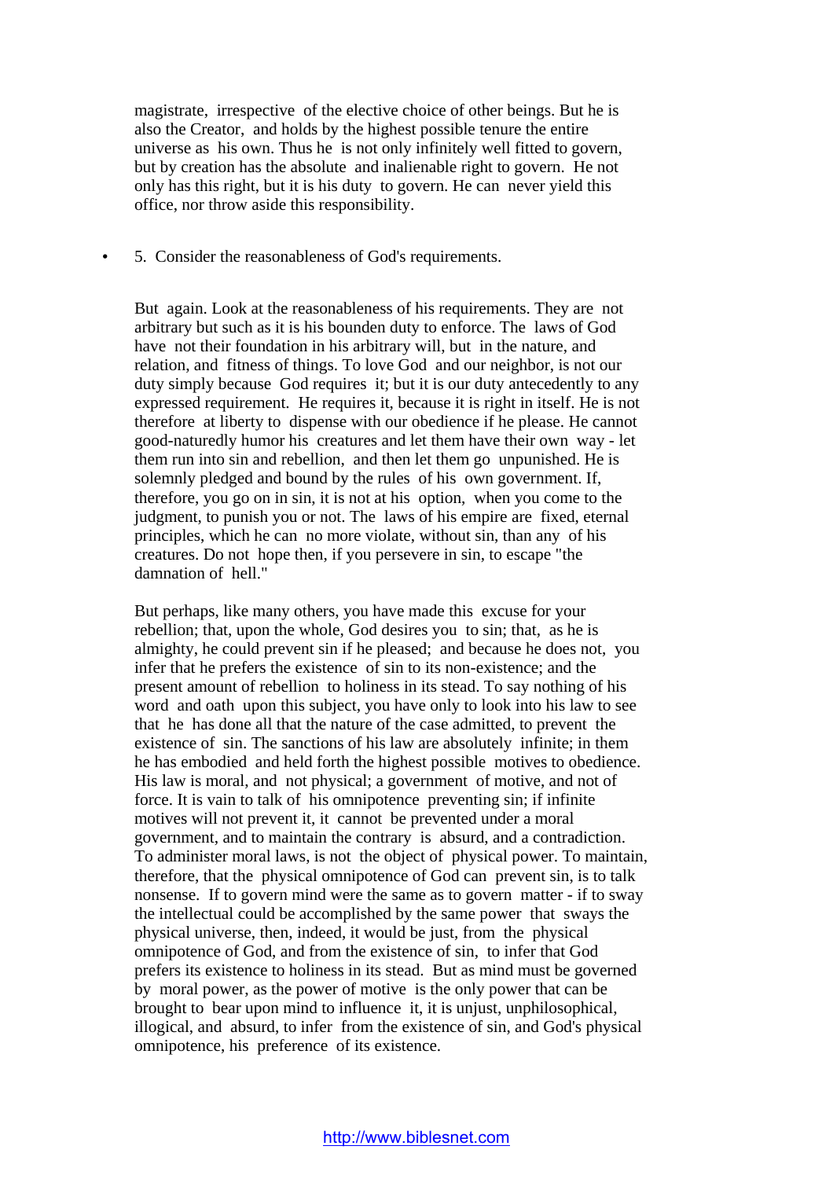magistrate, irrespective of the elective choice of other beings. But he is also the Creator, and holds by the highest possible tenure the entire universe as his own. Thus he is not only infinitely well fitted to govern, but by creation has the absolute and inalienable right to govern. He not only has this right, but it is his duty to govern. He can never yield this office, nor throw aside this responsibility.

- 5. Consider the reasonableness of God's requirements.

But again. Look at the reasonableness of his requirements. They are not arbitrary but such as it is his bounden duty to enforce. The laws of God have not their foundation in his arbitrary will, but in the nature, and relation, and fitness of things. To love God and our neighbor, is not our duty simply because God requires it; but it is our duty antecedently to any expressed requirement. He requires it, because it is right in itself. He is not therefore at liberty to dispense with our obedience if he please. He cannot good-naturedly humor his creatures and let them have their own way - let them run into sin and rebellion, and then let them go unpunished. He is solemnly pledged and bound by the rules of his own government. If, therefore, you go on in sin, it is not at his option, when you come to the judgment, to punish you or not. The laws of his empire are fixed, eternal principles, which he can no more violate, without sin, than any of his creatures. Do not hope then, if you persevere in sin, to escape "the damnation of hell."

But perhaps, like many others, you have made this excuse for your rebellion; that, upon the whole, God desires you to sin; that, as he is almighty, he could prevent sin if he pleased; and because he does not, you infer that he prefers the existence of sin to its non-existence; and the present amount of rebellion to holiness in its stead. To say nothing of his word and oath upon this subject, you have only to look into his law to see that he has done all that the nature of the case admitted, to prevent the existence of sin. The sanctions of his law are absolutely infinite; in them he has embodied and held forth the highest possible motives to obedience. His law is moral, and not physical; a government of motive, and not of force. It is vain to talk of his omnipotence preventing sin; if infinite motives will not prevent it, it cannot be prevented under a moral government, and to maintain the contrary is absurd, and a contradiction. To administer moral laws, is not the object of physical power. To maintain, therefore, that the physical omnipotence of God can prevent sin, is to talk nonsense. If to govern mind were the same as to govern matter - if to sway the intellectual could be accomplished by the same power that sways the physical universe, then, indeed, it would be just, from the physical omnipotence of God, and from the existence of sin, to infer that God prefers its existence to holiness in its stead. But as mind must be governed by moral power, as the power of motive is the only power that can be brought to bear upon mind to influence it, it is unjust, unphilosophical, illogical, and absurd, to infer from the existence of sin, and God's physical omnipotence, his preference of its existence.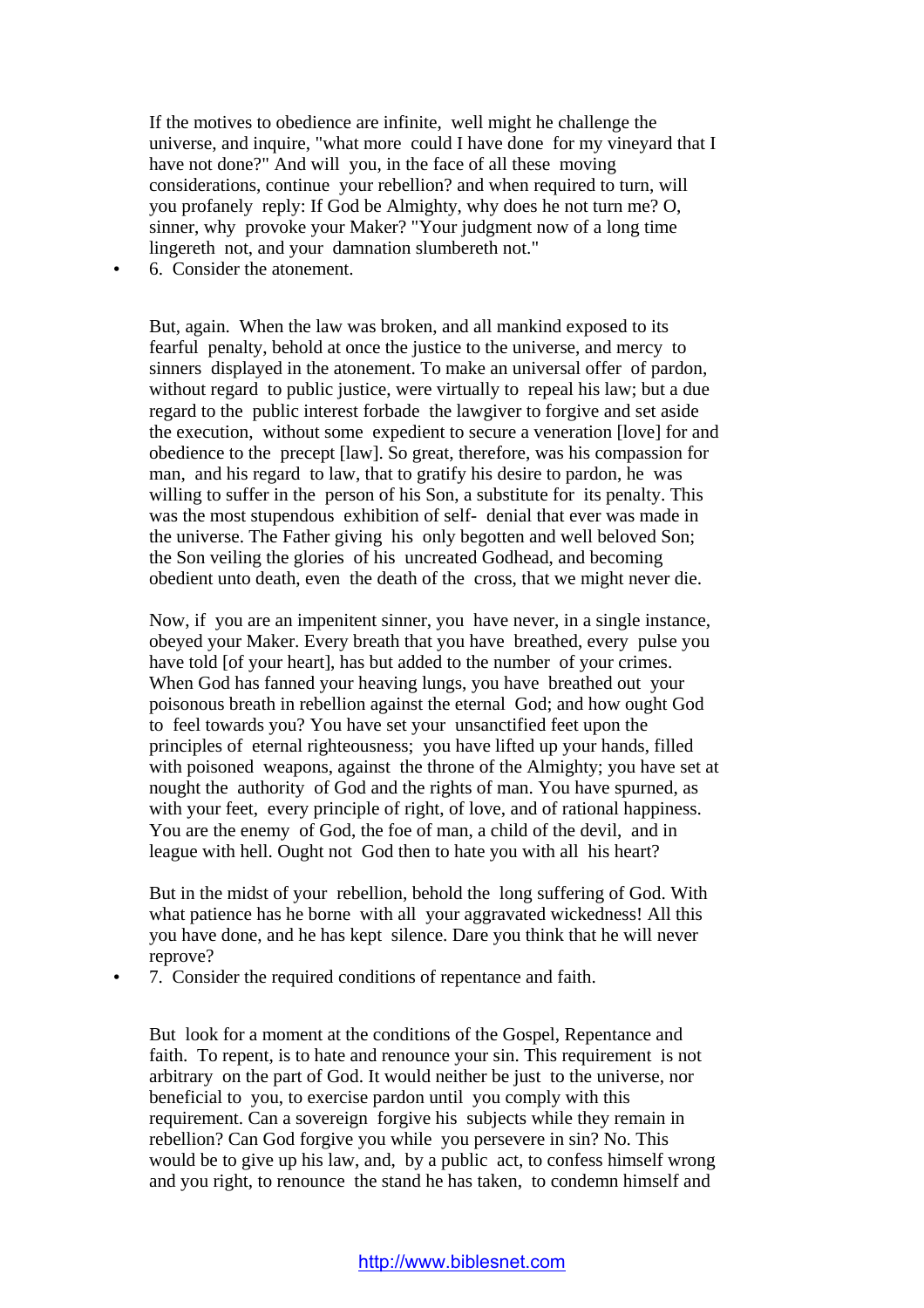If the motives to obedience are infinite, well might he challenge the universe, and inquire, "what more could I have done for my vineyard that I have not done?" And will you, in the face of all these moving considerations, continue your rebellion? and when required to turn, will you profanely reply: If God be Almighty, why does he not turn me? O, sinner, why provoke your Maker? "Your judgment now of a long time lingereth not, and your damnation slumbereth not."

- 6. Consider the atonement.

But, again. When the law was broken, and all mankind exposed to its fearful penalty, behold at once the justice to the universe, and mercy to sinners displayed in the atonement. To make an universal offer of pardon, without regard to public justice, were virtually to repeal his law; but a due regard to the public interest forbade the lawgiver to forgive and set aside the execution, without some expedient to secure a veneration [love] for and obedience to the precept [law]. So great, therefore, was his compassion for man, and his regard to law, that to gratify his desire to pardon, he was willing to suffer in the person of his Son, a substitute for its penalty. This was the most stupendous exhibition of self- denial that ever was made in the universe. The Father giving his only begotten and well beloved Son; the Son veiling the glories of his uncreated Godhead, and becoming obedient unto death, even the death of the cross, that we might never die.

Now, if you are an impenitent sinner, you have never, in a single instance, obeyed your Maker. Every breath that you have breathed, every pulse you have told [of your heart], has but added to the number of your crimes. When God has fanned your heaving lungs, you have breathed out your poisonous breath in rebellion against the eternal God; and how ought God to feel towards you? You have set your unsanctified feet upon the principles of eternal righteousness; you have lifted up your hands, filled with poisoned weapons, against the throne of the Almighty; you have set at nought the authority of God and the rights of man. You have spurned, as with your feet, every principle of right, of love, and of rational happiness. You are the enemy of God, the foe of man, a child of the devil, and in league with hell. Ought not God then to hate you with all his heart?

But in the midst of your rebellion, behold the long suffering of God. With what patience has he borne with all your aggravated wickedness! All this you have done, and he has kept silence. Dare you think that he will never reprove?

- 7. Consider the required conditions of repentance and faith.

But look for a moment at the conditions of the Gospel, Repentance and faith. To repent, is to hate and renounce your sin. This requirement is not arbitrary on the part of God. It would neither be just to the universe, nor beneficial to you, to exercise pardon until you comply with this requirement. Can a sovereign forgive his subjects while they remain in rebellion? Can God forgive you while you persevere in sin? No. This would be to give up his law, and, by a public act, to confess himself wrong and you right, to renounce the stand he has taken, to condemn himself and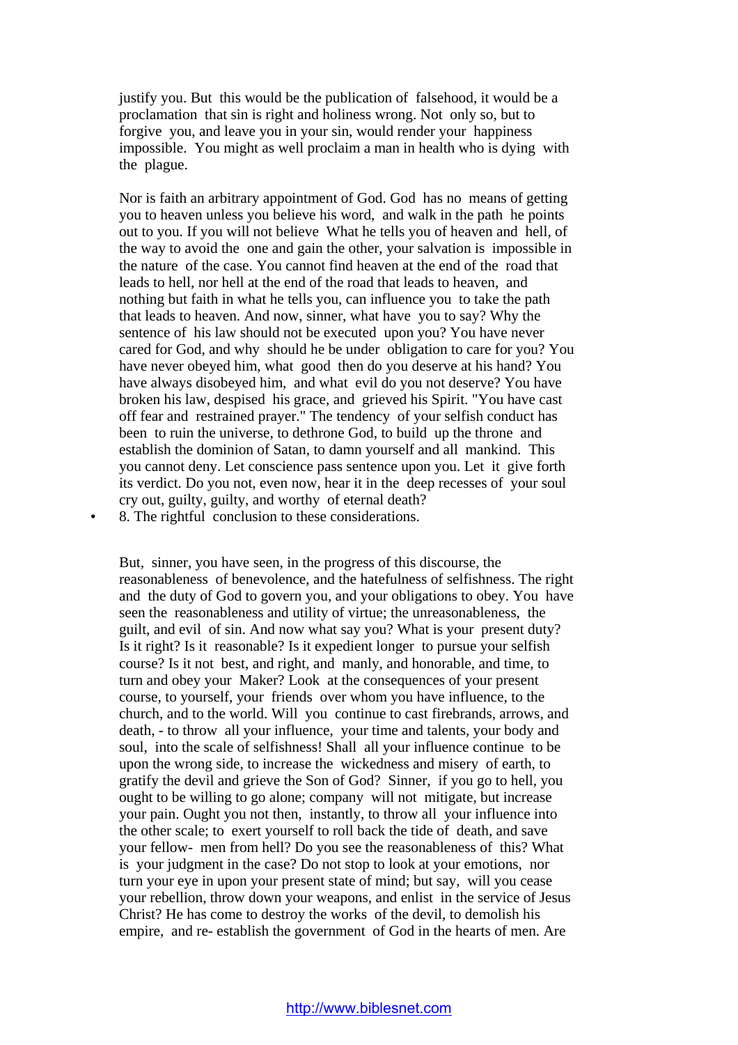justify you. But this would be the publication of falsehood, it would be a proclamation that sin is right and holiness wrong. Not only so, but to forgive you, and leave you in your sin, would render your happiness impossible. You might as well proclaim a man in health who is dying with the plague.

Nor is faith an arbitrary appointment of God. God has no means of getting you to heaven unless you believe his word, and walk in the path he points out to you. If you will not believe What he tells you of heaven and hell, of the way to avoid the one and gain the other, your salvation is impossible in the nature of the case. You cannot find heaven at the end of the road that leads to hell, nor hell at the end of the road that leads to heaven, and nothing but faith in what he tells you, can influence you to take the path that leads to heaven. And now, sinner, what have you to say? Why the sentence of his law should not be executed upon you? You have never cared for God, and why should he be under obligation to care for you? You have never obeyed him, what good then do you deserve at his hand? You have always disobeyed him, and what evil do you not deserve? You have broken his law, despised his grace, and grieved his Spirit. "You have cast off fear and restrained prayer." The tendency of your selfish conduct has been to ruin the universe, to dethrone God, to build up the throne and establish the dominion of Satan, to damn yourself and all mankind. This you cannot deny. Let conscience pass sentence upon you. Let it give forth its verdict. Do you not, even now, hear it in the deep recesses of your soul cry out, guilty, guilty, and worthy of eternal death?

- 8. The rightful conclusion to these considerations.

But, sinner, you have seen, in the progress of this discourse, the reasonableness of benevolence, and the hatefulness of selfishness. The right and the duty of God to govern you, and your obligations to obey. You have seen the reasonableness and utility of virtue; the unreasonableness, the guilt, and evil of sin. And now what say you? What is your present duty? Is it right? Is it reasonable? Is it expedient longer to pursue your selfish course? Is it not best, and right, and manly, and honorable, and time, to turn and obey your Maker? Look at the consequences of your present course, to yourself, your friends over whom you have influence, to the church, and to the world. Will you continue to cast firebrands, arrows, and death, - to throw all your influence, your time and talents, your body and soul, into the scale of selfishness! Shall all your influence continue to be upon the wrong side, to increase the wickedness and misery of earth, to gratify the devil and grieve the Son of God? Sinner, if you go to hell, you ought to be willing to go alone; company will not mitigate, but increase your pain. Ought you not then, instantly, to throw all your influence into the other scale; to exert yourself to roll back the tide of death, and save your fellow- men from hell? Do you see the reasonableness of this? What is your judgment in the case? Do not stop to look at your emotions, nor turn your eye in upon your present state of mind; but say, will you cease your rebellion, throw down your weapons, and enlist in the service of Jesus Christ? He has come to destroy the works of the devil, to demolish his empire, and re- establish the government of God in the hearts of men. Are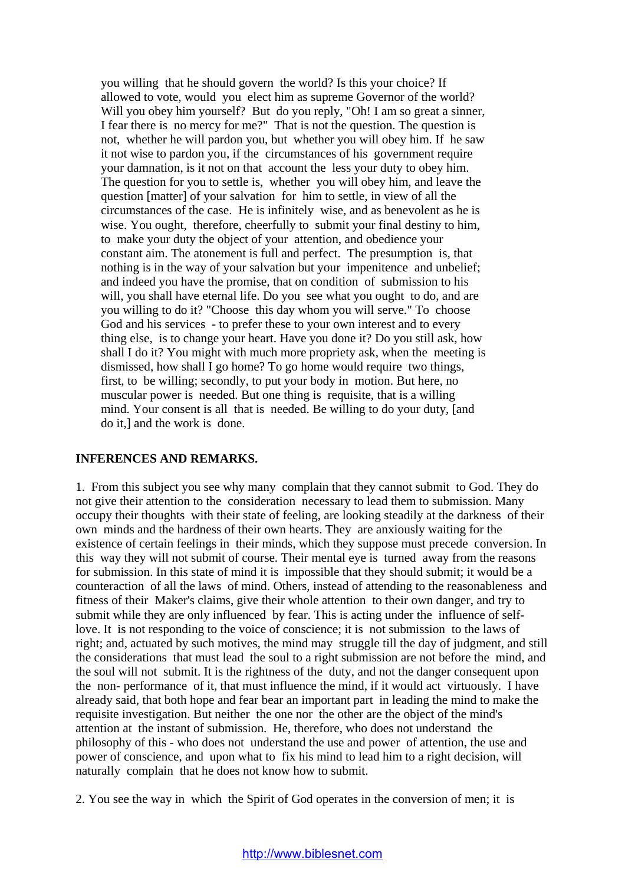you willing that he should govern the world? Is this your choice? If allowed to vote, would you elect him as supreme Governor of the world? Will you obey him yourself? But do you reply, "Oh! I am so great a sinner, I fear there is no mercy for me?" That is not the question. The question is not, whether he will pardon you, but whether you will obey him. If he saw it not wise to pardon you, if the circumstances of his government require your damnation, is it not on that account the less your duty to obey him. The question for you to settle is, whether you will obey him, and leave the question [matter] of your salvation for him to settle, in view of all the circumstances of the case. He is infinitely wise, and as benevolent as he is wise. You ought, therefore, cheerfully to submit your final destiny to him, to make your duty the object of your attention, and obedience your constant aim. The atonement is full and perfect. The presumption is, that nothing is in the way of your salvation but your impenitence and unbelief; and indeed you have the promise, that on condition of submission to his will, you shall have eternal life. Do you see what you ought to do, and are you willing to do it? "Choose this day whom you will serve." To choose God and his services - to prefer these to your own interest and to every thing else, is to change your heart. Have you done it? Do you still ask, how shall I do it? You might with much more propriety ask, when the meeting is dismissed, how shall I go home? To go home would require two things, first, to be willing; secondly, to put your body in motion. But here, no muscular power is needed. But one thing is requisite, that is a willing mind. Your consent is all that is needed. Be willing to do your duty, [and do it,] and the work is done.

**INFERENCES AND REMARKS.**

1. From this subject you see why many complain that they cannot submit to God. They do not give their attention to the consideration necessary to lead them to submission. Many occupy their thoughts with their state of feeling, are looking steadily at the darkness of their own minds and the hardness of their own hearts. They are anxiously waiting for the existence of certain feelings in their minds, which they suppose must precede conversion. In this way they will not submit of course. Their mental eye is turned away from the reasons for submission. In this state of mind it is impossible that they should submit; it would be a counteraction of all the laws of mind. Others, instead of attending to the reasonableness and fitness of their Maker's claims, give their whole attention to their own danger, and try to submit while they are only influenced by fear. This is acting under the influence of self-love. It is not responding to the voice of conscience; it is not submission to the laws of right; and, actuated by such motives, the mind may struggle till the day of judgment, and still the considerations that must lead the soul to a right submission are not before the mind, and the soul will not submit. It is the rightness of the duty, and not the danger consequent upon the non- performance of it, that must influence the mind, if it would act virtuously. I have already said, that both hope and fear bear an important part in leading the mind to make the requisite investigation. But neither the one nor the other are the object of the mind's attention at the instant of submission. He, therefore, who does not understand the philosophy of this - who does not understand the use and power of attention, the use and power of conscience, and upon what to fix his mind to lead him to a right decision, will naturally complain that he does not know how to submit.

2. You see the way in which the Spirit of God operates in the conversion of men; it is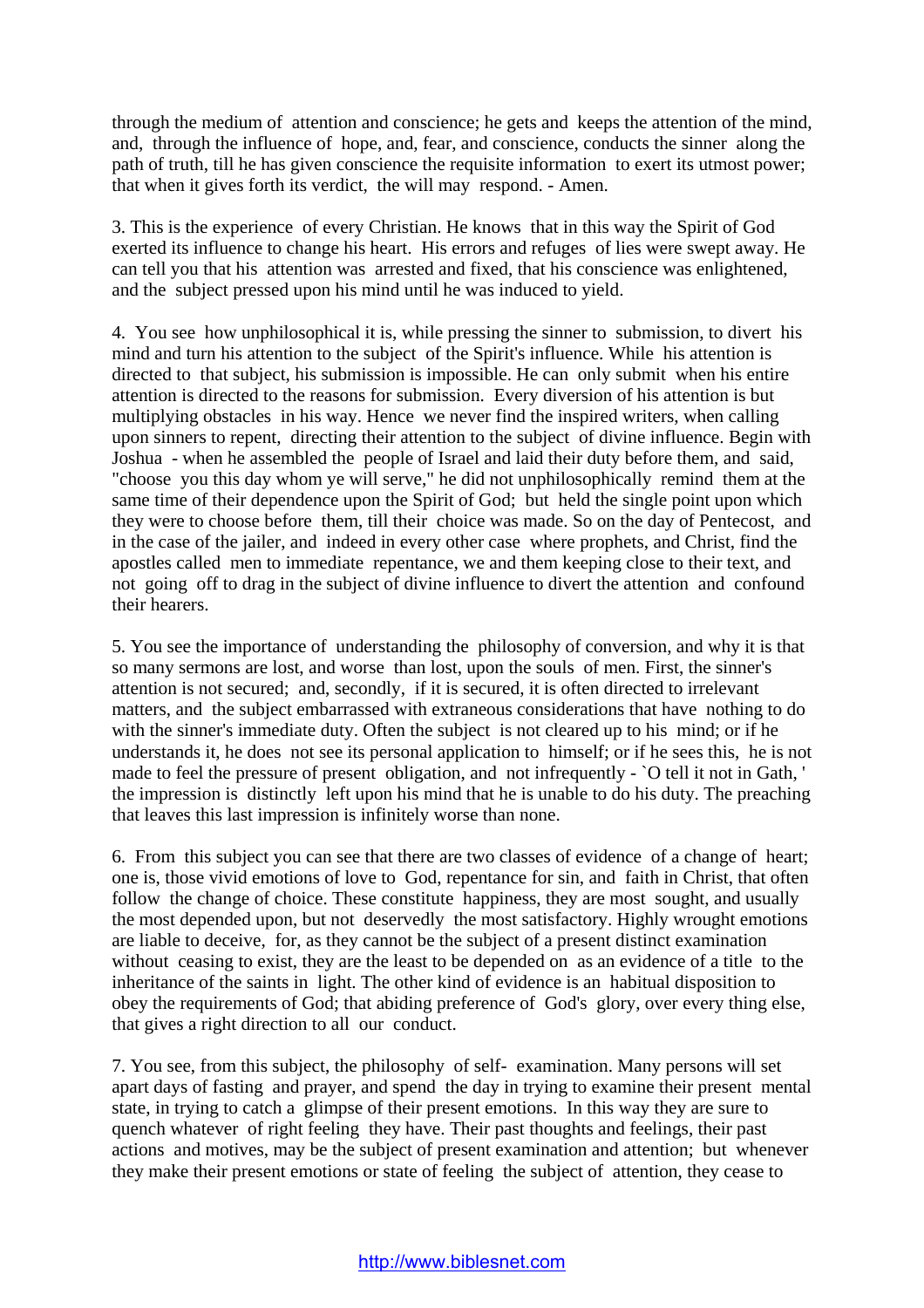through the medium of attention and conscience; he gets and keeps the attention of the mind, and, through the influence of hope, and, fear, and conscience, conducts the sinner along the path of truth, till he has given conscience the requisite information to exert its utmost power; that when it gives forth its verdict, the will may respond. - Amen.

3. This is the experience of every Christian. He knows that in this way the Spirit of God exerted its influence to change his heart. His errors and refuges of lies were swept away. He can tell you that his attention was arrested and fixed, that his conscience was enlightened, and the subject pressed upon his mind until he was induced to yield.

4. You see how unphilosophical it is, while pressing the sinner to submission, to divert his mind and turn his attention to the subject of the Spirit's influence. While his attention is directed to that subject, his submission is impossible. He can only submit when his entire attention is directed to the reasons for submission. Every diversion of his attention is but multiplying obstacles in his way. Hence we never find the inspired writers, when calling upon sinners to repent, directing their attention to the subject of divine influence. Begin with Joshua - when he assembled the people of Israel and laid their duty before them, and said, "choose you this day whom ye will serve," he did not unphilosophically remind them at the same time of their dependence upon the Spirit of God; but held the single point upon which they were to choose before them, till their choice was made. So on the day of Pentecost, and in the case of the jailer, and indeed in every other case where prophets, and Christ, find the apostles called men to immediate repentance, we and them keeping close to their text, and not going off to drag in the subject of divine influence to divert the attention and confound their hearers.

5. You see the importance of understanding the philosophy of conversion, and why it is that so many sermons are lost, and worse than lost, upon the souls of men. First, the sinner's attention is not secured; and, secondly, if it is secured, it is often directed to irrelevant matters, and the subject embarrassed with extraneous considerations that have nothing to do with the sinner's immediate duty. Often the subject is not cleared up to his mind; or if he understands it, he does not see its personal application to himself; or if he sees this, he is not made to feel the pressure of present obligation, and not infrequently - `O tell it not in Gath, ' the impression is distinctly left upon his mind that he is unable to do his duty. The preaching that leaves this last impression is infinitely worse than none.

6. From this subject you can see that there are two classes of evidence of a change of heart; one is, those vivid emotions of love to God, repentance for sin, and faith in Christ, that often follow the change of choice. These constitute happiness, they are most sought, and usually the most depended upon, but not deservedly the most satisfactory. Highly wrought emotions are liable to deceive, for, as they cannot be the subject of a present distinct examination without ceasing to exist, they are the least to be depended on as an evidence of a title to the inheritance of the saints in light. The other kind of evidence is an habitual disposition to obey the requirements of God; that abiding preference of God's glory, over every thing else, that gives a right direction to all our conduct.

7. You see, from this subject, the philosophy of self- examination. Many persons will set apart days of fasting and prayer, and spend the day in trying to examine their present mental state, in trying to catch a glimpse of their present emotions. In this way they are sure to quench whatever of right feeling they have. Their past thoughts and feelings, their past actions and motives, may be the subject of present examination and attention; but whenever they make their present emotions or state of feeling the subject of attention, they cease to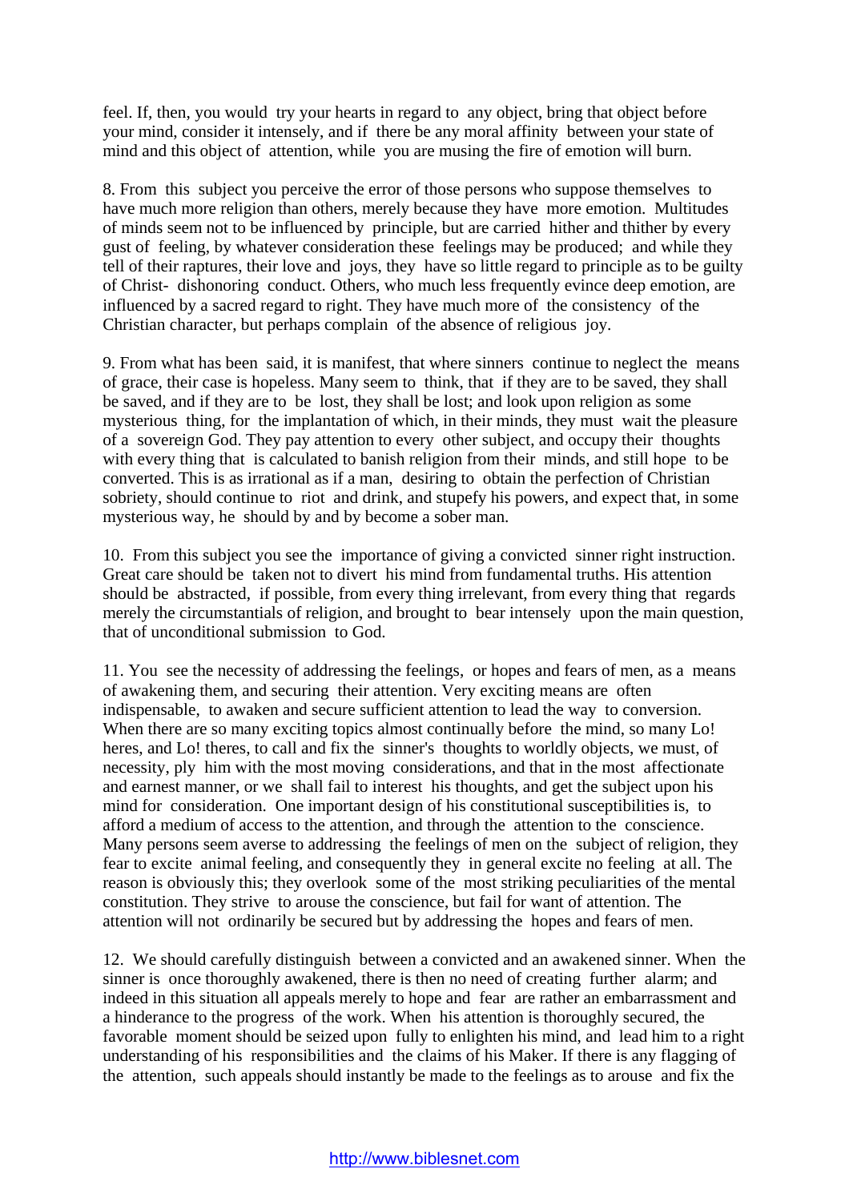feel. If, then, you would try your hearts in regard to any object, bring that object before your mind, consider it intensely, and if there be any moral affinity between your state of mind and this object of attention, while you are musing the fire of emotion will burn.

8. From this subject you perceive the error of those persons who suppose themselves to have much more religion than others, merely because they have more emotion. Multitudes of minds seem not to be influenced by principle, but are carried hither and thither by every gust of feeling, by whatever consideration these feelings may be produced; and while they tell of their raptures, their love and joys, they have so little regard to principle as to be guilty of Christ- dishonoring conduct. Others, who much less frequently evince deep emotion, are influenced by a sacred regard to right. They have much more of the consistency of the Christian character, but perhaps complain of the absence of religious joy.

9. From what has been said, it is manifest, that where sinners continue to neglect the means of grace, their case is hopeless. Many seem to think, that if they are to be saved, they shall be saved, and if they are to be lost, they shall be lost; and look upon religion as some mysterious thing, for the implantation of which, in their minds, they must wait the pleasure of a sovereign God. They pay attention to every other subject, and occupy their thoughts with every thing that is calculated to banish religion from their minds, and still hope to be converted. This is as irrational as if a man, desiring to obtain the perfection of Christian sobriety, should continue to riot and drink, and stupefy his powers, and expect that, in some mysterious way, he should by and by become a sober man.

10. From this subject you see the importance of giving a convicted sinner right instruction. Great care should be taken not to divert his mind from fundamental truths. His attention should be abstracted, if possible, from every thing irrelevant, from every thing that regards merely the circumstantials of religion, and brought to bear intensely upon the main question, that of unconditional submission to God.

11. You see the necessity of addressing the feelings, or hopes and fears of men, as a means of awakening them, and securing their attention. Very exciting means are often indispensable, to awaken and secure sufficient attention to lead the way to conversion. When there are so many exciting topics almost continually before the mind, so many Lo! heres, and Lo! theres, to call and fix the sinner's thoughts to worldly objects, we must, of necessity, ply him with the most moving considerations, and that in the most affectionate and earnest manner, or we shall fail to interest his thoughts, and get the subject upon his mind for consideration. One important design of his constitutional susceptibilities is, to afford a medium of access to the attention, and through the attention to the conscience. Many persons seem averse to addressing the feelings of men on the subject of religion, they fear to excite animal feeling, and consequently they in general excite no feeling at all. The reason is obviously this; they overlook some of the most striking peculiarities of the mental constitution. They strive to arouse the conscience, but fail for want of attention. The attention will not ordinarily be secured but by addressing the hopes and fears of men.

12. We should carefully distinguish between a convicted and an awakened sinner. When the sinner is once thoroughly awakened, there is then no need of creating further alarm; and indeed in this situation all appeals merely to hope and fear are rather an embarrassment and a hinderance to the progress of the work. When his attention is thoroughly secured, the favorable moment should be seized upon fully to enlighten his mind, and lead him to a right understanding of his responsibilities and the claims of his Maker. If there is any flagging of the attention, such appeals should instantly be made to the feelings as to arouse and fix the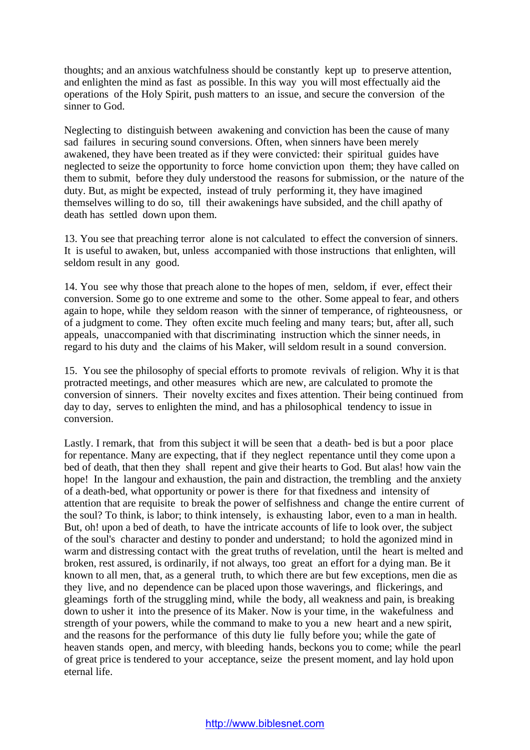thoughts; and an anxious watchfulness should be constantly kept up to preserve attention, and enlighten the mind as fast as possible. In this way you will most effectually aid the operations of the Holy Spirit, push matters to an issue, and secure the conversion of the sinner to God.

Neglecting to distinguish between awakening and conviction has been the cause of many sad failures in securing sound conversions. Often, when sinners have been merely awakened, they have been treated as if they were convicted: their spiritual guides have neglected to seize the opportunity to force home conviction upon them; they have called on them to submit, before they duly understood the reasons for submission, or the nature of the duty. But, as might be expected, instead of truly performing it, they have imagined themselves willing to do so, till their awakenings have subsided, and the chill apathy of death has settled down upon them.

13. You see that preaching terror alone is not calculated to effect the conversion of sinners. It is useful to awaken, but, unless accompanied with those instructions that enlighten, will seldom result in any good.

14. You see why those that preach alone to the hopes of men, seldom, if ever, effect their conversion. Some go to one extreme and some to the other. Some appeal to fear, and others again to hope, while they seldom reason with the sinner of temperance, of righteousness, or of a judgment to come. They often excite much feeling and many tears; but, after all, such appeals, unaccompanied with that discriminating instruction which the sinner needs, in regard to his duty and the claims of his Maker, will seldom result in a sound conversion.

15. You see the philosophy of special efforts to promote revivals of religion. Why it is that protracted meetings, and other measures which are new, are calculated to promote the conversion of sinners. Their novelty excites and fixes attention. Their being continued from day to day, serves to enlighten the mind, and has a philosophical tendency to issue in conversion.

Lastly. I remark, that from this subject it will be seen that a death- bed is but a poor place for repentance. Many are expecting, that if they neglect repentance until they come upon a bed of death, that then they shall repent and give their hearts to God. But alas! how vain the hope! In the langour and exhaustion, the pain and distraction, the trembling and the anxiety of a death-bed, what opportunity or power is there for that fixedness and intensity of attention that are requisite to break the power of selfishness and change the entire current of the soul? To think, is labor; to think intensely, is exhausting labor, even to a man in health. But, oh! upon a bed of death, to have the intricate accounts of life to look over, the subject of the soul's character and destiny to ponder and understand; to hold the agonized mind in warm and distressing contact with the great truths of revelation, until the heart is melted and broken, rest assured, is ordinarily, if not always, too great an effort for a dying man. Be it known to all men, that, as a general truth, to which there are but few exceptions, men die as they live, and no dependence can be placed upon those waverings, and flickerings, and gleamings forth of the struggling mind, while the body, all weakness and pain, is breaking down to usher it into the presence of its Maker. Now is your time, in the wakefulness and strength of your powers, while the command to make to you a new heart and a new spirit, and the reasons for the performance of this duty lie fully before you; while the gate of heaven stands open, and mercy, with bleeding hands, beckons you to come; while the pearl of great price is tendered to your acceptance, seize the present moment, and lay hold upon eternal life.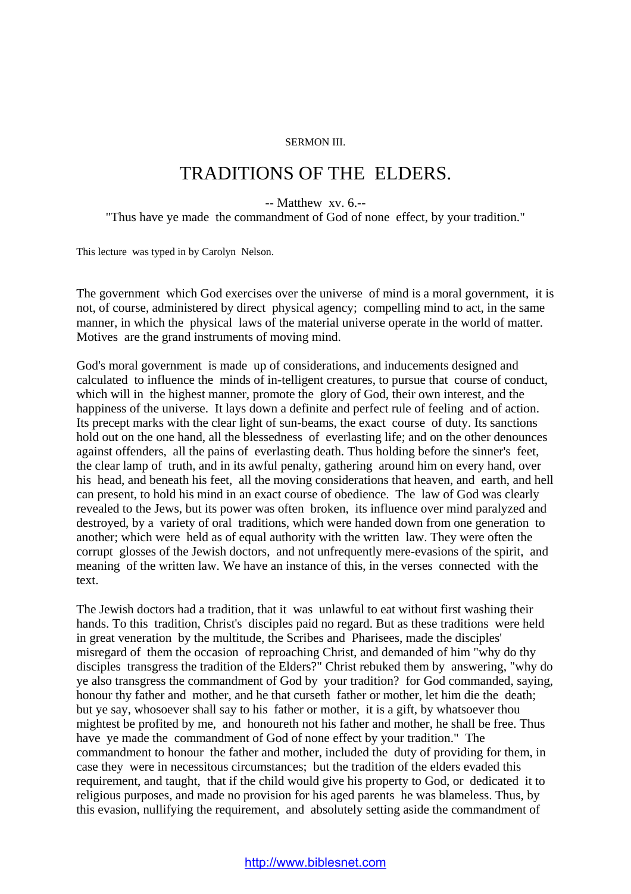SERMON III.

# TRADITIONS OF THE ELDERS.

-- Matthew xv. 6.--
"Thus have ye made the commandment of God of none effect, by your tradition."

This lecture was typed in by Carolyn Nelson.

The government which God exercises over the universe of mind is a moral government, it is not, of course, administered by direct physical agency; compelling mind to act, in the same manner, in which the physical laws of the material universe operate in the world of matter. Motives are the grand instruments of moving mind.

God's moral government is made up of considerations, and inducements designed and calculated to influence the minds of in-telligent creatures, to pursue that course of conduct, which will in the highest manner, promote the glory of God, their own interest, and the happiness of the universe. It lays down a definite and perfect rule of feeling and of action. Its precept marks with the clear light of sun-beams, the exact course of duty. Its sanctions hold out on the one hand, all the blessedness of everlasting life; and on the other denounces against offenders, all the pains of everlasting death. Thus holding before the sinner's feet, the clear lamp of truth, and in its awful penalty, gathering around him on every hand, over his head, and beneath his feet, all the moving considerations that heaven, and earth, and hell can present, to hold his mind in an exact course of obedience. The law of God was clearly revealed to the Jews, but its power was often broken, its influence over mind paralyzed and destroyed, by a variety of oral traditions, which were handed down from one generation to another; which were held as of equal authority with the written law. They were often the corrupt glosses of the Jewish doctors, and not unfrequently mere-evasions of the spirit, and meaning of the written law. We have an instance of this, in the verses connected with the text.

The Jewish doctors had a tradition, that it was unlawful to eat without first washing their hands. To this tradition, Christ's disciples paid no regard. But as these traditions were held in great veneration by the multitude, the Scribes and Pharisees, made the disciples' misregard of them the occasion of reproaching Christ, and demanded of him "why do thy disciples transgress the tradition of the Elders?" Christ rebuked them by answering, "why do ye also transgress the commandment of God by your tradition? for God commanded, saying, honour thy father and mother, and he that curseth father or mother, let him die the death; but ye say, whosoever shall say to his father or mother, it is a gift, by whatsoever thou mightest be profited by me, and honoureth not his father and mother, he shall be free. Thus have ye made the commandment of God of none effect by your tradition." The commandment to honour the father and mother, included the duty of providing for them, in case they were in necessitous circumstances; but the tradition of the elders evaded this requirement, and taught, that if the child would give his property to God, or dedicated it to religious purposes, and made no provision for his aged parents he was blameless. Thus, by this evasion, nullifying the requirement, and absolutely setting aside the commandment of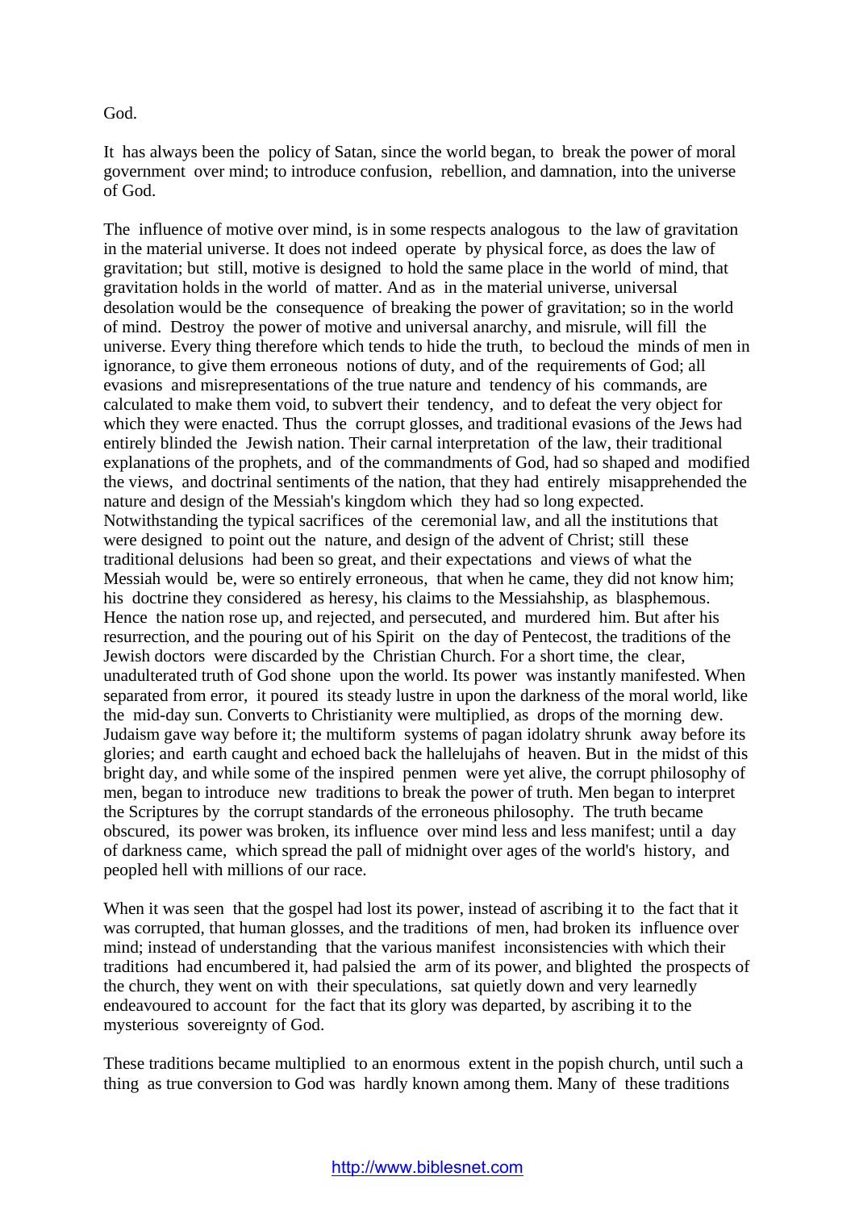God.

It has always been the policy of Satan, since the world began, to break the power of moral government over mind; to introduce confusion, rebellion, and damnation, into the universe of God.

The influence of motive over mind, is in some respects analogous to the law of gravitation in the material universe. It does not indeed operate by physical force, as does the law of gravitation; but still, motive is designed to hold the same place in the world of mind, that gravitation holds in the world of matter. And as in the material universe, universal desolation would be the consequence of breaking the power of gravitation; so in the world of mind. Destroy the power of motive and universal anarchy, and misrule, will fill the universe. Every thing therefore which tends to hide the truth, to becloud the minds of men in ignorance, to give them erroneous notions of duty, and of the requirements of God; all evasions and misrepresentations of the true nature and tendency of his commands, are calculated to make them void, to subvert their tendency, and to defeat the very object for which they were enacted. Thus the corrupt glosses, and traditional evasions of the Jews had entirely blinded the Jewish nation. Their carnal interpretation of the law, their traditional explanations of the prophets, and of the commandments of God, had so shaped and modified the views, and doctrinal sentiments of the nation, that they had entirely misapprehended the nature and design of the Messiah's kingdom which they had so long expected. Notwithstanding the typical sacrifices of the ceremonial law, and all the institutions that were designed to point out the nature, and design of the advent of Christ; still these traditional delusions had been so great, and their expectations and views of what the Messiah would be, were so entirely erroneous, that when he came, they did not know him; his doctrine they considered as heresy, his claims to the Messiahship, as blasphemous. Hence the nation rose up, and rejected, and persecuted, and murdered him. But after his resurrection, and the pouring out of his Spirit on the day of Pentecost, the traditions of the Jewish doctors were discarded by the Christian Church. For a short time, the clear, unadulterated truth of God shone upon the world. Its power was instantly manifested. When separated from error, it poured its steady lustre in upon the darkness of the moral world, like the mid-day sun. Converts to Christianity were multiplied, as drops of the morning dew. Judaism gave way before it; the multiform systems of pagan idolatry shrunk away before its glories; and earth caught and echoed back the hallelujahs of heaven. But in the midst of this bright day, and while some of the inspired penmen were yet alive, the corrupt philosophy of men, began to introduce new traditions to break the power of truth. Men began to interpret the Scriptures by the corrupt standards of the erroneous philosophy. The truth became obscured, its power was broken, its influence over mind less and less manifest; until a day of darkness came, which spread the pall of midnight over ages of the world's history, and peopled hell with millions of our race.

When it was seen that the gospel had lost its power, instead of ascribing it to the fact that it was corrupted, that human glosses, and the traditions of men, had broken its influence over mind; instead of understanding that the various manifest inconsistencies with which their traditions had encumbered it, had palsied the arm of its power, and blighted the prospects of the church, they went on with their speculations, sat quietly down and very learnedly endeavoured to account for the fact that its glory was departed, by ascribing it to the mysterious sovereignty of God.

These traditions became multiplied to an enormous extent in the popish church, until such a thing as true conversion to God was hardly known among them. Many of these traditions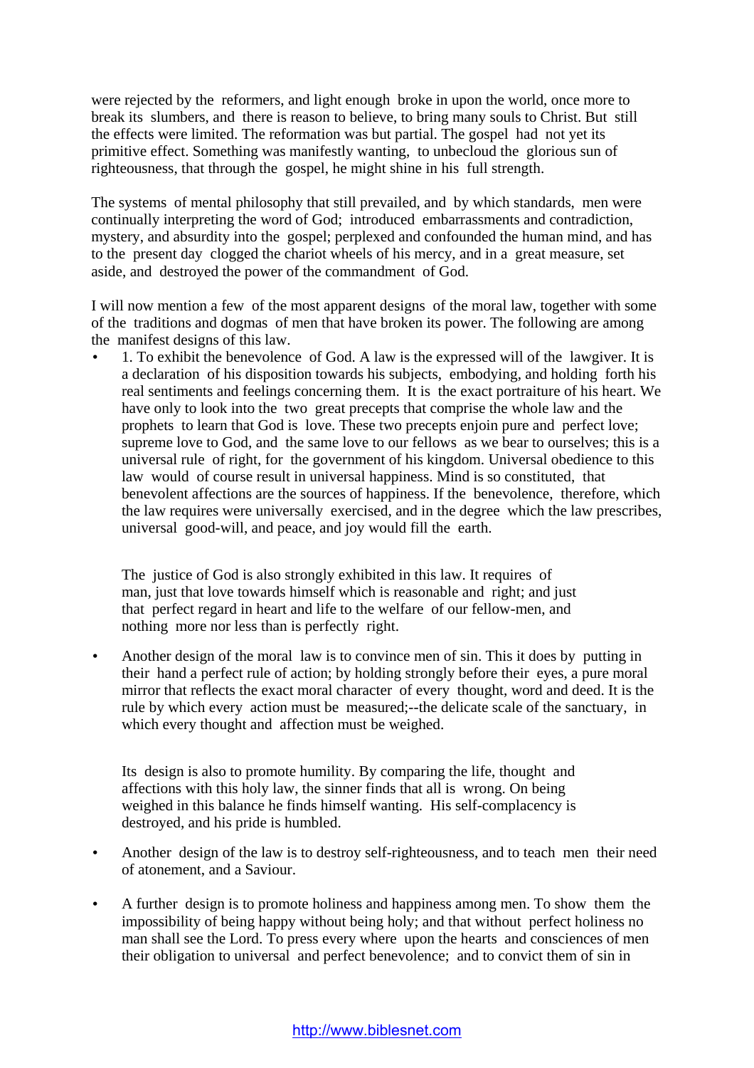were rejected by the reformers, and light enough broke in upon the world, once more to break its slumbers, and there is reason to believe, to bring many souls to Christ. But still the effects were limited. The reformation was but partial. The gospel had not yet its primitive effect. Something was manifestly wanting, to unbecloud the glorious sun of righteousness, that through the gospel, he might shine in his full strength.

The systems of mental philosophy that still prevailed, and by which standards, men were continually interpreting the word of God; introduced embarrassments and contradiction, mystery, and absurdity into the gospel; perplexed and confounded the human mind, and has to the present day clogged the chariot wheels of his mercy, and in a great measure, set aside, and destroyed the power of the commandment of God.

I will now mention a few of the most apparent designs of the moral law, together with some of the traditions and dogmas of men that have broken its power. The following are among the manifest designs of this law.

- 1. To exhibit the benevolence of God. A law is the expressed will of the lawgiver. It is a declaration of his disposition towards his subjects, embodying, and holding forth his real sentiments and feelings concerning them. It is the exact portraiture of his heart. We have only to look into the two great precepts that comprise the whole law and the prophets to learn that God is love. These two precepts enjoin pure and perfect love; supreme love to God, and the same love to our fellows as we bear to ourselves; this is a universal rule of right, for the government of his kingdom. Universal obedience to this law would of course result in universal happiness. Mind is so constituted, that benevolent affections are the sources of happiness. If the benevolence, therefore, which the law requires were universally exercised, and in the degree which the law prescribes, universal good-will, and peace, and joy would fill the earth.

  The justice of God is also strongly exhibited in this law. It requires of man, just that love towards himself which is reasonable and right; and just that perfect regard in heart and life to the welfare of our fellow-men, and nothing more nor less than is perfectly right.

- Another design of the moral law is to convince men of sin. This it does by putting in their hand a perfect rule of action; by holding strongly before their eyes, a pure moral mirror that reflects the exact moral character of every thought, word and deed. It is the rule by which every action must be measured;--the delicate scale of the sanctuary, in which every thought and affection must be weighed.

  Its design is also to promote humility. By comparing the life, thought and affections with this holy law, the sinner finds that all is wrong. On being weighed in this balance he finds himself wanting. His self-complacency is destroyed, and his pride is humbled.

- Another design of the law is to destroy self-righteousness, and to teach men their need of atonement, and a Saviour.

- A further design is to promote holiness and happiness among men. To show them the impossibility of being happy without being holy; and that without perfect holiness no man shall see the Lord. To press every where upon the hearts and consciences of men their obligation to universal and perfect benevolence; and to convict them of sin in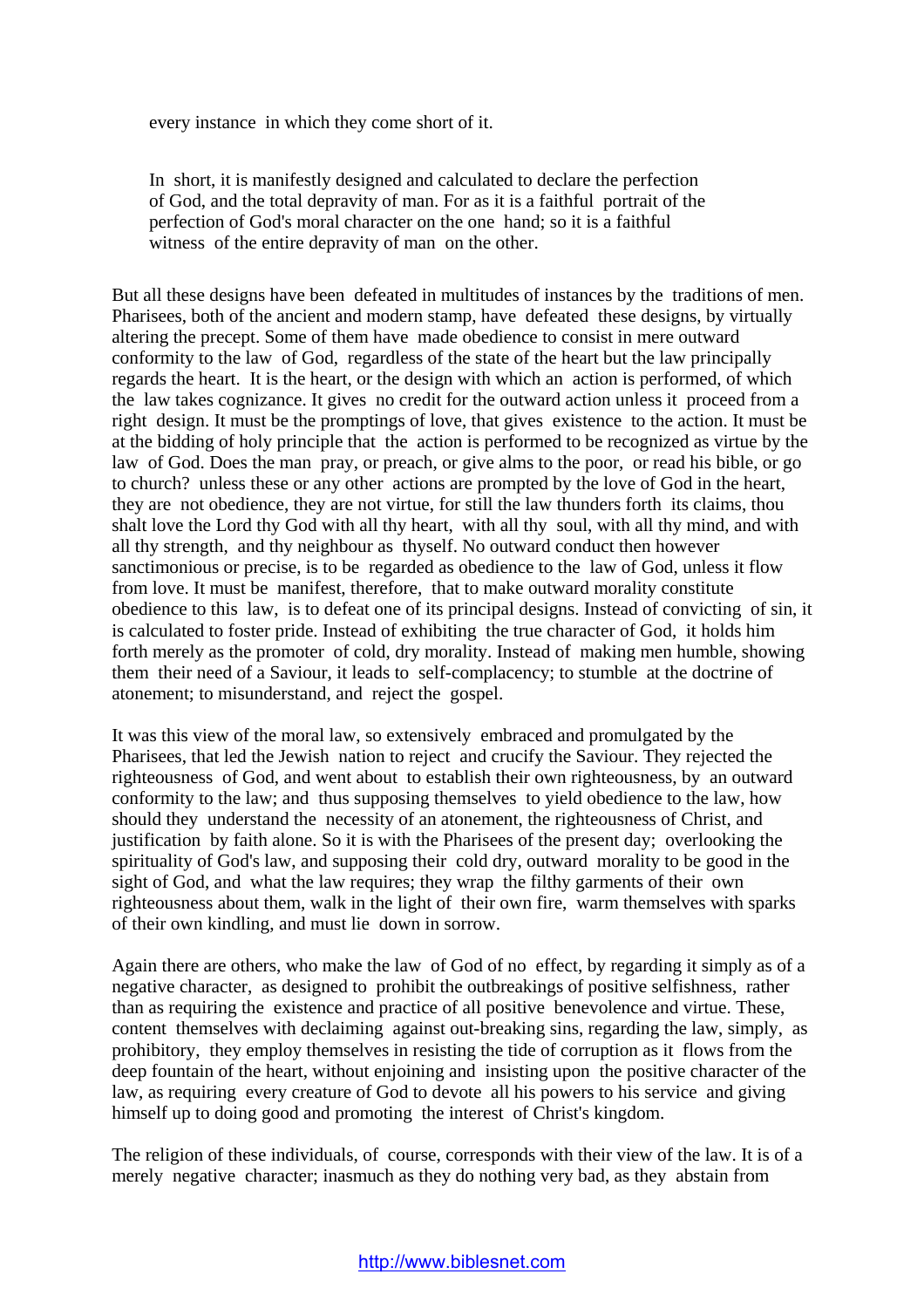every instance in which they come short of it.

In short, it is manifestly designed and calculated to declare the perfection of God, and the total depravity of man. For as it is a faithful portrait of the perfection of God's moral character on the one hand; so it is a faithful witness of the entire depravity of man on the other.

But all these designs have been defeated in multitudes of instances by the traditions of men. Pharisees, both of the ancient and modern stamp, have defeated these designs, by virtually altering the precept. Some of them have made obedience to consist in mere outward conformity to the law of God, regardless of the state of the heart but the law principally regards the heart. It is the heart, or the design with which an action is performed, of which the law takes cognizance. It gives no credit for the outward action unless it proceed from a right design. It must be the promptings of love, that gives existence to the action. It must be at the bidding of holy principle that the action is performed to be recognized as virtue by the law of God. Does the man pray, or preach, or give alms to the poor, or read his bible, or go to church? unless these or any other actions are prompted by the love of God in the heart, they are not obedience, they are not virtue, for still the law thunders forth its claims, thou shalt love the Lord thy God with all thy heart, with all thy soul, with all thy mind, and with all thy strength, and thy neighbour as thyself. No outward conduct then however sanctimonious or precise, is to be regarded as obedience to the law of God, unless it flow from love. It must be manifest, therefore, that to make outward morality constitute obedience to this law, is to defeat one of its principal designs. Instead of convicting of sin, it is calculated to foster pride. Instead of exhibiting the true character of God, it holds him forth merely as the promoter of cold, dry morality. Instead of making men humble, showing them their need of a Saviour, it leads to self-complacency; to stumble at the doctrine of atonement; to misunderstand, and reject the gospel.

It was this view of the moral law, so extensively embraced and promulgated by the Pharisees, that led the Jewish nation to reject and crucify the Saviour. They rejected the righteousness of God, and went about to establish their own righteousness, by an outward conformity to the law; and thus supposing themselves to yield obedience to the law, how should they understand the necessity of an atonement, the righteousness of Christ, and justification by faith alone. So it is with the Pharisees of the present day; overlooking the spirituality of God's law, and supposing their cold dry, outward morality to be good in the sight of God, and what the law requires; they wrap the filthy garments of their own righteousness about them, walk in the light of their own fire, warm themselves with sparks of their own kindling, and must lie down in sorrow.

Again there are others, who make the law of God of no effect, by regarding it simply as of a negative character, as designed to prohibit the outbreakings of positive selfishness, rather than as requiring the existence and practice of all positive benevolence and virtue. These, content themselves with declaiming against out-breaking sins, regarding the law, simply, as prohibitory, they employ themselves in resisting the tide of corruption as it flows from the deep fountain of the heart, without enjoining and insisting upon the positive character of the law, as requiring every creature of God to devote all his powers to his service and giving himself up to doing good and promoting the interest of Christ's kingdom.

The religion of these individuals, of course, corresponds with their view of the law. It is of a merely negative character; inasmuch as they do nothing very bad, as they abstain from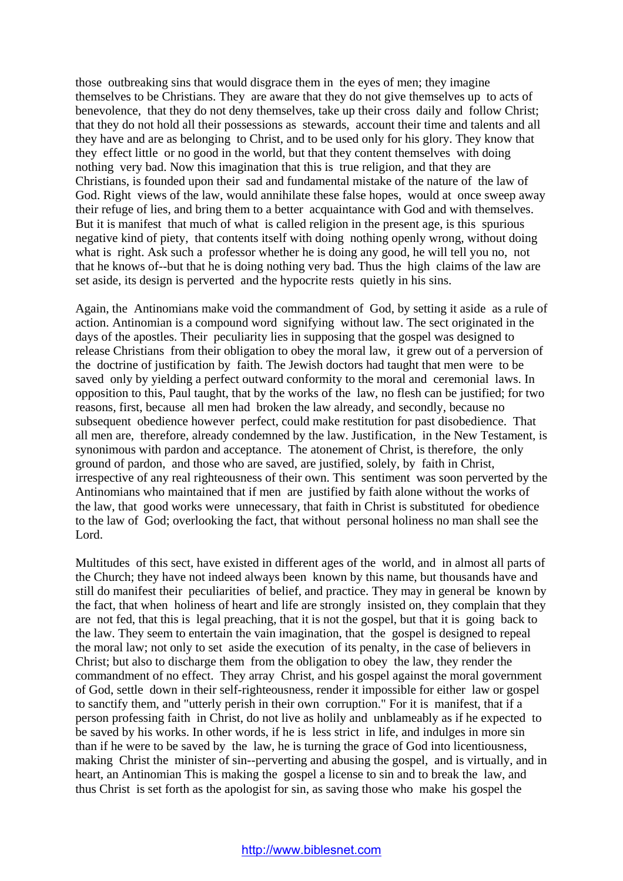those outbreaking sins that would disgrace them in the eyes of men; they imagine themselves to be Christians. They are aware that they do not give themselves up to acts of benevolence, that they do not deny themselves, take up their cross daily and follow Christ; that they do not hold all their possessions as stewards, account their time and talents and all they have and are as belonging to Christ, and to be used only for his glory. They know that they effect little or no good in the world, but that they content themselves with doing nothing very bad. Now this imagination that this is true religion, and that they are Christians, is founded upon their sad and fundamental mistake of the nature of the law of God. Right views of the law, would annihilate these false hopes, would at once sweep away their refuge of lies, and bring them to a better acquaintance with God and with themselves. But it is manifest that much of what is called religion in the present age, is this spurious negative kind of piety, that contents itself with doing nothing openly wrong, without doing what is right. Ask such a professor whether he is doing any good, he will tell you no, not that he knows of--but that he is doing nothing very bad. Thus the high claims of the law are set aside, its design is perverted and the hypocrite rests quietly in his sins.

Again, the Antinomians make void the commandment of God, by setting it aside as a rule of action. Antinomian is a compound word signifying without law. The sect originated in the days of the apostles. Their peculiarity lies in supposing that the gospel was designed to release Christians from their obligation to obey the moral law, it grew out of a perversion of the doctrine of justification by faith. The Jewish doctors had taught that men were to be saved only by yielding a perfect outward conformity to the moral and ceremonial laws. In opposition to this, Paul taught, that by the works of the law, no flesh can be justified; for two reasons, first, because all men had broken the law already, and secondly, because no subsequent obedience however perfect, could make restitution for past disobedience. That all men are, therefore, already condemned by the law. Justification, in the New Testament, is synonimous with pardon and acceptance. The atonement of Christ, is therefore, the only ground of pardon, and those who are saved, are justified, solely, by faith in Christ, irrespective of any real righteousness of their own. This sentiment was soon perverted by the Antinomians who maintained that if men are justified by faith alone without the works of the law, that good works were unnecessary, that faith in Christ is substituted for obedience to the law of God; overlooking the fact, that without personal holiness no man shall see the Lord.

Multitudes of this sect, have existed in different ages of the world, and in almost all parts of the Church; they have not indeed always been known by this name, but thousands have and still do manifest their peculiarities of belief, and practice. They may in general be known by the fact, that when holiness of heart and life are strongly insisted on, they complain that they are not fed, that this is legal preaching, that it is not the gospel, but that it is going back to the law. They seem to entertain the vain imagination, that the gospel is designed to repeal the moral law; not only to set aside the execution of its penalty, in the case of believers in Christ; but also to discharge them from the obligation to obey the law, they render the commandment of no effect. They array Christ, and his gospel against the moral government of God, settle down in their self-righteousness, render it impossible for either law or gospel to sanctify them, and "utterly perish in their own corruption." For it is manifest, that if a person professing faith in Christ, do not live as holily and unblameably as if he expected to be saved by his works. In other words, if he is less strict in life, and indulges in more sin than if he were to be saved by the law, he is turning the grace of God into licentiousness, making Christ the minister of sin--perverting and abusing the gospel, and is virtually, and in heart, an Antinomian This is making the gospel a license to sin and to break the law, and thus Christ is set forth as the apologist for sin, as saving those who make his gospel the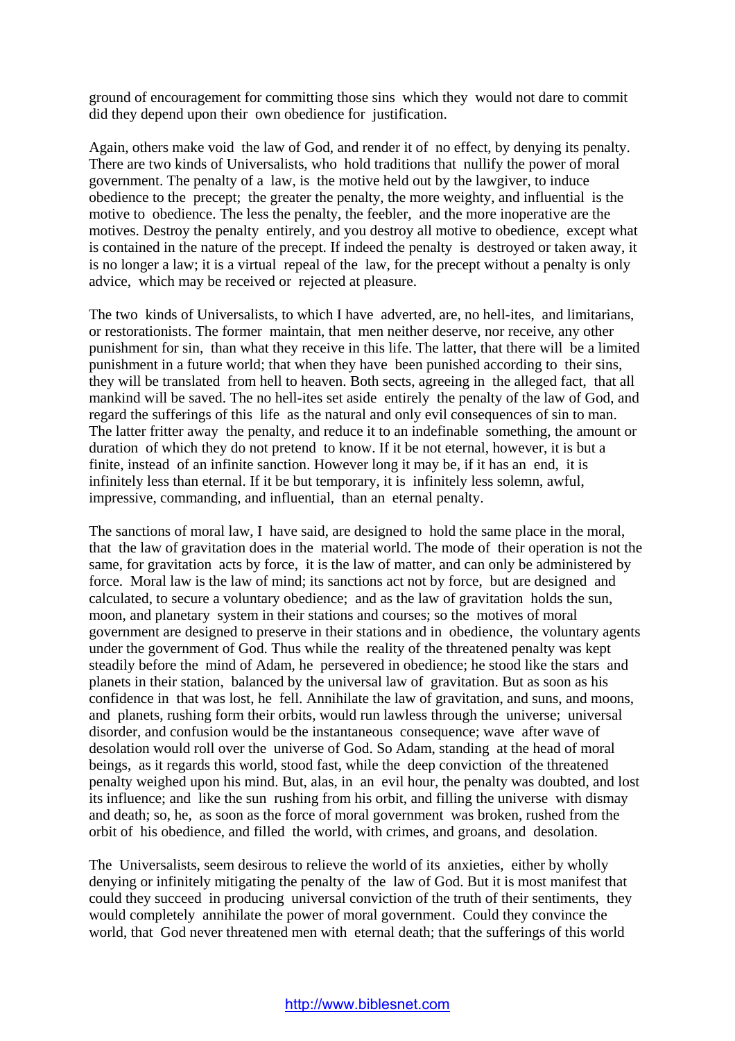ground of encouragement for committing those sins which they would not dare to commit did they depend upon their own obedience for justification.

Again, others make void the law of God, and render it of no effect, by denying its penalty. There are two kinds of Universalists, who hold traditions that nullify the power of moral government. The penalty of a law, is the motive held out by the lawgiver, to induce obedience to the precept; the greater the penalty, the more weighty, and influential is the motive to obedience. The less the penalty, the feebler, and the more inoperative are the motives. Destroy the penalty entirely, and you destroy all motive to obedience, except what is contained in the nature of the precept. If indeed the penalty is destroyed or taken away, it is no longer a law; it is a virtual repeal of the law, for the precept without a penalty is only advice, which may be received or rejected at pleasure.

The two kinds of Universalists, to which I have adverted, are, no hell-ites, and limitarians, or restorationists. The former maintain, that men neither deserve, nor receive, any other punishment for sin, than what they receive in this life. The latter, that there will be a limited punishment in a future world; that when they have been punished according to their sins, they will be translated from hell to heaven. Both sects, agreeing in the alleged fact, that all mankind will be saved. The no hell-ites set aside entirely the penalty of the law of God, and regard the sufferings of this life as the natural and only evil consequences of sin to man. The latter fritter away the penalty, and reduce it to an indefinable something, the amount or duration of which they do not pretend to know. If it be not eternal, however, it is but a finite, instead of an infinite sanction. However long it may be, if it has an end, it is infinitely less than eternal. If it be but temporary, it is infinitely less solemn, awful, impressive, commanding, and influential, than an eternal penalty.

The sanctions of moral law, I have said, are designed to hold the same place in the moral, that the law of gravitation does in the material world. The mode of their operation is not the same, for gravitation acts by force, it is the law of matter, and can only be administered by force. Moral law is the law of mind; its sanctions act not by force, but are designed and calculated, to secure a voluntary obedience; and as the law of gravitation holds the sun, moon, and planetary system in their stations and courses; so the motives of moral government are designed to preserve in their stations and in obedience, the voluntary agents under the government of God. Thus while the reality of the threatened penalty was kept steadily before the mind of Adam, he persevered in obedience; he stood like the stars and planets in their station, balanced by the universal law of gravitation. But as soon as his confidence in that was lost, he fell. Annihilate the law of gravitation, and suns, and moons, and planets, rushing form their orbits, would run lawless through the universe; universal disorder, and confusion would be the instantaneous consequence; wave after wave of desolation would roll over the universe of God. So Adam, standing at the head of moral beings, as it regards this world, stood fast, while the deep conviction of the threatened penalty weighed upon his mind. But, alas, in an evil hour, the penalty was doubted, and lost its influence; and like the sun rushing from his orbit, and filling the universe with dismay and death; so, he, as soon as the force of moral government was broken, rushed from the orbit of his obedience, and filled the world, with crimes, and groans, and desolation.

The Universalists, seem desirous to relieve the world of its anxieties, either by wholly denying or infinitely mitigating the penalty of the law of God. But it is most manifest that could they succeed in producing universal conviction of the truth of their sentiments, they would completely annihilate the power of moral government. Could they convince the world, that God never threatened men with eternal death; that the sufferings of this world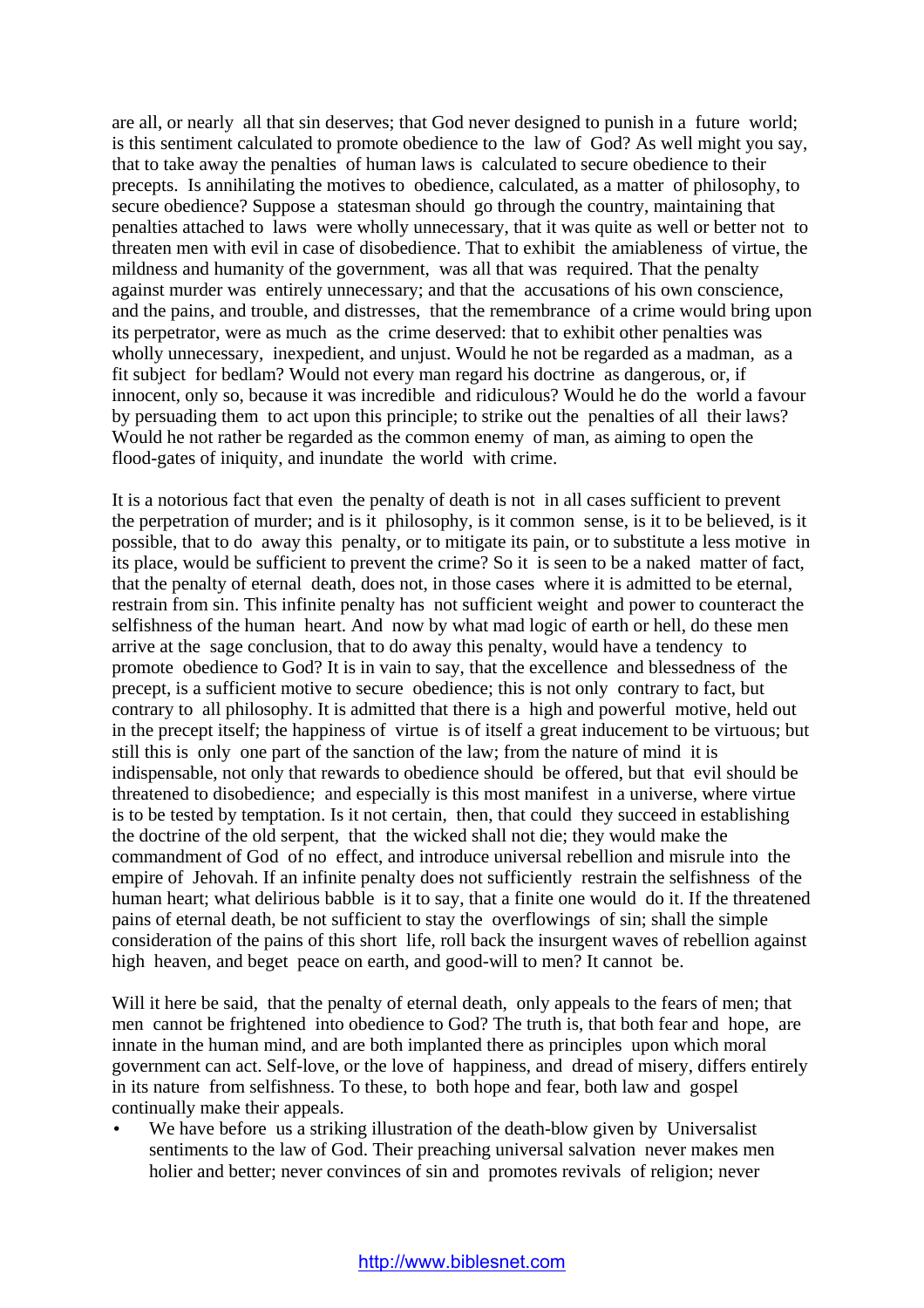are all, or nearly all that sin deserves; that God never designed to punish in a future world; is this sentiment calculated to promote obedience to the law of God? As well might you say, that to take away the penalties of human laws is calculated to secure obedience to their precepts. Is annihilating the motives to obedience, calculated, as a matter of philosophy, to secure obedience? Suppose a statesman should go through the country, maintaining that penalties attached to laws were wholly unnecessary, that it was quite as well or better not to threaten men with evil in case of disobedience. That to exhibit the amiableness of virtue, the mildness and humanity of the government, was all that was required. That the penalty against murder was entirely unnecessary; and that the accusations of his own conscience, and the pains, and trouble, and distresses, that the remembrance of a crime would bring upon its perpetrator, were as much as the crime deserved: that to exhibit other penalties was wholly unnecessary, inexpedient, and unjust. Would he not be regarded as a madman, as a fit subject for bedlam? Would not every man regard his doctrine as dangerous, or, if innocent, only so, because it was incredible and ridiculous? Would he do the world a favour by persuading them to act upon this principle; to strike out the penalties of all their laws? Would he not rather be regarded as the common enemy of man, as aiming to open the flood-gates of iniquity, and inundate the world with crime.

It is a notorious fact that even the penalty of death is not in all cases sufficient to prevent the perpetration of murder; and is it philosophy, is it common sense, is it to be believed, is it possible, that to do away this penalty, or to mitigate its pain, or to substitute a less motive in its place, would be sufficient to prevent the crime? So it is seen to be a naked matter of fact, that the penalty of eternal death, does not, in those cases where it is admitted to be eternal, restrain from sin. This infinite penalty has not sufficient weight and power to counteract the selfishness of the human heart. And now by what mad logic of earth or hell, do these men arrive at the sage conclusion, that to do away this penalty, would have a tendency to promote obedience to God? It is in vain to say, that the excellence and blessedness of the precept, is a sufficient motive to secure obedience; this is not only contrary to fact, but contrary to all philosophy. It is admitted that there is a high and powerful motive, held out in the precept itself; the happiness of virtue is of itself a great inducement to be virtuous; but still this is only one part of the sanction of the law; from the nature of mind it is indispensable, not only that rewards to obedience should be offered, but that evil should be threatened to disobedience; and especially is this most manifest in a universe, where virtue is to be tested by temptation. Is it not certain, then, that could they succeed in establishing the doctrine of the old serpent, that the wicked shall not die; they would make the commandment of God of no effect, and introduce universal rebellion and misrule into the empire of Jehovah. If an infinite penalty does not sufficiently restrain the selfishness of the human heart; what delirious babble is it to say, that a finite one would do it. If the threatened pains of eternal death, be not sufficient to stay the overflowings of sin; shall the simple consideration of the pains of this short life, roll back the insurgent waves of rebellion against high heaven, and beget peace on earth, and good-will to men? It cannot be.

Will it here be said, that the penalty of eternal death, only appeals to the fears of men; that men cannot be frightened into obedience to God? The truth is, that both fear and hope, are innate in the human mind, and are both implanted there as principles upon which moral government can act. Self-love, or the love of happiness, and dread of misery, differs entirely in its nature from selfishness. To these, to both hope and fear, both law and gospel continually make their appeals.

- We have before us a striking illustration of the death-blow given by Universalist sentiments to the law of God. Their preaching universal salvation never makes men holier and better; never convinces of sin and promotes revivals of religion; never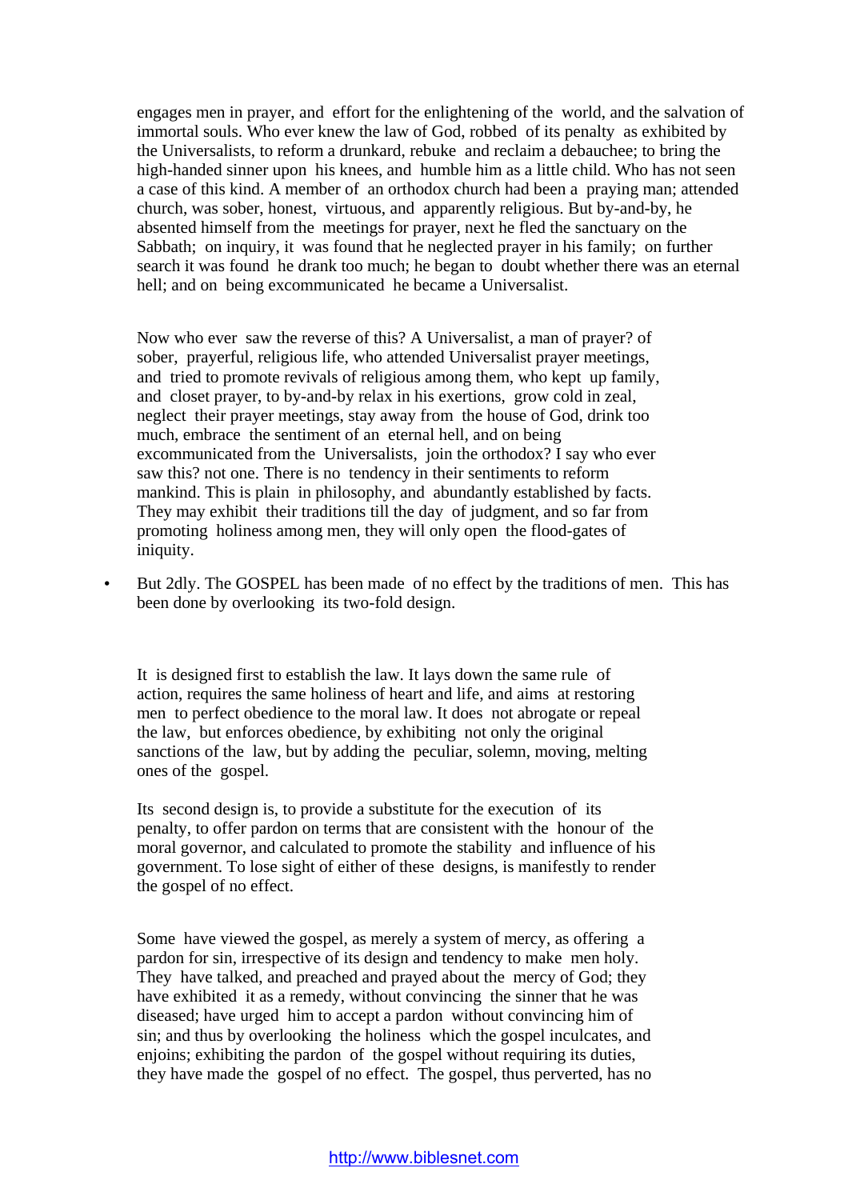engages men in prayer, and effort for the enlightening of the world, and the salvation of immortal souls. Who ever knew the law of God, robbed of its penalty as exhibited by the Universalists, to reform a drunkard, rebuke and reclaim a debauchee; to bring the high-handed sinner upon his knees, and humble him as a little child. Who has not seen a case of this kind. A member of an orthodox church had been a praying man; attended church, was sober, honest, virtuous, and apparently religious. But by-and-by, he absented himself from the meetings for prayer, next he fled the sanctuary on the Sabbath; on inquiry, it was found that he neglected prayer in his family; on further search it was found he drank too much; he began to doubt whether there was an eternal hell; and on being excommunicated he became a Universalist.

Now who ever saw the reverse of this? A Universalist, a man of prayer? of sober, prayerful, religious life, who attended Universalist prayer meetings, and tried to promote revivals of religious among them, who kept up family, and closet prayer, to by-and-by relax in his exertions, grow cold in zeal, neglect their prayer meetings, stay away from the house of God, drink too much, embrace the sentiment of an eternal hell, and on being excommunicated from the Universalists, join the orthodox? I say who ever saw this? not one. There is no tendency in their sentiments to reform mankind. This is plain in philosophy, and abundantly established by facts. They may exhibit their traditions till the day of judgment, and so far from promoting holiness among men, they will only open the flood-gates of iniquity.

- But 2dly. The GOSPEL has been made of no effect by the traditions of men. This has been done by overlooking its two-fold design.

It is designed first to establish the law. It lays down the same rule of action, requires the same holiness of heart and life, and aims at restoring men to perfect obedience to the moral law. It does not abrogate or repeal the law, but enforces obedience, by exhibiting not only the original sanctions of the law, but by adding the peculiar, solemn, moving, melting ones of the gospel.

Its second design is, to provide a substitute for the execution of its penalty, to offer pardon on terms that are consistent with the honour of the moral governor, and calculated to promote the stability and influence of his government. To lose sight of either of these designs, is manifestly to render the gospel of no effect.

Some have viewed the gospel, as merely a system of mercy, as offering a pardon for sin, irrespective of its design and tendency to make men holy. They have talked, and preached and prayed about the mercy of God; they have exhibited it as a remedy, without convincing the sinner that he was diseased; have urged him to accept a pardon without convincing him of sin; and thus by overlooking the holiness which the gospel inculcates, and enjoins; exhibiting the pardon of the gospel without requiring its duties, they have made the gospel of no effect. The gospel, thus perverted, has no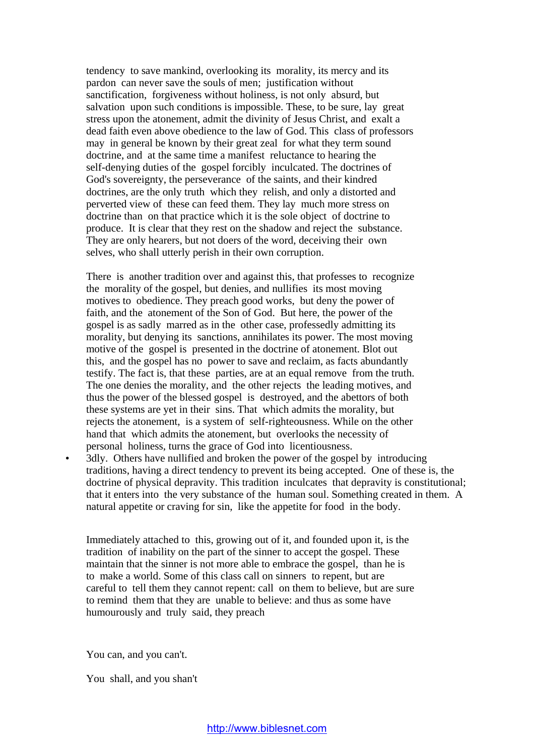tendency to save mankind, overlooking its morality, its mercy and its pardon can never save the souls of men; justification without sanctification, forgiveness without holiness, is not only absurd, but salvation upon such conditions is impossible. These, to be sure, lay great stress upon the atonement, admit the divinity of Jesus Christ, and exalt a dead faith even above obedience to the law of God. This class of professors may in general be known by their great zeal for what they term sound doctrine, and at the same time a manifest reluctance to hearing the self-denying duties of the gospel forcibly inculcated. The doctrines of God's sovereignty, the perseverance of the saints, and their kindred doctrines, are the only truth which they relish, and only a distorted and perverted view of these can feed them. They lay much more stress on doctrine than on that practice which it is the sole object of doctrine to produce. It is clear that they rest on the shadow and reject the substance. They are only hearers, but not doers of the word, deceiving their own selves, who shall utterly perish in their own corruption.

There is another tradition over and against this, that professes to recognize the morality of the gospel, but denies, and nullifies its most moving motives to obedience. They preach good works, but deny the power of faith, and the atonement of the Son of God. But here, the power of the gospel is as sadly marred as in the other case, professedly admitting its morality, but denying its sanctions, annihilates its power. The most moving motive of the gospel is presented in the doctrine of atonement. Blot out this, and the gospel has no power to save and reclaim, as facts abundantly testify. The fact is, that these parties, are at an equal remove from the truth. The one denies the morality, and the other rejects the leading motives, and thus the power of the blessed gospel is destroyed, and the abettors of both these systems are yet in their sins. That which admits the morality, but rejects the atonement, is a system of self-righteousness. While on the other hand that which admits the atonement, but overlooks the necessity of personal holiness, turns the grace of God into licentiousness.

- 3dly. Others have nullified and broken the power of the gospel by introducing traditions, having a direct tendency to prevent its being accepted. One of these is, the doctrine of physical depravity. This tradition inculcates that depravity is constitutional; that it enters into the very substance of the human soul. Something created in them. A natural appetite or craving for sin, like the appetite for food in the body.

Immediately attached to this, growing out of it, and founded upon it, is the tradition of inability on the part of the sinner to accept the gospel. These maintain that the sinner is not more able to embrace the gospel, than he is to make a world. Some of this class call on sinners to repent, but are careful to tell them they cannot repent: call on them to believe, but are sure to remind them that they are unable to believe: and thus as some have humourously and truly said, they preach

You can, and you can't.

You shall, and you shan't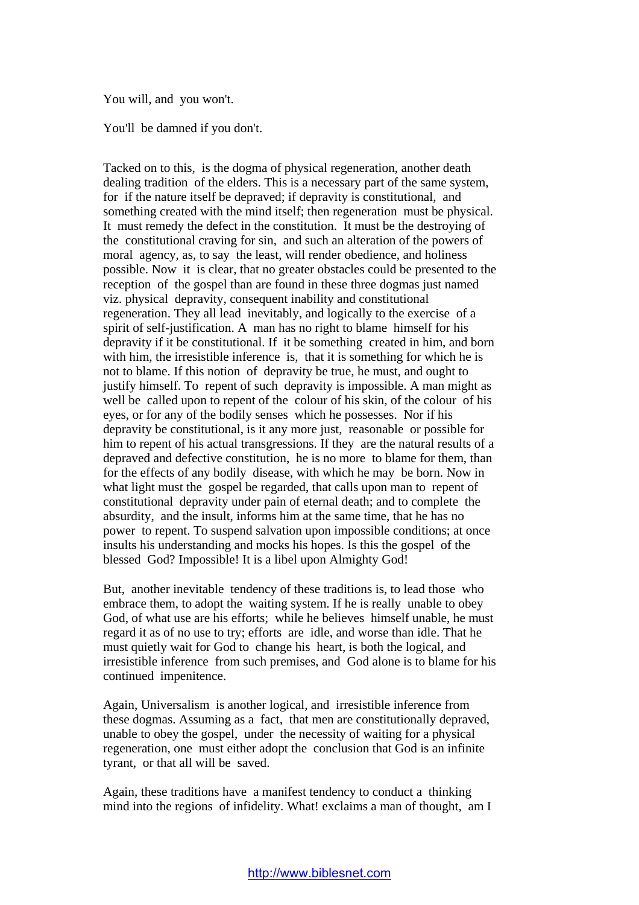You will, and you won't.

You'll be damned if you don't.

Tacked on to this, is the dogma of physical regeneration, another death dealing tradition of the elders. This is a necessary part of the same system, for if the nature itself be depraved; if depravity is constitutional, and something created with the mind itself; then regeneration must be physical. It must remedy the defect in the constitution. It must be the destroying of the constitutional craving for sin, and such an alteration of the powers of moral agency, as, to say the least, will render obedience, and holiness possible. Now it is clear, that no greater obstacles could be presented to the reception of the gospel than are found in these three dogmas just named viz. physical depravity, consequent inability and constitutional regeneration. They all lead inevitably, and logically to the exercise of a spirit of self-justification. A man has no right to blame himself for his depravity if it be constitutional. If it be something created in him, and born with him, the irresistible inference is, that it is something for which he is not to blame. If this notion of depravity be true, he must, and ought to justify himself. To repent of such depravity is impossible. A man might as well be called upon to repent of the colour of his skin, of the colour of his eyes, or for any of the bodily senses which he possesses. Nor if his depravity be constitutional, is it any more just, reasonable or possible for him to repent of his actual transgressions. If they are the natural results of a depraved and defective constitution, he is no more to blame for them, than for the effects of any bodily disease, with which he may be born. Now in what light must the gospel be regarded, that calls upon man to repent of constitutional depravity under pain of eternal death; and to complete the absurdity, and the insult, informs him at the same time, that he has no power to repent. To suspend salvation upon impossible conditions; at once insults his understanding and mocks his hopes. Is this the gospel of the blessed God? Impossible! It is a libel upon Almighty God!

But, another inevitable tendency of these traditions is, to lead those who embrace them, to adopt the waiting system. If he is really unable to obey God, of what use are his efforts; while he believes himself unable, he must regard it as of no use to try; efforts are idle, and worse than idle. That he must quietly wait for God to change his heart, is both the logical, and irresistible inference from such premises, and God alone is to blame for his continued impenitence.

Again, Universalism is another logical, and irresistible inference from these dogmas. Assuming as a fact, that men are constitutionally depraved, unable to obey the gospel, under the necessity of waiting for a physical regeneration, one must either adopt the conclusion that God is an infinite tyrant, or that all will be saved.

Again, these traditions have a manifest tendency to conduct a thinking mind into the regions of infidelity. What! exclaims a man of thought, am I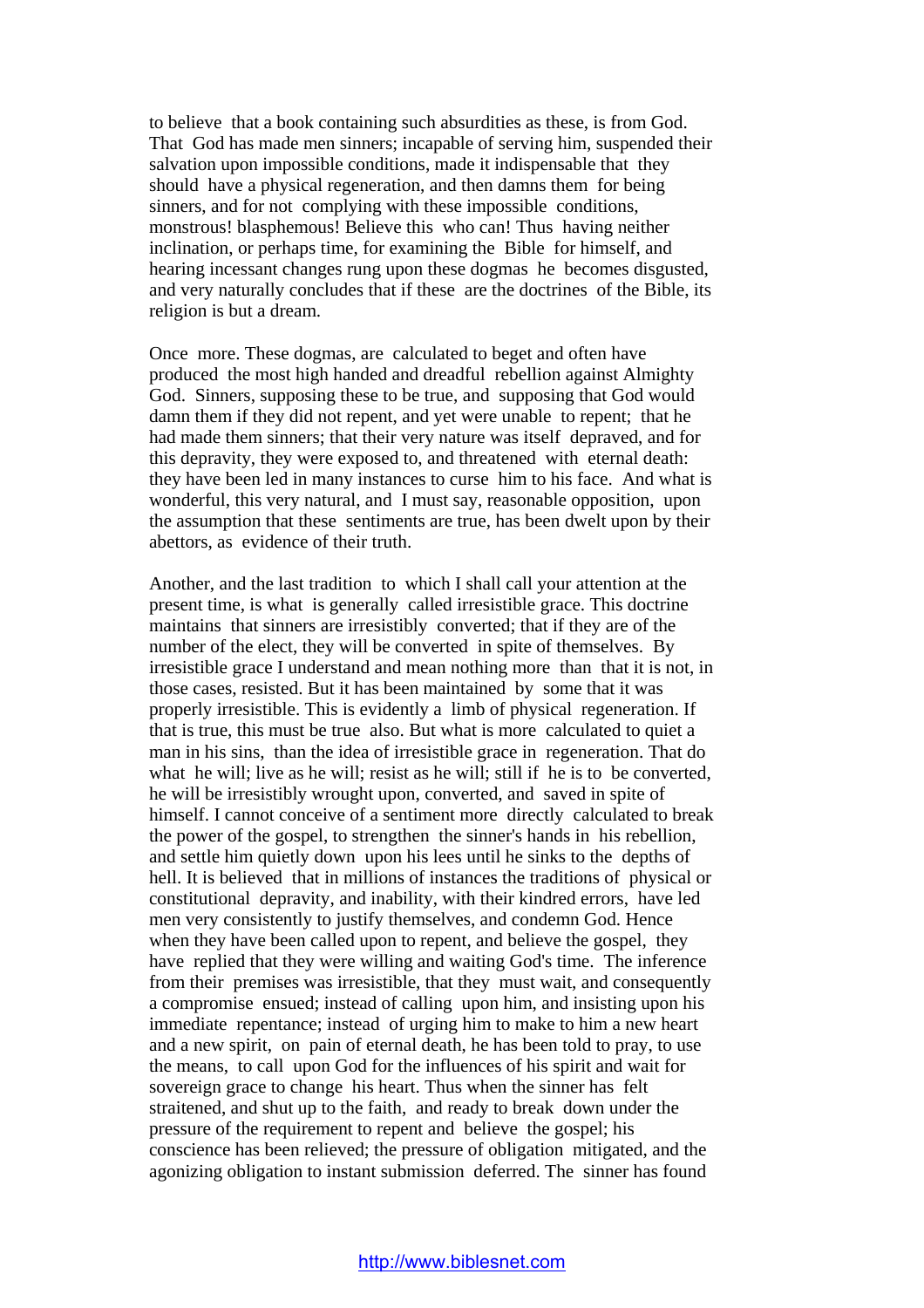to believe that a book containing such absurdities as these, is from God. That God has made men sinners; incapable of serving him, suspended their salvation upon impossible conditions, made it indispensable that they should have a physical regeneration, and then damns them for being sinners, and for not complying with these impossible conditions, monstrous! blasphemous! Believe this who can! Thus having neither inclination, or perhaps time, for examining the Bible for himself, and hearing incessant changes rung upon these dogmas he becomes disgusted, and very naturally concludes that if these are the doctrines of the Bible, its religion is but a dream.

Once more. These dogmas, are calculated to beget and often have produced the most high handed and dreadful rebellion against Almighty God. Sinners, supposing these to be true, and supposing that God would damn them if they did not repent, and yet were unable to repent; that he had made them sinners; that their very nature was itself depraved, and for this depravity, they were exposed to, and threatened with eternal death: they have been led in many instances to curse him to his face. And what is wonderful, this very natural, and I must say, reasonable opposition, upon the assumption that these sentiments are true, has been dwelt upon by their abettors, as evidence of their truth.

Another, and the last tradition to which I shall call your attention at the present time, is what is generally called irresistible grace. This doctrine maintains that sinners are irresistibly converted; that if they are of the number of the elect, they will be converted in spite of themselves. By irresistible grace I understand and mean nothing more than that it is not, in those cases, resisted. But it has been maintained by some that it was properly irresistible. This is evidently a limb of physical regeneration. If that is true, this must be true also. But what is more calculated to quiet a man in his sins, than the idea of irresistible grace in regeneration. That do what he will; live as he will; resist as he will; still if he is to be converted, he will be irresistibly wrought upon, converted, and saved in spite of himself. I cannot conceive of a sentiment more directly calculated to break the power of the gospel, to strengthen the sinner's hands in his rebellion, and settle him quietly down upon his lees until he sinks to the depths of hell. It is believed that in millions of instances the traditions of physical or constitutional depravity, and inability, with their kindred errors, have led men very consistently to justify themselves, and condemn God. Hence when they have been called upon to repent, and believe the gospel, they have replied that they were willing and waiting God's time. The inference from their premises was irresistible, that they must wait, and consequently a compromise ensued; instead of calling upon him, and insisting upon his immediate repentance; instead of urging him to make to him a new heart and a new spirit, on pain of eternal death, he has been told to pray, to use the means, to call upon God for the influences of his spirit and wait for sovereign grace to change his heart. Thus when the sinner has felt straitened, and shut up to the faith, and ready to break down under the pressure of the requirement to repent and believe the gospel; his conscience has been relieved; the pressure of obligation mitigated, and the agonizing obligation to instant submission deferred. The sinner has found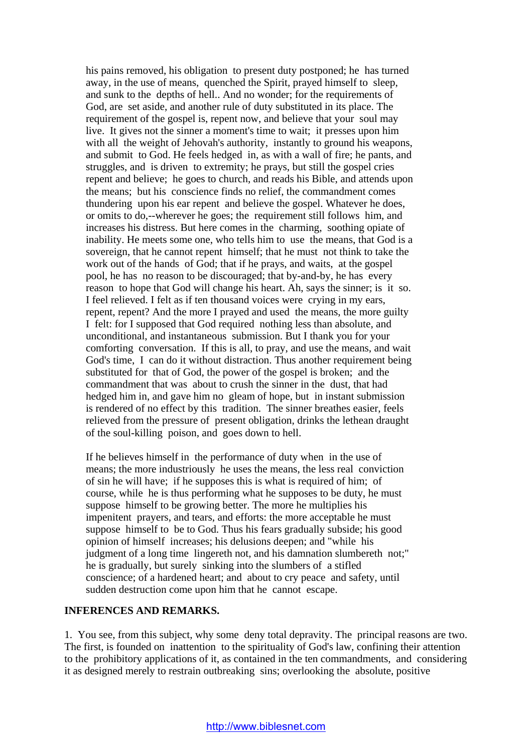his pains removed, his obligation to present duty postponed; he has turned away, in the use of means, quenched the Spirit, prayed himself to sleep, and sunk to the depths of hell.. And no wonder; for the requirements of God, are set aside, and another rule of duty substituted in its place. The requirement of the gospel is, repent now, and believe that your soul may live. It gives not the sinner a moment's time to wait; it presses upon him with all the weight of Jehovah's authority, instantly to ground his weapons, and submit to God. He feels hedged in, as with a wall of fire; he pants, and struggles, and is driven to extremity; he prays, but still the gospel cries repent and believe; he goes to church, and reads his Bible, and attends upon the means; but his conscience finds no relief, the commandment comes thundering upon his ear repent and believe the gospel. Whatever he does, or omits to do,--wherever he goes; the requirement still follows him, and increases his distress. But here comes in the charming, soothing opiate of inability. He meets some one, who tells him to use the means, that God is a sovereign, that he cannot repent himself; that he must not think to take the work out of the hands of God; that if he prays, and waits, at the gospel pool, he has no reason to be discouraged; that by-and-by, he has every reason to hope that God will change his heart. Ah, says the sinner; is it so. I feel relieved. I felt as if ten thousand voices were crying in my ears, repent, repent? And the more I prayed and used the means, the more guilty I felt: for I supposed that God required nothing less than absolute, and unconditional, and instantaneous submission. But I thank you for your comforting conversation. If this is all, to pray, and use the means, and wait God's time, I can do it without distraction. Thus another requirement being substituted for that of God, the power of the gospel is broken; and the commandment that was about to crush the sinner in the dust, that had hedged him in, and gave him no gleam of hope, but in instant submission is rendered of no effect by this tradition. The sinner breathes easier, feels relieved from the pressure of present obligation, drinks the lethean draught of the soul-killing poison, and goes down to hell.

If he believes himself in the performance of duty when in the use of means; the more industriously he uses the means, the less real conviction of sin he will have; if he supposes this is what is required of him; of course, while he is thus performing what he supposes to be duty, he must suppose himself to be growing better. The more he multiplies his impenitent prayers, and tears, and efforts: the more acceptable he must suppose himself to be to God. Thus his fears gradually subside; his good opinion of himself increases; his delusions deepen; and "while his judgment of a long time lingereth not, and his damnation slumbereth not;" he is gradually, but surely sinking into the slumbers of a stifled conscience; of a hardened heart; and about to cry peace and safety, until sudden destruction come upon him that he cannot escape.

**INFERENCES AND REMARKS.**

1. You see, from this subject, why some deny total depravity. The principal reasons are two. The first, is founded on inattention to the spirituality of God's law, confining their attention to the prohibitory applications of it, as contained in the ten commandments, and considering it as designed merely to restrain outbreaking sins; overlooking the absolute, positive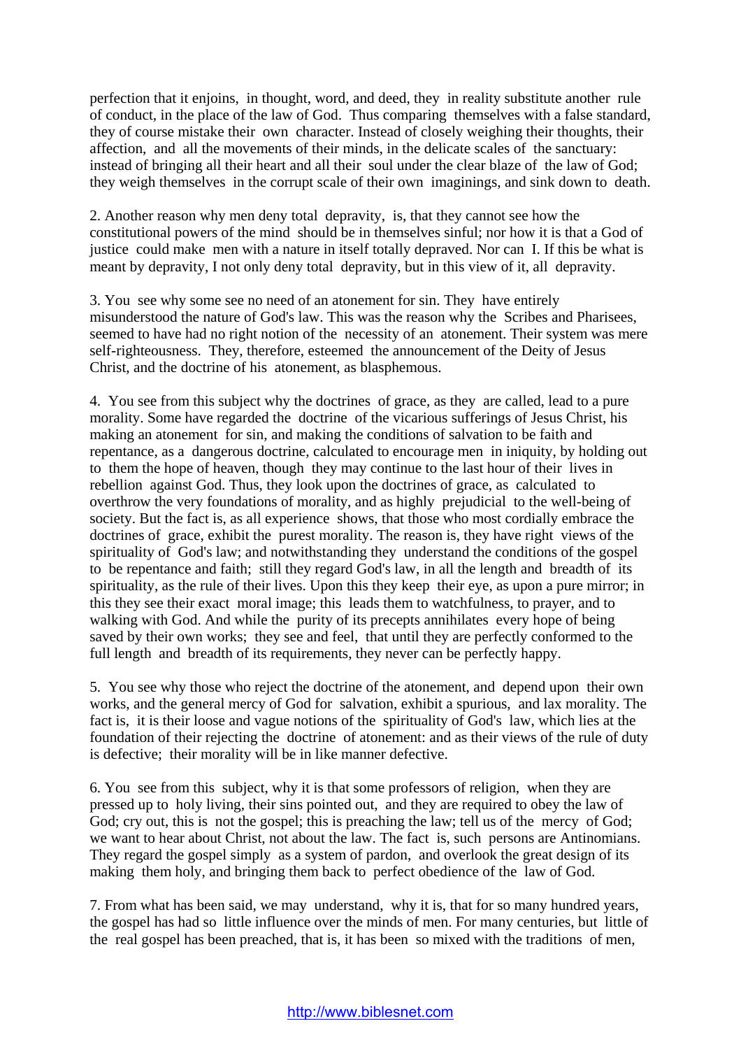perfection that it enjoins, in thought, word, and deed, they in reality substitute another rule of conduct, in the place of the law of God. Thus comparing themselves with a false standard, they of course mistake their own character. Instead of closely weighing their thoughts, their affection, and all the movements of their minds, in the delicate scales of the sanctuary: instead of bringing all their heart and all their soul under the clear blaze of the law of God; they weigh themselves in the corrupt scale of their own imaginings, and sink down to death.

2. Another reason why men deny total depravity, is, that they cannot see how the constitutional powers of the mind should be in themselves sinful; nor how it is that a God of justice could make men with a nature in itself totally depraved. Nor can I. If this be what is meant by depravity, I not only deny total depravity, but in this view of it, all depravity.

3. You see why some see no need of an atonement for sin. They have entirely misunderstood the nature of God's law. This was the reason why the Scribes and Pharisees, seemed to have had no right notion of the necessity of an atonement. Their system was mere self-righteousness. They, therefore, esteemed the announcement of the Deity of Jesus Christ, and the doctrine of his atonement, as blasphemous.

4. You see from this subject why the doctrines of grace, as they are called, lead to a pure morality. Some have regarded the doctrine of the vicarious sufferings of Jesus Christ, his making an atonement for sin, and making the conditions of salvation to be faith and repentance, as a dangerous doctrine, calculated to encourage men in iniquity, by holding out to them the hope of heaven, though they may continue to the last hour of their lives in rebellion against God. Thus, they look upon the doctrines of grace, as calculated to overthrow the very foundations of morality, and as highly prejudicial to the well-being of society. But the fact is, as all experience shows, that those who most cordially embrace the doctrines of grace, exhibit the purest morality. The reason is, they have right views of the spirituality of God's law; and notwithstanding they understand the conditions of the gospel to be repentance and faith; still they regard God's law, in all the length and breadth of its spirituality, as the rule of their lives. Upon this they keep their eye, as upon a pure mirror; in this they see their exact moral image; this leads them to watchfulness, to prayer, and to walking with God. And while the purity of its precepts annihilates every hope of being saved by their own works; they see and feel, that until they are perfectly conformed to the full length and breadth of its requirements, they never can be perfectly happy.

5. You see why those who reject the doctrine of the atonement, and depend upon their own works, and the general mercy of God for salvation, exhibit a spurious, and lax morality. The fact is, it is their loose and vague notions of the spirituality of God's law, which lies at the foundation of their rejecting the doctrine of atonement: and as their views of the rule of duty is defective; their morality will be in like manner defective.

6. You see from this subject, why it is that some professors of religion, when they are pressed up to holy living, their sins pointed out, and they are required to obey the law of God; cry out, this is not the gospel; this is preaching the law; tell us of the mercy of God; we want to hear about Christ, not about the law. The fact is, such persons are Antinomians. They regard the gospel simply as a system of pardon, and overlook the great design of its making them holy, and bringing them back to perfect obedience of the law of God.

7. From what has been said, we may understand, why it is, that for so many hundred years, the gospel has had so little influence over the minds of men. For many centuries, but little of the real gospel has been preached, that is, it has been so mixed with the traditions of men,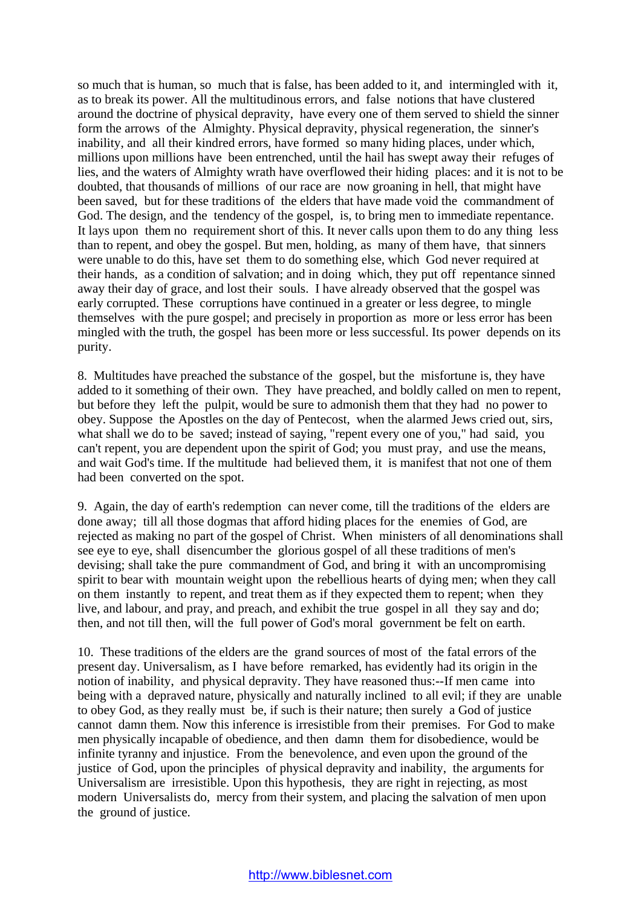so much that is human, so much that is false, has been added to it, and intermingled with it, as to break its power. All the multitudinous errors, and false notions that have clustered around the doctrine of physical depravity, have every one of them served to shield the sinner form the arrows of the Almighty. Physical depravity, physical regeneration, the sinner's inability, and all their kindred errors, have formed so many hiding places, under which, millions upon millions have been entrenched, until the hail has swept away their refuges of lies, and the waters of Almighty wrath have overflowed their hiding places: and it is not to be doubted, that thousands of millions of our race are now groaning in hell, that might have been saved, but for these traditions of the elders that have made void the commandment of God. The design, and the tendency of the gospel, is, to bring men to immediate repentance. It lays upon them no requirement short of this. It never calls upon them to do any thing less than to repent, and obey the gospel. But men, holding, as many of them have, that sinners were unable to do this, have set them to do something else, which God never required at their hands, as a condition of salvation; and in doing which, they put off repentance sinned away their day of grace, and lost their souls. I have already observed that the gospel was early corrupted. These corruptions have continued in a greater or less degree, to mingle themselves with the pure gospel; and precisely in proportion as more or less error has been mingled with the truth, the gospel has been more or less successful. Its power depends on its purity.

8. Multitudes have preached the substance of the gospel, but the misfortune is, they have added to it something of their own. They have preached, and boldly called on men to repent, but before they left the pulpit, would be sure to admonish them that they had no power to obey. Suppose the Apostles on the day of Pentecost, when the alarmed Jews cried out, sirs, what shall we do to be saved; instead of saying, "repent every one of you," had said, you can't repent, you are dependent upon the spirit of God; you must pray, and use the means, and wait God's time. If the multitude had believed them, it is manifest that not one of them had been converted on the spot.

9. Again, the day of earth's redemption can never come, till the traditions of the elders are done away; till all those dogmas that afford hiding places for the enemies of God, are rejected as making no part of the gospel of Christ. When ministers of all denominations shall see eye to eye, shall disencumber the glorious gospel of all these traditions of men's devising; shall take the pure commandment of God, and bring it with an uncompromising spirit to bear with mountain weight upon the rebellious hearts of dying men; when they call on them instantly to repent, and treat them as if they expected them to repent; when they live, and labour, and pray, and preach, and exhibit the true gospel in all they say and do; then, and not till then, will the full power of God's moral government be felt on earth.

10. These traditions of the elders are the grand sources of most of the fatal errors of the present day. Universalism, as I have before remarked, has evidently had its origin in the notion of inability, and physical depravity. They have reasoned thus:--If men came into being with a depraved nature, physically and naturally inclined to all evil; if they are unable to obey God, as they really must be, if such is their nature; then surely a God of justice cannot damn them. Now this inference is irresistible from their premises. For God to make men physically incapable of obedience, and then damn them for disobedience, would be infinite tyranny and injustice. From the benevolence, and even upon the ground of the justice of God, upon the principles of physical depravity and inability, the arguments for Universalism are irresistible. Upon this hypothesis, they are right in rejecting, as most modern Universalists do, mercy from their system, and placing the salvation of men upon the ground of justice.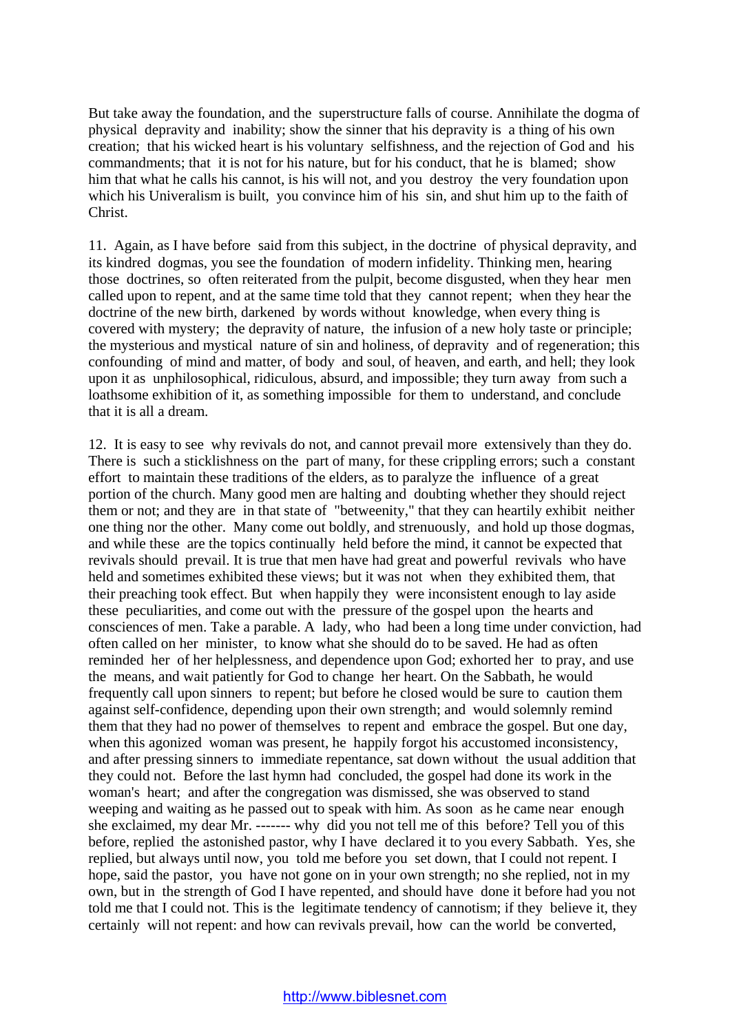But take away the foundation, and the superstructure falls of course. Annihilate the dogma of physical depravity and inability; show the sinner that his depravity is a thing of his own creation; that his wicked heart is his voluntary selfishness, and the rejection of God and his commandments; that it is not for his nature, but for his conduct, that he is blamed; show him that what he calls his cannot, is his will not, and you destroy the very foundation upon which his Univeralism is built, you convince him of his sin, and shut him up to the faith of Christ.

11. Again, as I have before said from this subject, in the doctrine of physical depravity, and its kindred dogmas, you see the foundation of modern infidelity. Thinking men, hearing those doctrines, so often reiterated from the pulpit, become disgusted, when they hear men called upon to repent, and at the same time told that they cannot repent; when they hear the doctrine of the new birth, darkened by words without knowledge, when every thing is covered with mystery; the depravity of nature, the infusion of a new holy taste or principle; the mysterious and mystical nature of sin and holiness, of depravity and of regeneration; this confounding of mind and matter, of body and soul, of heaven, and earth, and hell; they look upon it as unphilosophical, ridiculous, absurd, and impossible; they turn away from such a loathsome exhibition of it, as something impossible for them to understand, and conclude that it is all a dream.

12. It is easy to see why revivals do not, and cannot prevail more extensively than they do. There is such a sticklishness on the part of many, for these crippling errors; such a constant effort to maintain these traditions of the elders, as to paralyze the influence of a great portion of the church. Many good men are halting and doubting whether they should reject them or not; and they are in that state of "betweenity," that they can heartily exhibit neither one thing nor the other. Many come out boldly, and strenuously, and hold up those dogmas, and while these are the topics continually held before the mind, it cannot be expected that revivals should prevail. It is true that men have had great and powerful revivals who have held and sometimes exhibited these views; but it was not when they exhibited them, that their preaching took effect. But when happily they were inconsistent enough to lay aside these peculiarities, and come out with the pressure of the gospel upon the hearts and consciences of men. Take a parable. A lady, who had been a long time under conviction, had often called on her minister, to know what she should do to be saved. He had as often reminded her of her helplessness, and dependence upon God; exhorted her to pray, and use the means, and wait patiently for God to change her heart. On the Sabbath, he would frequently call upon sinners to repent; but before he closed would be sure to caution them against self-confidence, depending upon their own strength; and would solemnly remind them that they had no power of themselves to repent and embrace the gospel. But one day, when this agonized woman was present, he happily forgot his accustomed inconsistency, and after pressing sinners to immediate repentance, sat down without the usual addition that they could not. Before the last hymn had concluded, the gospel had done its work in the woman's heart; and after the congregation was dismissed, she was observed to stand weeping and waiting as he passed out to speak with him. As soon as he came near enough she exclaimed, my dear Mr. ------- why did you not tell me of this before? Tell you of this before, replied the astonished pastor, why I have declared it to you every Sabbath. Yes, she replied, but always until now, you told me before you set down, that I could not repent. I hope, said the pastor, you have not gone on in your own strength; no she replied, not in my own, but in the strength of God I have repented, and should have done it before had you not told me that I could not. This is the legitimate tendency of cannotism; if they believe it, they certainly will not repent: and how can revivals prevail, how can the world be converted,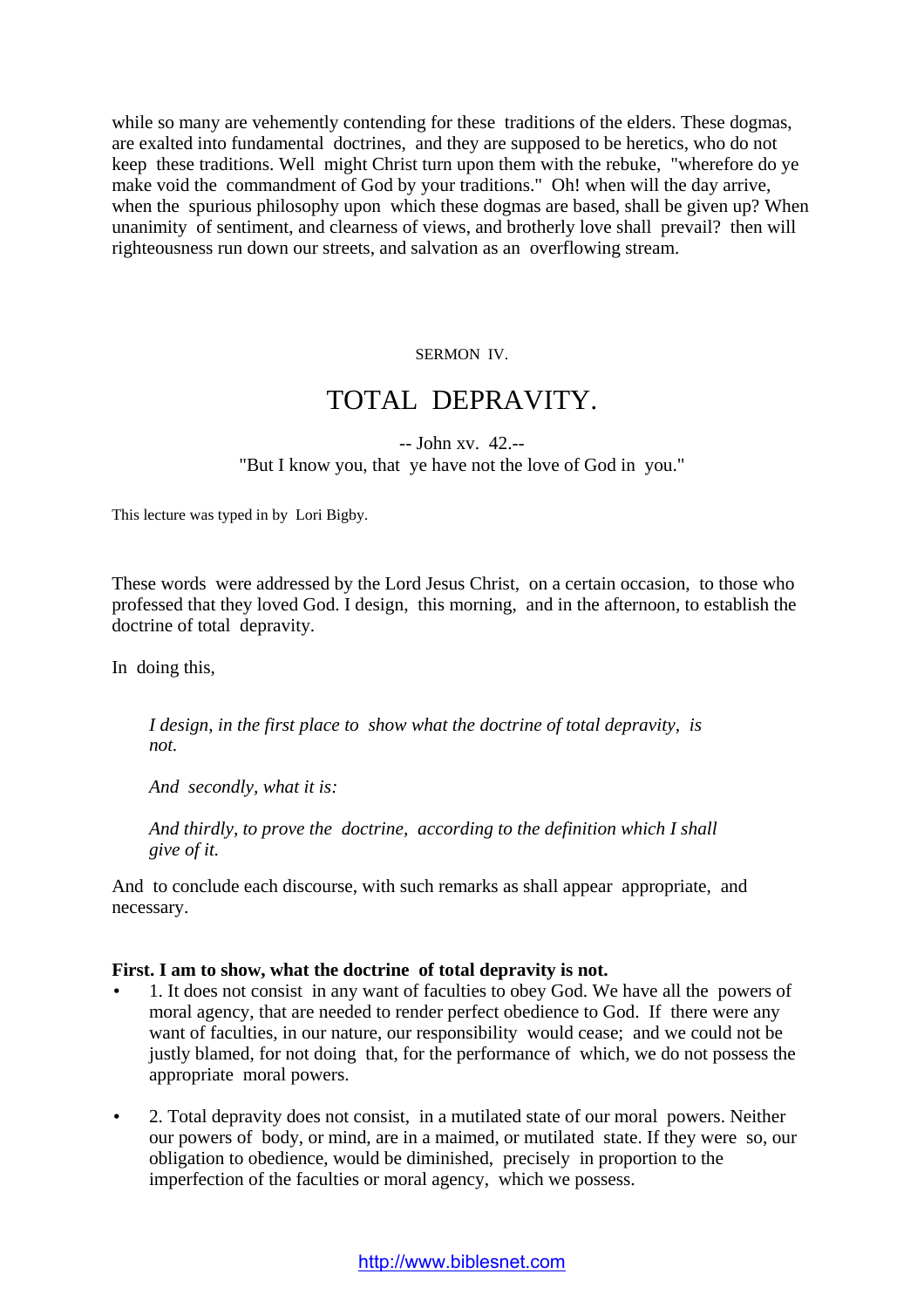while so many are vehemently contending for these traditions of the elders. These dogmas, are exalted into fundamental doctrines, and they are supposed to be heretics, who do not keep these traditions. Well might Christ turn upon them with the rebuke, "wherefore do ye make void the commandment of God by your traditions." Oh! when will the day arrive, when the spurious philosophy upon which these dogmas are based, shall be given up? When unanimity of sentiment, and clearness of views, and brotherly love shall prevail? then will righteousness run down our streets, and salvation as an overflowing stream.

SERMON IV.

# TOTAL DEPRAVITY.

-- John xv. 42.--
"But I know you, that ye have not the love of God in you."

This lecture was typed in by Lori Bigby.

These words were addressed by the Lord Jesus Christ, on a certain occasion, to those who professed that they loved God. I design, this morning, and in the afternoon, to establish the doctrine of total depravity.

In doing this,

> *I design, in the first place to show what the doctrine of total depravity, is not.*
>
> *And secondly, what it is:*
>
> *And thirdly, to prove the doctrine, according to the definition which I shall give of it.*

And to conclude each discourse, with such remarks as shall appear appropriate, and necessary.

**First. I am to show, what the doctrine of total depravity is not.**

- 1. It does not consist in any want of faculties to obey God. We have all the powers of moral agency, that are needed to render perfect obedience to God. If there were any want of faculties, in our nature, our responsibility would cease; and we could not be justly blamed, for not doing that, for the performance of which, we do not possess the appropriate moral powers.

- 2. Total depravity does not consist, in a mutilated state of our moral powers. Neither our powers of body, or mind, are in a maimed, or mutilated state. If they were so, our obligation to obedience, would be diminished, precisely in proportion to the imperfection of the faculties or moral agency, which we possess.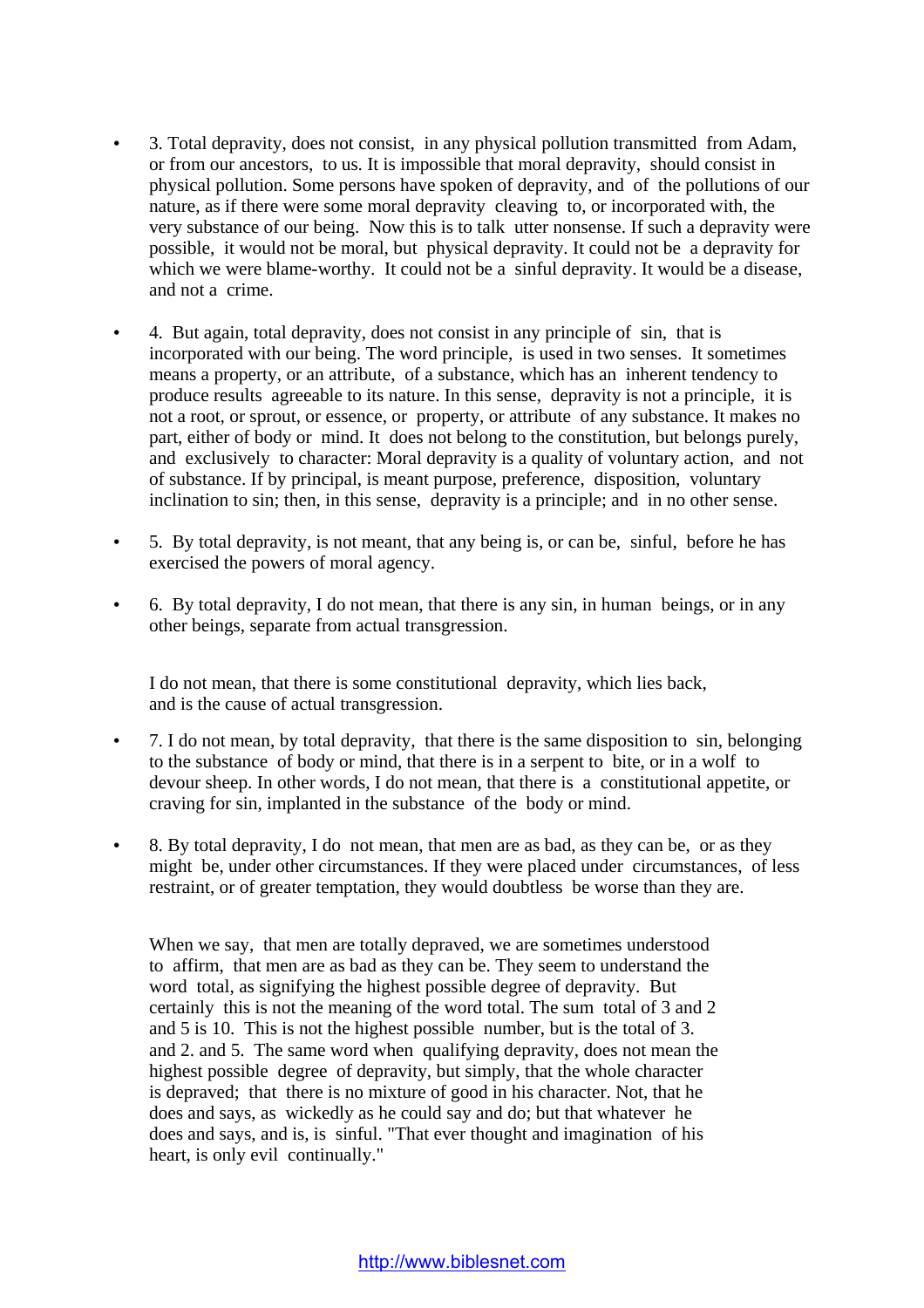- 3. Total depravity, does not consist, in any physical pollution transmitted from Adam, or from our ancestors, to us. It is impossible that moral depravity, should consist in physical pollution. Some persons have spoken of depravity, and of the pollutions of our nature, as if there were some moral depravity cleaving to, or incorporated with, the very substance of our being. Now this is to talk utter nonsense. If such a depravity were possible, it would not be moral, but physical depravity. It could not be a depravity for which we were blame-worthy. It could not be a sinful depravity. It would be a disease, and not a crime.

- 4. But again, total depravity, does not consist in any principle of sin, that is incorporated with our being. The word principle, is used in two senses. It sometimes means a property, or an attribute, of a substance, which has an inherent tendency to produce results agreeable to its nature. In this sense, depravity is not a principle, it is not a root, or sprout, or essence, or property, or attribute of any substance. It makes no part, either of body or mind. It does not belong to the constitution, but belongs purely, and exclusively to character: Moral depravity is a quality of voluntary action, and not of substance. If by principal, is meant purpose, preference, disposition, voluntary inclination to sin; then, in this sense, depravity is a principle; and in no other sense.

- 5. By total depravity, is not meant, that any being is, or can be, sinful, before he has exercised the powers of moral agency.

- 6. By total depravity, I do not mean, that there is any sin, in human beings, or in any other beings, separate from actual transgression.

  I do not mean, that there is some constitutional depravity, which lies back, and is the cause of actual transgression.

- 7. I do not mean, by total depravity, that there is the same disposition to sin, belonging to the substance of body or mind, that there is in a serpent to bite, or in a wolf to devour sheep. In other words, I do not mean, that there is a constitutional appetite, or craving for sin, implanted in the substance of the body or mind.

- 8. By total depravity, I do not mean, that men are as bad, as they can be, or as they might be, under other circumstances. If they were placed under circumstances, of less restraint, or of greater temptation, they would doubtless be worse than they are.

  When we say, that men are totally depraved, we are sometimes understood to affirm, that men are as bad as they can be. They seem to understand the word total, as signifying the highest possible degree of depravity. But certainly this is not the meaning of the word total. The sum total of 3 and 2 and 5 is 10. This is not the highest possible number, but is the total of 3. and 2. and 5. The same word when qualifying depravity, does not mean the highest possible degree of depravity, but simply, that the whole character is depraved; that there is no mixture of good in his character. Not, that he does and says, as wickedly as he could say and do; but that whatever he does and says, and is, is sinful. "That ever thought and imagination of his heart, is only evil continually."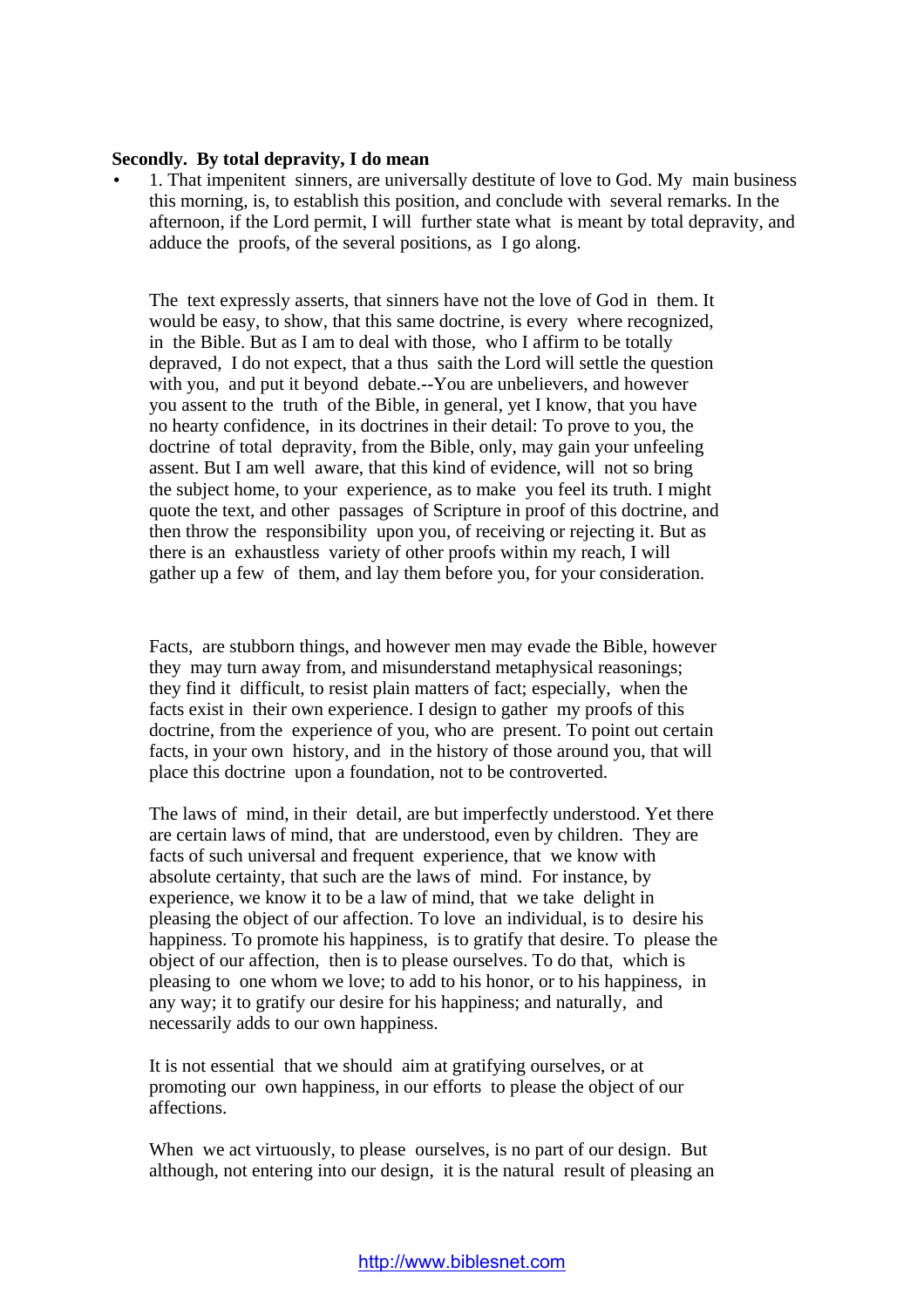**Secondly. By total depravity, I do mean**

- 1. That impenitent sinners, are universally destitute of love to God. My main business this morning, is, to establish this position, and conclude with several remarks. In the afternoon, if the Lord permit, I will further state what is meant by total depravity, and adduce the proofs, of the several positions, as I go along.

The text expressly asserts, that sinners have not the love of God in them. It would be easy, to show, that this same doctrine, is every where recognized, in the Bible. But as I am to deal with those, who I affirm to be totally depraved, I do not expect, that a thus saith the Lord will settle the question with you, and put it beyond debate.--You are unbelievers, and however you assent to the truth of the Bible, in general, yet I know, that you have no hearty confidence, in its doctrines in their detail: To prove to you, the doctrine of total depravity, from the Bible, only, may gain your unfeeling assent. But I am well aware, that this kind of evidence, will not so bring the subject home, to your experience, as to make you feel its truth. I might quote the text, and other passages of Scripture in proof of this doctrine, and then throw the responsibility upon you, of receiving or rejecting it. But as there is an exhaustless variety of other proofs within my reach, I will gather up a few of them, and lay them before you, for your consideration.

Facts, are stubborn things, and however men may evade the Bible, however they may turn away from, and misunderstand metaphysical reasonings; they find it difficult, to resist plain matters of fact; especially, when the facts exist in their own experience. I design to gather my proofs of this doctrine, from the experience of you, who are present. To point out certain facts, in your own history, and in the history of those around you, that will place this doctrine upon a foundation, not to be controverted.

The laws of mind, in their detail, are but imperfectly understood. Yet there are certain laws of mind, that are understood, even by children. They are facts of such universal and frequent experience, that we know with absolute certainty, that such are the laws of mind. For instance, by experience, we know it to be a law of mind, that we take delight in pleasing the object of our affection. To love an individual, is to desire his happiness. To promote his happiness, is to gratify that desire. To please the object of our affection, then is to please ourselves. To do that, which is pleasing to one whom we love; to add to his honor, or to his happiness, in any way; it to gratify our desire for his happiness; and naturally, and necessarily adds to our own happiness.

It is not essential that we should aim at gratifying ourselves, or at promoting our own happiness, in our efforts to please the object of our affections.

When we act virtuously, to please ourselves, is no part of our design. But although, not entering into our design, it is the natural result of pleasing an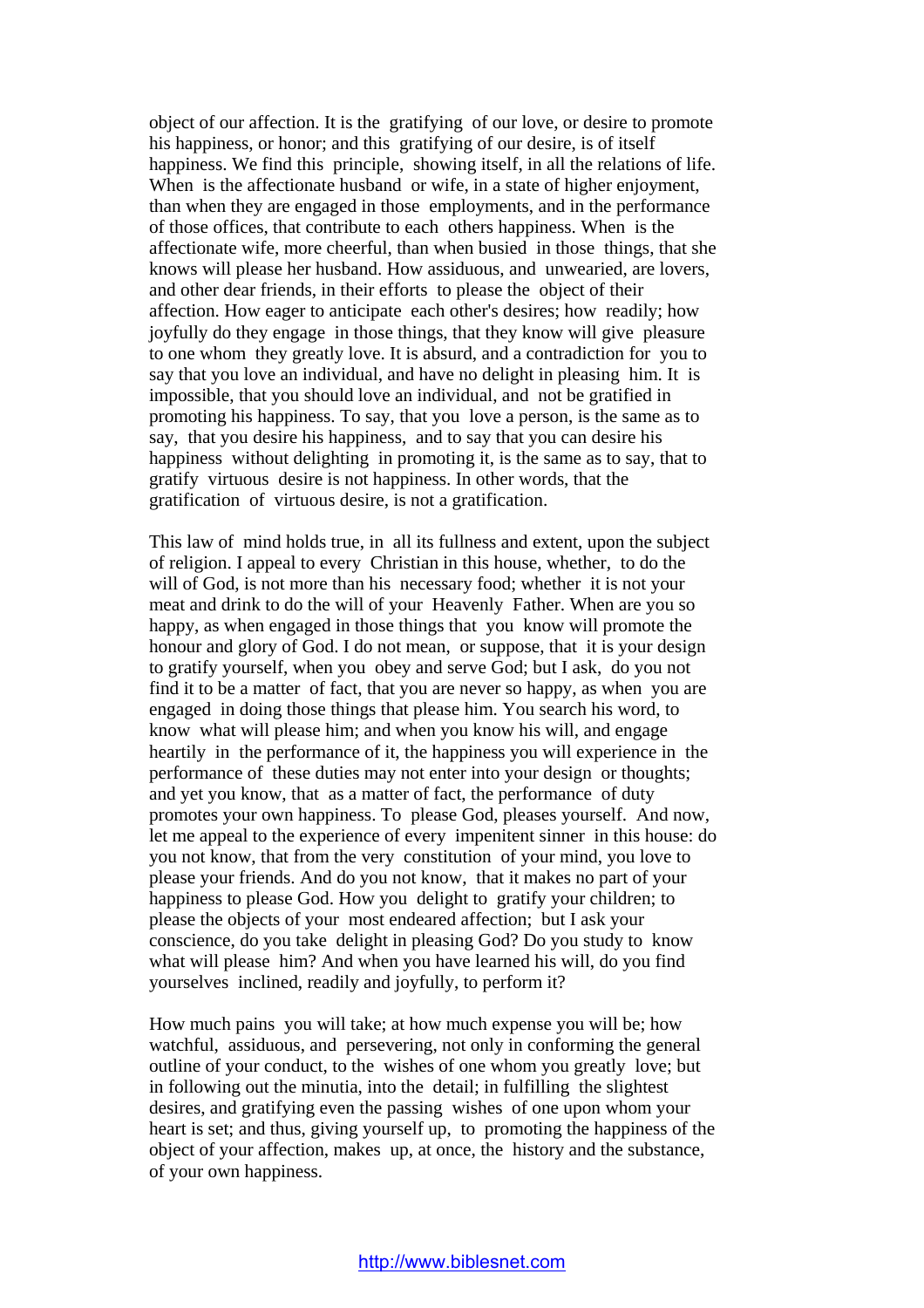object of our affection. It is the gratifying of our love, or desire to promote his happiness, or honor; and this gratifying of our desire, is of itself happiness. We find this principle, showing itself, in all the relations of life. When is the affectionate husband or wife, in a state of higher enjoyment, than when they are engaged in those employments, and in the performance of those offices, that contribute to each others happiness. When is the affectionate wife, more cheerful, than when busied in those things, that she knows will please her husband. How assiduous, and unwearied, are lovers, and other dear friends, in their efforts to please the object of their affection. How eager to anticipate each other's desires; how readily; how joyfully do they engage in those things, that they know will give pleasure to one whom they greatly love. It is absurd, and a contradiction for you to say that you love an individual, and have no delight in pleasing him. It is impossible, that you should love an individual, and not be gratified in promoting his happiness. To say, that you love a person, is the same as to say, that you desire his happiness, and to say that you can desire his happiness without delighting in promoting it, is the same as to say, that to gratify virtuous desire is not happiness. In other words, that the gratification of virtuous desire, is not a gratification.

This law of mind holds true, in all its fullness and extent, upon the subject of religion. I appeal to every Christian in this house, whether, to do the will of God, is not more than his necessary food; whether it is not your meat and drink to do the will of your Heavenly Father. When are you so happy, as when engaged in those things that you know will promote the honour and glory of God. I do not mean, or suppose, that it is your design to gratify yourself, when you obey and serve God; but I ask, do you not find it to be a matter of fact, that you are never so happy, as when you are engaged in doing those things that please him. You search his word, to know what will please him; and when you know his will, and engage heartily in the performance of it, the happiness you will experience in the performance of these duties may not enter into your design or thoughts; and yet you know, that as a matter of fact, the performance of duty promotes your own happiness. To please God, pleases yourself. And now, let me appeal to the experience of every impenitent sinner in this house: do you not know, that from the very constitution of your mind, you love to please your friends. And do you not know, that it makes no part of your happiness to please God. How you delight to gratify your children; to please the objects of your most endeared affection; but I ask your conscience, do you take delight in pleasing God? Do you study to know what will please him? And when you have learned his will, do you find yourselves inclined, readily and joyfully, to perform it?

How much pains you will take; at how much expense you will be; how watchful, assiduous, and persevering, not only in conforming the general outline of your conduct, to the wishes of one whom you greatly love; but in following out the minutia, into the detail; in fulfilling the slightest desires, and gratifying even the passing wishes of one upon whom your heart is set; and thus, giving yourself up, to promoting the happiness of the object of your affection, makes up, at once, the history and the substance, of your own happiness.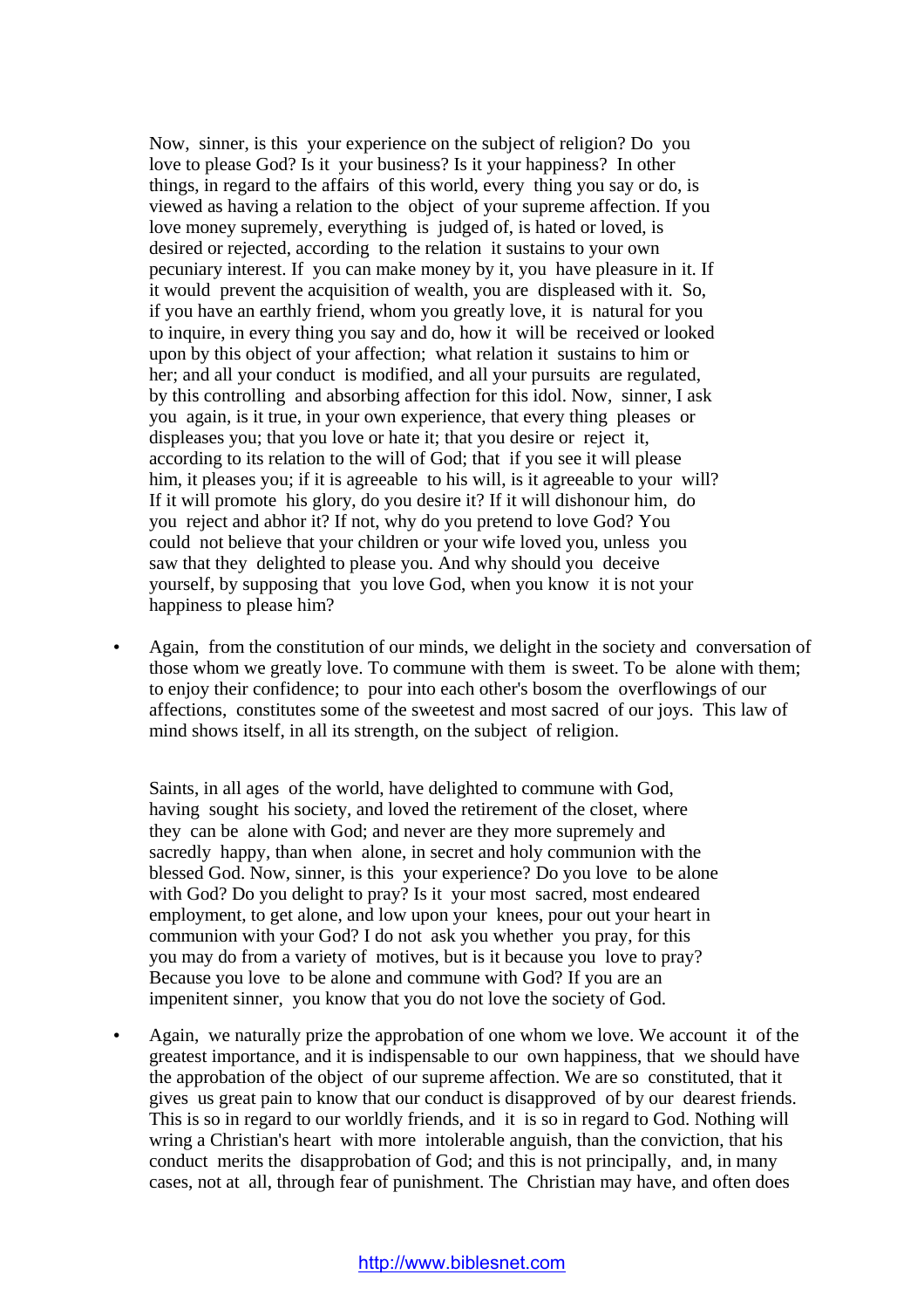Now, sinner, is this your experience on the subject of religion? Do you love to please God? Is it your business? Is it your happiness? In other things, in regard to the affairs of this world, every thing you say or do, is viewed as having a relation to the object of your supreme affection. If you love money supremely, everything is judged of, is hated or loved, is desired or rejected, according to the relation it sustains to your own pecuniary interest. If you can make money by it, you have pleasure in it. If it would prevent the acquisition of wealth, you are displeased with it. So, if you have an earthly friend, whom you greatly love, it is natural for you to inquire, in every thing you say and do, how it will be received or looked upon by this object of your affection; what relation it sustains to him or her; and all your conduct is modified, and all your pursuits are regulated, by this controlling and absorbing affection for this idol. Now, sinner, I ask you again, is it true, in your own experience, that every thing pleases or displeases you; that you love or hate it; that you desire or reject it, according to its relation to the will of God; that if you see it will please him, it pleases you; if it is agreeable to his will, is it agreeable to your will? If it will promote his glory, do you desire it? If it will dishonour him, do you reject and abhor it? If not, why do you pretend to love God? You could not believe that your children or your wife loved you, unless you saw that they delighted to please you. And why should you deceive yourself, by supposing that you love God, when you know it is not your happiness to please him?

- Again, from the constitution of our minds, we delight in the society and conversation of those whom we greatly love. To commune with them is sweet. To be alone with them; to enjoy their confidence; to pour into each other's bosom the overflowings of our affections, constitutes some of the sweetest and most sacred of our joys. This law of mind shows itself, in all its strength, on the subject of religion.

Saints, in all ages of the world, have delighted to commune with God, having sought his society, and loved the retirement of the closet, where they can be alone with God; and never are they more supremely and sacredly happy, than when alone, in secret and holy communion with the blessed God. Now, sinner, is this your experience? Do you love to be alone with God? Do you delight to pray? Is it your most sacred, most endeared employment, to get alone, and low upon your knees, pour out your heart in communion with your God? I do not ask you whether you pray, for this you may do from a variety of motives, but is it because you love to pray? Because you love to be alone and commune with God? If you are an impenitent sinner, you know that you do not love the society of God.

- Again, we naturally prize the approbation of one whom we love. We account it of the greatest importance, and it is indispensable to our own happiness, that we should have the approbation of the object of our supreme affection. We are so constituted, that it gives us great pain to know that our conduct is disapproved of by our dearest friends. This is so in regard to our worldly friends, and it is so in regard to God. Nothing will wring a Christian's heart with more intolerable anguish, than the conviction, that his conduct merits the disapprobation of God; and this is not principally, and, in many cases, not at all, through fear of punishment. The Christian may have, and often does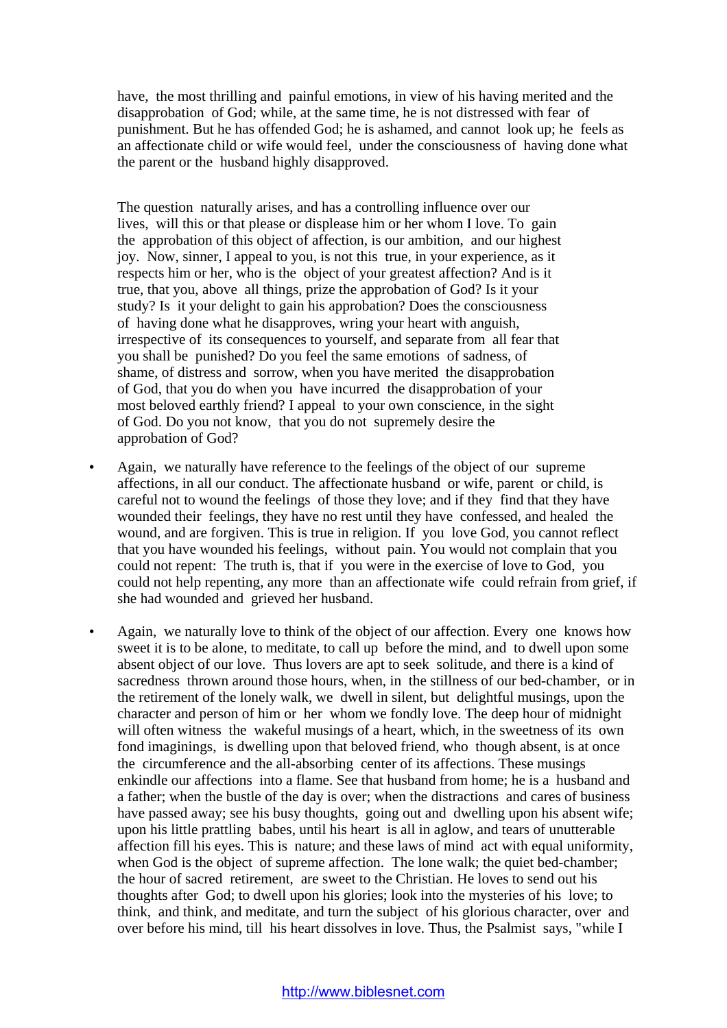have, the most thrilling and painful emotions, in view of his having merited and the disapprobation of God; while, at the same time, he is not distressed with fear of punishment. But he has offended God; he is ashamed, and cannot look up; he feels as an affectionate child or wife would feel, under the consciousness of having done what the parent or the husband highly disapproved.

The question naturally arises, and has a controlling influence over our lives, will this or that please or displease him or her whom I love. To gain the approbation of this object of affection, is our ambition, and our highest joy. Now, sinner, I appeal to you, is not this true, in your experience, as it respects him or her, who is the object of your greatest affection? And is it true, that you, above all things, prize the approbation of God? Is it your study? Is it your delight to gain his approbation? Does the consciousness of having done what he disapproves, wring your heart with anguish, irrespective of its consequences to yourself, and separate from all fear that you shall be punished? Do you feel the same emotions of sadness, of shame, of distress and sorrow, when you have merited the disapprobation of God, that you do when you have incurred the disapprobation of your most beloved earthly friend? I appeal to your own conscience, in the sight of God. Do you not know, that you do not supremely desire the approbation of God?

- Again, we naturally have reference to the feelings of the object of our supreme affections, in all our conduct. The affectionate husband or wife, parent or child, is careful not to wound the feelings of those they love; and if they find that they have wounded their feelings, they have no rest until they have confessed, and healed the wound, and are forgiven. This is true in religion. If you love God, you cannot reflect that you have wounded his feelings, without pain. You would not complain that you could not repent: The truth is, that if you were in the exercise of love to God, you could not help repenting, any more than an affectionate wife could refrain from grief, if she had wounded and grieved her husband.

- Again, we naturally love to think of the object of our affection. Every one knows how sweet it is to be alone, to meditate, to call up before the mind, and to dwell upon some absent object of our love. Thus lovers are apt to seek solitude, and there is a kind of sacredness thrown around those hours, when, in the stillness of our bed-chamber, or in the retirement of the lonely walk, we dwell in silent, but delightful musings, upon the character and person of him or her whom we fondly love. The deep hour of midnight will often witness the wakeful musings of a heart, which, in the sweetness of its own fond imaginings, is dwelling upon that beloved friend, who though absent, is at once the circumference and the all-absorbing center of its affections. These musings enkindle our affections into a flame. See that husband from home; he is a husband and a father; when the bustle of the day is over; when the distractions and cares of business have passed away; see his busy thoughts, going out and dwelling upon his absent wife; upon his little prattling babes, until his heart is all in aglow, and tears of unutterable affection fill his eyes. This is nature; and these laws of mind act with equal uniformity, when God is the object of supreme affection. The lone walk; the quiet bed-chamber; the hour of sacred retirement, are sweet to the Christian. He loves to send out his thoughts after God; to dwell upon his glories; look into the mysteries of his love; to think, and think, and meditate, and turn the subject of his glorious character, over and over before his mind, till his heart dissolves in love. Thus, the Psalmist says, "while I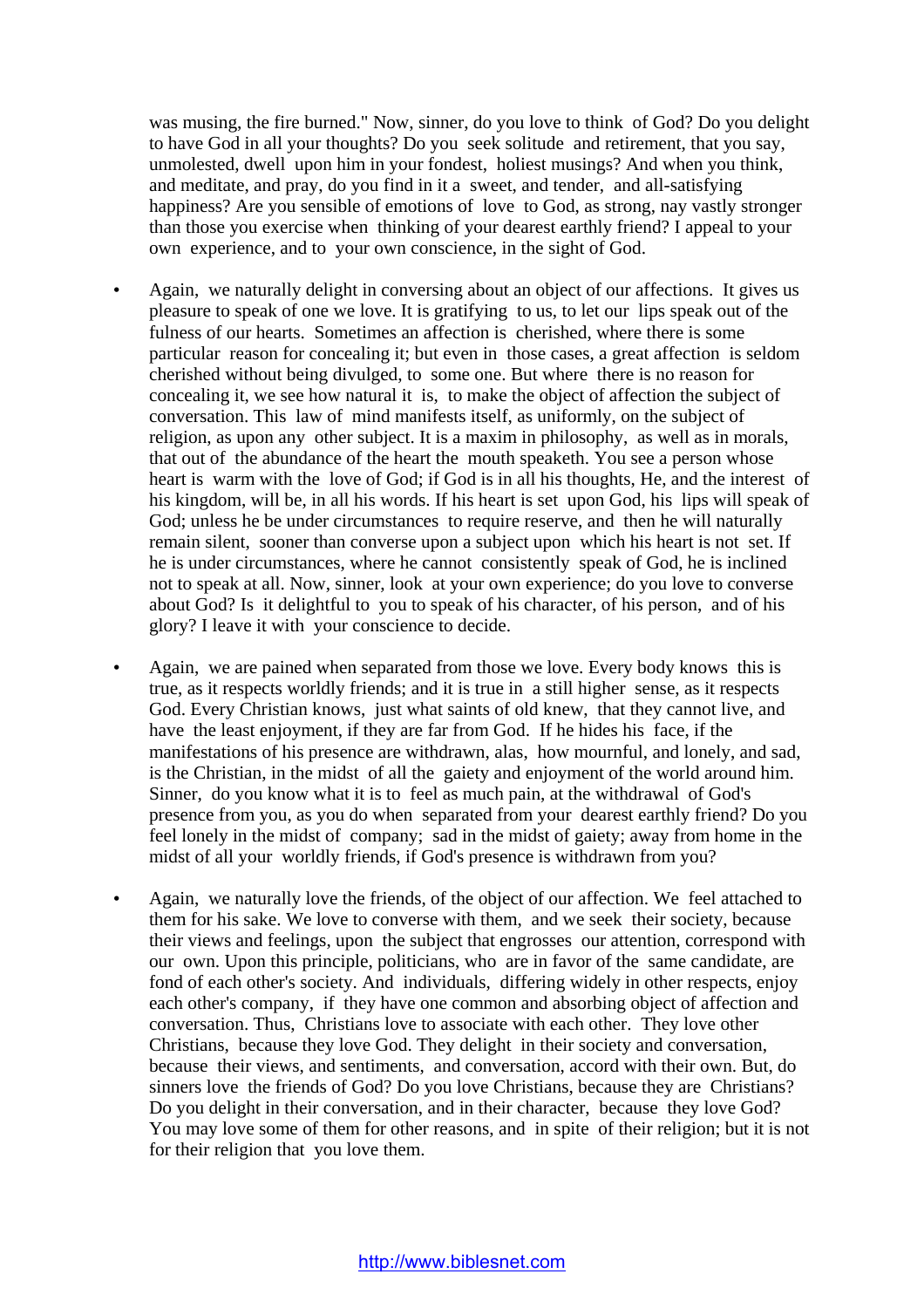was musing, the fire burned." Now, sinner, do you love to think of God? Do you delight to have God in all your thoughts? Do you seek solitude and retirement, that you say, unmolested, dwell upon him in your fondest, holiest musings? And when you think, and meditate, and pray, do you find in it a sweet, and tender, and all-satisfying happiness? Are you sensible of emotions of love to God, as strong, nay vastly stronger than those you exercise when thinking of your dearest earthly friend? I appeal to your own experience, and to your own conscience, in the sight of God.

- Again, we naturally delight in conversing about an object of our affections. It gives us pleasure to speak of one we love. It is gratifying to us, to let our lips speak out of the fulness of our hearts. Sometimes an affection is cherished, where there is some particular reason for concealing it; but even in those cases, a great affection is seldom cherished without being divulged, to some one. But where there is no reason for concealing it, we see how natural it is, to make the object of affection the subject of conversation. This law of mind manifests itself, as uniformly, on the subject of religion, as upon any other subject. It is a maxim in philosophy, as well as in morals, that out of the abundance of the heart the mouth speaketh. You see a person whose heart is warm with the love of God; if God is in all his thoughts, He, and the interest of his kingdom, will be, in all his words. If his heart is set upon God, his lips will speak of God; unless he be under circumstances to require reserve, and then he will naturally remain silent, sooner than converse upon a subject upon which his heart is not set. If he is under circumstances, where he cannot consistently speak of God, he is inclined not to speak at all. Now, sinner, look at your own experience; do you love to converse about God? Is it delightful to you to speak of his character, of his person, and of his glory? I leave it with your conscience to decide.

- Again, we are pained when separated from those we love. Every body knows this is true, as it respects worldly friends; and it is true in a still higher sense, as it respects God. Every Christian knows, just what saints of old knew, that they cannot live, and have the least enjoyment, if they are far from God. If he hides his face, if the manifestations of his presence are withdrawn, alas, how mournful, and lonely, and sad, is the Christian, in the midst of all the gaiety and enjoyment of the world around him. Sinner, do you know what it is to feel as much pain, at the withdrawal of God's presence from you, as you do when separated from your dearest earthly friend? Do you feel lonely in the midst of company; sad in the midst of gaiety; away from home in the midst of all your worldly friends, if God's presence is withdrawn from you?

- Again, we naturally love the friends, of the object of our affection. We feel attached to them for his sake. We love to converse with them, and we seek their society, because their views and feelings, upon the subject that engrosses our attention, correspond with our own. Upon this principle, politicians, who are in favor of the same candidate, are fond of each other's society. And individuals, differing widely in other respects, enjoy each other's company, if they have one common and absorbing object of affection and conversation. Thus, Christians love to associate with each other. They love other Christians, because they love God. They delight in their society and conversation, because their views, and sentiments, and conversation, accord with their own. But, do sinners love the friends of God? Do you love Christians, because they are Christians? Do you delight in their conversation, and in their character, because they love God? You may love some of them for other reasons, and in spite of their religion; but it is not for their religion that you love them.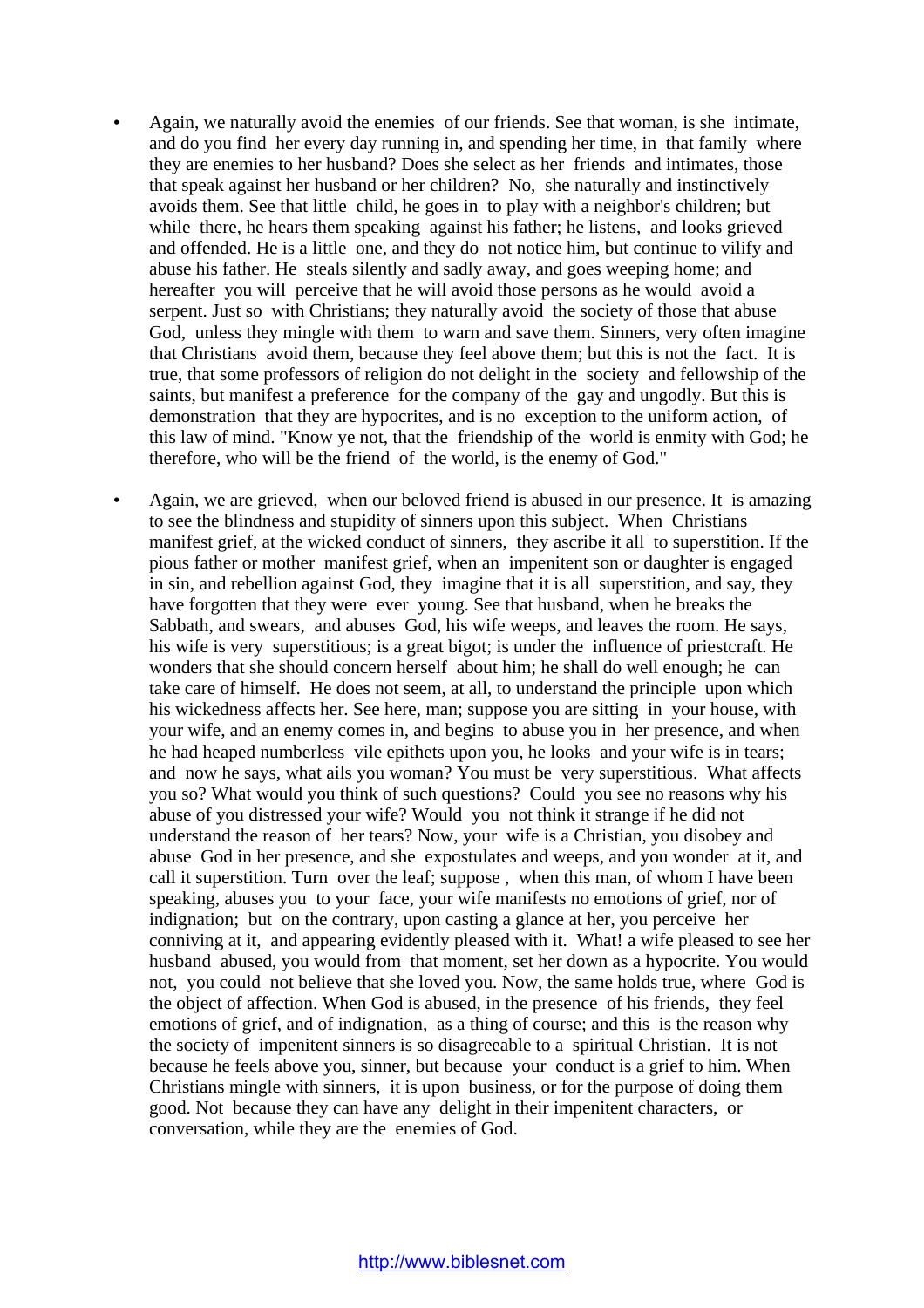- Again, we naturally avoid the enemies of our friends. See that woman, is she intimate, and do you find her every day running in, and spending her time, in that family where they are enemies to her husband? Does she select as her friends and intimates, those that speak against her husband or her children? No, she naturally and instinctively avoids them. See that little child, he goes in to play with a neighbor's children; but while there, he hears them speaking against his father; he listens, and looks grieved and offended. He is a little one, and they do not notice him, but continue to vilify and abuse his father. He steals silently and sadly away, and goes weeping home; and hereafter you will perceive that he will avoid those persons as he would avoid a serpent. Just so with Christians; they naturally avoid the society of those that abuse God, unless they mingle with them to warn and save them. Sinners, very often imagine that Christians avoid them, because they feel above them; but this is not the fact. It is true, that some professors of religion do not delight in the society and fellowship of the saints, but manifest a preference for the company of the gay and ungodly. But this is demonstration that they are hypocrites, and is no exception to the uniform action, of this law of mind. "Know ye not, that the friendship of the world is enmity with God; he therefore, who will be the friend of the world, is the enemy of God."

- Again, we are grieved, when our beloved friend is abused in our presence. It is amazing to see the blindness and stupidity of sinners upon this subject. When Christians manifest grief, at the wicked conduct of sinners, they ascribe it all to superstition. If the pious father or mother manifest grief, when an impenitent son or daughter is engaged in sin, and rebellion against God, they imagine that it is all superstition, and say, they have forgotten that they were ever young. See that husband, when he breaks the Sabbath, and swears, and abuses God, his wife weeps, and leaves the room. He says, his wife is very superstitious; is a great bigot; is under the influence of priestcraft. He wonders that she should concern herself about him; he shall do well enough; he can take care of himself. He does not seem, at all, to understand the principle upon which his wickedness affects her. See here, man; suppose you are sitting in your house, with your wife, and an enemy comes in, and begins to abuse you in her presence, and when he had heaped numberless vile epithets upon you, he looks and your wife is in tears; and now he says, what ails you woman? You must be very superstitious. What affects you so? What would you think of such questions? Could you see no reasons why his abuse of you distressed your wife? Would you not think it strange if he did not understand the reason of her tears? Now, your wife is a Christian, you disobey and abuse God in her presence, and she expostulates and weeps, and you wonder at it, and call it superstition. Turn over the leaf; suppose , when this man, of whom I have been speaking, abuses you to your face, your wife manifests no emotions of grief, nor of indignation; but on the contrary, upon casting a glance at her, you perceive her conniving at it, and appearing evidently pleased with it. What! a wife pleased to see her husband abused, you would from that moment, set her down as a hypocrite. You would not, you could not believe that she loved you. Now, the same holds true, where God is the object of affection. When God is abused, in the presence of his friends, they feel emotions of grief, and of indignation, as a thing of course; and this is the reason why the society of impenitent sinners is so disagreeable to a spiritual Christian. It is not because he feels above you, sinner, but because your conduct is a grief to him. When Christians mingle with sinners, it is upon business, or for the purpose of doing them good. Not because they can have any delight in their impenitent characters, or conversation, while they are the enemies of God.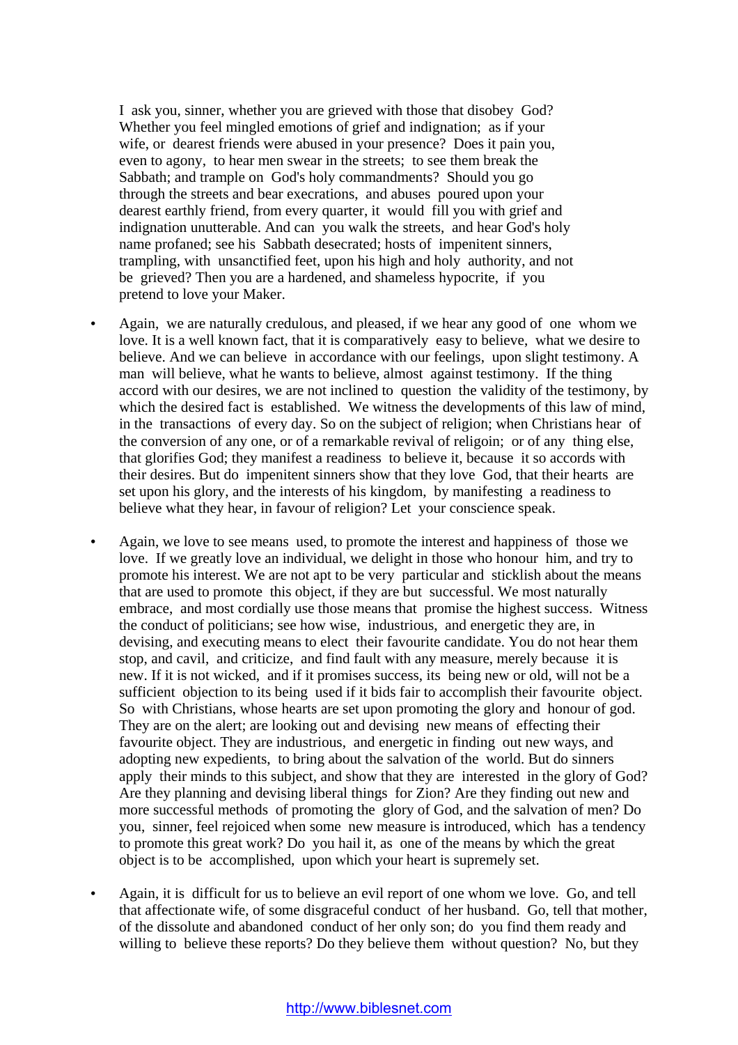I ask you, sinner, whether you are grieved with those that disobey God? Whether you feel mingled emotions of grief and indignation; as if your wife, or dearest friends were abused in your presence? Does it pain you, even to agony, to hear men swear in the streets; to see them break the Sabbath; and trample on God's holy commandments? Should you go through the streets and bear execrations, and abuses poured upon your dearest earthly friend, from every quarter, it would fill you with grief and indignation unutterable. And can you walk the streets, and hear God's holy name profaned; see his Sabbath desecrated; hosts of impenitent sinners, trampling, with unsanctified feet, upon his high and holy authority, and not be grieved? Then you are a hardened, and shameless hypocrite, if you pretend to love your Maker.

- Again, we are naturally credulous, and pleased, if we hear any good of one whom we love. It is a well known fact, that it is comparatively easy to believe, what we desire to believe. And we can believe in accordance with our feelings, upon slight testimony. A man will believe, what he wants to believe, almost against testimony. If the thing accord with our desires, we are not inclined to question the validity of the testimony, by which the desired fact is established. We witness the developments of this law of mind, in the transactions of every day. So on the subject of religion; when Christians hear of the conversion of any one, or of a remarkable revival of religoin; or of any thing else, that glorifies God; they manifest a readiness to believe it, because it so accords with their desires. But do impenitent sinners show that they love God, that their hearts are set upon his glory, and the interests of his kingdom, by manifesting a readiness to believe what they hear, in favour of religion? Let your conscience speak.

- Again, we love to see means used, to promote the interest and happiness of those we love. If we greatly love an individual, we delight in those who honour him, and try to promote his interest. We are not apt to be very particular and sticklish about the means that are used to promote this object, if they are but successful. We most naturally embrace, and most cordially use those means that promise the highest success. Witness the conduct of politicians; see how wise, industrious, and energetic they are, in devising, and executing means to elect their favourite candidate. You do not hear them stop, and cavil, and criticize, and find fault with any measure, merely because it is new. If it is not wicked, and if it promises success, its being new or old, will not be a sufficient objection to its being used if it bids fair to accomplish their favourite object. So with Christians, whose hearts are set upon promoting the glory and honour of god. They are on the alert; are looking out and devising new means of effecting their favourite object. They are industrious, and energetic in finding out new ways, and adopting new expedients, to bring about the salvation of the world. But do sinners apply their minds to this subject, and show that they are interested in the glory of God? Are they planning and devising liberal things for Zion? Are they finding out new and more successful methods of promoting the glory of God, and the salvation of men? Do you, sinner, feel rejoiced when some new measure is introduced, which has a tendency to promote this great work? Do you hail it, as one of the means by which the great object is to be accomplished, upon which your heart is supremely set.

- Again, it is difficult for us to believe an evil report of one whom we love. Go, and tell that affectionate wife, of some disgraceful conduct of her husband. Go, tell that mother, of the dissolute and abandoned conduct of her only son; do you find them ready and willing to believe these reports? Do they believe them without question? No, but they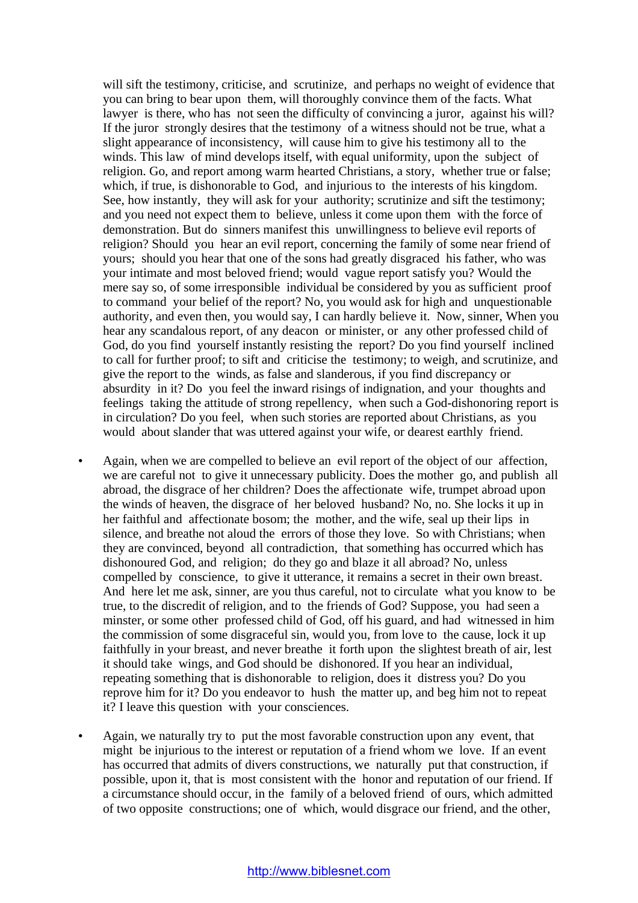will sift the testimony, criticise, and scrutinize, and perhaps no weight of evidence that you can bring to bear upon them, will thoroughly convince them of the facts. What lawyer is there, who has not seen the difficulty of convincing a juror, against his will? If the juror strongly desires that the testimony of a witness should not be true, what a slight appearance of inconsistency, will cause him to give his testimony all to the winds. This law of mind develops itself, with equal uniformity, upon the subject of religion. Go, and report among warm hearted Christians, a story, whether true or false; which, if true, is dishonorable to God, and injurious to the interests of his kingdom. See, how instantly, they will ask for your authority; scrutinize and sift the testimony; and you need not expect them to believe, unless it come upon them with the force of demonstration. But do sinners manifest this unwillingness to believe evil reports of religion? Should you hear an evil report, concerning the family of some near friend of yours; should you hear that one of the sons had greatly disgraced his father, who was your intimate and most beloved friend; would vague report satisfy you? Would the mere say so, of some irresponsible individual be considered by you as sufficient proof to command your belief of the report? No, you would ask for high and unquestionable authority, and even then, you would say, I can hardly believe it. Now, sinner, When you hear any scandalous report, of any deacon or minister, or any other professed child of God, do you find yourself instantly resisting the report? Do you find yourself inclined to call for further proof; to sift and criticise the testimony; to weigh, and scrutinize, and give the report to the winds, as false and slanderous, if you find discrepancy or absurdity in it? Do you feel the inward risings of indignation, and your thoughts and feelings taking the attitude of strong repellency, when such a God-dishonoring report is in circulation? Do you feel, when such stories are reported about Christians, as you would about slander that was uttered against your wife, or dearest earthly friend.

- Again, when we are compelled to believe an evil report of the object of our affection, we are careful not to give it unnecessary publicity. Does the mother go, and publish all abroad, the disgrace of her children? Does the affectionate wife, trumpet abroad upon the winds of heaven, the disgrace of her beloved husband? No, no. She locks it up in her faithful and affectionate bosom; the mother, and the wife, seal up their lips in silence, and breathe not aloud the errors of those they love. So with Christians; when they are convinced, beyond all contradiction, that something has occurred which has dishonoured God, and religion; do they go and blaze it all abroad? No, unless compelled by conscience, to give it utterance, it remains a secret in their own breast. And here let me ask, sinner, are you thus careful, not to circulate what you know to be true, to the discredit of religion, and to the friends of God? Suppose, you had seen a minster, or some other professed child of God, off his guard, and had witnessed in him the commission of some disgraceful sin, would you, from love to the cause, lock it up faithfully in your breast, and never breathe it forth upon the slightest breath of air, lest it should take wings, and God should be dishonored. If you hear an individual, repeating something that is dishonorable to religion, does it distress you? Do you reprove him for it? Do you endeavor to hush the matter up, and beg him not to repeat it? I leave this question with your consciences.

- Again, we naturally try to put the most favorable construction upon any event, that might be injurious to the interest or reputation of a friend whom we love. If an event has occurred that admits of divers constructions, we naturally put that construction, if possible, upon it, that is most consistent with the honor and reputation of our friend. If a circumstance should occur, in the family of a beloved friend of ours, which admitted of two opposite constructions; one of which, would disgrace our friend, and the other,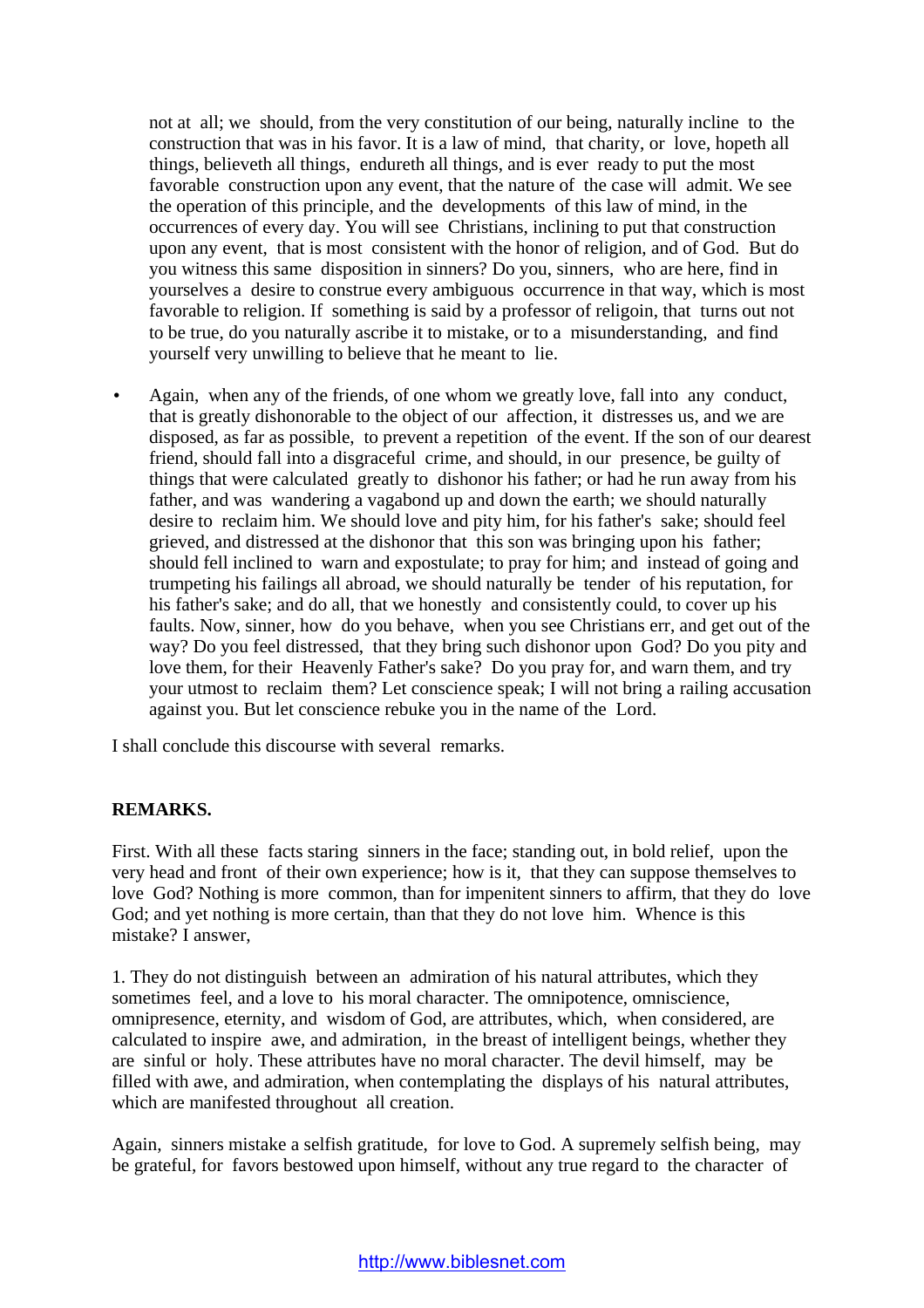not at all; we should, from the very constitution of our being, naturally incline to the construction that was in his favor. It is a law of mind, that charity, or love, hopeth all things, believeth all things, endureth all things, and is ever ready to put the most favorable construction upon any event, that the nature of the case will admit. We see the operation of this principle, and the developments of this law of mind, in the occurrences of every day. You will see Christians, inclining to put that construction upon any event, that is most consistent with the honor of religion, and of God. But do you witness this same disposition in sinners? Do you, sinners, who are here, find in yourselves a desire to construe every ambiguous occurrence in that way, which is most favorable to religion. If something is said by a professor of religoin, that turns out not to be true, do you naturally ascribe it to mistake, or to a misunderstanding, and find yourself very unwilling to believe that he meant to lie.

- Again, when any of the friends, of one whom we greatly love, fall into any conduct, that is greatly dishonorable to the object of our affection, it distresses us, and we are disposed, as far as possible, to prevent a repetition of the event. If the son of our dearest friend, should fall into a disgraceful crime, and should, in our presence, be guilty of things that were calculated greatly to dishonor his father; or had he run away from his father, and was wandering a vagabond up and down the earth; we should naturally desire to reclaim him. We should love and pity him, for his father's sake; should feel grieved, and distressed at the dishonor that this son was bringing upon his father; should fell inclined to warn and expostulate; to pray for him; and instead of going and trumpeting his failings all abroad, we should naturally be tender of his reputation, for his father's sake; and do all, that we honestly and consistently could, to cover up his faults. Now, sinner, how do you behave, when you see Christians err, and get out of the way? Do you feel distressed, that they bring such dishonor upon God? Do you pity and love them, for their Heavenly Father's sake? Do you pray for, and warn them, and try your utmost to reclaim them? Let conscience speak; I will not bring a railing accusation against you. But let conscience rebuke you in the name of the Lord.

I shall conclude this discourse with several remarks.

**REMARKS.**

First. With all these facts staring sinners in the face; standing out, in bold relief, upon the very head and front of their own experience; how is it, that they can suppose themselves to love God? Nothing is more common, than for impenitent sinners to affirm, that they do love God; and yet nothing is more certain, than that they do not love him. Whence is this mistake? I answer,

1. They do not distinguish between an admiration of his natural attributes, which they sometimes feel, and a love to his moral character. The omnipotence, omniscience, omnipresence, eternity, and wisdom of God, are attributes, which, when considered, are calculated to inspire awe, and admiration, in the breast of intelligent beings, whether they are sinful or holy. These attributes have no moral character. The devil himself, may be filled with awe, and admiration, when contemplating the displays of his natural attributes, which are manifested throughout all creation.

Again, sinners mistake a selfish gratitude, for love to God. A supremely selfish being, may be grateful, for favors bestowed upon himself, without any true regard to the character of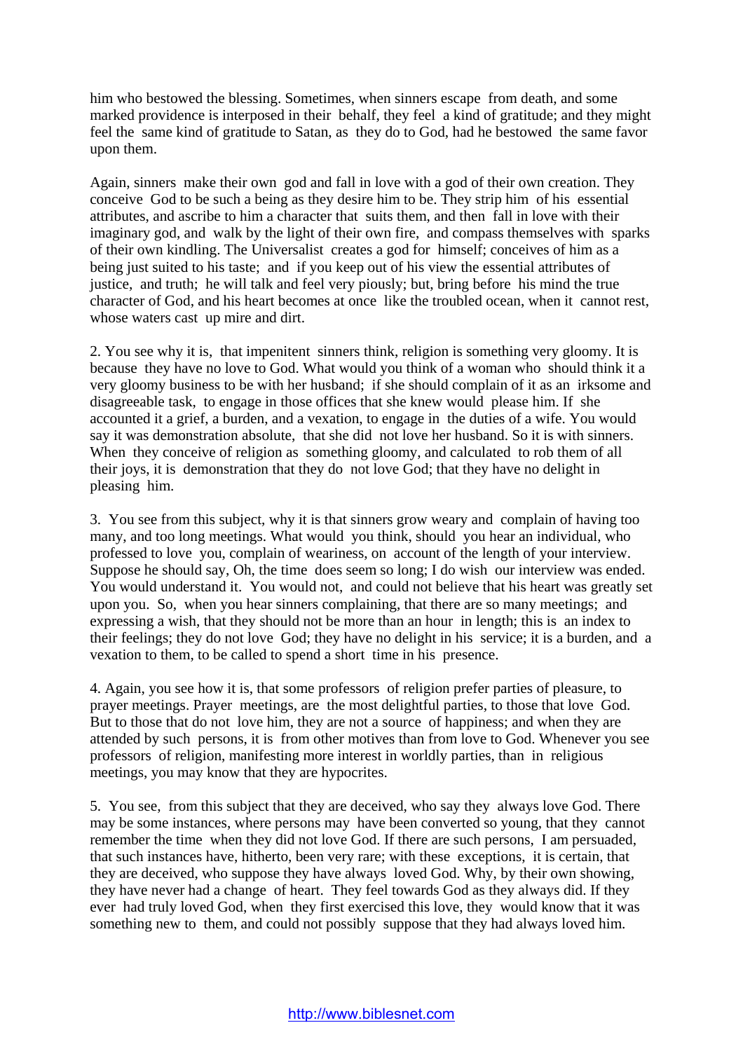him who bestowed the blessing. Sometimes, when sinners escape from death, and some marked providence is interposed in their behalf, they feel a kind of gratitude; and they might feel the same kind of gratitude to Satan, as they do to God, had he bestowed the same favor upon them.

Again, sinners make their own god and fall in love with a god of their own creation. They conceive God to be such a being as they desire him to be. They strip him of his essential attributes, and ascribe to him a character that suits them, and then fall in love with their imaginary god, and walk by the light of their own fire, and compass themselves with sparks of their own kindling. The Universalist creates a god for himself; conceives of him as a being just suited to his taste; and if you keep out of his view the essential attributes of justice, and truth; he will talk and feel very piously; but, bring before his mind the true character of God, and his heart becomes at once like the troubled ocean, when it cannot rest, whose waters cast up mire and dirt.

2. You see why it is, that impenitent sinners think, religion is something very gloomy. It is because they have no love to God. What would you think of a woman who should think it a very gloomy business to be with her husband; if she should complain of it as an irksome and disagreeable task, to engage in those offices that she knew would please him. If she accounted it a grief, a burden, and a vexation, to engage in the duties of a wife. You would say it was demonstration absolute, that she did not love her husband. So it is with sinners. When they conceive of religion as something gloomy, and calculated to rob them of all their joys, it is demonstration that they do not love God; that they have no delight in pleasing him.

3. You see from this subject, why it is that sinners grow weary and complain of having too many, and too long meetings. What would you think, should you hear an individual, who professed to love you, complain of weariness, on account of the length of your interview. Suppose he should say, Oh, the time does seem so long; I do wish our interview was ended. You would understand it. You would not, and could not believe that his heart was greatly set upon you. So, when you hear sinners complaining, that there are so many meetings; and expressing a wish, that they should not be more than an hour in length; this is an index to their feelings; they do not love God; they have no delight in his service; it is a burden, and a vexation to them, to be called to spend a short time in his presence.

4. Again, you see how it is, that some professors of religion prefer parties of pleasure, to prayer meetings. Prayer meetings, are the most delightful parties, to those that love God. But to those that do not love him, they are not a source of happiness; and when they are attended by such persons, it is from other motives than from love to God. Whenever you see professors of religion, manifesting more interest in worldly parties, than in religious meetings, you may know that they are hypocrites.

5. You see, from this subject that they are deceived, who say they always love God. There may be some instances, where persons may have been converted so young, that they cannot remember the time when they did not love God. If there are such persons, I am persuaded, that such instances have, hitherto, been very rare; with these exceptions, it is certain, that they are deceived, who suppose they have always loved God. Why, by their own showing, they have never had a change of heart. They feel towards God as they always did. If they ever had truly loved God, when they first exercised this love, they would know that it was something new to them, and could not possibly suppose that they had always loved him.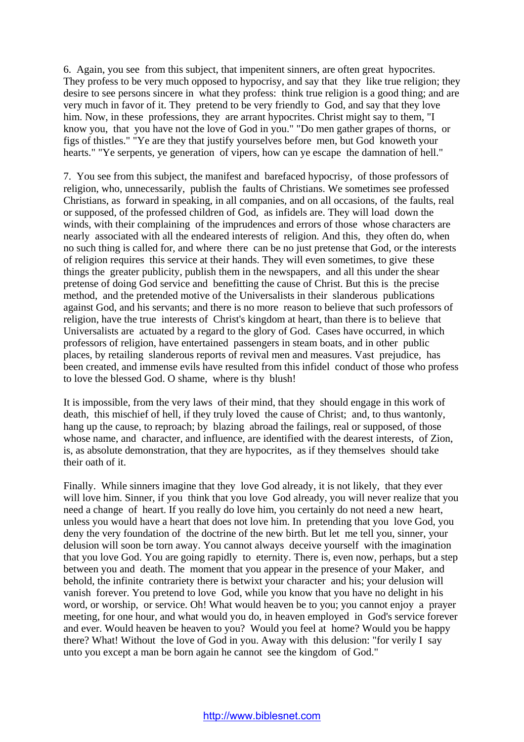6. Again, you see from this subject, that impenitent sinners, are often great hypocrites. They profess to be very much opposed to hypocrisy, and say that they like true religion; they desire to see persons sincere in what they profess: think true religion is a good thing; and are very much in favor of it. They pretend to be very friendly to God, and say that they love him. Now, in these professions, they are arrant hypocrites. Christ might say to them, "I know you, that you have not the love of God in you." "Do men gather grapes of thorns, or figs of thistles." "Ye are they that justify yourselves before men, but God knoweth your hearts." "Ye serpents, ye generation of vipers, how can ye escape the damnation of hell."

7. You see from this subject, the manifest and barefaced hypocrisy, of those professors of religion, who, unnecessarily, publish the faults of Christians. We sometimes see professed Christians, as forward in speaking, in all companies, and on all occasions, of the faults, real or supposed, of the professed children of God, as infidels are. They will load down the winds, with their complaining of the imprudences and errors of those whose characters are nearly associated with all the endeared interests of religion. And this, they often do, when no such thing is called for, and where there can be no just pretense that God, or the interests of religion requires this service at their hands. They will even sometimes, to give these things the greater publicity, publish them in the newspapers, and all this under the shear pretense of doing God service and benefitting the cause of Christ. But this is the precise method, and the pretended motive of the Universalists in their slanderous publications against God, and his servants; and there is no more reason to believe that such professors of religion, have the true interests of Christ's kingdom at heart, than there is to believe that Universalists are actuated by a regard to the glory of God. Cases have occurred, in which professors of religion, have entertained passengers in steam boats, and in other public places, by retailing slanderous reports of revival men and measures. Vast prejudice, has been created, and immense evils have resulted from this infidel conduct of those who profess to love the blessed God. O shame, where is thy blush!

It is impossible, from the very laws of their mind, that they should engage in this work of death, this mischief of hell, if they truly loved the cause of Christ; and, to thus wantonly, hang up the cause, to reproach; by blazing abroad the failings, real or supposed, of those whose name, and character, and influence, are identified with the dearest interests, of Zion, is, as absolute demonstration, that they are hypocrites, as if they themselves should take their oath of it.

Finally. While sinners imagine that they love God already, it is not likely, that they ever will love him. Sinner, if you think that you love God already, you will never realize that you need a change of heart. If you really do love him, you certainly do not need a new heart, unless you would have a heart that does not love him. In pretending that you love God, you deny the very foundation of the doctrine of the new birth. But let me tell you, sinner, your delusion will soon be torn away. You cannot always deceive yourself with the imagination that you love God. You are going rapidly to eternity. There is, even now, perhaps, but a step between you and death. The moment that you appear in the presence of your Maker, and behold, the infinite contrariety there is betwixt your character and his; your delusion will vanish forever. You pretend to love God, while you know that you have no delight in his word, or worship, or service. Oh! What would heaven be to you; you cannot enjoy a prayer meeting, for one hour, and what would you do, in heaven employed in God's service forever and ever. Would heaven be heaven to you? Would you feel at home? Would you be happy there? What! Without the love of God in you. Away with this delusion: "for verily I say unto you except a man be born again he cannot see the kingdom of God."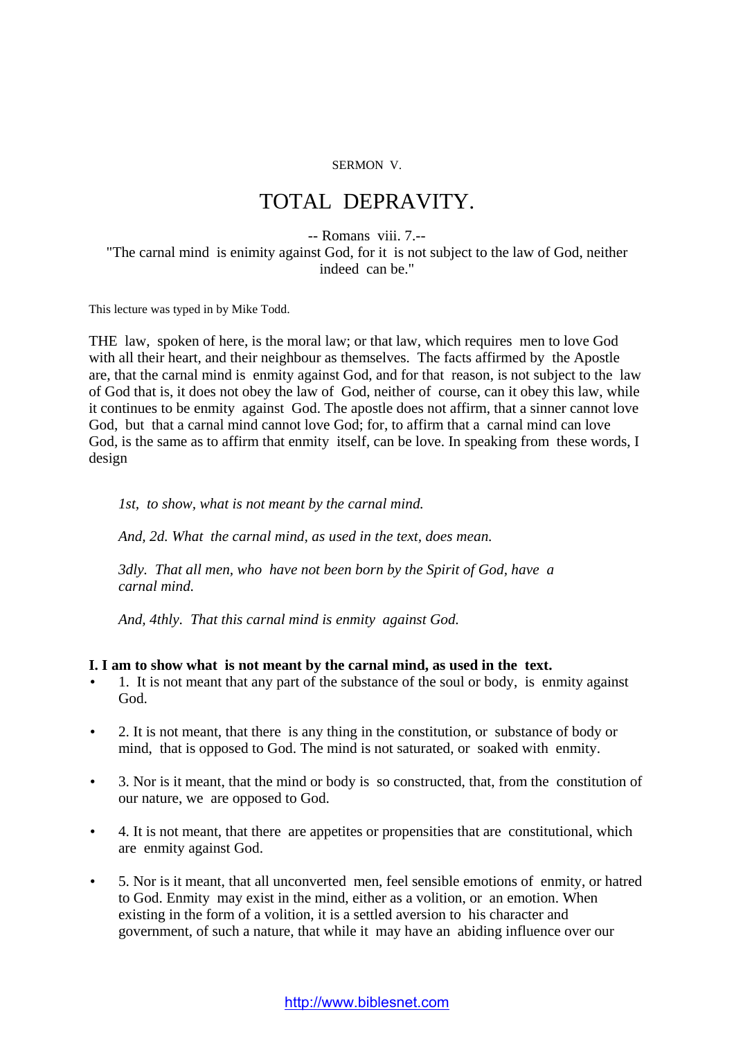SERMON V.

# TOTAL DEPRAVITY.

-- Romans viii. 7.--
"The carnal mind is enmity against God, for it is not subject to the law of God, neither indeed can be."

This lecture was typed in by Mike Todd.

THE law, spoken of here, is the moral law; or that law, which requires men to love God with all their heart, and their neighbour as themselves. The facts affirmed by the Apostle are, that the carnal mind is enmity against God, and for that reason, is not subject to the law of God that is, it does not obey the law of God, neither of course, can it obey this law, while it continues to be enmity against God. The apostle does not affirm, that a sinner cannot love God, but that a carnal mind cannot love God; for, to affirm that a carnal mind can love God, is the same as to affirm that enmity itself, can be love. In speaking from these words, I design

*1st, to show, what is not meant by the carnal mind.*

*And, 2d. What the carnal mind, as used in the text, does mean.*

*3dly. That all men, who have not been born by the Spirit of God, have a carnal mind.*

*And, 4thly. That this carnal mind is enmity against God.*

**I. I am to show what is not meant by the carnal mind, as used in the text.**

- 1. It is not meant that any part of the substance of the soul or body, is enmity against God.
- 2. It is not meant, that there is any thing in the constitution, or substance of body or mind, that is opposed to God. The mind is not saturated, or soaked with enmity.
- 3. Nor is it meant, that the mind or body is so constructed, that, from the constitution of our nature, we are opposed to God.
- 4. It is not meant, that there are appetites or propensities that are constitutional, which are enmity against God.
- 5. Nor is it meant, that all unconverted men, feel sensible emotions of enmity, or hatred to God. Enmity may exist in the mind, either as a volition, or an emotion. When existing in the form of a volition, it is a settled aversion to his character and government, of such a nature, that while it may have an abiding influence over our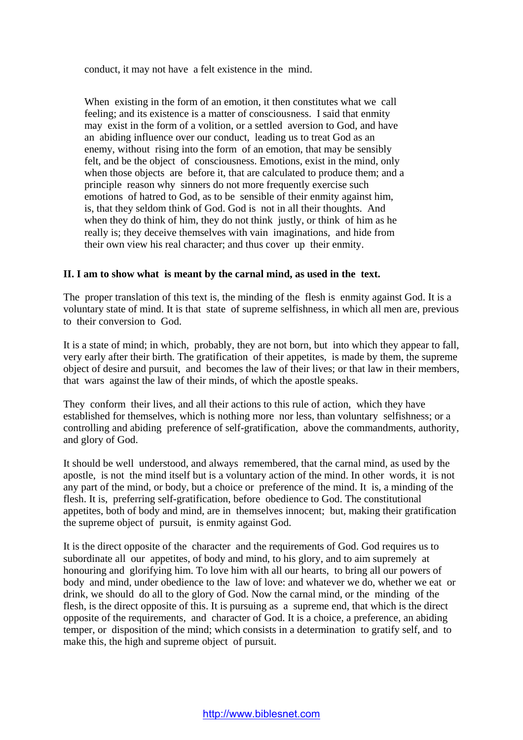conduct, it may not have a felt existence in the mind.

When existing in the form of an emotion, it then constitutes what we call feeling; and its existence is a matter of consciousness. I said that enmity may exist in the form of a volition, or a settled aversion to God, and have an abiding influence over our conduct, leading us to treat God as an enemy, without rising into the form of an emotion, that may be sensibly felt, and be the object of consciousness. Emotions, exist in the mind, only when those objects are before it, that are calculated to produce them; and a principle reason why sinners do not more frequently exercise such emotions of hatred to God, as to be sensible of their enmity against him, is, that they seldom think of God. God is not in all their thoughts. And when they do think of him, they do not think justly, or think of him as he really is; they deceive themselves with vain imaginations, and hide from their own view his real character; and thus cover up their enmity.

**II. I am to show what is meant by the carnal mind, as used in the text.**

The proper translation of this text is, the minding of the flesh is enmity against God. It is a voluntary state of mind. It is that state of supreme selfishness, in which all men are, previous to their conversion to God.

It is a state of mind; in which, probably, they are not born, but into which they appear to fall, very early after their birth. The gratification of their appetites, is made by them, the supreme object of desire and pursuit, and becomes the law of their lives; or that law in their members, that wars against the law of their minds, of which the apostle speaks.

They conform their lives, and all their actions to this rule of action, which they have established for themselves, which is nothing more nor less, than voluntary selfishness; or a controlling and abiding preference of self-gratification, above the commandments, authority, and glory of God.

It should be well understood, and always remembered, that the carnal mind, as used by the apostle, is not the mind itself but is a voluntary action of the mind. In other words, it is not any part of the mind, or body, but a choice or preference of the mind. It is, a minding of the flesh. It is, preferring self-gratification, before obedience to God. The constitutional appetites, both of body and mind, are in themselves innocent; but, making their gratification the supreme object of pursuit, is enmity against God.

It is the direct opposite of the character and the requirements of God. God requires us to subordinate all our appetites, of body and mind, to his glory, and to aim supremely at honouring and glorifying him. To love him with all our hearts, to bring all our powers of body and mind, under obedience to the law of love: and whatever we do, whether we eat or drink, we should do all to the glory of God. Now the carnal mind, or the minding of the flesh, is the direct opposite of this. It is pursuing as a supreme end, that which is the direct opposite of the requirements, and character of God. It is a choice, a preference, an abiding temper, or disposition of the mind; which consists in a determination to gratify self, and to make this, the high and supreme object of pursuit.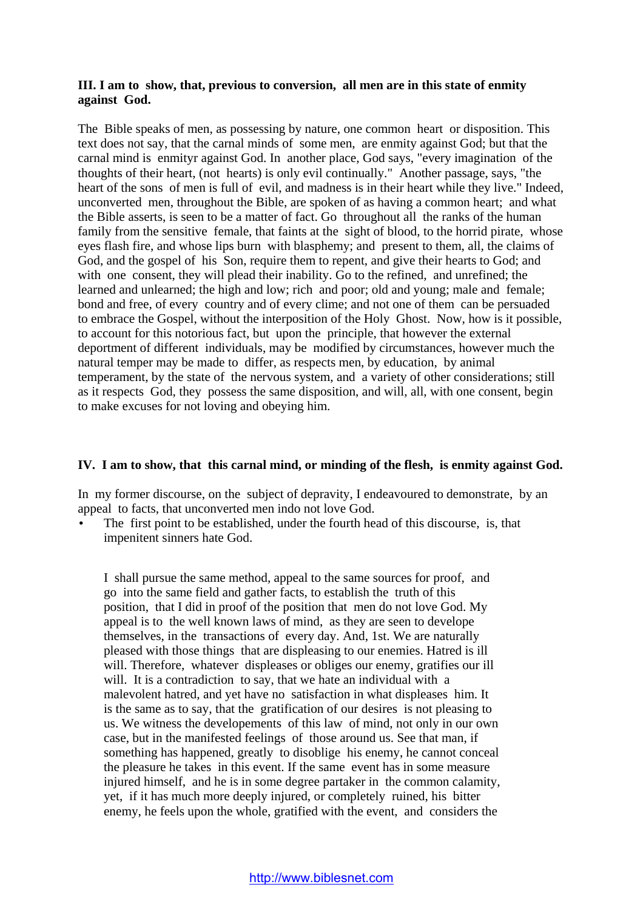**III. I am to show, that, previous to conversion, all men are in this state of enmity against God.**

The Bible speaks of men, as possessing by nature, one common heart or disposition. This text does not say, that the carnal minds of some men, are enmity against God; but that the carnal mind is enmityr against God. In another place, God says, "every imagination of the thoughts of their heart, (not hearts) is only evil continually." Another passage, says, "the heart of the sons of men is full of evil, and madness is in their heart while they live." Indeed, unconverted men, throughout the Bible, are spoken of as having a common heart; and what the Bible asserts, is seen to be a matter of fact. Go throughout all the ranks of the human family from the sensitive female, that faints at the sight of blood, to the horrid pirate, whose eyes flash fire, and whose lips burn with blasphemy; and present to them, all, the claims of God, and the gospel of his Son, require them to repent, and give their hearts to God; and with one consent, they will plead their inability. Go to the refined, and unrefined; the learned and unlearned; the high and low; rich and poor; old and young; male and female; bond and free, of every country and of every clime; and not one of them can be persuaded to embrace the Gospel, without the interposition of the Holy Ghost. Now, how is it possible, to account for this notorious fact, but upon the principle, that however the external deportment of different individuals, may be modified by circumstances, however much the natural temper may be made to differ, as respects men, by education, by animal temperament, by the state of the nervous system, and a variety of other considerations; still as it respects God, they possess the same disposition, and will, all, with one consent, begin to make excuses for not loving and obeying him.

**IV. I am to show, that this carnal mind, or minding of the flesh, is enmity against God.**

In my former discourse, on the subject of depravity, I endeavoured to demonstrate, by an appeal to facts, that unconverted men indo not love God.

- The first point to be established, under the fourth head of this discourse, is, that impenitent sinners hate God.

  I shall pursue the same method, appeal to the same sources for proof, and go into the same field and gather facts, to establish the truth of this position, that I did in proof of the position that men do not love God. My appeal is to the well known laws of mind, as they are seen to develope themselves, in the transactions of every day. And, 1st. We are naturally pleased with those things that are displeasing to our enemies. Hatred is ill will. Therefore, whatever displeases or obliges our enemy, gratifies our ill will. It is a contradiction to say, that we hate an individual with a malevolent hatred, and yet have no satisfaction in what displeases him. It is the same as to say, that the gratification of our desires is not pleasing to us. We witness the developements of this law of mind, not only in our own case, but in the manifested feelings of those around us. See that man, if something has happened, greatly to disoblige his enemy, he cannot conceal the pleasure he takes in this event. If the same event has in some measure injured himself, and he is in some degree partaker in the common calamity, yet, if it has much more deeply injured, or completely ruined, his bitter enemy, he feels upon the whole, gratified with the event, and considers the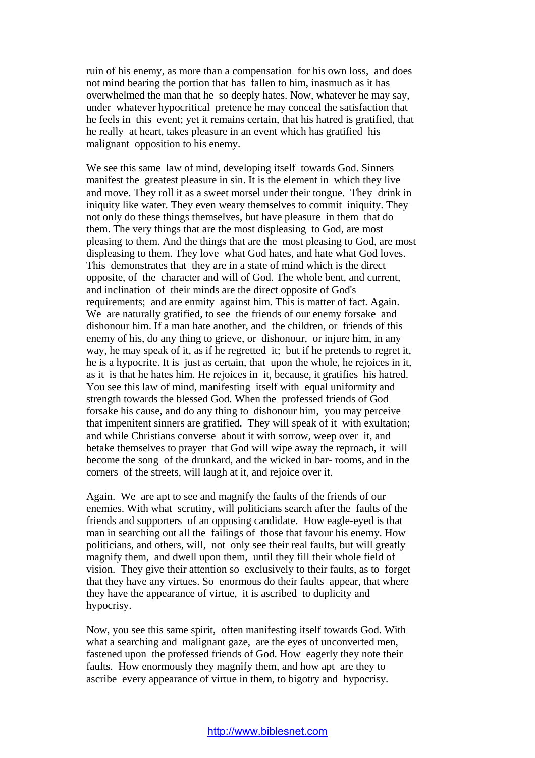ruin of his enemy, as more than a compensation for his own loss, and does not mind bearing the portion that has fallen to him, inasmuch as it has overwhelmed the man that he so deeply hates. Now, whatever he may say, under whatever hypocritical pretence he may conceal the satisfaction that he feels in this event; yet it remains certain, that his hatred is gratified, that he really at heart, takes pleasure in an event which has gratified his malignant opposition to his enemy.

We see this same law of mind, developing itself towards God. Sinners manifest the greatest pleasure in sin. It is the element in which they live and move. They roll it as a sweet morsel under their tongue. They drink in iniquity like water. They even weary themselves to commit iniquity. They not only do these things themselves, but have pleasure in them that do them. The very things that are the most displeasing to God, are most pleasing to them. And the things that are the most pleasing to God, are most displeasing to them. They love what God hates, and hate what God loves. This demonstrates that they are in a state of mind which is the direct opposite, of the character and will of God. The whole bent, and current, and inclination of their minds are the direct opposite of God's requirements; and are enmity against him. This is matter of fact. Again. We are naturally gratified, to see the friends of our enemy forsake and dishonour him. If a man hate another, and the children, or friends of this enemy of his, do any thing to grieve, or dishonour, or injure him, in any way, he may speak of it, as if he regretted it; but if he pretends to regret it, he is a hypocrite. It is just as certain, that upon the whole, he rejoices in it, as it is that he hates him. He rejoices in it, because, it gratifies his hatred. You see this law of mind, manifesting itself with equal uniformity and strength towards the blessed God. When the professed friends of God forsake his cause, and do any thing to dishonour him, you may perceive that impenitent sinners are gratified. They will speak of it with exultation; and while Christians converse about it with sorrow, weep over it, and betake themselves to prayer that God will wipe away the reproach, it will become the song of the drunkard, and the wicked in bar- rooms, and in the corners of the streets, will laugh at it, and rejoice over it.

Again. We are apt to see and magnify the faults of the friends of our enemies. With what scrutiny, will politicians search after the faults of the friends and supporters of an opposing candidate. How eagle-eyed is that man in searching out all the failings of those that favour his enemy. How politicians, and others, will, not only see their real faults, but will greatly magnify them, and dwell upon them, until they fill their whole field of vision. They give their attention so exclusively to their faults, as to forget that they have any virtues. So enormous do their faults appear, that where they have the appearance of virtue, it is ascribed to duplicity and hypocrisy.

Now, you see this same spirit, often manifesting itself towards God. With what a searching and malignant gaze, are the eyes of unconverted men, fastened upon the professed friends of God. How eagerly they note their faults. How enormously they magnify them, and how apt are they to ascribe every appearance of virtue in them, to bigotry and hypocrisy.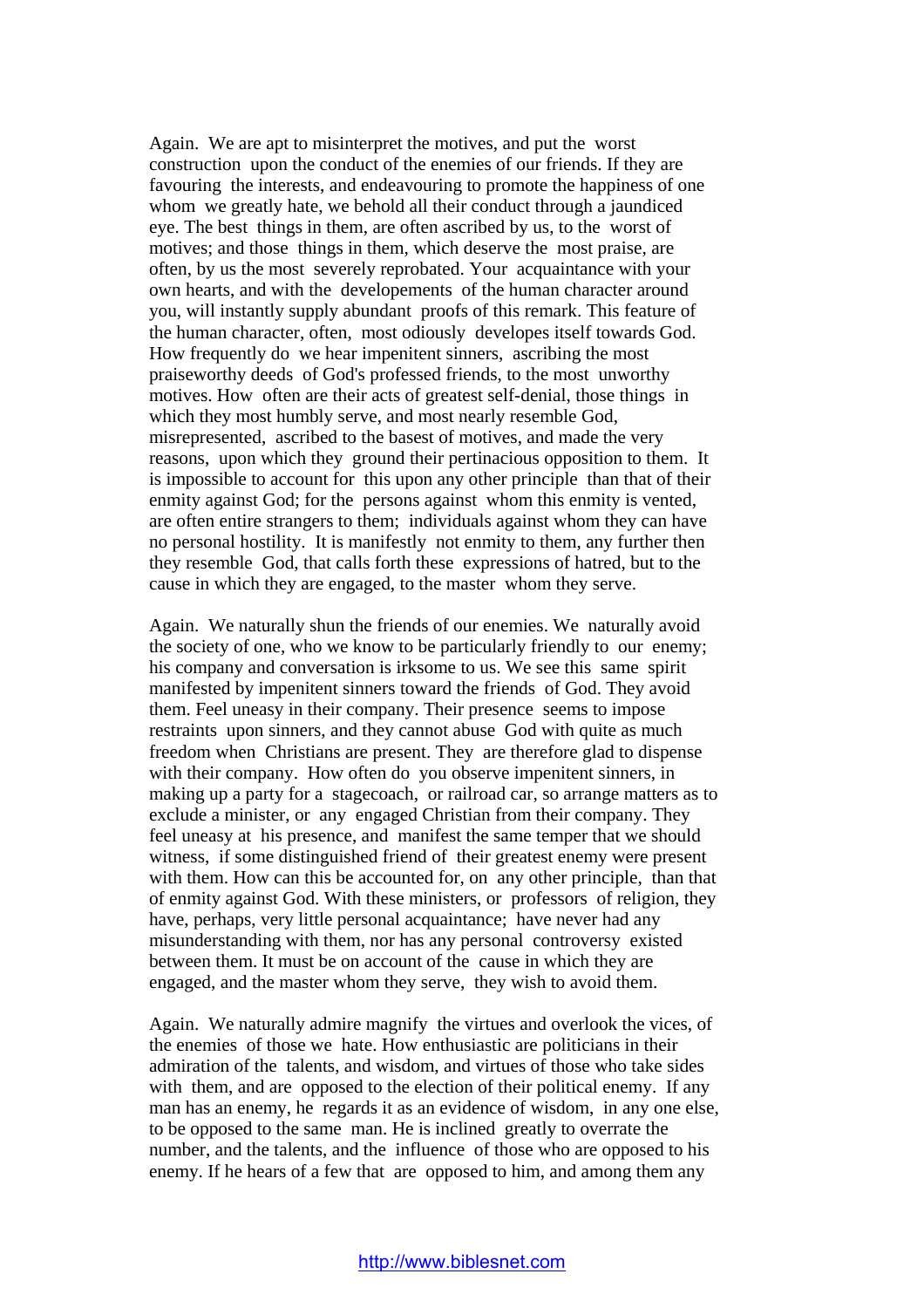Again. We are apt to misinterpret the motives, and put the worst construction upon the conduct of the enemies of our friends. If they are favouring the interests, and endeavouring to promote the happiness of one whom we greatly hate, we behold all their conduct through a jaundiced eye. The best things in them, are often ascribed by us, to the worst of motives; and those things in them, which deserve the most praise, are often, by us the most severely reprobated. Your acquaintance with your own hearts, and with the developements of the human character around you, will instantly supply abundant proofs of this remark. This feature of the human character, often, most odiously developes itself towards God. How frequently do we hear impenitent sinners, ascribing the most praiseworthy deeds of God's professed friends, to the most unworthy motives. How often are their acts of greatest self-denial, those things in which they most humbly serve, and most nearly resemble God, misrepresented, ascribed to the basest of motives, and made the very reasons, upon which they ground their pertinacious opposition to them. It is impossible to account for this upon any other principle than that of their enmity against God; for the persons against whom this enmity is vented, are often entire strangers to them; individuals against whom they can have no personal hostility. It is manifestly not enmity to them, any further then they resemble God, that calls forth these expressions of hatred, but to the cause in which they are engaged, to the master whom they serve.

Again. We naturally shun the friends of our enemies. We naturally avoid the society of one, who we know to be particularly friendly to our enemy; his company and conversation is irksome to us. We see this same spirit manifested by impenitent sinners toward the friends of God. They avoid them. Feel uneasy in their company. Their presence seems to impose restraints upon sinners, and they cannot abuse God with quite as much freedom when Christians are present. They are therefore glad to dispense with their company. How often do you observe impenitent sinners, in making up a party for a stagecoach, or railroad car, so arrange matters as to exclude a minister, or any engaged Christian from their company. They feel uneasy at his presence, and manifest the same temper that we should witness, if some distinguished friend of their greatest enemy were present with them. How can this be accounted for, on any other principle, than that of enmity against God. With these ministers, or professors of religion, they have, perhaps, very little personal acquaintance; have never had any misunderstanding with them, nor has any personal controversy existed between them. It must be on account of the cause in which they are engaged, and the master whom they serve, they wish to avoid them.

Again. We naturally admire magnify the virtues and overlook the vices, of the enemies of those we hate. How enthusiastic are politicians in their admiration of the talents, and wisdom, and virtues of those who take sides with them, and are opposed to the election of their political enemy. If any man has an enemy, he regards it as an evidence of wisdom, in any one else, to be opposed to the same man. He is inclined greatly to overrate the number, and the talents, and the influence of those who are opposed to his enemy. If he hears of a few that are opposed to him, and among them any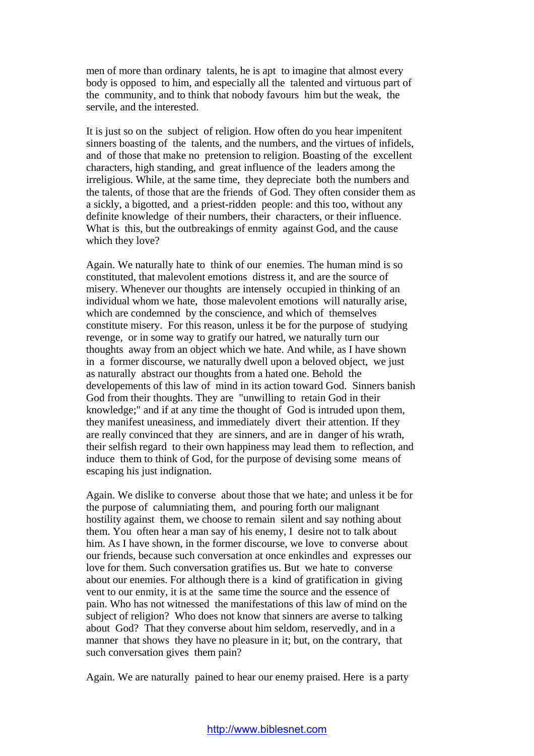men of more than ordinary talents, he is apt to imagine that almost every body is opposed to him, and especially all the talented and virtuous part of the community, and to think that nobody favours him but the weak, the servile, and the interested.

It is just so on the subject of religion. How often do you hear impenitent sinners boasting of the talents, and the numbers, and the virtues of infidels, and of those that make no pretension to religion. Boasting of the excellent characters, high standing, and great influence of the leaders among the irreligious. While, at the same time, they depreciate both the numbers and the talents, of those that are the friends of God. They often consider them as a sickly, a bigotted, and a priest-ridden people: and this too, without any definite knowledge of their numbers, their characters, or their influence. What is this, but the outbreakings of enmity against God, and the cause which they love?

Again. We naturally hate to think of our enemies. The human mind is so constituted, that malevolent emotions distress it, and are the source of misery. Whenever our thoughts are intensely occupied in thinking of an individual whom we hate, those malevolent emotions will naturally arise, which are condemned by the conscience, and which of themselves constitute misery. For this reason, unless it be for the purpose of studying revenge, or in some way to gratify our hatred, we naturally turn our thoughts away from an object which we hate. And while, as I have shown in a former discourse, we naturally dwell upon a beloved object, we just as naturally abstract our thoughts from a hated one. Behold the developements of this law of mind in its action toward God. Sinners banish God from their thoughts. They are "unwilling to retain God in their knowledge;" and if at any time the thought of God is intruded upon them, they manifest uneasiness, and immediately divert their attention. If they are really convinced that they are sinners, and are in danger of his wrath, their selfish regard to their own happiness may lead them to reflection, and induce them to think of God, for the purpose of devising some means of escaping his just indignation.

Again. We dislike to converse about those that we hate; and unless it be for the purpose of calumniating them, and pouring forth our malignant hostility against them, we choose to remain silent and say nothing about them. You often hear a man say of his enemy, I desire not to talk about him. As I have shown, in the former discourse, we love to converse about our friends, because such conversation at once enkindles and expresses our love for them. Such conversation gratifies us. But we hate to converse about our enemies. For although there is a kind of gratification in giving vent to our enmity, it is at the same time the source and the essence of pain. Who has not witnessed the manifestations of this law of mind on the subject of religion? Who does not know that sinners are averse to talking about God? That they converse about him seldom, reservedly, and in a manner that shows they have no pleasure in it; but, on the contrary, that such conversation gives them pain?

Again. We are naturally pained to hear our enemy praised. Here is a party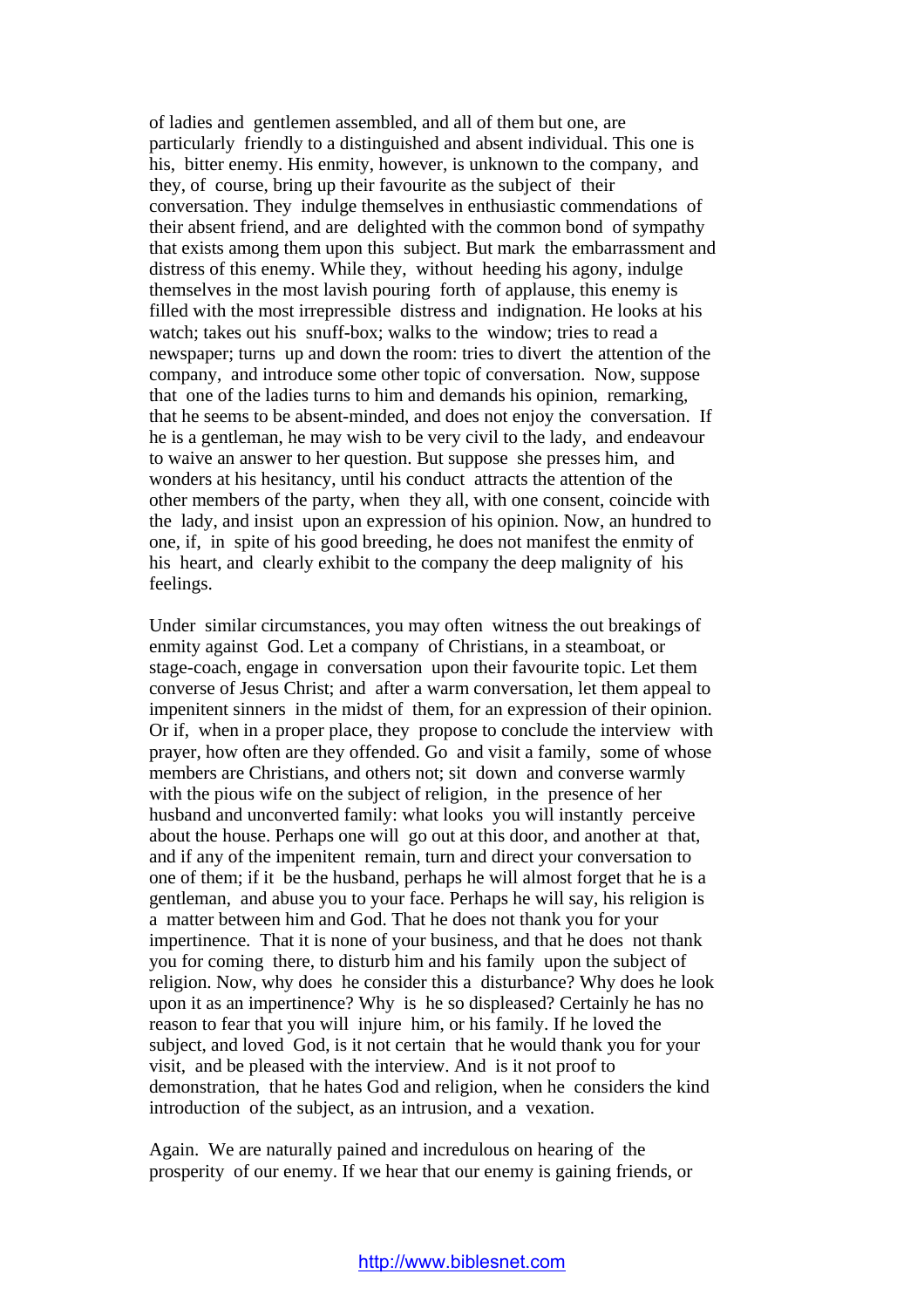of ladies and gentlemen assembled, and all of them but one, are particularly friendly to a distinguished and absent individual. This one is his, bitter enemy. His enmity, however, is unknown to the company, and they, of course, bring up their favourite as the subject of their conversation. They indulge themselves in enthusiastic commendations of their absent friend, and are delighted with the common bond of sympathy that exists among them upon this subject. But mark the embarrassment and distress of this enemy. While they, without heeding his agony, indulge themselves in the most lavish pouring forth of applause, this enemy is filled with the most irrepressible distress and indignation. He looks at his watch; takes out his snuff-box; walks to the window; tries to read a newspaper; turns up and down the room: tries to divert the attention of the company, and introduce some other topic of conversation. Now, suppose that one of the ladies turns to him and demands his opinion, remarking, that he seems to be absent-minded, and does not enjoy the conversation. If he is a gentleman, he may wish to be very civil to the lady, and endeavour to waive an answer to her question. But suppose she presses him, and wonders at his hesitancy, until his conduct attracts the attention of the other members of the party, when they all, with one consent, coincide with the lady, and insist upon an expression of his opinion. Now, an hundred to one, if, in spite of his good breeding, he does not manifest the enmity of his heart, and clearly exhibit to the company the deep malignity of his feelings.

Under similar circumstances, you may often witness the out breakings of enmity against God. Let a company of Christians, in a steamboat, or stage-coach, engage in conversation upon their favourite topic. Let them converse of Jesus Christ; and after a warm conversation, let them appeal to impenitent sinners in the midst of them, for an expression of their opinion. Or if, when in a proper place, they propose to conclude the interview with prayer, how often are they offended. Go and visit a family, some of whose members are Christians, and others not; sit down and converse warmly with the pious wife on the subject of religion, in the presence of her husband and unconverted family: what looks you will instantly perceive about the house. Perhaps one will go out at this door, and another at that, and if any of the impenitent remain, turn and direct your conversation to one of them; if it be the husband, perhaps he will almost forget that he is a gentleman, and abuse you to your face. Perhaps he will say, his religion is a matter between him and God. That he does not thank you for your impertinence. That it is none of your business, and that he does not thank you for coming there, to disturb him and his family upon the subject of religion. Now, why does he consider this a disturbance? Why does he look upon it as an impertinence? Why is he so displeased? Certainly he has no reason to fear that you will injure him, or his family. If he loved the subject, and loved God, is it not certain that he would thank you for your visit, and be pleased with the interview. And is it not proof to demonstration, that he hates God and religion, when he considers the kind introduction of the subject, as an intrusion, and a vexation.

Again. We are naturally pained and incredulous on hearing of the prosperity of our enemy. If we hear that our enemy is gaining friends, or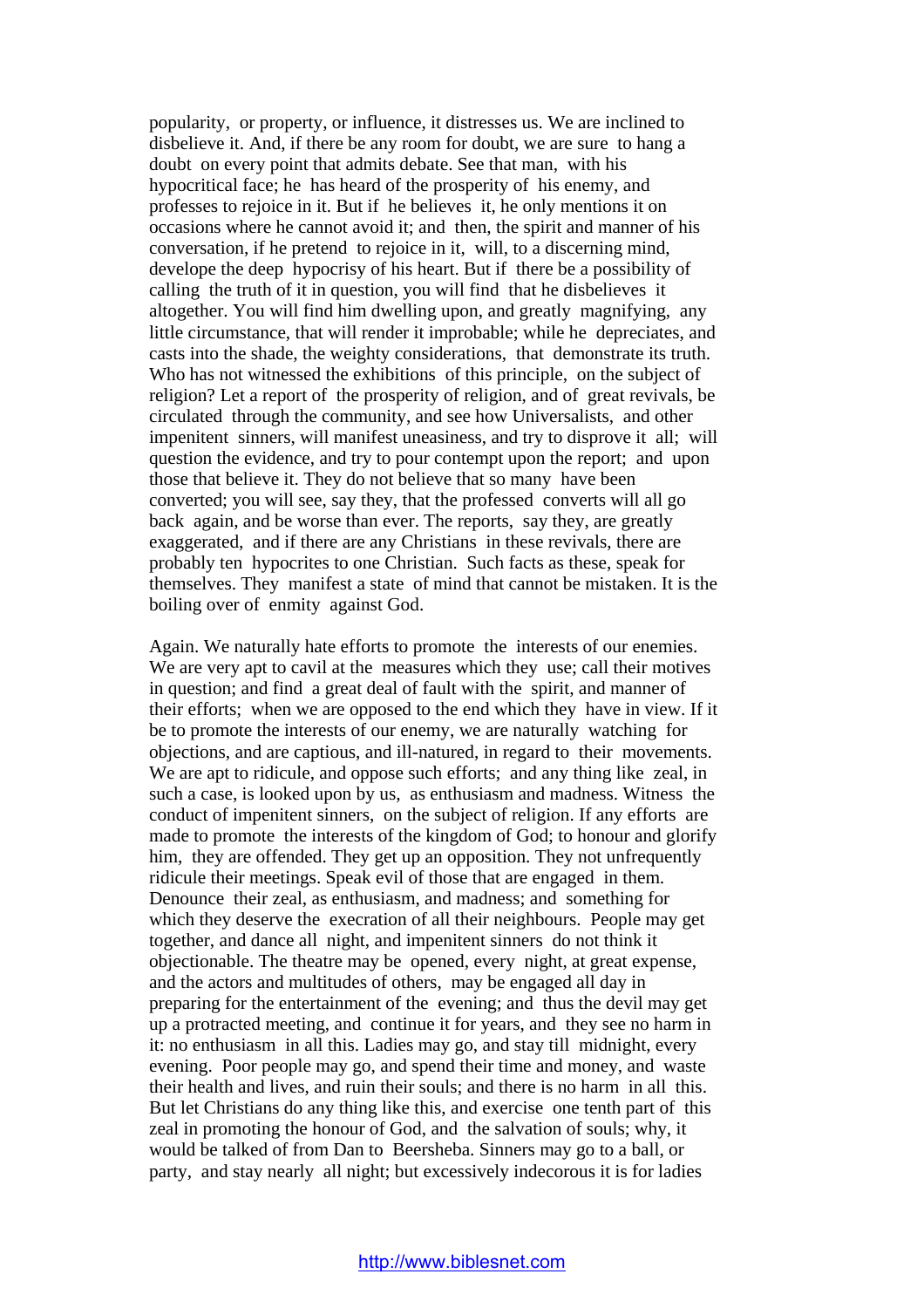popularity, or property, or influence, it distresses us. We are inclined to disbelieve it. And, if there be any room for doubt, we are sure to hang a doubt on every point that admits debate. See that man, with his hypocritical face; he has heard of the prosperity of his enemy, and professes to rejoice in it. But if he believes it, he only mentions it on occasions where he cannot avoid it; and then, the spirit and manner of his conversation, if he pretend to rejoice in it, will, to a discerning mind, develope the deep hypocrisy of his heart. But if there be a possibility of calling the truth of it in question, you will find that he disbelieves it altogether. You will find him dwelling upon, and greatly magnifying, any little circumstance, that will render it improbable; while he depreciates, and casts into the shade, the weighty considerations, that demonstrate its truth. Who has not witnessed the exhibitions of this principle, on the subject of religion? Let a report of the prosperity of religion, and of great revivals, be circulated through the community, and see how Universalists, and other impenitent sinners, will manifest uneasiness, and try to disprove it all; will question the evidence, and try to pour contempt upon the report; and upon those that believe it. They do not believe that so many have been converted; you will see, say they, that the professed converts will all go back again, and be worse than ever. The reports, say they, are greatly exaggerated, and if there are any Christians in these revivals, there are probably ten hypocrites to one Christian. Such facts as these, speak for themselves. They manifest a state of mind that cannot be mistaken. It is the boiling over of enmity against God.

Again. We naturally hate efforts to promote the interests of our enemies. We are very apt to cavil at the measures which they use; call their motives in question; and find a great deal of fault with the spirit, and manner of their efforts; when we are opposed to the end which they have in view. If it be to promote the interests of our enemy, we are naturally watching for objections, and are captious, and ill-natured, in regard to their movements. We are apt to ridicule, and oppose such efforts; and any thing like zeal, in such a case, is looked upon by us, as enthusiasm and madness. Witness the conduct of impenitent sinners, on the subject of religion. If any efforts are made to promote the interests of the kingdom of God; to honour and glorify him, they are offended. They get up an opposition. They not unfrequently ridicule their meetings. Speak evil of those that are engaged in them. Denounce their zeal, as enthusiasm, and madness; and something for which they deserve the execration of all their neighbours. People may get together, and dance all night, and impenitent sinners do not think it objectionable. The theatre may be opened, every night, at great expense, and the actors and multitudes of others, may be engaged all day in preparing for the entertainment of the evening; and thus the devil may get up a protracted meeting, and continue it for years, and they see no harm in it: no enthusiasm in all this. Ladies may go, and stay till midnight, every evening. Poor people may go, and spend their time and money, and waste their health and lives, and ruin their souls; and there is no harm in all this. But let Christians do any thing like this, and exercise one tenth part of this zeal in promoting the honour of God, and the salvation of souls; why, it would be talked of from Dan to Beersheba. Sinners may go to a ball, or party, and stay nearly all night; but excessively indecorous it is for ladies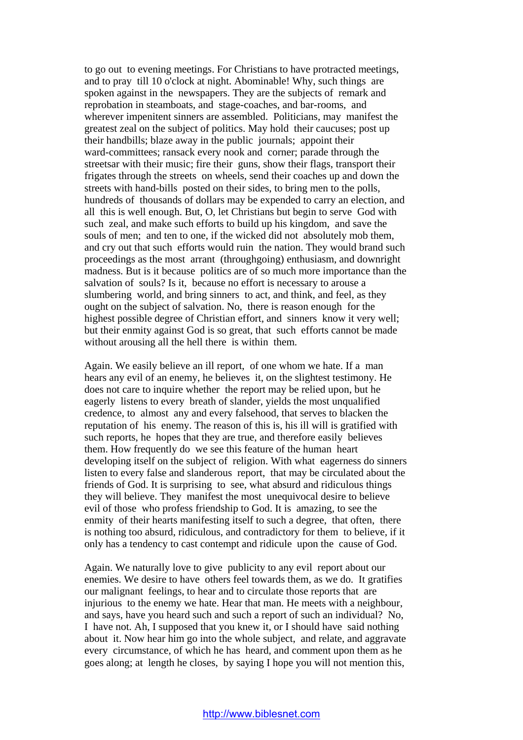to go out to evening meetings. For Christians to have protracted meetings, and to pray till 10 o'clock at night. Abominable! Why, such things are spoken against in the newspapers. They are the subjects of remark and reprobation in steamboats, and stage-coaches, and bar-rooms, and wherever impenitent sinners are assembled. Politicians, may manifest the greatest zeal on the subject of politics. May hold their caucuses; post up their handbills; blaze away in the public journals; appoint their ward-committees; ransack every nook and corner; parade through the streetsar with their music; fire their guns, show their flags, transport their frigates through the streets on wheels, send their coaches up and down the streets with hand-bills posted on their sides, to bring men to the polls, hundreds of thousands of dollars may be expended to carry an election, and all this is well enough. But, O, let Christians but begin to serve God with such zeal, and make such efforts to build up his kingdom, and save the souls of men; and ten to one, if the wicked did not absolutely mob them, and cry out that such efforts would ruin the nation. They would brand such proceedings as the most arrant (throughgoing) enthusiasm, and downright madness. But is it because politics are of so much more importance than the salvation of souls? Is it, because no effort is necessary to arouse a slumbering world, and bring sinners to act, and think, and feel, as they ought on the subject of salvation. No, there is reason enough for the highest possible degree of Christian effort, and sinners know it very well; but their enmity against God is so great, that such efforts cannot be made without arousing all the hell there is within them.

Again. We easily believe an ill report, of one whom we hate. If a man hears any evil of an enemy, he believes it, on the slightest testimony. He does not care to inquire whether the report may be relied upon, but he eagerly listens to every breath of slander, yields the most unqualified credence, to almost any and every falsehood, that serves to blacken the reputation of his enemy. The reason of this is, his ill will is gratified with such reports, he hopes that they are true, and therefore easily believes them. How frequently do we see this feature of the human heart developing itself on the subject of religion. With what eagerness do sinners listen to every false and slanderous report, that may be circulated about the friends of God. It is surprising to see, what absurd and ridiculous things they will believe. They manifest the most unequivocal desire to believe evil of those who profess friendship to God. It is amazing, to see the enmity of their hearts manifesting itself to such a degree, that often, there is nothing too absurd, ridiculous, and contradictory for them to believe, if it only has a tendency to cast contempt and ridicule upon the cause of God.

Again. We naturally love to give publicity to any evil report about our enemies. We desire to have others feel towards them, as we do. It gratifies our malignant feelings, to hear and to circulate those reports that are injurious to the enemy we hate. Hear that man. He meets with a neighbour, and says, have you heard such and such a report of such an individual? No, I have not. Ah, I supposed that you knew it, or I should have said nothing about it. Now hear him go into the whole subject, and relate, and aggravate every circumstance, of which he has heard, and comment upon them as he goes along; at length he closes, by saying I hope you will not mention this,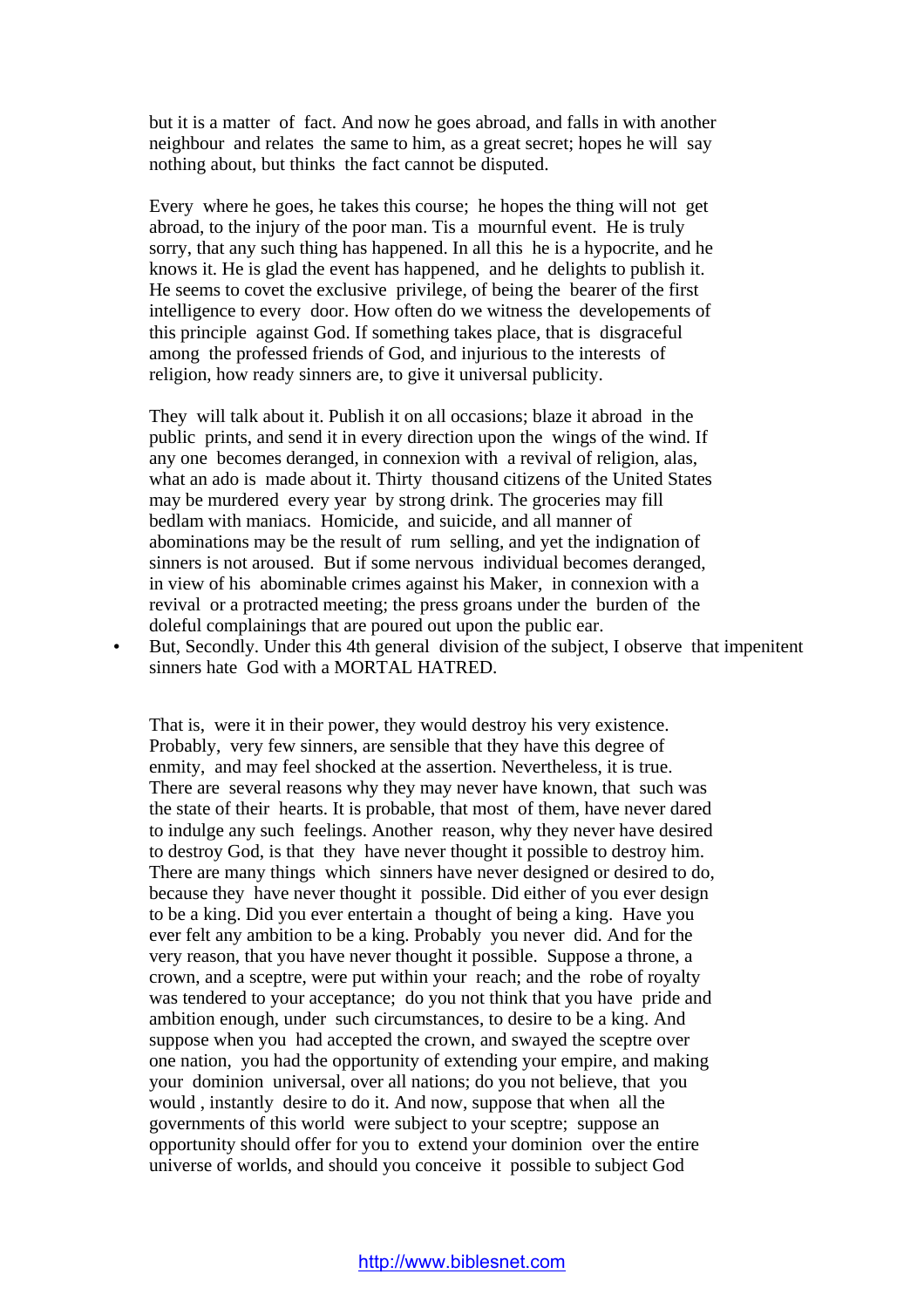but it is a matter of fact. And now he goes abroad, and falls in with another neighbour and relates the same to him, as a great secret; hopes he will say nothing about, but thinks the fact cannot be disputed.

Every where he goes, he takes this course; he hopes the thing will not get abroad, to the injury of the poor man. Tis a mournful event. He is truly sorry, that any such thing has happened. In all this he is a hypocrite, and he knows it. He is glad the event has happened, and he delights to publish it. He seems to covet the exclusive privilege, of being the bearer of the first intelligence to every door. How often do we witness the developements of this principle against God. If something takes place, that is disgraceful among the professed friends of God, and injurious to the interests of religion, how ready sinners are, to give it universal publicity.

They will talk about it. Publish it on all occasions; blaze it abroad in the public prints, and send it in every direction upon the wings of the wind. If any one becomes deranged, in connexion with a revival of religion, alas, what an ado is made about it. Thirty thousand citizens of the United States may be murdered every year by strong drink. The groceries may fill bedlam with maniacs. Homicide, and suicide, and all manner of abominations may be the result of rum selling, and yet the indignation of sinners is not aroused. But if some nervous individual becomes deranged, in view of his abominable crimes against his Maker, in connexion with a revival or a protracted meeting; the press groans under the burden of the doleful complainings that are poured out upon the public ear.

- But, Secondly. Under this 4th general division of the subject, I observe that impenitent sinners hate God with a MORTAL HATRED.

That is, were it in their power, they would destroy his very existence. Probably, very few sinners, are sensible that they have this degree of enmity, and may feel shocked at the assertion. Nevertheless, it is true. There are several reasons why they may never have known, that such was the state of their hearts. It is probable, that most of them, have never dared to indulge any such feelings. Another reason, why they never have desired to destroy God, is that they have never thought it possible to destroy him. There are many things which sinners have never designed or desired to do, because they have never thought it possible. Did either of you ever design to be a king. Did you ever entertain a thought of being a king. Have you ever felt any ambition to be a king. Probably you never did. And for the very reason, that you have never thought it possible. Suppose a throne, a crown, and a sceptre, were put within your reach; and the robe of royalty was tendered to your acceptance; do you not think that you have pride and ambition enough, under such circumstances, to desire to be a king. And suppose when you had accepted the crown, and swayed the sceptre over one nation, you had the opportunity of extending your empire, and making your dominion universal, over all nations; do you not believe, that you would , instantly desire to do it. And now, suppose that when all the governments of this world were subject to your sceptre; suppose an opportunity should offer for you to extend your dominion over the entire universe of worlds, and should you conceive it possible to subject God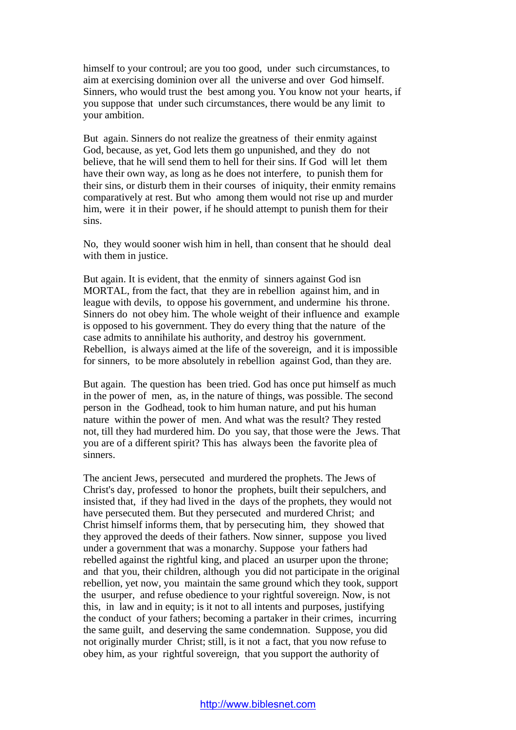himself to your controul; are you too good, under such circumstances, to aim at exercising dominion over all the universe and over God himself. Sinners, who would trust the best among you. You know not your hearts, if you suppose that under such circumstances, there would be any limit to your ambition.

But again. Sinners do not realize the greatness of their enmity against God, because, as yet, God lets them go unpunished, and they do not believe, that he will send them to hell for their sins. If God will let them have their own way, as long as he does not interfere, to punish them for their sins, or disturb them in their courses of iniquity, their enmity remains comparatively at rest. But who among them would not rise up and murder him, were it in their power, if he should attempt to punish them for their sins.

No, they would sooner wish him in hell, than consent that he should deal with them in justice.

But again. It is evident, that the enmity of sinners against God isn MORTAL, from the fact, that they are in rebellion against him, and in league with devils, to oppose his government, and undermine his throne. Sinners do not obey him. The whole weight of their influence and example is opposed to his government. They do every thing that the nature of the case admits to annihilate his authority, and destroy his government. Rebellion, is always aimed at the life of the sovereign, and it is impossible for sinners, to be more absolutely in rebellion against God, than they are.

But again. The question has been tried. God has once put himself as much in the power of men, as, in the nature of things, was possible. The second person in the Godhead, took to him human nature, and put his human nature within the power of men. And what was the result? They rested not, till they had murdered him. Do you say, that those were the Jews. That you are of a different spirit? This has always been the favorite plea of sinners.

The ancient Jews, persecuted and murdered the prophets. The Jews of Christ's day, professed to honor the prophets, built their sepulchers, and insisted that, if they had lived in the days of the prophets, they would not have persecuted them. But they persecuted and murdered Christ; and Christ himself informs them, that by persecuting him, they showed that they approved the deeds of their fathers. Now sinner, suppose you lived under a government that was a monarchy. Suppose your fathers had rebelled against the rightful king, and placed an usurper upon the throne; and that you, their children, although you did not participate in the original rebellion, yet now, you maintain the same ground which they took, support the usurper, and refuse obedience to your rightful sovereign. Now, is not this, in law and in equity; is it not to all intents and purposes, justifying the conduct of your fathers; becoming a partaker in their crimes, incurring the same guilt, and deserving the same condemnation. Suppose, you did not originally murder Christ; still, is it not a fact, that you now refuse to obey him, as your rightful sovereign, that you support the authority of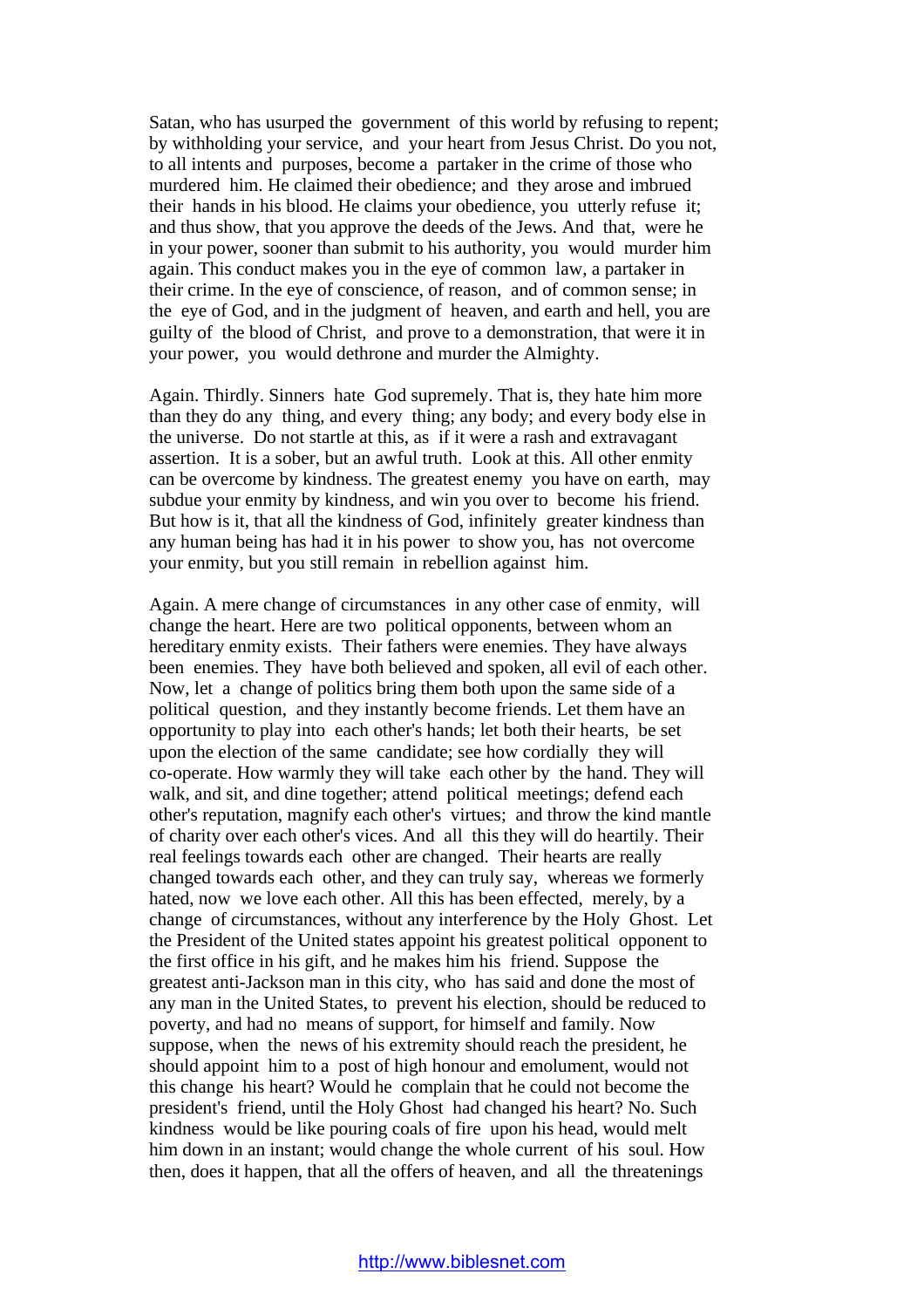Satan, who has usurped the government of this world by refusing to repent; by withholding your service, and your heart from Jesus Christ. Do you not, to all intents and purposes, become a partaker in the crime of those who murdered him. He claimed their obedience; and they arose and imbrued their hands in his blood. He claims your obedience, you utterly refuse it; and thus show, that you approve the deeds of the Jews. And that, were he in your power, sooner than submit to his authority, you would murder him again. This conduct makes you in the eye of common law, a partaker in their crime. In the eye of conscience, of reason, and of common sense; in the eye of God, and in the judgment of heaven, and earth and hell, you are guilty of the blood of Christ, and prove to a demonstration, that were it in your power, you would dethrone and murder the Almighty.

Again. Thirdly. Sinners hate God supremely. That is, they hate him more than they do any thing, and every thing; any body; and every body else in the universe. Do not startle at this, as if it were a rash and extravagant assertion. It is a sober, but an awful truth. Look at this. All other enmity can be overcome by kindness. The greatest enemy you have on earth, may subdue your enmity by kindness, and win you over to become his friend. But how is it, that all the kindness of God, infinitely greater kindness than any human being has had it in his power to show you, has not overcome your enmity, but you still remain in rebellion against him.

Again. A mere change of circumstances in any other case of enmity, will change the heart. Here are two political opponents, between whom an hereditary enmity exists. Their fathers were enemies. They have always been enemies. They have both believed and spoken, all evil of each other. Now, let a change of politics bring them both upon the same side of a political question, and they instantly become friends. Let them have an opportunity to play into each other's hands; let both their hearts, be set upon the election of the same candidate; see how cordially they will co-operate. How warmly they will take each other by the hand. They will walk, and sit, and dine together; attend political meetings; defend each other's reputation, magnify each other's virtues; and throw the kind mantle of charity over each other's vices. And all this they will do heartily. Their real feelings towards each other are changed. Their hearts are really changed towards each other, and they can truly say, whereas we formerly hated, now we love each other. All this has been effected, merely, by a change of circumstances, without any interference by the Holy Ghost. Let the President of the United states appoint his greatest political opponent to the first office in his gift, and he makes him his friend. Suppose the greatest anti-Jackson man in this city, who has said and done the most of any man in the United States, to prevent his election, should be reduced to poverty, and had no means of support, for himself and family. Now suppose, when the news of his extremity should reach the president, he should appoint him to a post of high honour and emolument, would not this change his heart? Would he complain that he could not become the president's friend, until the Holy Ghost had changed his heart? No. Such kindness would be like pouring coals of fire upon his head, would melt him down in an instant; would change the whole current of his soul. How then, does it happen, that all the offers of heaven, and all the threatenings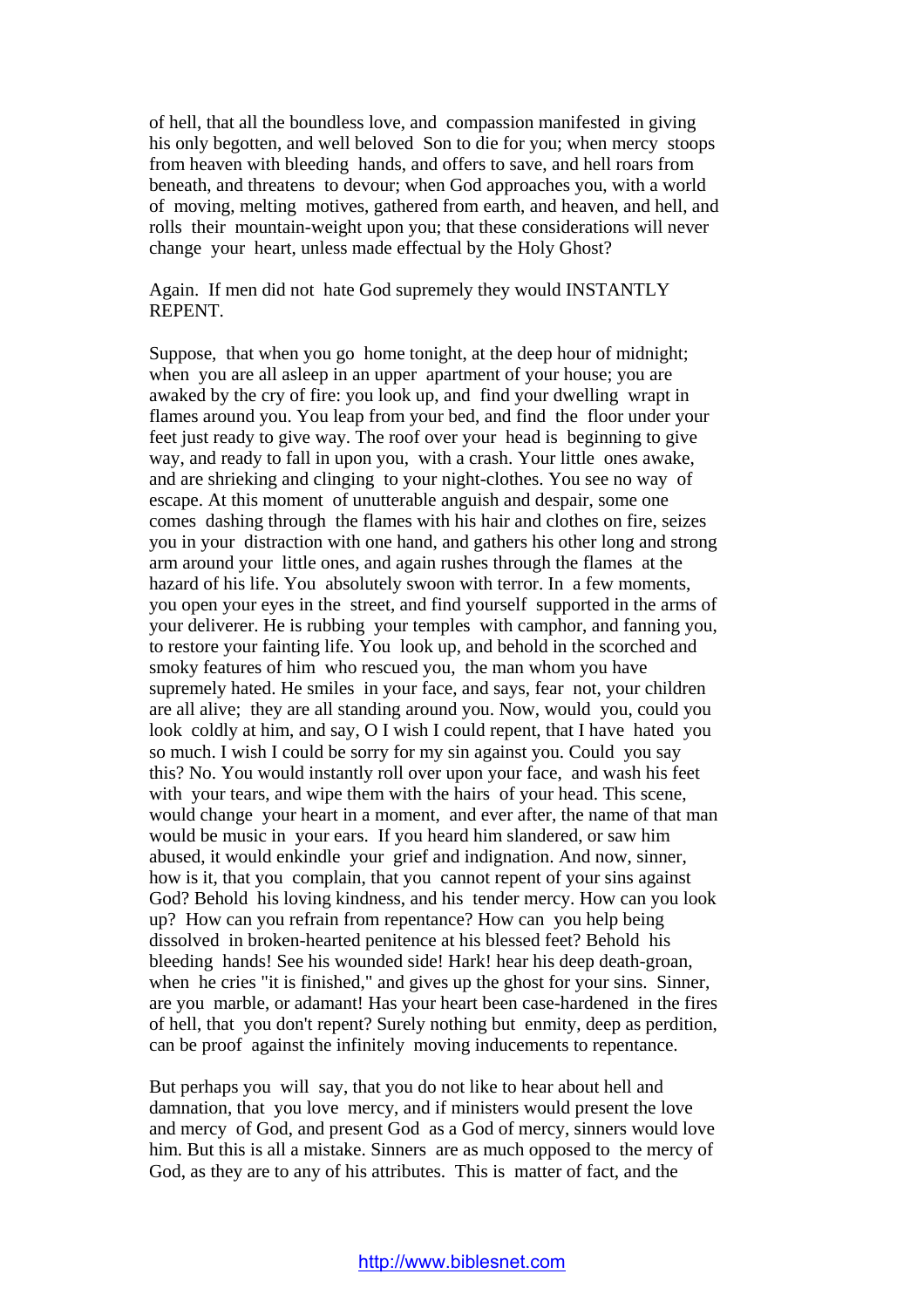of hell, that all the boundless love, and compassion manifested in giving his only begotten, and well beloved Son to die for you; when mercy stoops from heaven with bleeding hands, and offers to save, and hell roars from beneath, and threatens to devour; when God approaches you, with a world of moving, melting motives, gathered from earth, and heaven, and hell, and rolls their mountain-weight upon you; that these considerations will never change your heart, unless made effectual by the Holy Ghost?

Again. If men did not hate God supremely they would INSTANTLY REPENT.

Suppose, that when you go home tonight, at the deep hour of midnight; when you are all asleep in an upper apartment of your house; you are awaked by the cry of fire: you look up, and find your dwelling wrapt in flames around you. You leap from your bed, and find the floor under your feet just ready to give way. The roof over your head is beginning to give way, and ready to fall in upon you, with a crash. Your little ones awake, and are shrieking and clinging to your night-clothes. You see no way of escape. At this moment of unutterable anguish and despair, some one comes dashing through the flames with his hair and clothes on fire, seizes you in your distraction with one hand, and gathers his other long and strong arm around your little ones, and again rushes through the flames at the hazard of his life. You absolutely swoon with terror. In a few moments, you open your eyes in the street, and find yourself supported in the arms of your deliverer. He is rubbing your temples with camphor, and fanning you, to restore your fainting life. You look up, and behold in the scorched and smoky features of him who rescued you, the man whom you have supremely hated. He smiles in your face, and says, fear not, your children are all alive; they are all standing around you. Now, would you, could you look coldly at him, and say, O I wish I could repent, that I have hated you so much. I wish I could be sorry for my sin against you. Could you say this? No. You would instantly roll over upon your face, and wash his feet with your tears, and wipe them with the hairs of your head. This scene, would change your heart in a moment, and ever after, the name of that man would be music in your ears. If you heard him slandered, or saw him abused, it would enkindle your grief and indignation. And now, sinner, how is it, that you complain, that you cannot repent of your sins against God? Behold his loving kindness, and his tender mercy. How can you look up? How can you refrain from repentance? How can you help being dissolved in broken-hearted penitence at his blessed feet? Behold his bleeding hands! See his wounded side! Hark! hear his deep death-groan, when he cries "it is finished," and gives up the ghost for your sins. Sinner, are you marble, or adamant! Has your heart been case-hardened in the fires of hell, that you don't repent? Surely nothing but enmity, deep as perdition, can be proof against the infinitely moving inducements to repentance.

But perhaps you will say, that you do not like to hear about hell and damnation, that you love mercy, and if ministers would present the love and mercy of God, and present God as a God of mercy, sinners would love him. But this is all a mistake. Sinners are as much opposed to the mercy of God, as they are to any of his attributes. This is matter of fact, and the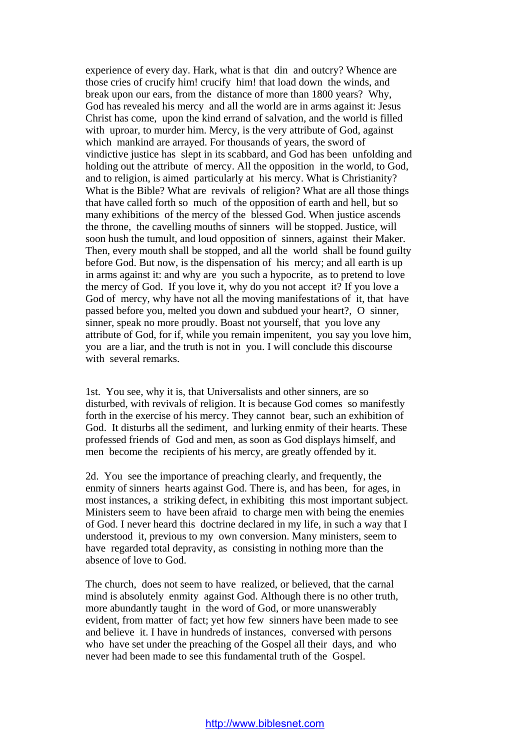experience of every day. Hark, what is that din and outcry? Whence are those cries of crucify him! crucify him! that load down the winds, and break upon our ears, from the distance of more than 1800 years? Why, God has revealed his mercy and all the world are in arms against it: Jesus Christ has come, upon the kind errand of salvation, and the world is filled with uproar, to murder him. Mercy, is the very attribute of God, against which mankind are arrayed. For thousands of years, the sword of vindictive justice has slept in its scabbard, and God has been unfolding and holding out the attribute of mercy. All the opposition in the world, to God, and to religion, is aimed particularly at his mercy. What is Christianity? What is the Bible? What are revivals of religion? What are all those things that have called forth so much of the opposition of earth and hell, but so many exhibitions of the mercy of the blessed God. When justice ascends the throne, the cavelling mouths of sinners will be stopped. Justice, will soon hush the tumult, and loud opposition of sinners, against their Maker. Then, every mouth shall be stopped, and all the world shall be found guilty before God. But now, is the dispensation of his mercy; and all earth is up in arms against it: and why are you such a hypocrite, as to pretend to love the mercy of God. If you love it, why do you not accept it? If you love a God of mercy, why have not all the moving manifestations of it, that have passed before you, melted you down and subdued your heart?, O sinner, sinner, speak no more proudly. Boast not yourself, that you love any attribute of God, for if, while you remain impenitent, you say you love him, you are a liar, and the truth is not in you. I will conclude this discourse with several remarks.

1st. You see, why it is, that Universalists and other sinners, are so disturbed, with revivals of religion. It is because God comes so manifestly forth in the exercise of his mercy. They cannot bear, such an exhibition of God. It disturbs all the sediment, and lurking enmity of their hearts. These professed friends of God and men, as soon as God displays himself, and men become the recipients of his mercy, are greatly offended by it.

2d. You see the importance of preaching clearly, and frequently, the enmity of sinners hearts against God. There is, and has been, for ages, in most instances, a striking defect, in exhibiting this most important subject. Ministers seem to have been afraid to charge men with being the enemies of God. I never heard this doctrine declared in my life, in such a way that I understood it, previous to my own conversion. Many ministers, seem to have regarded total depravity, as consisting in nothing more than the absence of love to God.

The church, does not seem to have realized, or believed, that the carnal mind is absolutely enmity against God. Although there is no other truth, more abundantly taught in the word of God, or more unanswerably evident, from matter of fact; yet how few sinners have been made to see and believe it. I have in hundreds of instances, conversed with persons who have set under the preaching of the Gospel all their days, and who never had been made to see this fundamental truth of the Gospel.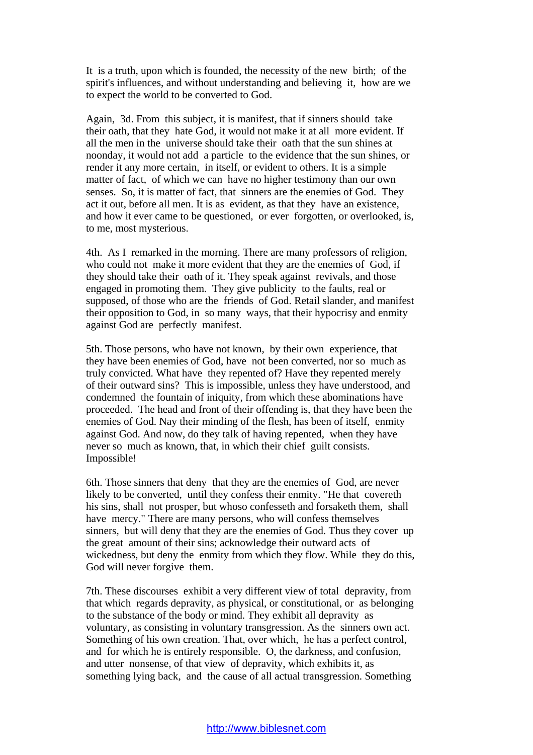It is a truth, upon which is founded, the necessity of the new birth; of the spirit's influences, and without understanding and believing it, how are we to expect the world to be converted to God.

Again, 3d. From this subject, it is manifest, that if sinners should take their oath, that they hate God, it would not make it at all more evident. If all the men in the universe should take their oath that the sun shines at noonday, it would not add a particle to the evidence that the sun shines, or render it any more certain, in itself, or evident to others. It is a simple matter of fact, of which we can have no higher testimony than our own senses. So, it is matter of fact, that sinners are the enemies of God. They act it out, before all men. It is as evident, as that they have an existence, and how it ever came to be questioned, or ever forgotten, or overlooked, is, to me, most mysterious.

4th. As I remarked in the morning. There are many professors of religion, who could not make it more evident that they are the enemies of God, if they should take their oath of it. They speak against revivals, and those engaged in promoting them. They give publicity to the faults, real or supposed, of those who are the friends of God. Retail slander, and manifest their opposition to God, in so many ways, that their hypocrisy and enmity against God are perfectly manifest.

5th. Those persons, who have not known, by their own experience, that they have been enemies of God, have not been converted, nor so much as truly convicted. What have they repented of? Have they repented merely of their outward sins? This is impossible, unless they have understood, and condemned the fountain of iniquity, from which these abominations have proceeded. The head and front of their offending is, that they have been the enemies of God. Nay their minding of the flesh, has been of itself, enmity against God. And now, do they talk of having repented, when they have never so much as known, that, in which their chief guilt consists. Impossible!

6th. Those sinners that deny that they are the enemies of God, are never likely to be converted, until they confess their enmity. "He that covereth his sins, shall not prosper, but whoso confesseth and forsaketh them, shall have mercy." There are many persons, who will confess themselves sinners, but will deny that they are the enemies of God. Thus they cover up the great amount of their sins; acknowledge their outward acts of wickedness, but deny the enmity from which they flow. While they do this, God will never forgive them.

7th. These discourses exhibit a very different view of total depravity, from that which regards depravity, as physical, or constitutional, or as belonging to the substance of the body or mind. They exhibit all depravity as voluntary, as consisting in voluntary transgression. As the sinners own act. Something of his own creation. That, over which, he has a perfect control, and for which he is entirely responsible. O, the darkness, and confusion, and utter nonsense, of that view of depravity, which exhibits it, as something lying back, and the cause of all actual transgression. Something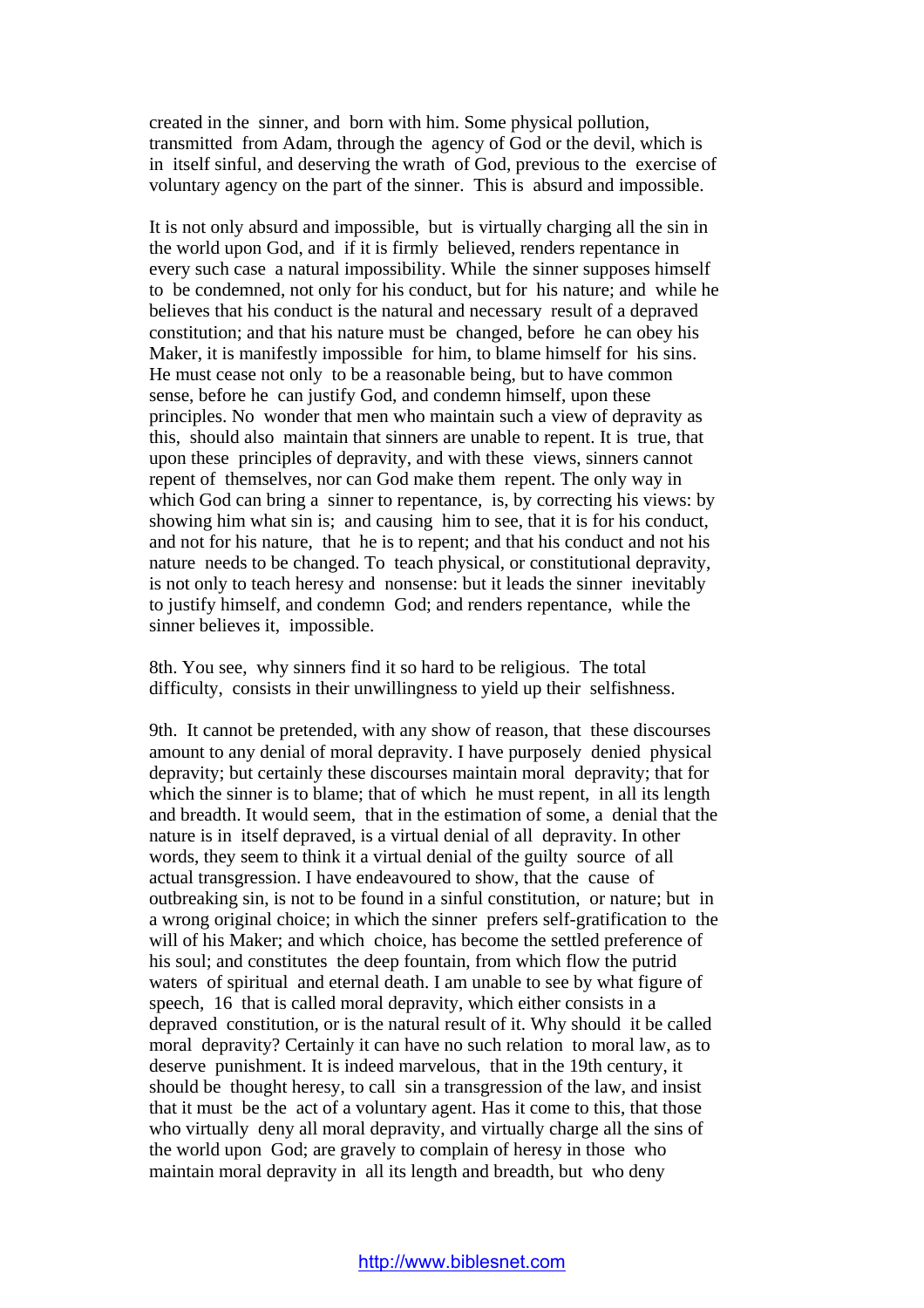created in the sinner, and born with him. Some physical pollution, transmitted from Adam, through the agency of God or the devil, which is in itself sinful, and deserving the wrath of God, previous to the exercise of voluntary agency on the part of the sinner. This is absurd and impossible.

It is not only absurd and impossible, but is virtually charging all the sin in the world upon God, and if it is firmly believed, renders repentance in every such case a natural impossibility. While the sinner supposes himself to be condemned, not only for his conduct, but for his nature; and while he believes that his conduct is the natural and necessary result of a depraved constitution; and that his nature must be changed, before he can obey his Maker, it is manifestly impossible for him, to blame himself for his sins. He must cease not only to be a reasonable being, but to have common sense, before he can justify God, and condemn himself, upon these principles. No wonder that men who maintain such a view of depravity as this, should also maintain that sinners are unable to repent. It is true, that upon these principles of depravity, and with these views, sinners cannot repent of themselves, nor can God make them repent. The only way in which God can bring a sinner to repentance, is, by correcting his views: by showing him what sin is; and causing him to see, that it is for his conduct, and not for his nature, that he is to repent; and that his conduct and not his nature needs to be changed. To teach physical, or constitutional depravity, is not only to teach heresy and nonsense: but it leads the sinner inevitably to justify himself, and condemn God; and renders repentance, while the sinner believes it, impossible.

8th. You see, why sinners find it so hard to be religious. The total difficulty, consists in their unwillingness to yield up their selfishness.

9th. It cannot be pretended, with any show of reason, that these discourses amount to any denial of moral depravity. I have purposely denied physical depravity; but certainly these discourses maintain moral depravity; that for which the sinner is to blame; that of which he must repent, in all its length and breadth. It would seem, that in the estimation of some, a denial that the nature is in itself depraved, is a virtual denial of all depravity. In other words, they seem to think it a virtual denial of the guilty source of all actual transgression. I have endeavoured to show, that the cause of outbreaking sin, is not to be found in a sinful constitution, or nature; but in a wrong original choice; in which the sinner prefers self-gratification to the will of his Maker; and which choice, has become the settled preference of his soul; and constitutes the deep fountain, from which flow the putrid waters of spiritual and eternal death. I am unable to see by what figure of speech, 16 that is called moral depravity, which either consists in a depraved constitution, or is the natural result of it. Why should it be called moral depravity? Certainly it can have no such relation to moral law, as to deserve punishment. It is indeed marvelous, that in the 19th century, it should be thought heresy, to call sin a transgression of the law, and insist that it must be the act of a voluntary agent. Has it come to this, that those who virtually deny all moral depravity, and virtually charge all the sins of the world upon God; are gravely to complain of heresy in those who maintain moral depravity in all its length and breadth, but who deny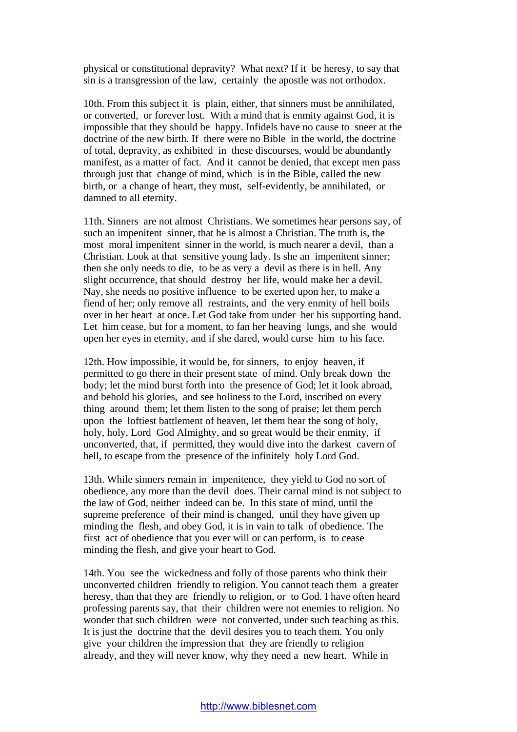physical or constitutional depravity? What next? If it be heresy, to say that sin is a transgression of the law, certainly the apostle was not orthodox.

10th. From this subject it is plain, either, that sinners must be annihilated, or converted, or forever lost. With a mind that is enmity against God, it is impossible that they should be happy. Infidels have no cause to sneer at the doctrine of the new birth. If there were no Bible in the world, the doctrine of total, depravity, as exhibited in these discourses, would be abundantly manifest, as a matter of fact. And it cannot be denied, that except men pass through just that change of mind, which is in the Bible, called the new birth, or a change of heart, they must, self-evidently, be annihilated, or damned to all eternity.

11th. Sinners are not almost Christians. We sometimes hear persons say, of such an impenitent sinner, that he is almost a Christian. The truth is, the most moral impenitent sinner in the world, is much nearer a devil, than a Christian. Look at that sensitive young lady. Is she an impenitent sinner; then she only needs to die, to be as very a devil as there is in hell. Any slight occurrence, that should destroy her life, would make her a devil. Nay, she needs no positive influence to be exerted upon her, to make a fiend of her; only remove all restraints, and the very enmity of hell boils over in her heart at once. Let God take from under her his supporting hand. Let him cease, but for a moment, to fan her heaving lungs, and she would open her eyes in eternity, and if she dared, would curse him to his face.

12th. How impossible, it would be, for sinners, to enjoy heaven, if permitted to go there in their present state of mind. Only break down the body; let the mind burst forth into the presence of God; let it look abroad, and behold his glories, and see holiness to the Lord, inscribed on every thing around them; let them listen to the song of praise; let them perch upon the loftiest battlement of heaven, let them hear the song of holy, holy, holy, Lord God Almighty, and so great would be their enmity, if unconverted, that, if permitted, they would dive into the darkest cavern of hell, to escape from the presence of the infinitely holy Lord God.

13th. While sinners remain in impenitence, they yield to God no sort of obedience, any more than the devil does. Their carnal mind is not subject to the law of God, neither indeed can be. In this state of mind, until the supreme preference of their mind is changed, until they have given up minding the flesh, and obey God, it is in vain to talk of obedience. The first act of obedience that you ever will or can perform, is to cease minding the flesh, and give your heart to God.

14th. You see the wickedness and folly of those parents who think their unconverted children friendly to religion. You cannot teach them a greater heresy, than that they are friendly to religion, or to God. I have often heard professing parents say, that their children were not enemies to religion. No wonder that such children were not converted, under such teaching as this. It is just the doctrine that the devil desires you to teach them. You only give your children the impression that they are friendly to religion already, and they will never know, why they need a new heart. While in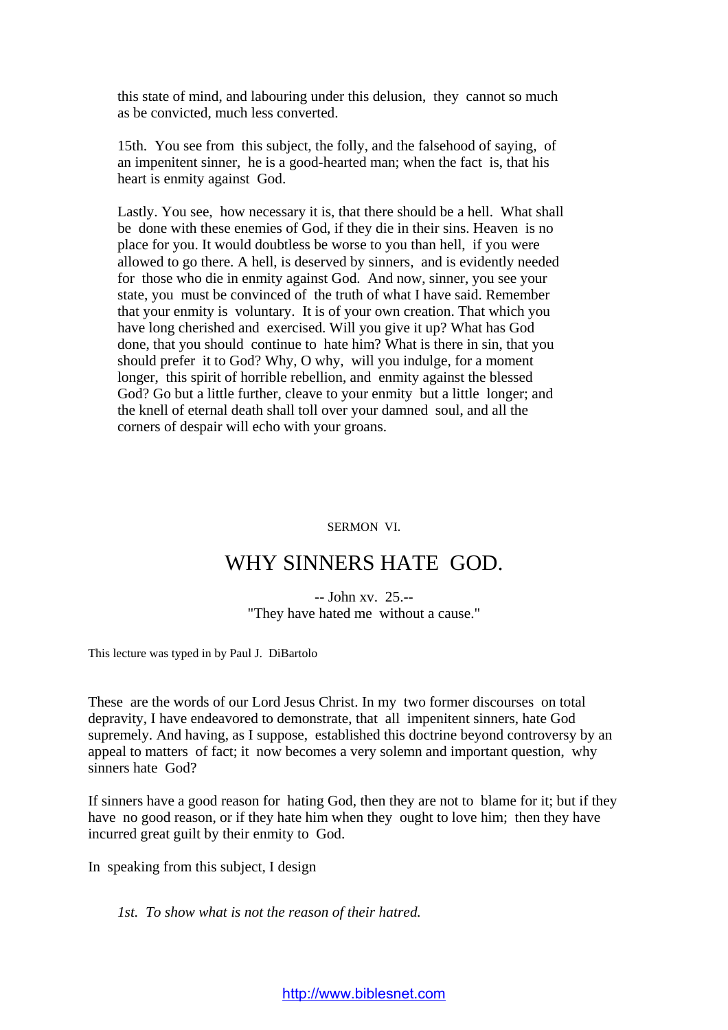this state of mind, and labouring under this delusion, they cannot so much as be convicted, much less converted.

15th. You see from this subject, the folly, and the falsehood of saying, of an impenitent sinner, he is a good-hearted man; when the fact is, that his heart is enmity against God.

Lastly. You see, how necessary it is, that there should be a hell. What shall be done with these enemies of God, if they die in their sins. Heaven is no place for you. It would doubtless be worse to you than hell, if you were allowed to go there. A hell, is deserved by sinners, and is evidently needed for those who die in enmity against God. And now, sinner, you see your state, you must be convinced of the truth of what I have said. Remember that your enmity is voluntary. It is of your own creation. That which you have long cherished and exercised. Will you give it up? What has God done, that you should continue to hate him? What is there in sin, that you should prefer it to God? Why, O why, will you indulge, for a moment longer, this spirit of horrible rebellion, and enmity against the blessed God? Go but a little further, cleave to your enmity but a little longer; and the knell of eternal death shall toll over your damned soul, and all the corners of despair will echo with your groans.

SERMON VI.

# WHY SINNERS HATE GOD.

-- John xv. 25.--
"They have hated me without a cause."

This lecture was typed in by Paul J. DiBartolo

These are the words of our Lord Jesus Christ. In my two former discourses on total depravity, I have endeavored to demonstrate, that all impenitent sinners, hate God supremely. And having, as I suppose, established this doctrine beyond controversy by an appeal to matters of fact; it now becomes a very solemn and important question, why sinners hate God?

If sinners have a good reason for hating God, then they are not to blame for it; but if they have no good reason, or if they hate him when they ought to love him; then they have incurred great guilt by their enmity to God.

In speaking from this subject, I design

*1st. To show what is not the reason of their hatred.*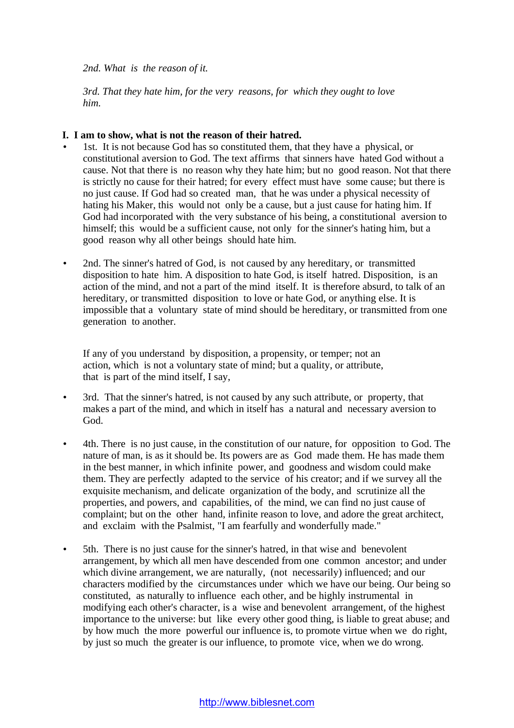*2nd. What is the reason of it.*

*3rd. That they hate him, for the very reasons, for which they ought to love him.*

**I. I am to show, what is not the reason of their hatred.**

- 1st. It is not because God has so constituted them, that they have a physical, or constitutional aversion to God. The text affirms that sinners have hated God without a cause. Not that there is no reason why they hate him; but no good reason. Not that there is strictly no cause for their hatred; for every effect must have some cause; but there is no just cause. If God had so created man, that he was under a physical necessity of hating his Maker, this would not only be a cause, but a just cause for hating him. If God had incorporated with the very substance of his being, a constitutional aversion to himself; this would be a sufficient cause, not only for the sinner's hating him, but a good reason why all other beings should hate him.

- 2nd. The sinner's hatred of God, is not caused by any hereditary, or transmitted disposition to hate him. A disposition to hate God, is itself hatred. Disposition, is an action of the mind, and not a part of the mind itself. It is therefore absurd, to talk of an hereditary, or transmitted disposition to love or hate God, or anything else. It is impossible that a voluntary state of mind should be hereditary, or transmitted from one generation to another.

  If any of you understand by disposition, a propensity, or temper; not an action, which is not a voluntary state of mind; but a quality, or attribute, that is part of the mind itself, I say,

- 3rd. That the sinner's hatred, is not caused by any such attribute, or property, that makes a part of the mind, and which in itself has a natural and necessary aversion to God.

- 4th. There is no just cause, in the constitution of our nature, for opposition to God. The nature of man, is as it should be. Its powers are as God made them. He has made them in the best manner, in which infinite power, and goodness and wisdom could make them. They are perfectly adapted to the service of his creator; and if we survey all the exquisite mechanism, and delicate organization of the body, and scrutinize all the properties, and powers, and capabilities, of the mind, we can find no just cause of complaint; but on the other hand, infinite reason to love, and adore the great architect, and exclaim with the Psalmist, "I am fearfully and wonderfully made."

- 5th. There is no just cause for the sinner's hatred, in that wise and benevolent arrangement, by which all men have descended from one common ancestor; and under which divine arrangement, we are naturally, (not necessarily) influenced; and our characters modified by the circumstances under which we have our being. Our being so constituted, as naturally to influence each other, and be highly instrumental in modifying each other's character, is a wise and benevolent arrangement, of the highest importance to the universe: but like every other good thing, is liable to great abuse; and by how much the more powerful our influence is, to promote virtue when we do right, by just so much the greater is our influence, to promote vice, when we do wrong.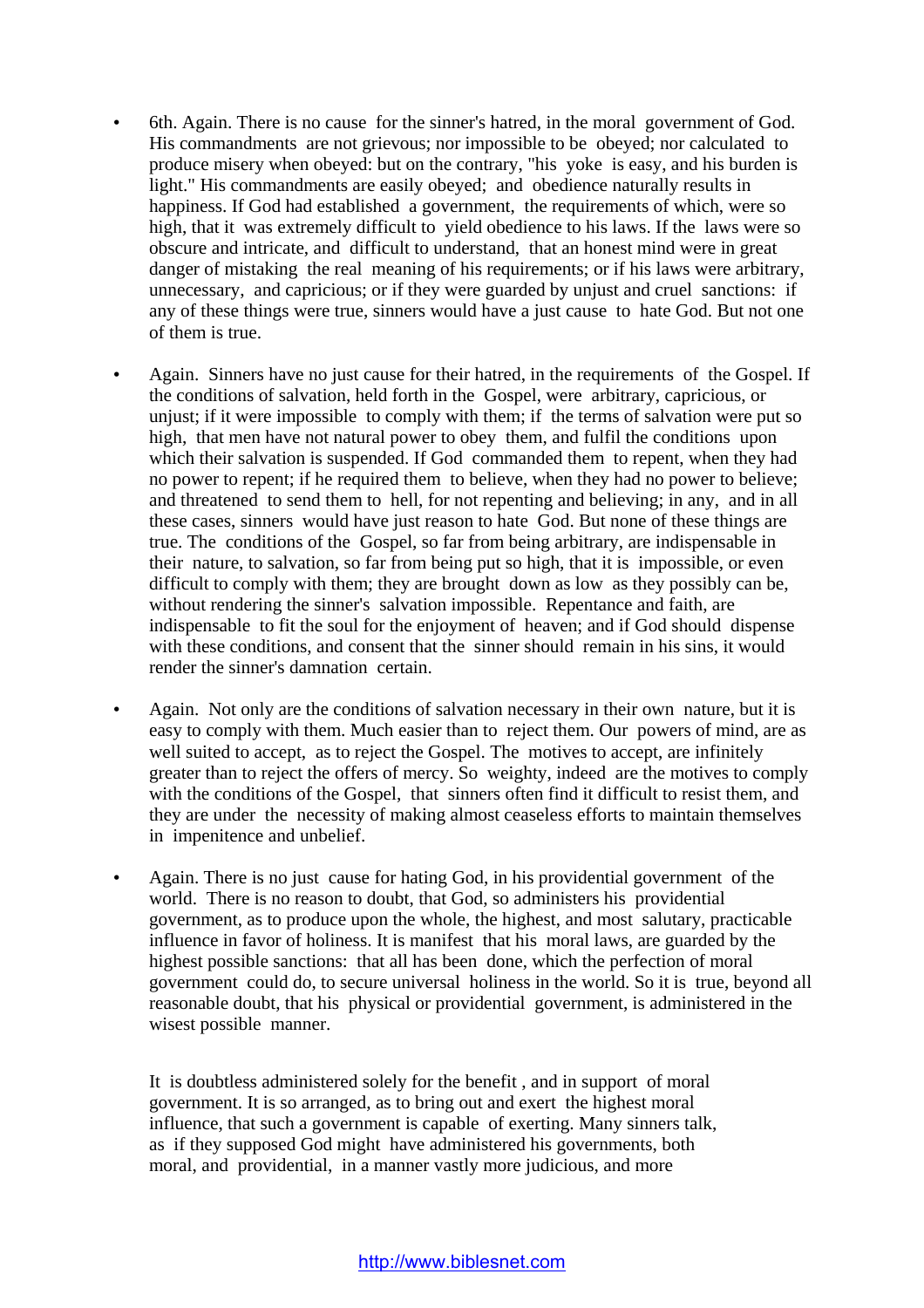- 6th. Again. There is no cause for the sinner's hatred, in the moral government of God. His commandments are not grievous; nor impossible to be obeyed; nor calculated to produce misery when obeyed: but on the contrary, "his yoke is easy, and his burden is light." His commandments are easily obeyed; and obedience naturally results in happiness. If God had established a government, the requirements of which, were so high, that it was extremely difficult to yield obedience to his laws. If the laws were so obscure and intricate, and difficult to understand, that an honest mind were in great danger of mistaking the real meaning of his requirements; or if his laws were arbitrary, unnecessary, and capricious; or if they were guarded by unjust and cruel sanctions: if any of these things were true, sinners would have a just cause to hate God. But not one of them is true.

- Again. Sinners have no just cause for their hatred, in the requirements of the Gospel. If the conditions of salvation, held forth in the Gospel, were arbitrary, capricious, or unjust; if it were impossible to comply with them; if the terms of salvation were put so high, that men have not natural power to obey them, and fulfil the conditions upon which their salvation is suspended. If God commanded them to repent, when they had no power to repent; if he required them to believe, when they had no power to believe; and threatened to send them to hell, for not repenting and believing; in any, and in all these cases, sinners would have just reason to hate God. But none of these things are true. The conditions of the Gospel, so far from being arbitrary, are indispensable in their nature, to salvation, so far from being put so high, that it is impossible, or even difficult to comply with them; they are brought down as low as they possibly can be, without rendering the sinner's salvation impossible. Repentance and faith, are indispensable to fit the soul for the enjoyment of heaven; and if God should dispense with these conditions, and consent that the sinner should remain in his sins, it would render the sinner's damnation certain.

- Again. Not only are the conditions of salvation necessary in their own nature, but it is easy to comply with them. Much easier than to reject them. Our powers of mind, are as well suited to accept, as to reject the Gospel. The motives to accept, are infinitely greater than to reject the offers of mercy. So weighty, indeed are the motives to comply with the conditions of the Gospel, that sinners often find it difficult to resist them, and they are under the necessity of making almost ceaseless efforts to maintain themselves in impenitence and unbelief.

- Again. There is no just cause for hating God, in his providential government of the world. There is no reason to doubt, that God, so administers his providential government, as to produce upon the whole, the highest, and most salutary, practicable influence in favor of holiness. It is manifest that his moral laws, are guarded by the highest possible sanctions: that all has been done, which the perfection of moral government could do, to secure universal holiness in the world. So it is true, beyond all reasonable doubt, that his physical or providential government, is administered in the wisest possible manner.

  It is doubtless administered solely for the benefit , and in support of moral government. It is so arranged, as to bring out and exert the highest moral influence, that such a government is capable of exerting. Many sinners talk, as if they supposed God might have administered his governments, both moral, and providential, in a manner vastly more judicious, and more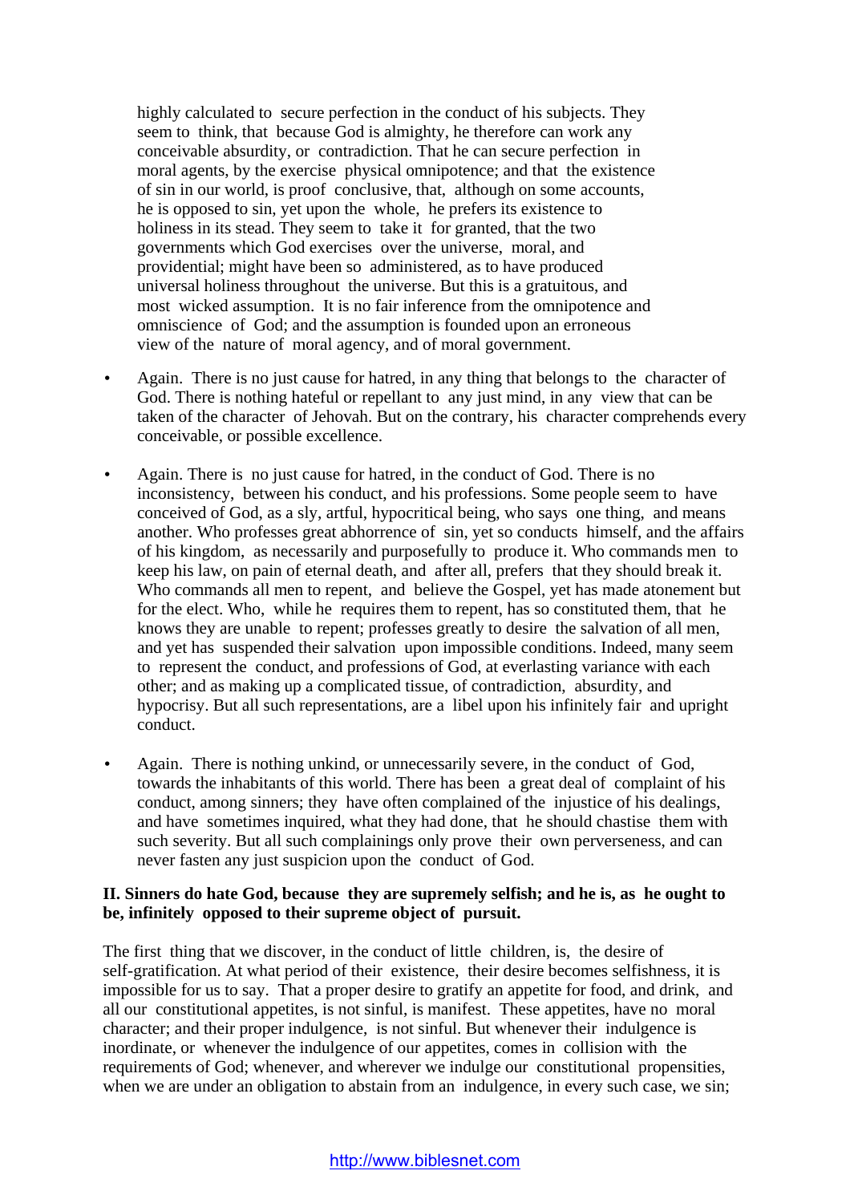highly calculated to secure perfection in the conduct of his subjects. They seem to think, that because God is almighty, he therefore can work any conceivable absurdity, or contradiction. That he can secure perfection in moral agents, by the exercise physical omnipotence; and that the existence of sin in our world, is proof conclusive, that, although on some accounts, he is opposed to sin, yet upon the whole, he prefers its existence to holiness in its stead. They seem to take it for granted, that the two governments which God exercises over the universe, moral, and providential; might have been so administered, as to have produced universal holiness throughout the universe. But this is a gratuitous, and most wicked assumption. It is no fair inference from the omnipotence and omniscience of God; and the assumption is founded upon an erroneous view of the nature of moral agency, and of moral government.

- Again. There is no just cause for hatred, in any thing that belongs to the character of God. There is nothing hateful or repellant to any just mind, in any view that can be taken of the character of Jehovah. But on the contrary, his character comprehends every conceivable, or possible excellence.

- Again. There is no just cause for hatred, in the conduct of God. There is no inconsistency, between his conduct, and his professions. Some people seem to have conceived of God, as a sly, artful, hypocritical being, who says one thing, and means another. Who professes great abhorrence of sin, yet so conducts himself, and the affairs of his kingdom, as necessarily and purposefully to produce it. Who commands men to keep his law, on pain of eternal death, and after all, prefers that they should break it. Who commands all men to repent, and believe the Gospel, yet has made atonement but for the elect. Who, while he requires them to repent, has so constituted them, that he knows they are unable to repent; professes greatly to desire the salvation of all men, and yet has suspended their salvation upon impossible conditions. Indeed, many seem to represent the conduct, and professions of God, at everlasting variance with each other; and as making up a complicated tissue, of contradiction, absurdity, and hypocrisy. But all such representations, are a libel upon his infinitely fair and upright conduct.

- Again. There is nothing unkind, or unnecessarily severe, in the conduct of God, towards the inhabitants of this world. There has been a great deal of complaint of his conduct, among sinners; they have often complained of the injustice of his dealings, and have sometimes inquired, what they had done, that he should chastise them with such severity. But all such complainings only prove their own perverseness, and can never fasten any just suspicion upon the conduct of God.

**II. Sinners do hate God, because they are supremely selfish; and he is, as he ought to be, infinitely opposed to their supreme object of pursuit.**

The first thing that we discover, in the conduct of little children, is, the desire of self-gratification. At what period of their existence, their desire becomes selfishness, it is impossible for us to say. That a proper desire to gratify an appetite for food, and drink, and all our constitutional appetites, is not sinful, is manifest. These appetites, have no moral character; and their proper indulgence, is not sinful. But whenever their indulgence is inordinate, or whenever the indulgence of our appetites, comes in collision with the requirements of God; whenever, and wherever we indulge our constitutional propensities, when we are under an obligation to abstain from an indulgence, in every such case, we sin;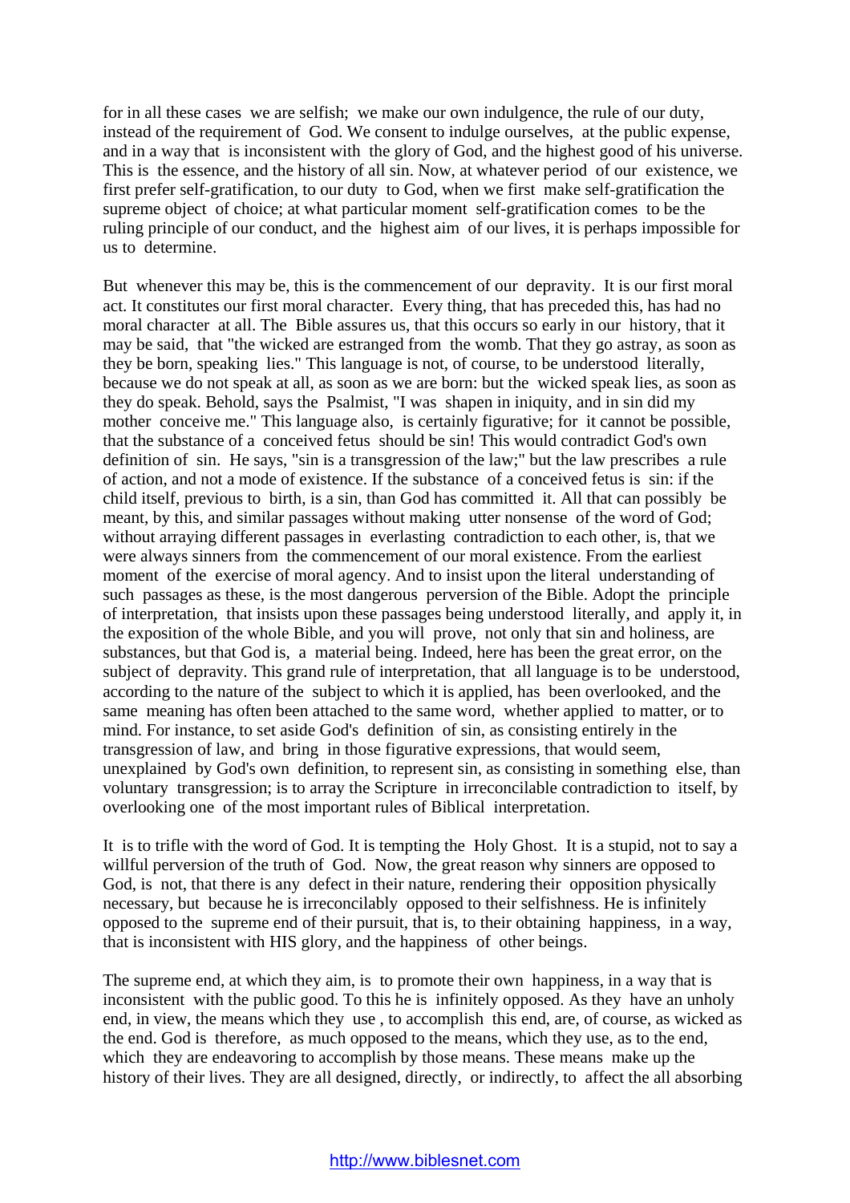for in all these cases we are selfish; we make our own indulgence, the rule of our duty, instead of the requirement of God. We consent to indulge ourselves, at the public expense, and in a way that is inconsistent with the glory of God, and the highest good of his universe. This is the essence, and the history of all sin. Now, at whatever period of our existence, we first prefer self-gratification, to our duty to God, when we first make self-gratification the supreme object of choice; at what particular moment self-gratification comes to be the ruling principle of our conduct, and the highest aim of our lives, it is perhaps impossible for us to determine.

But whenever this may be, this is the commencement of our depravity. It is our first moral act. It constitutes our first moral character. Every thing, that has preceded this, has had no moral character at all. The Bible assures us, that this occurs so early in our history, that it may be said, that "the wicked are estranged from the womb. That they go astray, as soon as they be born, speaking lies." This language is not, of course, to be understood literally, because we do not speak at all, as soon as we are born: but the wicked speak lies, as soon as they do speak. Behold, says the Psalmist, "I was shapen in iniquity, and in sin did my mother conceive me." This language also, is certainly figurative; for it cannot be possible, that the substance of a conceived fetus should be sin! This would contradict God's own definition of sin. He says, "sin is a transgression of the law;" but the law prescribes a rule of action, and not a mode of existence. If the substance of a conceived fetus is sin: if the child itself, previous to birth, is a sin, than God has committed it. All that can possibly be meant, by this, and similar passages without making utter nonsense of the word of God; without arraying different passages in everlasting contradiction to each other, is, that we were always sinners from the commencement of our moral existence. From the earliest moment of the exercise of moral agency. And to insist upon the literal understanding of such passages as these, is the most dangerous perversion of the Bible. Adopt the principle of interpretation, that insists upon these passages being understood literally, and apply it, in the exposition of the whole Bible, and you will prove, not only that sin and holiness, are substances, but that God is, a material being. Indeed, here has been the great error, on the subject of depravity. This grand rule of interpretation, that all language is to be understood, according to the nature of the subject to which it is applied, has been overlooked, and the same meaning has often been attached to the same word, whether applied to matter, or to mind. For instance, to set aside God's definition of sin, as consisting entirely in the transgression of law, and bring in those figurative expressions, that would seem, unexplained by God's own definition, to represent sin, as consisting in something else, than voluntary transgression; is to array the Scripture in irreconcilable contradiction to itself, by overlooking one of the most important rules of Biblical interpretation.

It is to trifle with the word of God. It is tempting the Holy Ghost. It is a stupid, not to say a willful perversion of the truth of God. Now, the great reason why sinners are opposed to God, is not, that there is any defect in their nature, rendering their opposition physically necessary, but because he is irreconcilably opposed to their selfishness. He is infinitely opposed to the supreme end of their pursuit, that is, to their obtaining happiness, in a way, that is inconsistent with HIS glory, and the happiness of other beings.

The supreme end, at which they aim, is to promote their own happiness, in a way that is inconsistent with the public good. To this he is infinitely opposed. As they have an unholy end, in view, the means which they use , to accomplish this end, are, of course, as wicked as the end. God is therefore, as much opposed to the means, which they use, as to the end, which they are endeavoring to accomplish by those means. These means make up the history of their lives. They are all designed, directly, or indirectly, to affect the all absorbing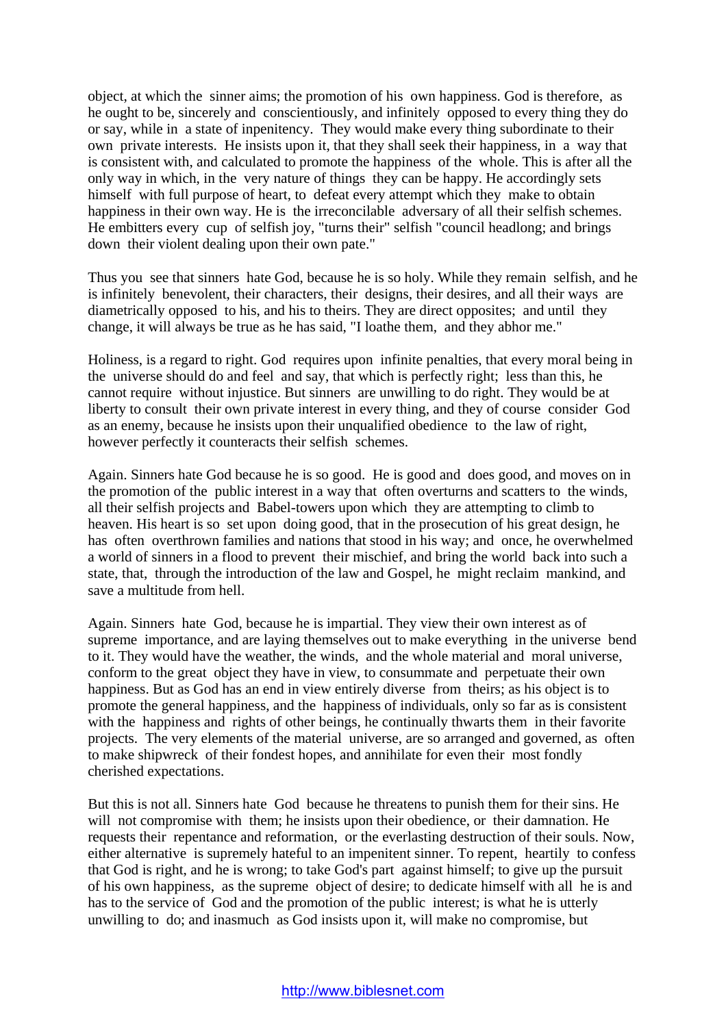object, at which the sinner aims; the promotion of his own happiness. God is therefore, as he ought to be, sincerely and conscientiously, and infinitely opposed to every thing they do or say, while in a state of inpenitency. They would make every thing subordinate to their own private interests. He insists upon it, that they shall seek their happiness, in a way that is consistent with, and calculated to promote the happiness of the whole. This is after all the only way in which, in the very nature of things they can be happy. He accordingly sets himself with full purpose of heart, to defeat every attempt which they make to obtain happiness in their own way. He is the irreconcilable adversary of all their selfish schemes. He embitters every cup of selfish joy, "turns their" selfish "council headlong; and brings down their violent dealing upon their own pate."

Thus you see that sinners hate God, because he is so holy. While they remain selfish, and he is infinitely benevolent, their characters, their designs, their desires, and all their ways are diametrically opposed to his, and his to theirs. They are direct opposites; and until they change, it will always be true as he has said, "I loathe them, and they abhor me."

Holiness, is a regard to right. God requires upon infinite penalties, that every moral being in the universe should do and feel and say, that which is perfectly right; less than this, he cannot require without injustice. But sinners are unwilling to do right. They would be at liberty to consult their own private interest in every thing, and they of course consider God as an enemy, because he insists upon their unqualified obedience to the law of right, however perfectly it counteracts their selfish schemes.

Again. Sinners hate God because he is so good. He is good and does good, and moves on in the promotion of the public interest in a way that often overturns and scatters to the winds, all their selfish projects and Babel-towers upon which they are attempting to climb to heaven. His heart is so set upon doing good, that in the prosecution of his great design, he has often overthrown families and nations that stood in his way; and once, he overwhelmed a world of sinners in a flood to prevent their mischief, and bring the world back into such a state, that, through the introduction of the law and Gospel, he might reclaim mankind, and save a multitude from hell.

Again. Sinners hate God, because he is impartial. They view their own interest as of supreme importance, and are laying themselves out to make everything in the universe bend to it. They would have the weather, the winds, and the whole material and moral universe, conform to the great object they have in view, to consummate and perpetuate their own happiness. But as God has an end in view entirely diverse from theirs; as his object is to promote the general happiness, and the happiness of individuals, only so far as is consistent with the happiness and rights of other beings, he continually thwarts them in their favorite projects. The very elements of the material universe, are so arranged and governed, as often to make shipwreck of their fondest hopes, and annihilate for even their most fondly cherished expectations.

But this is not all. Sinners hate God because he threatens to punish them for their sins. He will not compromise with them; he insists upon their obedience, or their damnation. He requests their repentance and reformation, or the everlasting destruction of their souls. Now, either alternative is supremely hateful to an impenitent sinner. To repent, heartily to confess that God is right, and he is wrong; to take God's part against himself; to give up the pursuit of his own happiness, as the supreme object of desire; to dedicate himself with all he is and has to the service of God and the promotion of the public interest; is what he is utterly unwilling to do; and inasmuch as God insists upon it, will make no compromise, but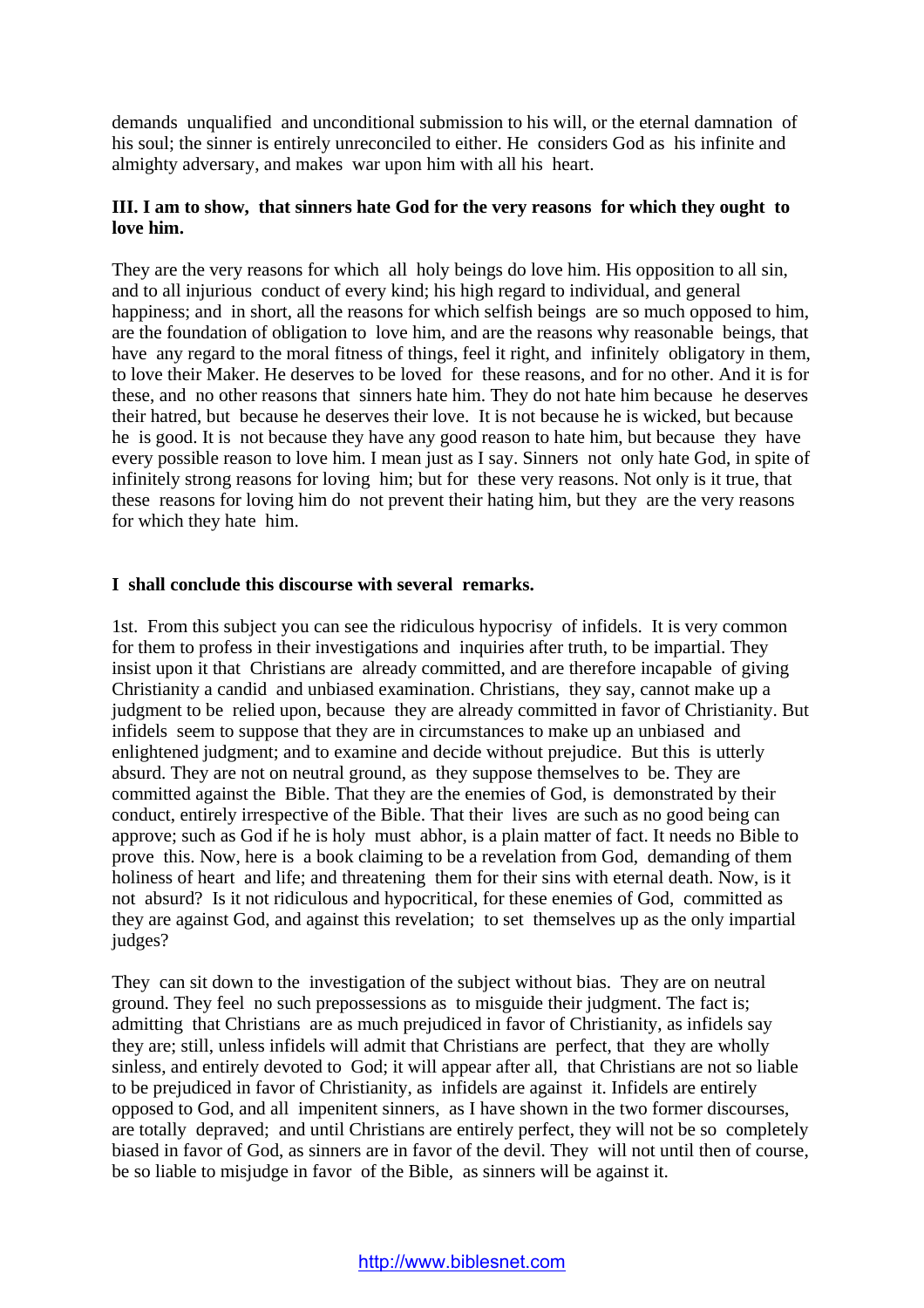demands unqualified and unconditional submission to his will, or the eternal damnation of his soul; the sinner is entirely unreconciled to either. He considers God as his infinite and almighty adversary, and makes war upon him with all his heart.

**III. I am to show, that sinners hate God for the very reasons for which they ought to love him.**

They are the very reasons for which all holy beings do love him. His opposition to all sin, and to all injurious conduct of every kind; his high regard to individual, and general happiness; and in short, all the reasons for which selfish beings are so much opposed to him, are the foundation of obligation to love him, and are the reasons why reasonable beings, that have any regard to the moral fitness of things, feel it right, and infinitely obligatory in them, to love their Maker. He deserves to be loved for these reasons, and for no other. And it is for these, and no other reasons that sinners hate him. They do not hate him because he deserves their hatred, but because he deserves their love. It is not because he is wicked, but because he is good. It is not because they have any good reason to hate him, but because they have every possible reason to love him. I mean just as I say. Sinners not only hate God, in spite of infinitely strong reasons for loving him; but for these very reasons. Not only is it true, that these reasons for loving him do not prevent their hating him, but they are the very reasons for which they hate him.

**I shall conclude this discourse with several remarks.**

1st. From this subject you can see the ridiculous hypocrisy of infidels. It is very common for them to profess in their investigations and inquiries after truth, to be impartial. They insist upon it that Christians are already committed, and are therefore incapable of giving Christianity a candid and unbiased examination. Christians, they say, cannot make up a judgment to be relied upon, because they are already committed in favor of Christianity. But infidels seem to suppose that they are in circumstances to make up an unbiased and enlightened judgment; and to examine and decide without prejudice. But this is utterly absurd. They are not on neutral ground, as they suppose themselves to be. They are committed against the Bible. That they are the enemies of God, is demonstrated by their conduct, entirely irrespective of the Bible. That their lives are such as no good being can approve; such as God if he is holy must abhor, is a plain matter of fact. It needs no Bible to prove this. Now, here is a book claiming to be a revelation from God, demanding of them holiness of heart and life; and threatening them for their sins with eternal death. Now, is it not absurd? Is it not ridiculous and hypocritical, for these enemies of God, committed as they are against God, and against this revelation; to set themselves up as the only impartial judges?

They can sit down to the investigation of the subject without bias. They are on neutral ground. They feel no such prepossessions as to misguide their judgment. The fact is; admitting that Christians are as much prejudiced in favor of Christianity, as infidels say they are; still, unless infidels will admit that Christians are perfect, that they are wholly sinless, and entirely devoted to God; it will appear after all, that Christians are not so liable to be prejudiced in favor of Christianity, as infidels are against it. Infidels are entirely opposed to God, and all impenitent sinners, as I have shown in the two former discourses, are totally depraved; and until Christians are entirely perfect, they will not be so completely biased in favor of God, as sinners are in favor of the devil. They will not until then of course, be so liable to misjudge in favor of the Bible, as sinners will be against it.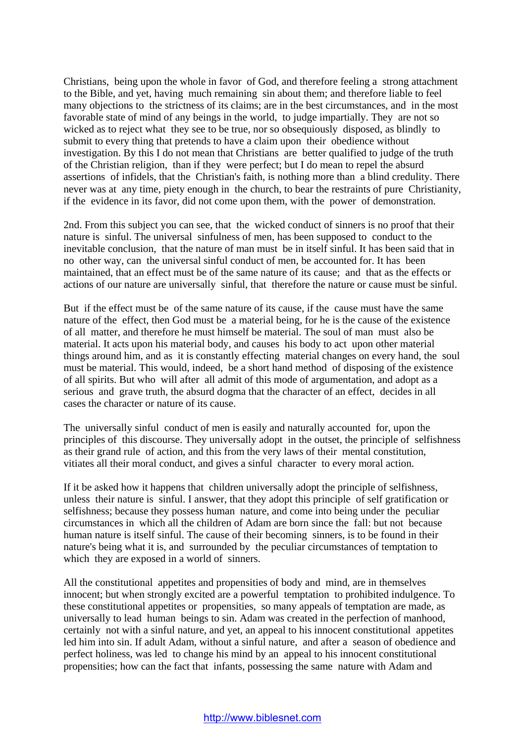Christians, being upon the whole in favor of God, and therefore feeling a strong attachment to the Bible, and yet, having much remaining sin about them; and therefore liable to feel many objections to the strictness of its claims; are in the best circumstances, and in the most favorable state of mind of any beings in the world, to judge impartially. They are not so wicked as to reject what they see to be true, nor so obsequiously disposed, as blindly to submit to every thing that pretends to have a claim upon their obedience without investigation. By this I do not mean that Christians are better qualified to judge of the truth of the Christian religion, than if they were perfect; but I do mean to repel the absurd assertions of infidels, that the Christian's faith, is nothing more than a blind credulity. There never was at any time, piety enough in the church, to bear the restraints of pure Christianity, if the evidence in its favor, did not come upon them, with the power of demonstration.

2nd. From this subject you can see, that the wicked conduct of sinners is no proof that their nature is sinful. The universal sinfulness of men, has been supposed to conduct to the inevitable conclusion, that the nature of man must be in itself sinful. It has been said that in no other way, can the universal sinful conduct of men, be accounted for. It has been maintained, that an effect must be of the same nature of its cause; and that as the effects or actions of our nature are universally sinful, that therefore the nature or cause must be sinful.

But if the effect must be of the same nature of its cause, if the cause must have the same nature of the effect, then God must be a material being, for he is the cause of the existence of all matter, and therefore he must himself be material. The soul of man must also be material. It acts upon his material body, and causes his body to act upon other material things around him, and as it is constantly effecting material changes on every hand, the soul must be material. This would, indeed, be a short hand method of disposing of the existence of all spirits. But who will after all admit of this mode of argumentation, and adopt as a serious and grave truth, the absurd dogma that the character of an effect, decides in all cases the character or nature of its cause.

The universally sinful conduct of men is easily and naturally accounted for, upon the principles of this discourse. They universally adopt in the outset, the principle of selfishness as their grand rule of action, and this from the very laws of their mental constitution, vitiates all their moral conduct, and gives a sinful character to every moral action.

If it be asked how it happens that children universally adopt the principle of selfishness, unless their nature is sinful. I answer, that they adopt this principle of self gratification or selfishness; because they possess human nature, and come into being under the peculiar circumstances in which all the children of Adam are born since the fall: but not because human nature is itself sinful. The cause of their becoming sinners, is to be found in their nature's being what it is, and surrounded by the peculiar circumstances of temptation to which they are exposed in a world of sinners.

All the constitutional appetites and propensities of body and mind, are in themselves innocent; but when strongly excited are a powerful temptation to prohibited indulgence. To these constitutional appetites or propensities, so many appeals of temptation are made, as universally to lead human beings to sin. Adam was created in the perfection of manhood, certainly not with a sinful nature, and yet, an appeal to his innocent constitutional appetites led him into sin. If adult Adam, without a sinful nature, and after a season of obedience and perfect holiness, was led to change his mind by an appeal to his innocent constitutional propensities; how can the fact that infants, possessing the same nature with Adam and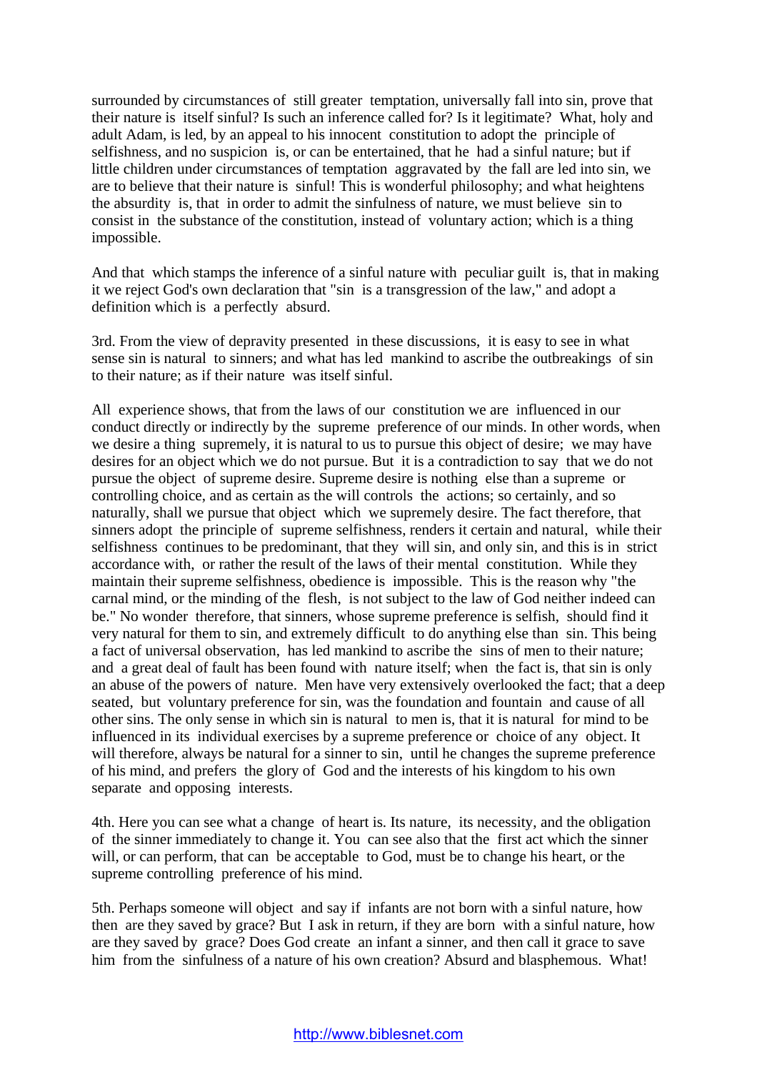surrounded by circumstances of still greater temptation, universally fall into sin, prove that their nature is itself sinful? Is such an inference called for? Is it legitimate? What, holy and adult Adam, is led, by an appeal to his innocent constitution to adopt the principle of selfishness, and no suspicion is, or can be entertained, that he had a sinful nature; but if little children under circumstances of temptation aggravated by the fall are led into sin, we are to believe that their nature is sinful! This is wonderful philosophy; and what heightens the absurdity is, that in order to admit the sinfulness of nature, we must believe sin to consist in the substance of the constitution, instead of voluntary action; which is a thing impossible.

And that which stamps the inference of a sinful nature with peculiar guilt is, that in making it we reject God's own declaration that "sin is a transgression of the law," and adopt a definition which is a perfectly absurd.

3rd. From the view of depravity presented in these discussions, it is easy to see in what sense sin is natural to sinners; and what has led mankind to ascribe the outbreakings of sin to their nature; as if their nature was itself sinful.

All experience shows, that from the laws of our constitution we are influenced in our conduct directly or indirectly by the supreme preference of our minds. In other words, when we desire a thing supremely, it is natural to us to pursue this object of desire; we may have desires for an object which we do not pursue. But it is a contradiction to say that we do not pursue the object of supreme desire. Supreme desire is nothing else than a supreme or controlling choice, and as certain as the will controls the actions; so certainly, and so naturally, shall we pursue that object which we supremely desire. The fact therefore, that sinners adopt the principle of supreme selfishness, renders it certain and natural, while their selfishness continues to be predominant, that they will sin, and only sin, and this is in strict accordance with, or rather the result of the laws of their mental constitution. While they maintain their supreme selfishness, obedience is impossible. This is the reason why "the carnal mind, or the minding of the flesh, is not subject to the law of God neither indeed can be." No wonder therefore, that sinners, whose supreme preference is selfish, should find it very natural for them to sin, and extremely difficult to do anything else than sin. This being a fact of universal observation, has led mankind to ascribe the sins of men to their nature; and a great deal of fault has been found with nature itself; when the fact is, that sin is only an abuse of the powers of nature. Men have very extensively overlooked the fact; that a deep seated, but voluntary preference for sin, was the foundation and fountain and cause of all other sins. The only sense in which sin is natural to men is, that it is natural for mind to be influenced in its individual exercises by a supreme preference or choice of any object. It will therefore, always be natural for a sinner to sin, until he changes the supreme preference of his mind, and prefers the glory of God and the interests of his kingdom to his own separate and opposing interests.

4th. Here you can see what a change of heart is. Its nature, its necessity, and the obligation of the sinner immediately to change it. You can see also that the first act which the sinner will, or can perform, that can be acceptable to God, must be to change his heart, or the supreme controlling preference of his mind.

5th. Perhaps someone will object and say if infants are not born with a sinful nature, how then are they saved by grace? But I ask in return, if they are born with a sinful nature, how are they saved by grace? Does God create an infant a sinner, and then call it grace to save him from the sinfulness of a nature of his own creation? Absurd and blasphemous. What!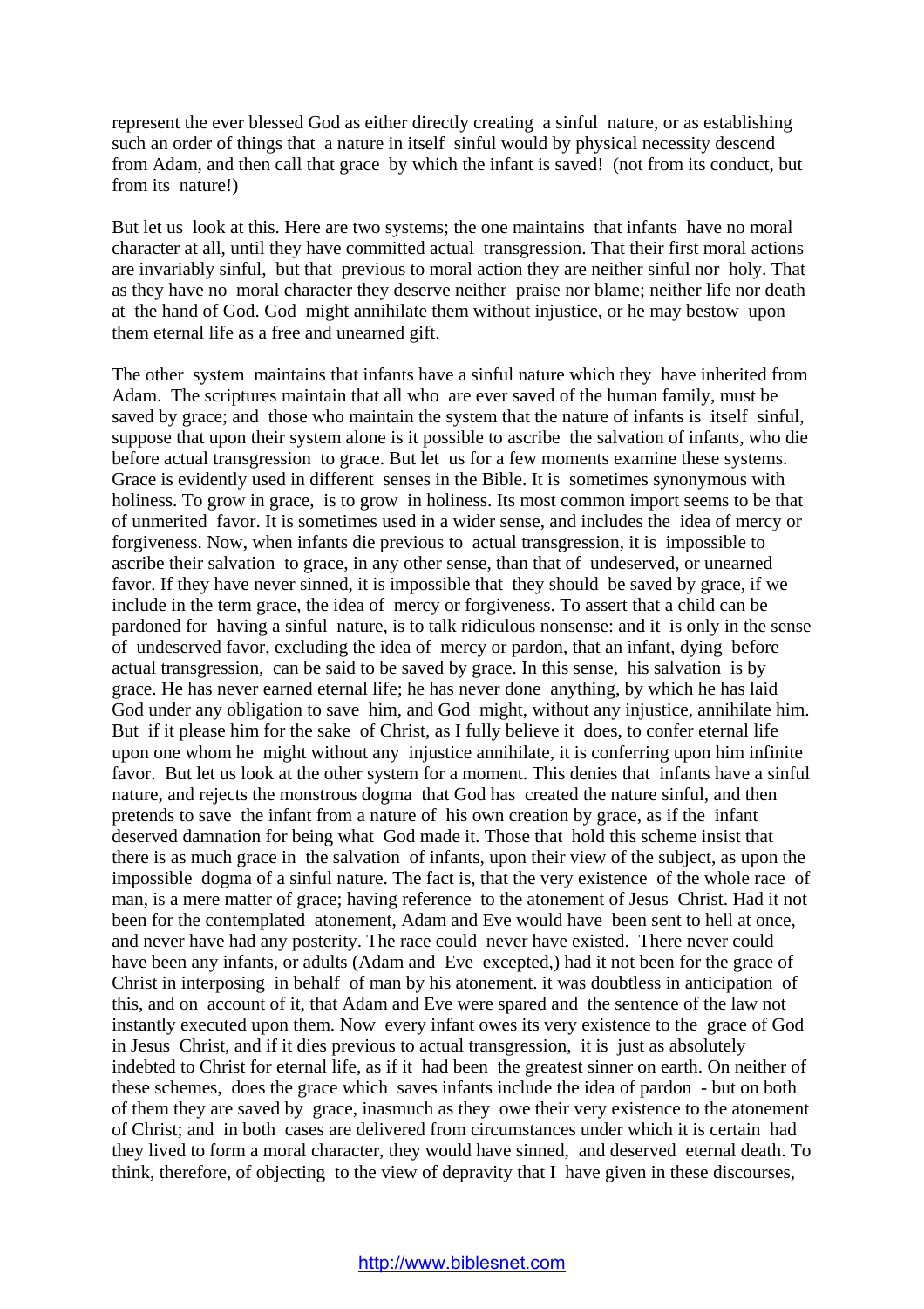represent the ever blessed God as either directly creating a sinful nature, or as establishing such an order of things that a nature in itself sinful would by physical necessity descend from Adam, and then call that grace by which the infant is saved! (not from its conduct, but from its nature!)

But let us look at this. Here are two systems; the one maintains that infants have no moral character at all, until they have committed actual transgression. That their first moral actions are invariably sinful, but that previous to moral action they are neither sinful nor holy. That as they have no moral character they deserve neither praise nor blame; neither life nor death at the hand of God. God might annihilate them without injustice, or he may bestow upon them eternal life as a free and unearned gift.

The other system maintains that infants have a sinful nature which they have inherited from Adam. The scriptures maintain that all who are ever saved of the human family, must be saved by grace; and those who maintain the system that the nature of infants is itself sinful, suppose that upon their system alone is it possible to ascribe the salvation of infants, who die before actual transgression to grace. But let us for a few moments examine these systems. Grace is evidently used in different senses in the Bible. It is sometimes synonymous with holiness. To grow in grace, is to grow in holiness. Its most common import seems to be that of unmerited favor. It is sometimes used in a wider sense, and includes the idea of mercy or forgiveness. Now, when infants die previous to actual transgression, it is impossible to ascribe their salvation to grace, in any other sense, than that of undeserved, or unearned favor. If they have never sinned, it is impossible that they should be saved by grace, if we include in the term grace, the idea of mercy or forgiveness. To assert that a child can be pardoned for having a sinful nature, is to talk ridiculous nonsense: and it is only in the sense of undeserved favor, excluding the idea of mercy or pardon, that an infant, dying before actual transgression, can be said to be saved by grace. In this sense, his salvation is by grace. He has never earned eternal life; he has never done anything, by which he has laid God under any obligation to save him, and God might, without any injustice, annihilate him. But if it please him for the sake of Christ, as I fully believe it does, to confer eternal life upon one whom he might without any injustice annihilate, it is conferring upon him infinite favor. But let us look at the other system for a moment. This denies that infants have a sinful nature, and rejects the monstrous dogma that God has created the nature sinful, and then pretends to save the infant from a nature of his own creation by grace, as if the infant deserved damnation for being what God made it. Those that hold this scheme insist that there is as much grace in the salvation of infants, upon their view of the subject, as upon the impossible dogma of a sinful nature. The fact is, that the very existence of the whole race of man, is a mere matter of grace; having reference to the atonement of Jesus Christ. Had it not been for the contemplated atonement, Adam and Eve would have been sent to hell at once, and never have had any posterity. The race could never have existed. There never could have been any infants, or adults (Adam and Eve excepted,) had it not been for the grace of Christ in interposing in behalf of man by his atonement. it was doubtless in anticipation of this, and on account of it, that Adam and Eve were spared and the sentence of the law not instantly executed upon them. Now every infant owes its very existence to the grace of God in Jesus Christ, and if it dies previous to actual transgression, it is just as absolutely indebted to Christ for eternal life, as if it had been the greatest sinner on earth. On neither of these schemes, does the grace which saves infants include the idea of pardon - but on both of them they are saved by grace, inasmuch as they owe their very existence to the atonement of Christ; and in both cases are delivered from circumstances under which it is certain had they lived to form a moral character, they would have sinned, and deserved eternal death. To think, therefore, of objecting to the view of depravity that I have given in these discourses,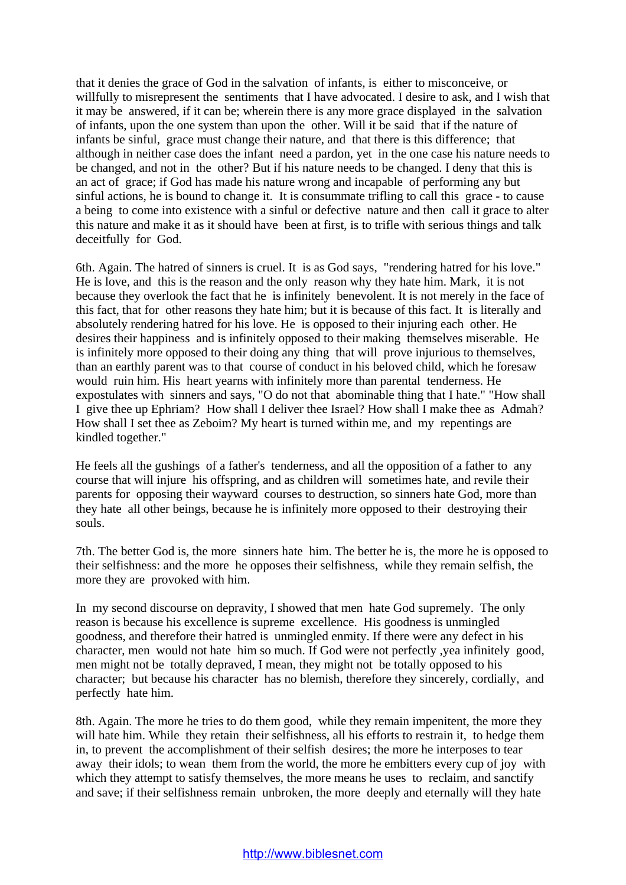that it denies the grace of God in the salvation of infants, is either to misconceive, or willfully to misrepresent the sentiments that I have advocated. I desire to ask, and I wish that it may be answered, if it can be; wherein there is any more grace displayed in the salvation of infants, upon the one system than upon the other. Will it be said that if the nature of infants be sinful, grace must change their nature, and that there is this difference; that although in neither case does the infant need a pardon, yet in the one case his nature needs to be changed, and not in the other? But if his nature needs to be changed. I deny that this is an act of grace; if God has made his nature wrong and incapable of performing any but sinful actions, he is bound to change it. It is consummate trifling to call this grace - to cause a being to come into existence with a sinful or defective nature and then call it grace to alter this nature and make it as it should have been at first, is to trifle with serious things and talk deceitfully for God.

6th. Again. The hatred of sinners is cruel. It is as God says, "rendering hatred for his love." He is love, and this is the reason and the only reason why they hate him. Mark, it is not because they overlook the fact that he is infinitely benevolent. It is not merely in the face of this fact, that for other reasons they hate him; but it is because of this fact. It is literally and absolutely rendering hatred for his love. He is opposed to their injuring each other. He desires their happiness and is infinitely opposed to their making themselves miserable. He is infinitely more opposed to their doing any thing that will prove injurious to themselves, than an earthly parent was to that course of conduct in his beloved child, which he foresaw would ruin him. His heart yearns with infinitely more than parental tenderness. He expostulates with sinners and says, "O do not that abominable thing that I hate." "How shall I give thee up Ephriam? How shall I deliver thee Israel? How shall I make thee as Admah? How shall I set thee as Zeboim? My heart is turned within me, and my repentings are kindled together."

He feels all the gushings of a father's tenderness, and all the opposition of a father to any course that will injure his offspring, and as children will sometimes hate, and revile their parents for opposing their wayward courses to destruction, so sinners hate God, more than they hate all other beings, because he is infinitely more opposed to their destroying their souls.

7th. The better God is, the more sinners hate him. The better he is, the more he is opposed to their selfishness: and the more he opposes their selfishness, while they remain selfish, the more they are provoked with him.

In my second discourse on depravity, I showed that men hate God supremely. The only reason is because his excellence is supreme excellence. His goodness is unmingled goodness, and therefore their hatred is unmingled enmity. If there were any defect in his character, men would not hate him so much. If God were not perfectly ,yea infinitely good, men might not be totally depraved, I mean, they might not be totally opposed to his character; but because his character has no blemish, therefore they sincerely, cordially, and perfectly hate him.

8th. Again. The more he tries to do them good, while they remain impenitent, the more they will hate him. While they retain their selfishness, all his efforts to restrain it, to hedge them in, to prevent the accomplishment of their selfish desires; the more he interposes to tear away their idols; to wean them from the world, the more he embitters every cup of joy with which they attempt to satisfy themselves, the more means he uses to reclaim, and sanctify and save; if their selfishness remain unbroken, the more deeply and eternally will they hate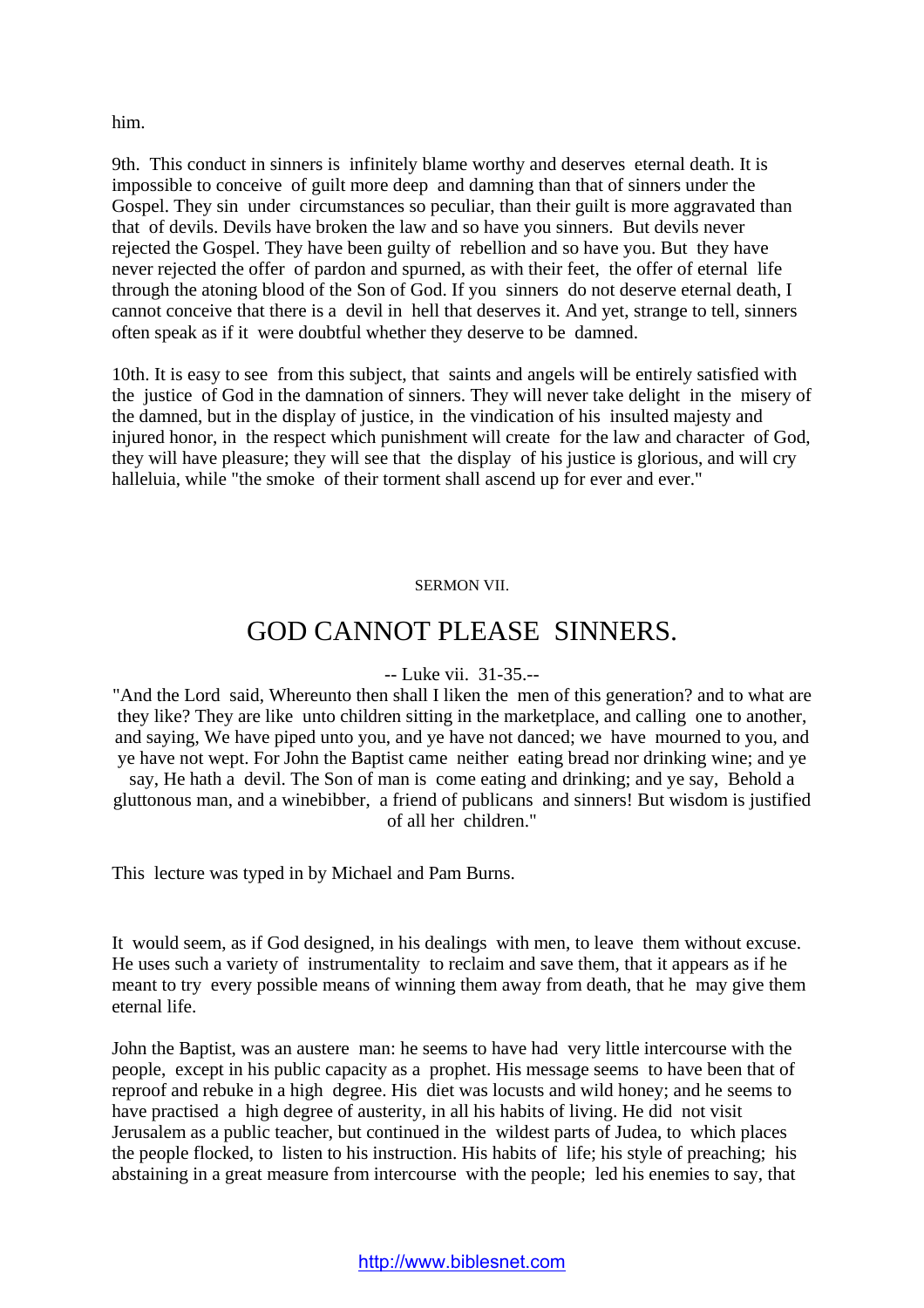him.

9th. This conduct in sinners is infinitely blame worthy and deserves eternal death. It is impossible to conceive of guilt more deep and damning than that of sinners under the Gospel. They sin under circumstances so peculiar, than their guilt is more aggravated than that of devils. Devils have broken the law and so have you sinners. But devils never rejected the Gospel. They have been guilty of rebellion and so have you. But they have never rejected the offer of pardon and spurned, as with their feet, the offer of eternal life through the atoning blood of the Son of God. If you sinners do not deserve eternal death, I cannot conceive that there is a devil in hell that deserves it. And yet, strange to tell, sinners often speak as if it were doubtful whether they deserve to be damned.

10th. It is easy to see from this subject, that saints and angels will be entirely satisfied with the justice of God in the damnation of sinners. They will never take delight in the misery of the damned, but in the display of justice, in the vindication of his insulted majesty and injured honor, in the respect which punishment will create for the law and character of God, they will have pleasure; they will see that the display of his justice is glorious, and will cry halleluia, while "the smoke of their torment shall ascend up for ever and ever."

SERMON VII.

# GOD CANNOT PLEASE SINNERS.

-- Luke vii. 31-35.--

"And the Lord said, Whereunto then shall I liken the men of this generation? and to what are they like? They are like unto children sitting in the marketplace, and calling one to another, and saying, We have piped unto you, and ye have not danced; we have mourned to you, and ye have not wept. For John the Baptist came neither eating bread nor drinking wine; and ye say, He hath a devil. The Son of man is come eating and drinking; and ye say, Behold a gluttonous man, and a winebibber, a friend of publicans and sinners! But wisdom is justified of all her children."

This lecture was typed in by Michael and Pam Burns.

It would seem, as if God designed, in his dealings with men, to leave them without excuse. He uses such a variety of instrumentality to reclaim and save them, that it appears as if he meant to try every possible means of winning them away from death, that he may give them eternal life.

John the Baptist, was an austere man: he seems to have had very little intercourse with the people, except in his public capacity as a prophet. His message seems to have been that of reproof and rebuke in a high degree. His diet was locusts and wild honey; and he seems to have practised a high degree of austerity, in all his habits of living. He did not visit Jerusalem as a public teacher, but continued in the wildest parts of Judea, to which places the people flocked, to listen to his instruction. His habits of life; his style of preaching; his abstaining in a great measure from intercourse with the people; led his enemies to say, that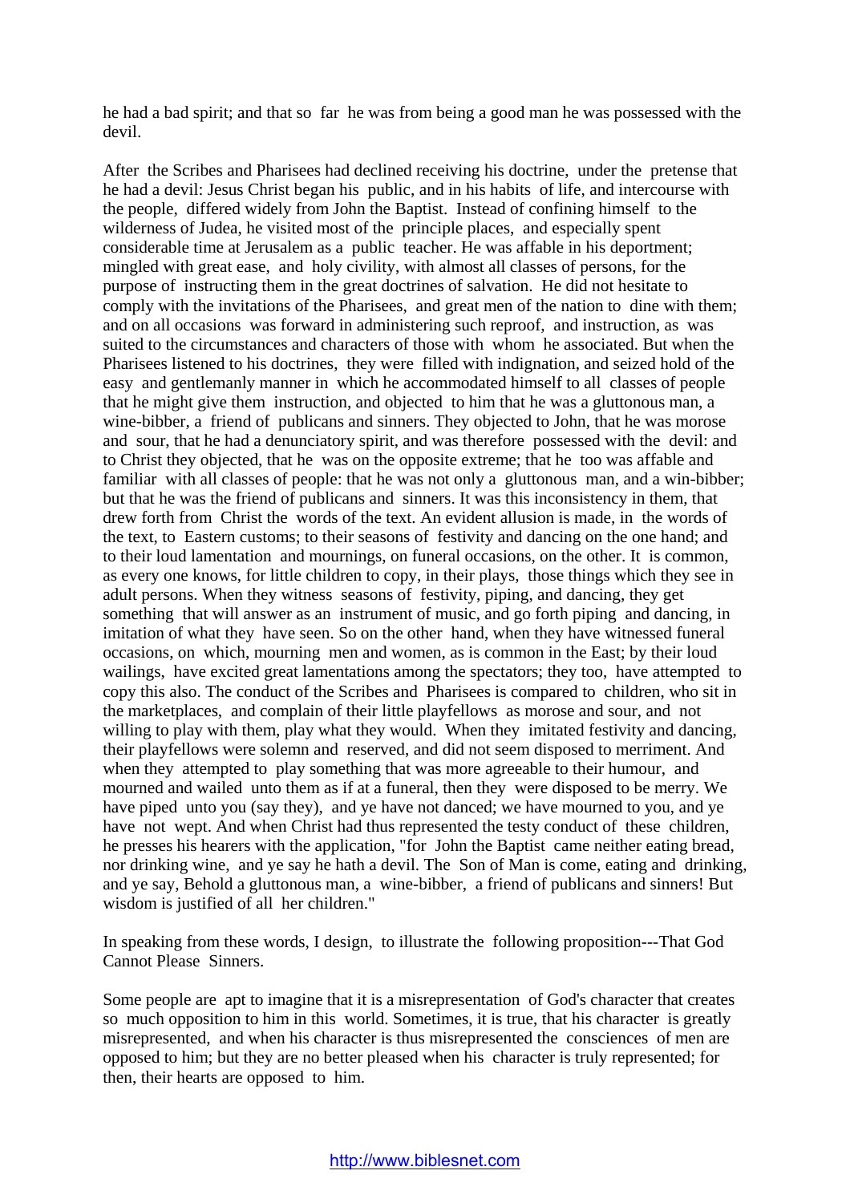he had a bad spirit; and that so far he was from being a good man he was possessed with the devil.

After the Scribes and Pharisees had declined receiving his doctrine, under the pretense that he had a devil: Jesus Christ began his public, and in his habits of life, and intercourse with the people, differed widely from John the Baptist. Instead of confining himself to the wilderness of Judea, he visited most of the principle places, and especially spent considerable time at Jerusalem as a public teacher. He was affable in his deportment; mingled with great ease, and holy civility, with almost all classes of persons, for the purpose of instructing them in the great doctrines of salvation. He did not hesitate to comply with the invitations of the Pharisees, and great men of the nation to dine with them; and on all occasions was forward in administering such reproof, and instruction, as was suited to the circumstances and characters of those with whom he associated. But when the Pharisees listened to his doctrines, they were filled with indignation, and seized hold of the easy and gentlemanly manner in which he accommodated himself to all classes of people that he might give them instruction, and objected to him that he was a gluttonous man, a wine-bibber, a friend of publicans and sinners. They objected to John, that he was morose and sour, that he had a denunciatory spirit, and was therefore possessed with the devil: and to Christ they objected, that he was on the opposite extreme; that he too was affable and familiar with all classes of people: that he was not only a gluttonous man, and a win-bibber; but that he was the friend of publicans and sinners. It was this inconsistency in them, that drew forth from Christ the words of the text. An evident allusion is made, in the words of the text, to Eastern customs; to their seasons of festivity and dancing on the one hand; and to their loud lamentation and mournings, on funeral occasions, on the other. It is common, as every one knows, for little children to copy, in their plays, those things which they see in adult persons. When they witness seasons of festivity, piping, and dancing, they get something that will answer as an instrument of music, and go forth piping and dancing, in imitation of what they have seen. So on the other hand, when they have witnessed funeral occasions, on which, mourning men and women, as is common in the East; by their loud wailings, have excited great lamentations among the spectators; they too, have attempted to copy this also. The conduct of the Scribes and Pharisees is compared to children, who sit in the marketplaces, and complain of their little playfellows as morose and sour, and not willing to play with them, play what they would. When they imitated festivity and dancing, their playfellows were solemn and reserved, and did not seem disposed to merriment. And when they attempted to play something that was more agreeable to their humour, and mourned and wailed unto them as if at a funeral, then they were disposed to be merry. We have piped unto you (say they), and ye have not danced; we have mourned to you, and ye have not wept. And when Christ had thus represented the testy conduct of these children, he presses his hearers with the application, "for John the Baptist came neither eating bread, nor drinking wine, and ye say he hath a devil. The Son of Man is come, eating and drinking, and ye say, Behold a gluttonous man, a wine-bibber, a friend of publicans and sinners! But wisdom is justified of all her children."

In speaking from these words, I design, to illustrate the following proposition---That God Cannot Please Sinners.

Some people are apt to imagine that it is a misrepresentation of God's character that creates so much opposition to him in this world. Sometimes, it is true, that his character is greatly misrepresented, and when his character is thus misrepresented the consciences of men are opposed to him; but they are no better pleased when his character is truly represented; for then, their hearts are opposed to him.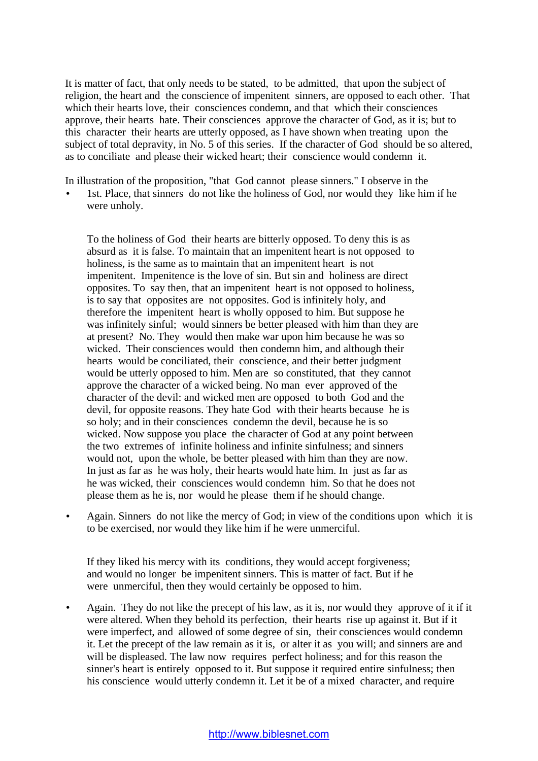It is matter of fact, that only needs to be stated, to be admitted, that upon the subject of religion, the heart and the conscience of impenitent sinners, are opposed to each other. That which their hearts love, their consciences condemn, and that which their consciences approve, their hearts hate. Their consciences approve the character of God, as it is; but to this character their hearts are utterly opposed, as I have shown when treating upon the subject of total depravity, in No. 5 of this series. If the character of God should be so altered, as to conciliate and please their wicked heart; their conscience would condemn it.

In illustration of the proposition, "that God cannot please sinners." I observe in the

- 1st. Place, that sinners do not like the holiness of God, nor would they like him if he were unholy.

  To the holiness of God their hearts are bitterly opposed. To deny this is as absurd as it is false. To maintain that an impenitent heart is not opposed to holiness, is the same as to maintain that an impenitent heart is not impenitent. Impenitence is the love of sin. But sin and holiness are direct opposites. To say then, that an impenitent heart is not opposed to holiness, is to say that opposites are not opposites. God is infinitely holy, and therefore the impenitent heart is wholly opposed to him. But suppose he was infinitely sinful; would sinners be better pleased with him than they are at present? No. They would then make war upon him because he was so wicked. Their consciences would then condemn him, and although their hearts would be conciliated, their conscience, and their better judgment would be utterly opposed to him. Men are so constituted, that they cannot approve the character of a wicked being. No man ever approved of the character of the devil: and wicked men are opposed to both God and the devil, for opposite reasons. They hate God with their hearts because he is so holy; and in their consciences condemn the devil, because he is so wicked. Now suppose you place the character of God at any point between the two extremes of infinite holiness and infinite sinfulness; and sinners would not, upon the whole, be better pleased with him than they are now. In just as far as he was holy, their hearts would hate him. In just as far as he was wicked, their consciences would condemn him. So that he does not please them as he is, nor would he please them if he should change.

- Again. Sinners do not like the mercy of God; in view of the conditions upon which it is to be exercised, nor would they like him if he were unmerciful.

  If they liked his mercy with its conditions, they would accept forgiveness; and would no longer be impenitent sinners. This is matter of fact. But if he were unmerciful, then they would certainly be opposed to him.

- Again. They do not like the precept of his law, as it is, nor would they approve of it if it were altered. When they behold its perfection, their hearts rise up against it. But if it were imperfect, and allowed of some degree of sin, their consciences would condemn it. Let the precept of the law remain as it is, or alter it as you will; and sinners are and will be displeased. The law now requires perfect holiness; and for this reason the sinner's heart is entirely opposed to it. But suppose it required entire sinfulness; then his conscience would utterly condemn it. Let it be of a mixed character, and require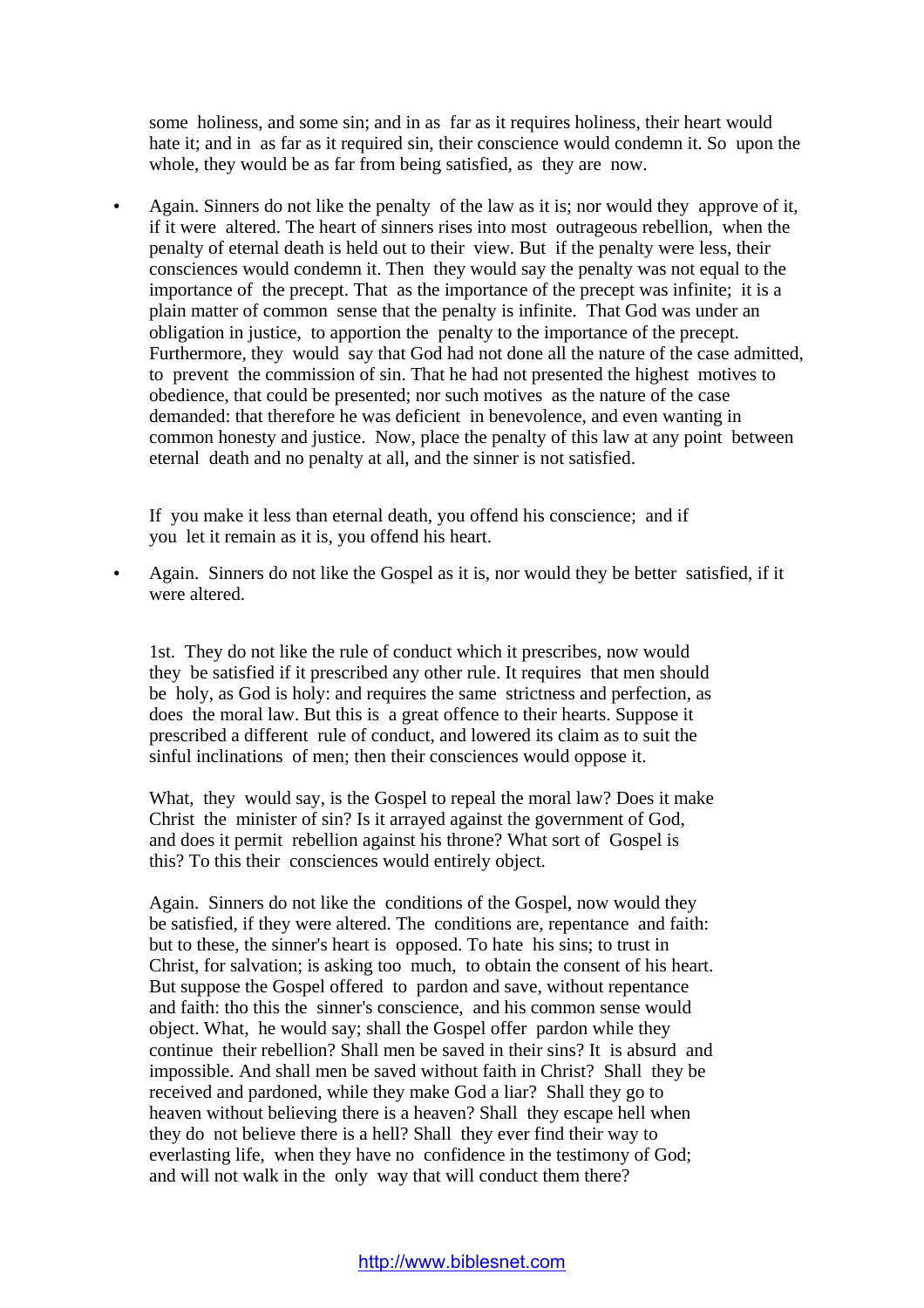some holiness, and some sin; and in as far as it requires holiness, their heart would hate it; and in as far as it required sin, their conscience would condemn it. So upon the whole, they would be as far from being satisfied, as they are now.

- Again. Sinners do not like the penalty of the law as it is; nor would they approve of it, if it were altered. The heart of sinners rises into most outrageous rebellion, when the penalty of eternal death is held out to their view. But if the penalty were less, their consciences would condemn it. Then they would say the penalty was not equal to the importance of the precept. That as the importance of the precept was infinite; it is a plain matter of common sense that the penalty is infinite. That God was under an obligation in justice, to apportion the penalty to the importance of the precept. Furthermore, they would say that God had not done all the nature of the case admitted, to prevent the commission of sin. That he had not presented the highest motives to obedience, that could be presented; nor such motives as the nature of the case demanded: that therefore he was deficient in benevolence, and even wanting in common honesty and justice. Now, place the penalty of this law at any point between eternal death and no penalty at all, and the sinner is not satisfied.

  If you make it less than eternal death, you offend his conscience; and if you let it remain as it is, you offend his heart.

- Again. Sinners do not like the Gospel as it is, nor would they be better satisfied, if it were altered.

  1st. They do not like the rule of conduct which it prescribes, now would they be satisfied if it prescribed any other rule. It requires that men should be holy, as God is holy: and requires the same strictness and perfection, as does the moral law. But this is a great offence to their hearts. Suppose it prescribed a different rule of conduct, and lowered its claim as to suit the sinful inclinations of men; then their consciences would oppose it.

  What, they would say, is the Gospel to repeal the moral law? Does it make Christ the minister of sin? Is it arrayed against the government of God, and does it permit rebellion against his throne? What sort of Gospel is this? To this their consciences would entirely object.

  Again. Sinners do not like the conditions of the Gospel, now would they be satisfied, if they were altered. The conditions are, repentance and faith: but to these, the sinner's heart is opposed. To hate his sins; to trust in Christ, for salvation; is asking too much, to obtain the consent of his heart. But suppose the Gospel offered to pardon and save, without repentance and faith: tho this the sinner's conscience, and his common sense would object. What, he would say; shall the Gospel offer pardon while they continue their rebellion? Shall men be saved in their sins? It is absurd and impossible. And shall men be saved without faith in Christ? Shall they be received and pardoned, while they make God a liar? Shall they go to heaven without believing there is a heaven? Shall they escape hell when they do not believe there is a hell? Shall they ever find their way to everlasting life, when they have no confidence in the testimony of God; and will not walk in the only way that will conduct them there?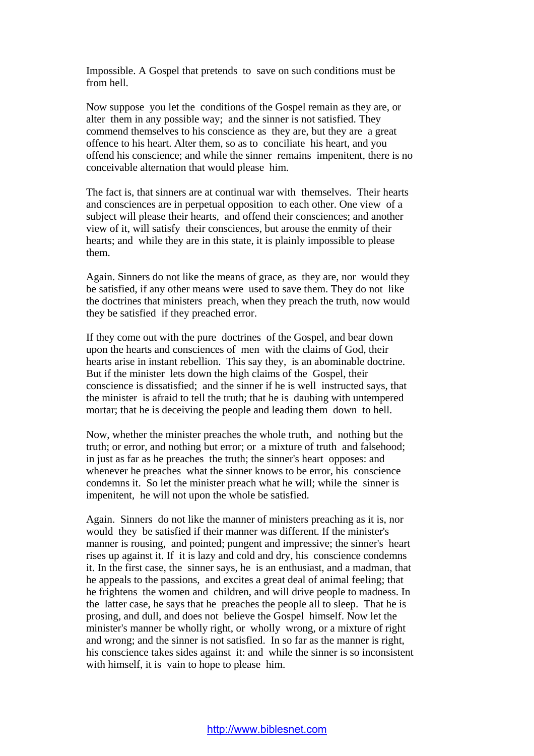Impossible. A Gospel that pretends to save on such conditions must be from hell.

Now suppose you let the conditions of the Gospel remain as they are, or alter them in any possible way; and the sinner is not satisfied. They commend themselves to his conscience as they are, but they are a great offence to his heart. Alter them, so as to conciliate his heart, and you offend his conscience; and while the sinner remains impenitent, there is no conceivable alternation that would please him.

The fact is, that sinners are at continual war with themselves. Their hearts and consciences are in perpetual opposition to each other. One view of a subject will please their hearts, and offend their consciences; and another view of it, will satisfy their consciences, but arouse the enmity of their hearts; and while they are in this state, it is plainly impossible to please them.

Again. Sinners do not like the means of grace, as they are, nor would they be satisfied, if any other means were used to save them. They do not like the doctrines that ministers preach, when they preach the truth, now would they be satisfied if they preached error.

If they come out with the pure doctrines of the Gospel, and bear down upon the hearts and consciences of men with the claims of God, their hearts arise in instant rebellion. This say they, is an abominable doctrine. But if the minister lets down the high claims of the Gospel, their conscience is dissatisfied; and the sinner if he is well instructed says, that the minister is afraid to tell the truth; that he is daubing with untempered mortar; that he is deceiving the people and leading them down to hell.

Now, whether the minister preaches the whole truth, and nothing but the truth; or error, and nothing but error; or a mixture of truth and falsehood; in just as far as he preaches the truth; the sinner's heart opposes: and whenever he preaches what the sinner knows to be error, his conscience condemns it. So let the minister preach what he will; while the sinner is impenitent, he will not upon the whole be satisfied.

Again. Sinners do not like the manner of ministers preaching as it is, nor would they be satisfied if their manner was different. If the minister's manner is rousing, and pointed; pungent and impressive; the sinner's heart rises up against it. If it is lazy and cold and dry, his conscience condemns it. In the first case, the sinner says, he is an enthusiast, and a madman, that he appeals to the passions, and excites a great deal of animal feeling; that he frightens the women and children, and will drive people to madness. In the latter case, he says that he preaches the people all to sleep. That he is prosing, and dull, and does not believe the Gospel himself. Now let the minister's manner be wholly right, or wholly wrong, or a mixture of right and wrong; and the sinner is not satisfied. In so far as the manner is right, his conscience takes sides against it: and while the sinner is so inconsistent with himself, it is vain to hope to please him.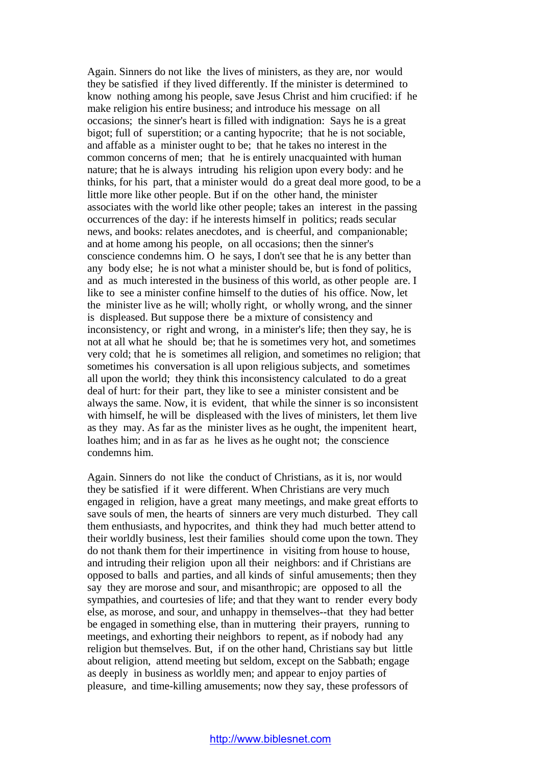Again. Sinners do not like the lives of ministers, as they are, nor would they be satisfied if they lived differently. If the minister is determined to know nothing among his people, save Jesus Christ and him crucified: if he make religion his entire business; and introduce his message on all occasions; the sinner's heart is filled with indignation: Says he is a great bigot; full of superstition; or a canting hypocrite; that he is not sociable, and affable as a minister ought to be; that he takes no interest in the common concerns of men; that he is entirely unacquainted with human nature; that he is always intruding his religion upon every body: and he thinks, for his part, that a minister would do a great deal more good, to be a little more like other people. But if on the other hand, the minister associates with the world like other people; takes an interest in the passing occurrences of the day: if he interests himself in politics; reads secular news, and books: relates anecdotes, and is cheerful, and companionable; and at home among his people, on all occasions; then the sinner's conscience condemns him. O he says, I don't see that he is any better than any body else; he is not what a minister should be, but is fond of politics, and as much interested in the business of this world, as other people are. I like to see a minister confine himself to the duties of his office. Now, let the minister live as he will; wholly right, or wholly wrong, and the sinner is displeased. But suppose there be a mixture of consistency and inconsistency, or right and wrong, in a minister's life; then they say, he is not at all what he should be; that he is sometimes very hot, and sometimes very cold; that he is sometimes all religion, and sometimes no religion; that sometimes his conversation is all upon religious subjects, and sometimes all upon the world; they think this inconsistency calculated to do a great deal of hurt: for their part, they like to see a minister consistent and be always the same. Now, it is evident, that while the sinner is so inconsistent with himself, he will be displeased with the lives of ministers, let them live as they may. As far as the minister lives as he ought, the impenitent heart, loathes him; and in as far as he lives as he ought not; the conscience condemns him.

Again. Sinners do not like the conduct of Christians, as it is, nor would they be satisfied if it were different. When Christians are very much engaged in religion, have a great many meetings, and make great efforts to save souls of men, the hearts of sinners are very much disturbed. They call them enthusiasts, and hypocrites, and think they had much better attend to their worldly business, lest their families should come upon the town. They do not thank them for their impertinence in visiting from house to house, and intruding their religion upon all their neighbors: and if Christians are opposed to balls and parties, and all kinds of sinful amusements; then they say they are morose and sour, and misanthropic; are opposed to all the sympathies, and courtesies of life; and that they want to render every body else, as morose, and sour, and unhappy in themselves--that they had better be engaged in something else, than in muttering their prayers, running to meetings, and exhorting their neighbors to repent, as if nobody had any religion but themselves. But, if on the other hand, Christians say but little about religion, attend meeting but seldom, except on the Sabbath; engage as deeply in business as worldly men; and appear to enjoy parties of pleasure, and time-killing amusements; now they say, these professors of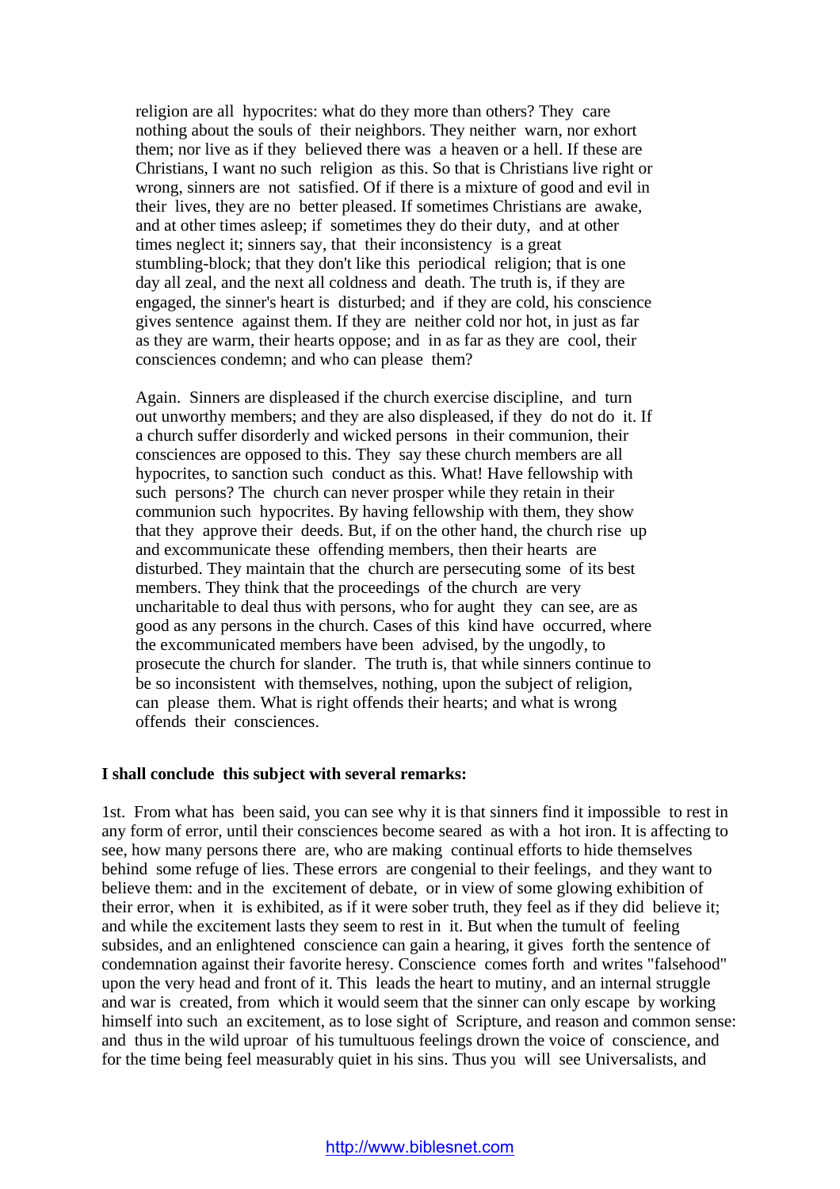religion are all hypocrites: what do they more than others? They care nothing about the souls of their neighbors. They neither warn, nor exhort them; nor live as if they believed there was a heaven or a hell. If these are Christians, I want no such religion as this. So that is Christians live right or wrong, sinners are not satisfied. Of if there is a mixture of good and evil in their lives, they are no better pleased. If sometimes Christians are awake, and at other times asleep; if sometimes they do their duty, and at other times neglect it; sinners say, that their inconsistency is a great stumbling-block; that they don't like this periodical religion; that is one day all zeal, and the next all coldness and death. The truth is, if they are engaged, the sinner's heart is disturbed; and if they are cold, his conscience gives sentence against them. If they are neither cold nor hot, in just as far as they are warm, their hearts oppose; and in as far as they are cool, their consciences condemn; and who can please them?

Again. Sinners are displeased if the church exercise discipline, and turn out unworthy members; and they are also displeased, if they do not do it. If a church suffer disorderly and wicked persons in their communion, their consciences are opposed to this. They say these church members are all hypocrites, to sanction such conduct as this. What! Have fellowship with such persons? The church can never prosper while they retain in their communion such hypocrites. By having fellowship with them, they show that they approve their deeds. But, if on the other hand, the church rise up and excommunicate these offending members, then their hearts are disturbed. They maintain that the church are persecuting some of its best members. They think that the proceedings of the church are very uncharitable to deal thus with persons, who for aught they can see, are as good as any persons in the church. Cases of this kind have occurred, where the excommunicated members have been advised, by the ungodly, to prosecute the church for slander. The truth is, that while sinners continue to be so inconsistent with themselves, nothing, upon the subject of religion, can please them. What is right offends their hearts; and what is wrong offends their consciences.

**I shall conclude this subject with several remarks:**

1st. From what has been said, you can see why it is that sinners find it impossible to rest in any form of error, until their consciences become seared as with a hot iron. It is affecting to see, how many persons there are, who are making continual efforts to hide themselves behind some refuge of lies. These errors are congenial to their feelings, and they want to believe them: and in the excitement of debate, or in view of some glowing exhibition of their error, when it is exhibited, as if it were sober truth, they feel as if they did believe it; and while the excitement lasts they seem to rest in it. But when the tumult of feeling subsides, and an enlightened conscience can gain a hearing, it gives forth the sentence of condemnation against their favorite heresy. Conscience comes forth and writes "falsehood" upon the very head and front of it. This leads the heart to mutiny, and an internal struggle and war is created, from which it would seem that the sinner can only escape by working himself into such an excitement, as to lose sight of Scripture, and reason and common sense: and thus in the wild uproar of his tumultuous feelings drown the voice of conscience, and for the time being feel measurably quiet in his sins. Thus you will see Universalists, and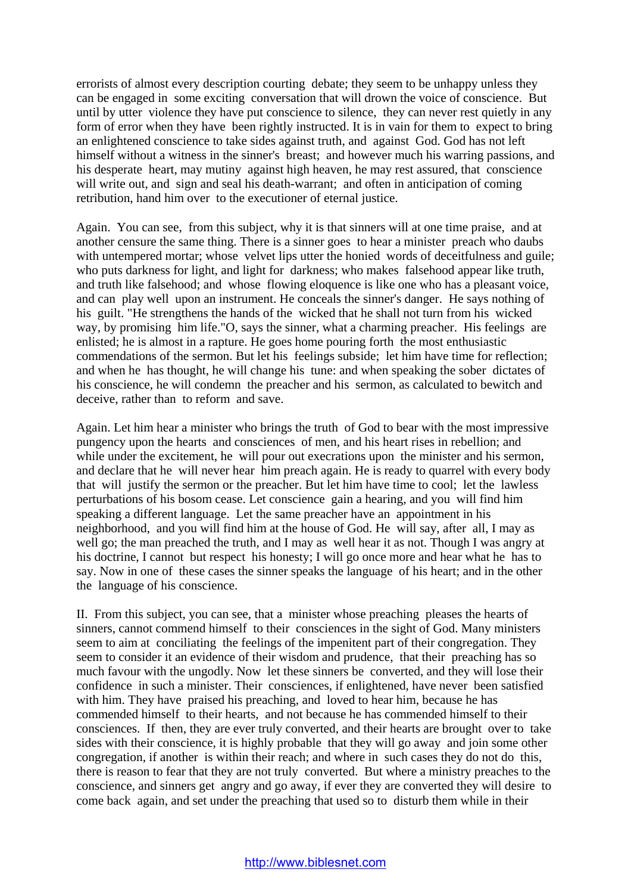errorists of almost every description courting debate; they seem to be unhappy unless they can be engaged in some exciting conversation that will drown the voice of conscience. But until by utter violence they have put conscience to silence, they can never rest quietly in any form of error when they have been rightly instructed. It is in vain for them to expect to bring an enlightened conscience to take sides against truth, and against God. God has not left himself without a witness in the sinner's breast; and however much his warring passions, and his desperate heart, may mutiny against high heaven, he may rest assured, that conscience will write out, and sign and seal his death-warrant; and often in anticipation of coming retribution, hand him over to the executioner of eternal justice.

Again. You can see, from this subject, why it is that sinners will at one time praise, and at another censure the same thing. There is a sinner goes to hear a minister preach who daubs with untempered mortar; whose velvet lips utter the honied words of deceitfulness and guile; who puts darkness for light, and light for darkness; who makes falsehood appear like truth, and truth like falsehood; and whose flowing eloquence is like one who has a pleasant voice, and can play well upon an instrument. He conceals the sinner's danger. He says nothing of his guilt. "He strengthens the hands of the wicked that he shall not turn from his wicked way, by promising him life."O, says the sinner, what a charming preacher. His feelings are enlisted; he is almost in a rapture. He goes home pouring forth the most enthusiastic commendations of the sermon. But let his feelings subside; let him have time for reflection; and when he has thought, he will change his tune: and when speaking the sober dictates of his conscience, he will condemn the preacher and his sermon, as calculated to bewitch and deceive, rather than to reform and save.

Again. Let him hear a minister who brings the truth of God to bear with the most impressive pungency upon the hearts and consciences of men, and his heart rises in rebellion; and while under the excitement, he will pour out execrations upon the minister and his sermon, and declare that he will never hear him preach again. He is ready to quarrel with every body that will justify the sermon or the preacher. But let him have time to cool; let the lawless perturbations of his bosom cease. Let conscience gain a hearing, and you will find him speaking a different language. Let the same preacher have an appointment in his neighborhood, and you will find him at the house of God. He will say, after all, I may as well go; the man preached the truth, and I may as well hear it as not. Though I was angry at his doctrine, I cannot but respect his honesty; I will go once more and hear what he has to say. Now in one of these cases the sinner speaks the language of his heart; and in the other the language of his conscience.

II. From this subject, you can see, that a minister whose preaching pleases the hearts of sinners, cannot commend himself to their consciences in the sight of God. Many ministers seem to aim at conciliating the feelings of the impenitent part of their congregation. They seem to consider it an evidence of their wisdom and prudence, that their preaching has so much favour with the ungodly. Now let these sinners be converted, and they will lose their confidence in such a minister. Their consciences, if enlightened, have never been satisfied with him. They have praised his preaching, and loved to hear him, because he has commended himself to their hearts, and not because he has commended himself to their consciences. If then, they are ever truly converted, and their hearts are brought over to take sides with their conscience, it is highly probable that they will go away and join some other congregation, if another is within their reach; and where in such cases they do not do this, there is reason to fear that they are not truly converted. But where a ministry preaches to the conscience, and sinners get angry and go away, if ever they are converted they will desire to come back again, and set under the preaching that used so to disturb them while in their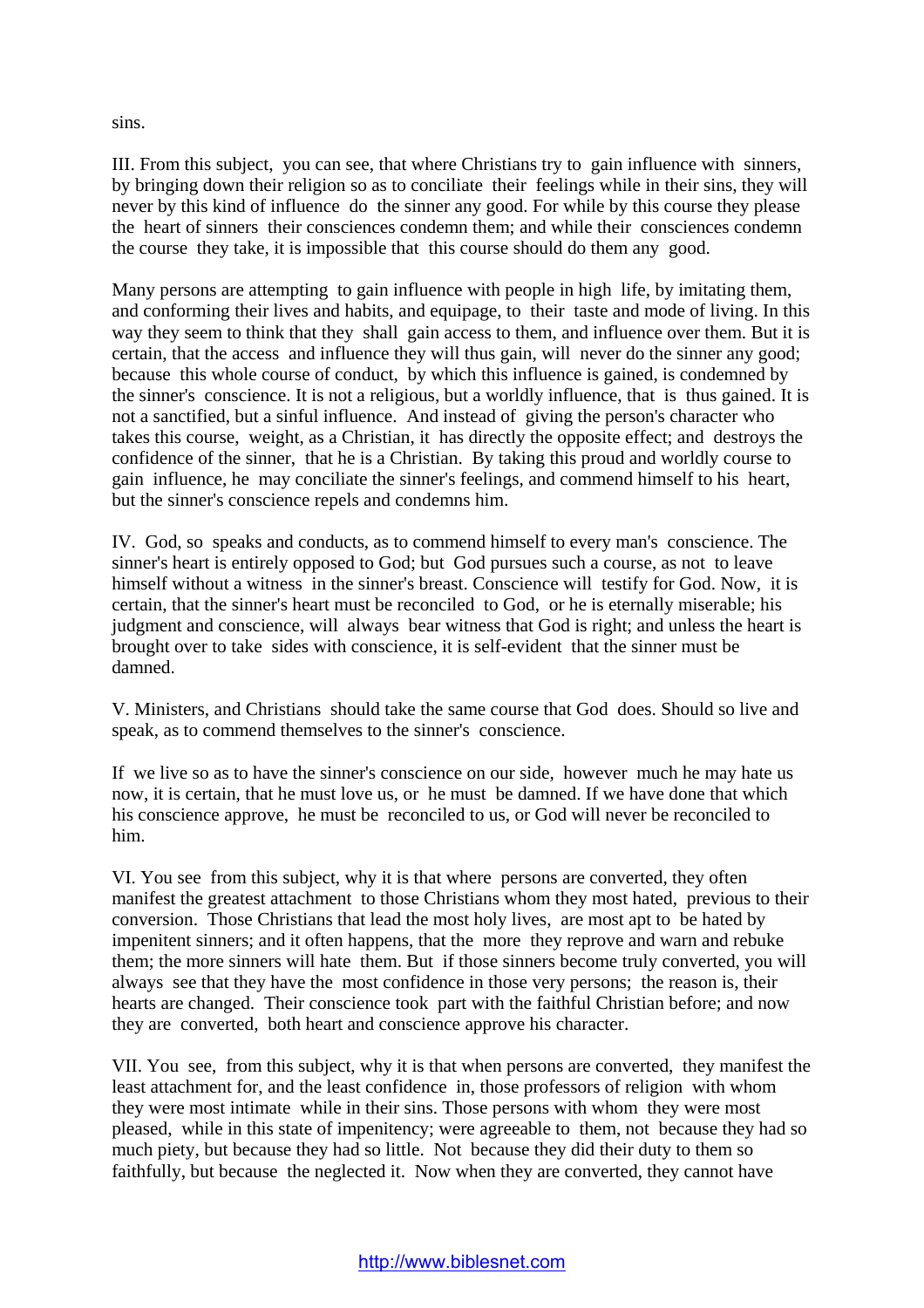sins.

III. From this subject, you can see, that where Christians try to gain influence with sinners, by bringing down their religion so as to conciliate their feelings while in their sins, they will never by this kind of influence do the sinner any good. For while by this course they please the heart of sinners their consciences condemn them; and while their consciences condemn the course they take, it is impossible that this course should do them any good.

Many persons are attempting to gain influence with people in high life, by imitating them, and conforming their lives and habits, and equipage, to their taste and mode of living. In this way they seem to think that they shall gain access to them, and influence over them. But it is certain, that the access and influence they will thus gain, will never do the sinner any good; because this whole course of conduct, by which this influence is gained, is condemned by the sinner's conscience. It is not a religious, but a worldly influence, that is thus gained. It is not a sanctified, but a sinful influence. And instead of giving the person's character who takes this course, weight, as a Christian, it has directly the opposite effect; and destroys the confidence of the sinner, that he is a Christian. By taking this proud and worldly course to gain influence, he may conciliate the sinner's feelings, and commend himself to his heart, but the sinner's conscience repels and condemns him.

IV. God, so speaks and conducts, as to commend himself to every man's conscience. The sinner's heart is entirely opposed to God; but God pursues such a course, as not to leave himself without a witness in the sinner's breast. Conscience will testify for God. Now, it is certain, that the sinner's heart must be reconciled to God, or he is eternally miserable; his judgment and conscience, will always bear witness that God is right; and unless the heart is brought over to take sides with conscience, it is self-evident that the sinner must be damned.

V. Ministers, and Christians should take the same course that God does. Should so live and speak, as to commend themselves to the sinner's conscience.

If we live so as to have the sinner's conscience on our side, however much he may hate us now, it is certain, that he must love us, or he must be damned. If we have done that which his conscience approve, he must be reconciled to us, or God will never be reconciled to him.

VI. You see from this subject, why it is that where persons are converted, they often manifest the greatest attachment to those Christians whom they most hated, previous to their conversion. Those Christians that lead the most holy lives, are most apt to be hated by impenitent sinners; and it often happens, that the more they reprove and warn and rebuke them; the more sinners will hate them. But if those sinners become truly converted, you will always see that they have the most confidence in those very persons; the reason is, their hearts are changed. Their conscience took part with the faithful Christian before; and now they are converted, both heart and conscience approve his character.

VII. You see, from this subject, why it is that when persons are converted, they manifest the least attachment for, and the least confidence in, those professors of religion with whom they were most intimate while in their sins. Those persons with whom they were most pleased, while in this state of impenitency; were agreeable to them, not because they had so much piety, but because they had so little. Not because they did their duty to them so faithfully, but because the neglected it. Now when they are converted, they cannot have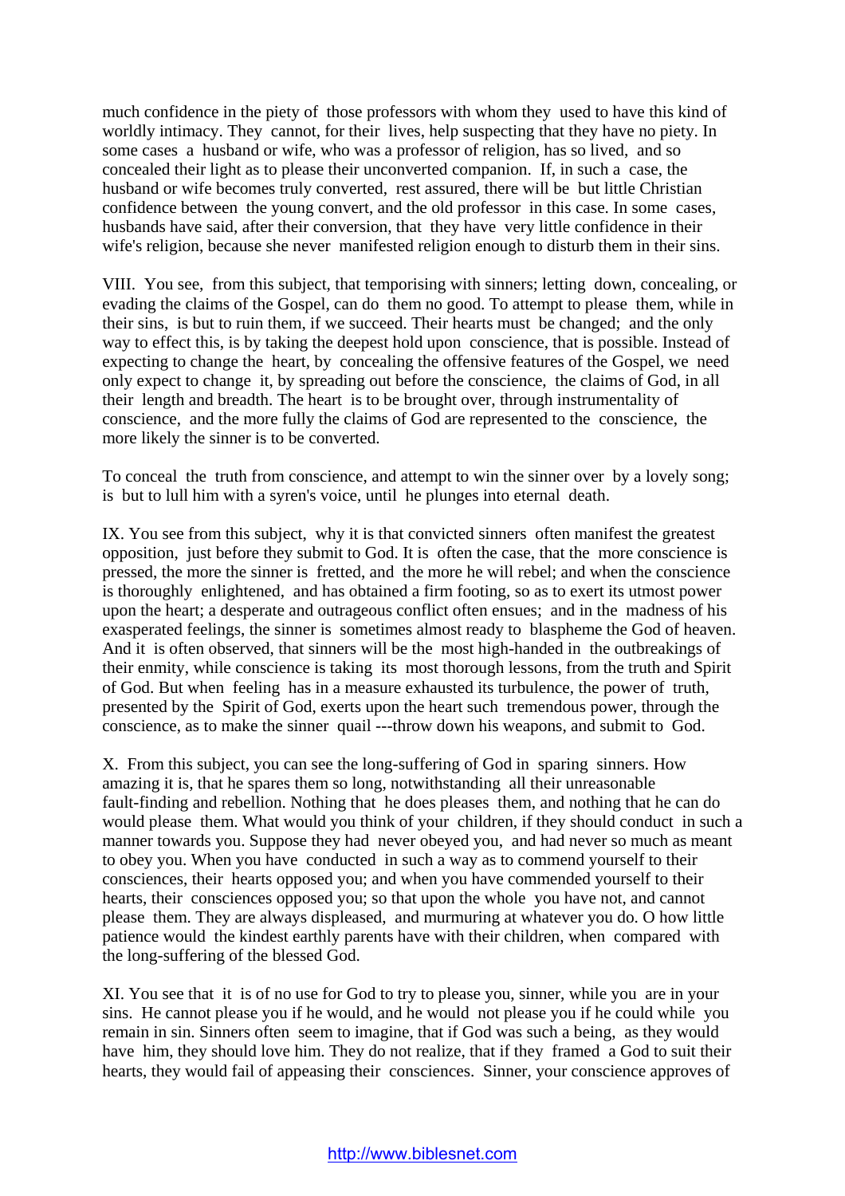much confidence in the piety of those professors with whom they used to have this kind of worldly intimacy. They cannot, for their lives, help suspecting that they have no piety. In some cases a husband or wife, who was a professor of religion, has so lived, and so concealed their light as to please their unconverted companion. If, in such a case, the husband or wife becomes truly converted, rest assured, there will be but little Christian confidence between the young convert, and the old professor in this case. In some cases, husbands have said, after their conversion, that they have very little confidence in their wife's religion, because she never manifested religion enough to disturb them in their sins.

VIII. You see, from this subject, that temporising with sinners; letting down, concealing, or evading the claims of the Gospel, can do them no good. To attempt to please them, while in their sins, is but to ruin them, if we succeed. Their hearts must be changed; and the only way to effect this, is by taking the deepest hold upon conscience, that is possible. Instead of expecting to change the heart, by concealing the offensive features of the Gospel, we need only expect to change it, by spreading out before the conscience, the claims of God, in all their length and breadth. The heart is to be brought over, through instrumentality of conscience, and the more fully the claims of God are represented to the conscience, the more likely the sinner is to be converted.

To conceal the truth from conscience, and attempt to win the sinner over by a lovely song; is but to lull him with a syren's voice, until he plunges into eternal death.

IX. You see from this subject, why it is that convicted sinners often manifest the greatest opposition, just before they submit to God. It is often the case, that the more conscience is pressed, the more the sinner is fretted, and the more he will rebel; and when the conscience is thoroughly enlightened, and has obtained a firm footing, so as to exert its utmost power upon the heart; a desperate and outrageous conflict often ensues; and in the madness of his exasperated feelings, the sinner is sometimes almost ready to blaspheme the God of heaven. And it is often observed, that sinners will be the most high-handed in the outbreakings of their enmity, while conscience is taking its most thorough lessons, from the truth and Spirit of God. But when feeling has in a measure exhausted its turbulence, the power of truth, presented by the Spirit of God, exerts upon the heart such tremendous power, through the conscience, as to make the sinner quail ---throw down his weapons, and submit to God.

X. From this subject, you can see the long-suffering of God in sparing sinners. How amazing it is, that he spares them so long, notwithstanding all their unreasonable fault-finding and rebellion. Nothing that he does pleases them, and nothing that he can do would please them. What would you think of your children, if they should conduct in such a manner towards you. Suppose they had never obeyed you, and had never so much as meant to obey you. When you have conducted in such a way as to commend yourself to their consciences, their hearts opposed you; and when you have commended yourself to their hearts, their consciences opposed you; so that upon the whole you have not, and cannot please them. They are always displeased, and murmuring at whatever you do. O how little patience would the kindest earthly parents have with their children, when compared with the long-suffering of the blessed God.

XI. You see that it is of no use for God to try to please you, sinner, while you are in your sins. He cannot please you if he would, and he would not please you if he could while you remain in sin. Sinners often seem to imagine, that if God was such a being, as they would have him, they should love him. They do not realize, that if they framed a God to suit their hearts, they would fail of appeasing their consciences. Sinner, your conscience approves of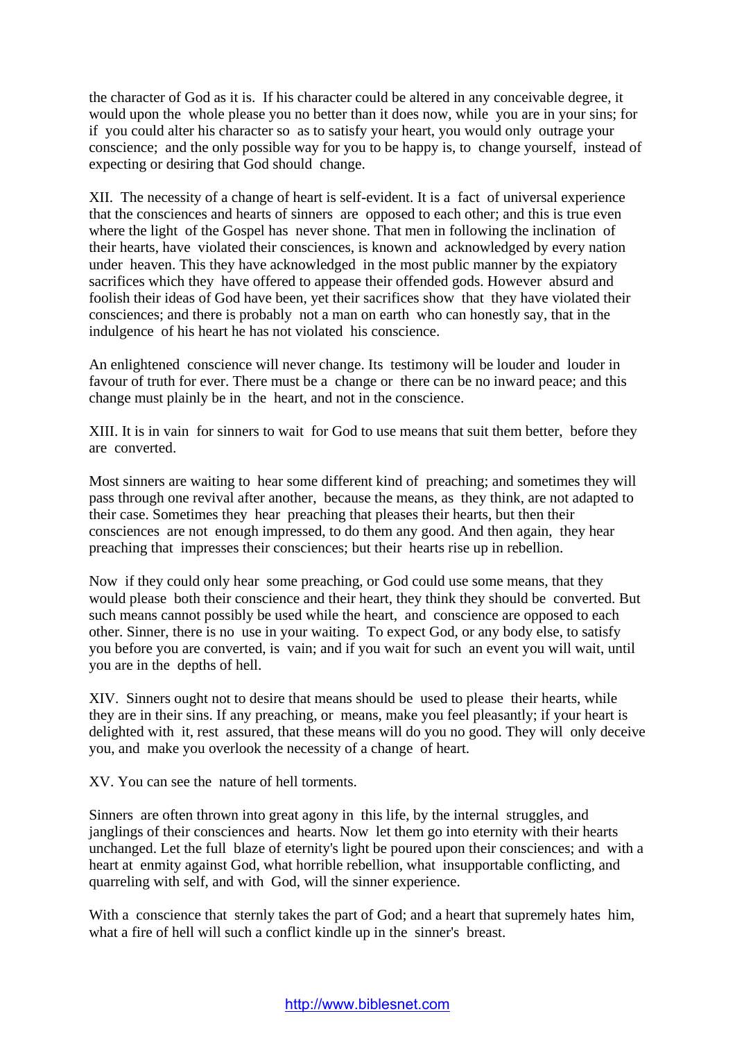the character of God as it is. If his character could be altered in any conceivable degree, it would upon the whole please you no better than it does now, while you are in your sins; for if you could alter his character so as to satisfy your heart, you would only outrage your conscience; and the only possible way for you to be happy is, to change yourself, instead of expecting or desiring that God should change.

XII. The necessity of a change of heart is self-evident. It is a fact of universal experience that the consciences and hearts of sinners are opposed to each other; and this is true even where the light of the Gospel has never shone. That men in following the inclination of their hearts, have violated their consciences, is known and acknowledged by every nation under heaven. This they have acknowledged in the most public manner by the expiatory sacrifices which they have offered to appease their offended gods. However absurd and foolish their ideas of God have been, yet their sacrifices show that they have violated their consciences; and there is probably not a man on earth who can honestly say, that in the indulgence of his heart he has not violated his conscience.

An enlightened conscience will never change. Its testimony will be louder and louder in favour of truth for ever. There must be a change or there can be no inward peace; and this change must plainly be in the heart, and not in the conscience.

XIII. It is in vain for sinners to wait for God to use means that suit them better, before they are converted.

Most sinners are waiting to hear some different kind of preaching; and sometimes they will pass through one revival after another, because the means, as they think, are not adapted to their case. Sometimes they hear preaching that pleases their hearts, but then their consciences are not enough impressed, to do them any good. And then again, they hear preaching that impresses their consciences; but their hearts rise up in rebellion.

Now if they could only hear some preaching, or God could use some means, that they would please both their conscience and their heart, they think they should be converted. But such means cannot possibly be used while the heart, and conscience are opposed to each other. Sinner, there is no use in your waiting. To expect God, or any body else, to satisfy you before you are converted, is vain; and if you wait for such an event you will wait, until you are in the depths of hell.

XIV. Sinners ought not to desire that means should be used to please their hearts, while they are in their sins. If any preaching, or means, make you feel pleasantly; if your heart is delighted with it, rest assured, that these means will do you no good. They will only deceive you, and make you overlook the necessity of a change of heart.

XV. You can see the nature of hell torments.

Sinners are often thrown into great agony in this life, by the internal struggles, and janglings of their consciences and hearts. Now let them go into eternity with their hearts unchanged. Let the full blaze of eternity's light be poured upon their consciences; and with a heart at enmity against God, what horrible rebellion, what insupportable conflicting, and quarreling with self, and with God, will the sinner experience.

With a conscience that sternly takes the part of God; and a heart that supremely hates him, what a fire of hell will such a conflict kindle up in the sinner's breast.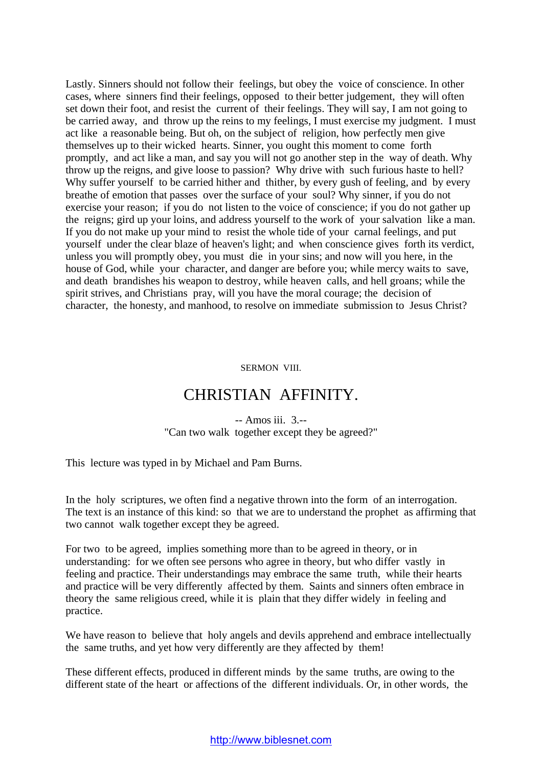Lastly. Sinners should not follow their feelings, but obey the voice of conscience. In other cases, where sinners find their feelings, opposed to their better judgement, they will often set down their foot, and resist the current of their feelings. They will say, I am not going to be carried away, and throw up the reins to my feelings, I must exercise my judgment. I must act like a reasonable being. But oh, on the subject of religion, how perfectly men give themselves up to their wicked hearts. Sinner, you ought this moment to come forth promptly, and act like a man, and say you will not go another step in the way of death. Why throw up the reigns, and give loose to passion? Why drive with such furious haste to hell? Why suffer yourself to be carried hither and thither, by every gush of feeling, and by every breathe of emotion that passes over the surface of your soul? Why sinner, if you do not exercise your reason; if you do not listen to the voice of conscience; if you do not gather up the reigns; gird up your loins, and address yourself to the work of your salvation like a man. If you do not make up your mind to resist the whole tide of your carnal feelings, and put yourself under the clear blaze of heaven's light; and when conscience gives forth its verdict, unless you will promptly obey, you must die in your sins; and now will you here, in the house of God, while your character, and danger are before you; while mercy waits to save, and death brandishes his weapon to destroy, while heaven calls, and hell groans; while the spirit strives, and Christians pray, will you have the moral courage; the decision of character, the honesty, and manhood, to resolve on immediate submission to Jesus Christ?

SERMON VIII.

# CHRISTIAN AFFINITY.

-- Amos iii. 3.--
"Can two walk together except they be agreed?"

This lecture was typed in by Michael and Pam Burns.

In the holy scriptures, we often find a negative thrown into the form of an interrogation. The text is an instance of this kind: so that we are to understand the prophet as affirming that two cannot walk together except they be agreed.

For two to be agreed, implies something more than to be agreed in theory, or in understanding: for we often see persons who agree in theory, but who differ vastly in feeling and practice. Their understandings may embrace the same truth, while their hearts and practice will be very differently affected by them. Saints and sinners often embrace in theory the same religious creed, while it is plain that they differ widely in feeling and practice.

We have reason to believe that holy angels and devils apprehend and embrace intellectually the same truths, and yet how very differently are they affected by them!

These different effects, produced in different minds by the same truths, are owing to the different state of the heart or affections of the different individuals. Or, in other words, the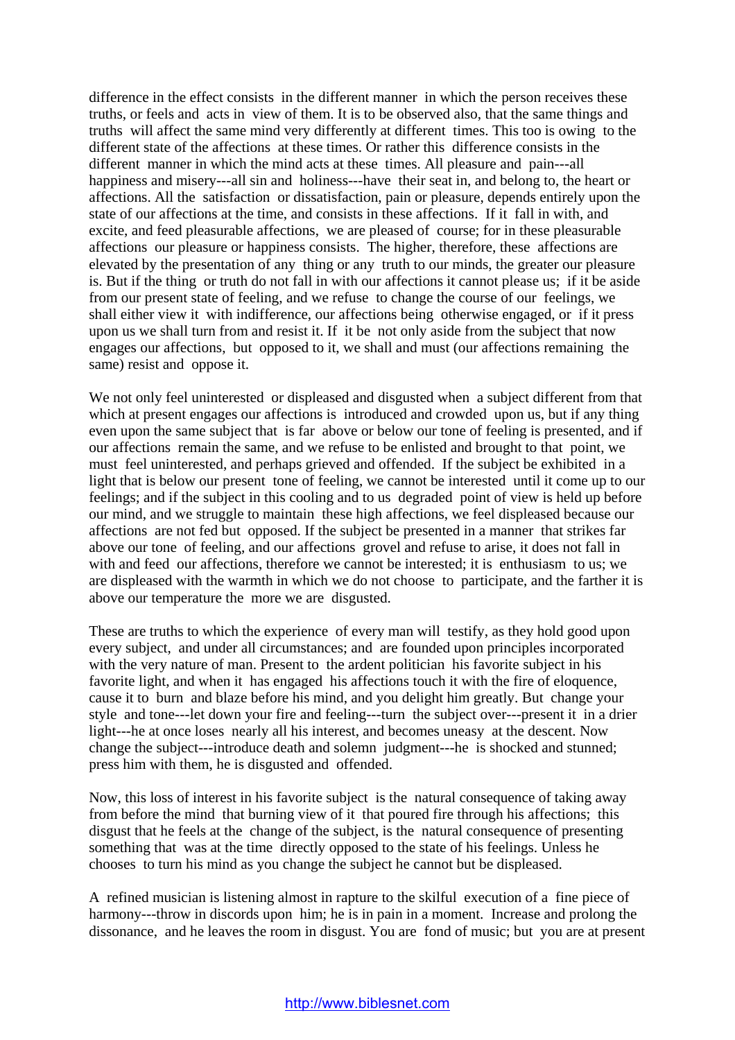difference in the effect consists in the different manner in which the person receives these truths, or feels and acts in view of them. It is to be observed also, that the same things and truths will affect the same mind very differently at different times. This too is owing to the different state of the affections at these times. Or rather this difference consists in the different manner in which the mind acts at these times. All pleasure and pain---all happiness and misery---all sin and holiness---have their seat in, and belong to, the heart or affections. All the satisfaction or dissatisfaction, pain or pleasure, depends entirely upon the state of our affections at the time, and consists in these affections. If it fall in with, and excite, and feed pleasurable affections, we are pleased of course; for in these pleasurable affections our pleasure or happiness consists. The higher, therefore, these affections are elevated by the presentation of any thing or any truth to our minds, the greater our pleasure is. But if the thing or truth do not fall in with our affections it cannot please us; if it be aside from our present state of feeling, and we refuse to change the course of our feelings, we shall either view it with indifference, our affections being otherwise engaged, or if it press upon us we shall turn from and resist it. If it be not only aside from the subject that now engages our affections, but opposed to it, we shall and must (our affections remaining the same) resist and oppose it.

We not only feel uninterested or displeased and disgusted when a subject different from that which at present engages our affections is introduced and crowded upon us, but if any thing even upon the same subject that is far above or below our tone of feeling is presented, and if our affections remain the same, and we refuse to be enlisted and brought to that point, we must feel uninterested, and perhaps grieved and offended. If the subject be exhibited in a light that is below our present tone of feeling, we cannot be interested until it come up to our feelings; and if the subject in this cooling and to us degraded point of view is held up before our mind, and we struggle to maintain these high affections, we feel displeased because our affections are not fed but opposed. If the subject be presented in a manner that strikes far above our tone of feeling, and our affections grovel and refuse to arise, it does not fall in with and feed our affections, therefore we cannot be interested; it is enthusiasm to us; we are displeased with the warmth in which we do not choose to participate, and the farther it is above our temperature the more we are disgusted.

These are truths to which the experience of every man will testify, as they hold good upon every subject, and under all circumstances; and are founded upon principles incorporated with the very nature of man. Present to the ardent politician his favorite subject in his favorite light, and when it has engaged his affections touch it with the fire of eloquence, cause it to burn and blaze before his mind, and you delight him greatly. But change your style and tone---let down your fire and feeling---turn the subject over---present it in a drier light---he at once loses nearly all his interest, and becomes uneasy at the descent. Now change the subject---introduce death and solemn judgment---he is shocked and stunned; press him with them, he is disgusted and offended.

Now, this loss of interest in his favorite subject is the natural consequence of taking away from before the mind that burning view of it that poured fire through his affections; this disgust that he feels at the change of the subject, is the natural consequence of presenting something that was at the time directly opposed to the state of his feelings. Unless he chooses to turn his mind as you change the subject he cannot but be displeased.

A refined musician is listening almost in rapture to the skilful execution of a fine piece of harmony---throw in discords upon him; he is in pain in a moment. Increase and prolong the dissonance, and he leaves the room in disgust. You are fond of music; but you are at present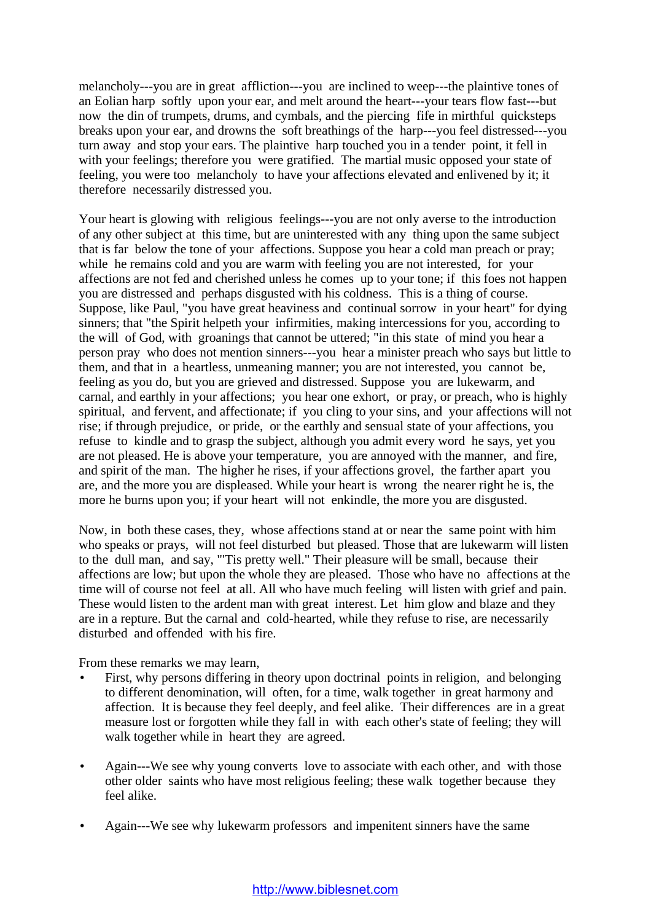melancholy---you are in great affliction---you are inclined to weep---the plaintive tones of an Eolian harp softly upon your ear, and melt around the heart---your tears flow fast---but now the din of trumpets, drums, and cymbals, and the piercing fife in mirthful quicksteps breaks upon your ear, and drowns the soft breathings of the harp---you feel distressed---you turn away and stop your ears. The plaintive harp touched you in a tender point, it fell in with your feelings; therefore you were gratified. The martial music opposed your state of feeling, you were too melancholy to have your affections elevated and enlivened by it; it therefore necessarily distressed you.

Your heart is glowing with religious feelings---you are not only averse to the introduction of any other subject at this time, but are uninterested with any thing upon the same subject that is far below the tone of your affections. Suppose you hear a cold man preach or pray; while he remains cold and you are warm with feeling you are not interested, for your affections are not fed and cherished unless he comes up to your tone; if this foes not happen you are distressed and perhaps disgusted with his coldness. This is a thing of course. Suppose, like Paul, "you have great heaviness and continual sorrow in your heart" for dying sinners; that "the Spirit helpeth your infirmities, making intercessions for you, according to the will of God, with groanings that cannot be uttered; "in this state of mind you hear a person pray who does not mention sinners---you hear a minister preach who says but little to them, and that in a heartless, unmeaning manner; you are not interested, you cannot be, feeling as you do, but you are grieved and distressed. Suppose you are lukewarm, and carnal, and earthly in your affections; you hear one exhort, or pray, or preach, who is highly spiritual, and fervent, and affectionate; if you cling to your sins, and your affections will not rise; if through prejudice, or pride, or the earthly and sensual state of your affections, you refuse to kindle and to grasp the subject, although you admit every word he says, yet you are not pleased. He is above your temperature, you are annoyed with the manner, and fire, and spirit of the man. The higher he rises, if your affections grovel, the farther apart you are, and the more you are displeased. While your heart is wrong the nearer right he is, the more he burns upon you; if your heart will not enkindle, the more you are disgusted.

Now, in both these cases, they, whose affections stand at or near the same point with him who speaks or prays, will not feel disturbed but pleased. Those that are lukewarm will listen to the dull man, and say, "'Tis pretty well." Their pleasure will be small, because their affections are low; but upon the whole they are pleased. Those who have no affections at the time will of course not feel at all. All who have much feeling will listen with grief and pain. These would listen to the ardent man with great interest. Let him glow and blaze and they are in a repture. But the carnal and cold-hearted, while they refuse to rise, are necessarily disturbed and offended with his fire.

From these remarks we may learn,

- First, why persons differing in theory upon doctrinal points in religion, and belonging to different denomination, will often, for a time, walk together in great harmony and affection. It is because they feel deeply, and feel alike. Their differences are in a great measure lost or forgotten while they fall in with each other's state of feeling; they will walk together while in heart they are agreed.

- Again---We see why young converts love to associate with each other, and with those other older saints who have most religious feeling; these walk together because they feel alike.

- Again---We see why lukewarm professors and impenitent sinners have the same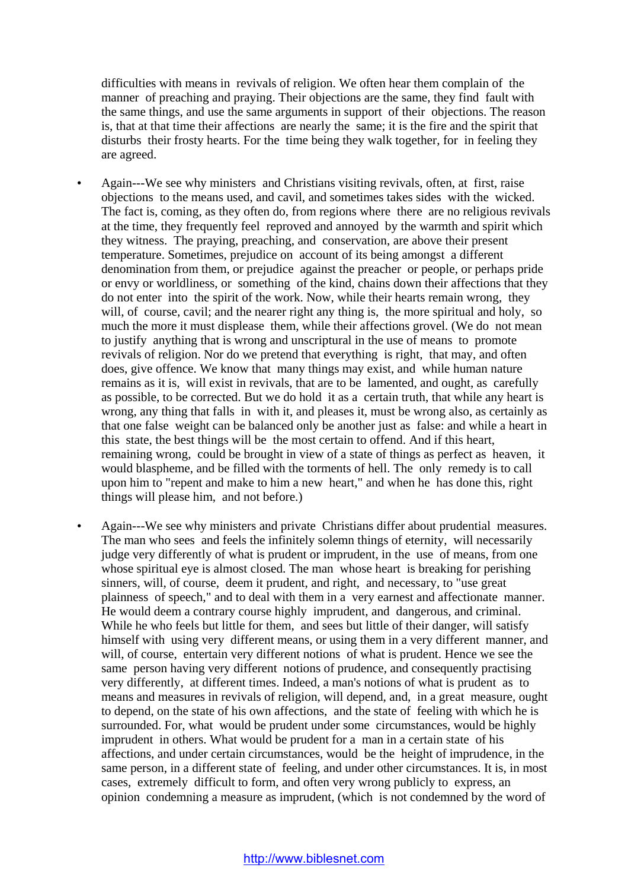difficulties with means in revivals of religion. We often hear them complain of the manner of preaching and praying. Their objections are the same, they find fault with the same things, and use the same arguments in support of their objections. The reason is, that at that time their affections are nearly the same; it is the fire and the spirit that disturbs their frosty hearts. For the time being they walk together, for in feeling they are agreed.

- Again---We see why ministers and Christians visiting revivals, often, at first, raise objections to the means used, and cavil, and sometimes takes sides with the wicked. The fact is, coming, as they often do, from regions where there are no religious revivals at the time, they frequently feel reproved and annoyed by the warmth and spirit which they witness. The praying, preaching, and conservation, are above their present temperature. Sometimes, prejudice on account of its being amongst a different denomination from them, or prejudice against the preacher or people, or perhaps pride or envy or worldliness, or something of the kind, chains down their affections that they do not enter into the spirit of the work. Now, while their hearts remain wrong, they will, of course, cavil; and the nearer right any thing is, the more spiritual and holy, so much the more it must displease them, while their affections grovel. (We do not mean to justify anything that is wrong and unscriptural in the use of means to promote revivals of religion. Nor do we pretend that everything is right, that may, and often does, give offence. We know that many things may exist, and while human nature remains as it is, will exist in revivals, that are to be lamented, and ought, as carefully as possible, to be corrected. But we do hold it as a certain truth, that while any heart is wrong, any thing that falls in with it, and pleases it, must be wrong also, as certainly as that one false weight can be balanced only be another just as false: and while a heart in this state, the best things will be the most certain to offend. And if this heart, remaining wrong, could be brought in view of a state of things as perfect as heaven, it would blaspheme, and be filled with the torments of hell. The only remedy is to call upon him to "repent and make to him a new heart," and when he has done this, right things will please him, and not before.)

- Again---We see why ministers and private Christians differ about prudential measures. The man who sees and feels the infinitely solemn things of eternity, will necessarily judge very differently of what is prudent or imprudent, in the use of means, from one whose spiritual eye is almost closed. The man whose heart is breaking for perishing sinners, will, of course, deem it prudent, and right, and necessary, to "use great plainness of speech," and to deal with them in a very earnest and affectionate manner. He would deem a contrary course highly imprudent, and dangerous, and criminal. While he who feels but little for them, and sees but little of their danger, will satisfy himself with using very different means, or using them in a very different manner, and will, of course, entertain very different notions of what is prudent. Hence we see the same person having very different notions of prudence, and consequently practising very differently, at different times. Indeed, a man's notions of what is prudent as to means and measures in revivals of religion, will depend, and, in a great measure, ought to depend, on the state of his own affections, and the state of feeling with which he is surrounded. For, what would be prudent under some circumstances, would be highly imprudent in others. What would be prudent for a man in a certain state of his affections, and under certain circumstances, would be the height of imprudence, in the same person, in a different state of feeling, and under other circumstances. It is, in most cases, extremely difficult to form, and often very wrong publicly to express, an opinion condemning a measure as imprudent, (which is not condemned by the word of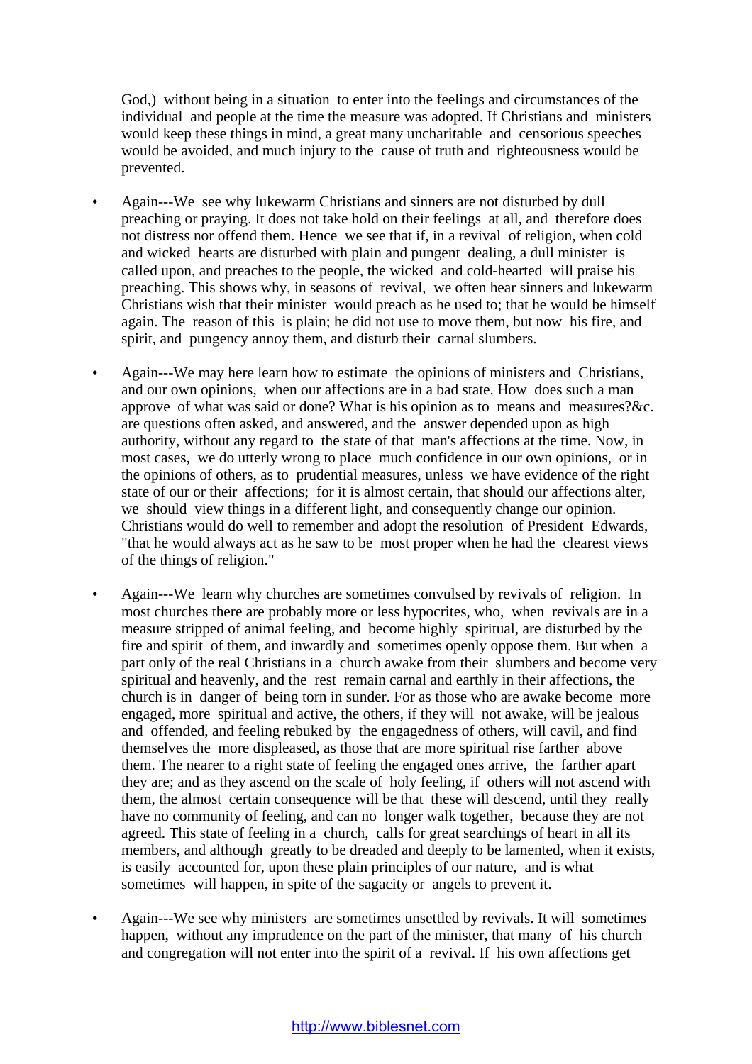God,) without being in a situation to enter into the feelings and circumstances of the individual and people at the time the measure was adopted. If Christians and ministers would keep these things in mind, a great many uncharitable and censorious speeches would be avoided, and much injury to the cause of truth and righteousness would be prevented.

- Again---We see why lukewarm Christians and sinners are not disturbed by dull preaching or praying. It does not take hold on their feelings at all, and therefore does not distress nor offend them. Hence we see that if, in a revival of religion, when cold and wicked hearts are disturbed with plain and pungent dealing, a dull minister is called upon, and preaches to the people, the wicked and cold-hearted will praise his preaching. This shows why, in seasons of revival, we often hear sinners and lukewarm Christians wish that their minister would preach as he used to; that he would be himself again. The reason of this is plain; he did not use to move them, but now his fire, and spirit, and pungency annoy them, and disturb their carnal slumbers.

- Again---We may here learn how to estimate the opinions of ministers and Christians, and our own opinions, when our affections are in a bad state. How does such a man approve of what was said or done? What is his opinion as to means and measures?&c. are questions often asked, and answered, and the answer depended upon as high authority, without any regard to the state of that man's affections at the time. Now, in most cases, we do utterly wrong to place much confidence in our own opinions, or in the opinions of others, as to prudential measures, unless we have evidence of the right state of our or their affections; for it is almost certain, that should our affections alter, we should view things in a different light, and consequently change our opinion. Christians would do well to remember and adopt the resolution of President Edwards, "that he would always act as he saw to be most proper when he had the clearest views of the things of religion."

- Again---We learn why churches are sometimes convulsed by revivals of religion. In most churches there are probably more or less hypocrites, who, when revivals are in a measure stripped of animal feeling, and become highly spiritual, are disturbed by the fire and spirit of them, and inwardly and sometimes openly oppose them. But when a part only of the real Christians in a church awake from their slumbers and become very spiritual and heavenly, and the rest remain carnal and earthly in their affections, the church is in danger of being torn in sunder. For as those who are awake become more engaged, more spiritual and active, the others, if they will not awake, will be jealous and offended, and feeling rebuked by the engagedness of others, will cavil, and find themselves the more displeased, as those that are more spiritual rise farther above them. The nearer to a right state of feeling the engaged ones arrive, the farther apart they are; and as they ascend on the scale of holy feeling, if others will not ascend with them, the almost certain consequence will be that these will descend, until they really have no community of feeling, and can no longer walk together, because they are not agreed. This state of feeling in a church, calls for great searchings of heart in all its members, and although greatly to be dreaded and deeply to be lamented, when it exists, is easily accounted for, upon these plain principles of our nature, and is what sometimes will happen, in spite of the sagacity or angels to prevent it.

- Again---We see why ministers are sometimes unsettled by revivals. It will sometimes happen, without any imprudence on the part of the minister, that many of his church and congregation will not enter into the spirit of a revival. If his own affections get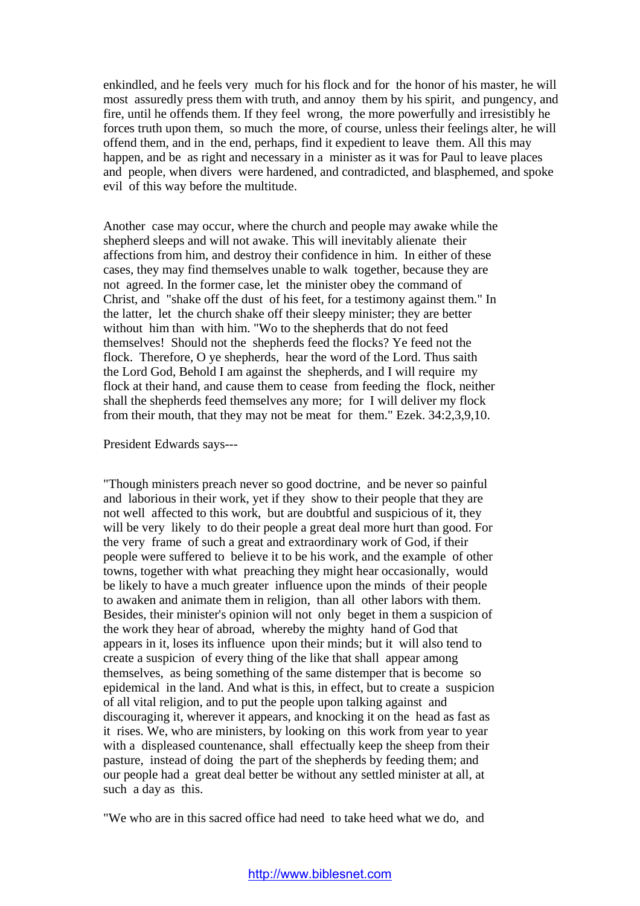enkindled, and he feels very much for his flock and for the honor of his master, he will most assuredly press them with truth, and annoy them by his spirit, and pungency, and fire, until he offends them. If they feel wrong, the more powerfully and irresistibly he forces truth upon them, so much the more, of course, unless their feelings alter, he will offend them, and in the end, perhaps, find it expedient to leave them. All this may happen, and be as right and necessary in a minister as it was for Paul to leave places and people, when divers were hardened, and contradicted, and blasphemed, and spoke evil of this way before the multitude.

Another case may occur, where the church and people may awake while the shepherd sleeps and will not awake. This will inevitably alienate their affections from him, and destroy their confidence in him. In either of these cases, they may find themselves unable to walk together, because they are not agreed. In the former case, let the minister obey the command of Christ, and "shake off the dust of his feet, for a testimony against them." In the latter, let the church shake off their sleepy minister; they are better without him than with him. "Wo to the shepherds that do not feed themselves! Should not the shepherds feed the flocks? Ye feed not the flock. Therefore, O ye shepherds, hear the word of the Lord. Thus saith the Lord God, Behold I am against the shepherds, and I will require my flock at their hand, and cause them to cease from feeding the flock, neither shall the shepherds feed themselves any more; for I will deliver my flock from their mouth, that they may not be meat for them." Ezek. 34:2,3,9,10.

President Edwards says---

"Though ministers preach never so good doctrine, and be never so painful and laborious in their work, yet if they show to their people that they are not well affected to this work, but are doubtful and suspicious of it, they will be very likely to do their people a great deal more hurt than good. For the very frame of such a great and extraordinary work of God, if their people were suffered to believe it to be his work, and the example of other towns, together with what preaching they might hear occasionally, would be likely to have a much greater influence upon the minds of their people to awaken and animate them in religion, than all other labors with them. Besides, their minister's opinion will not only beget in them a suspicion of the work they hear of abroad, whereby the mighty hand of God that appears in it, loses its influence upon their minds; but it will also tend to create a suspicion of every thing of the like that shall appear among themselves, as being something of the same distemper that is become so epidemical in the land. And what is this, in effect, but to create a suspicion of all vital religion, and to put the people upon talking against and discouraging it, wherever it appears, and knocking it on the head as fast as it rises. We, who are ministers, by looking on this work from year to year with a displeased countenance, shall effectually keep the sheep from their pasture, instead of doing the part of the shepherds by feeding them; and our people had a great deal better be without any settled minister at all, at such a day as this.

"We who are in this sacred office had need to take heed what we do, and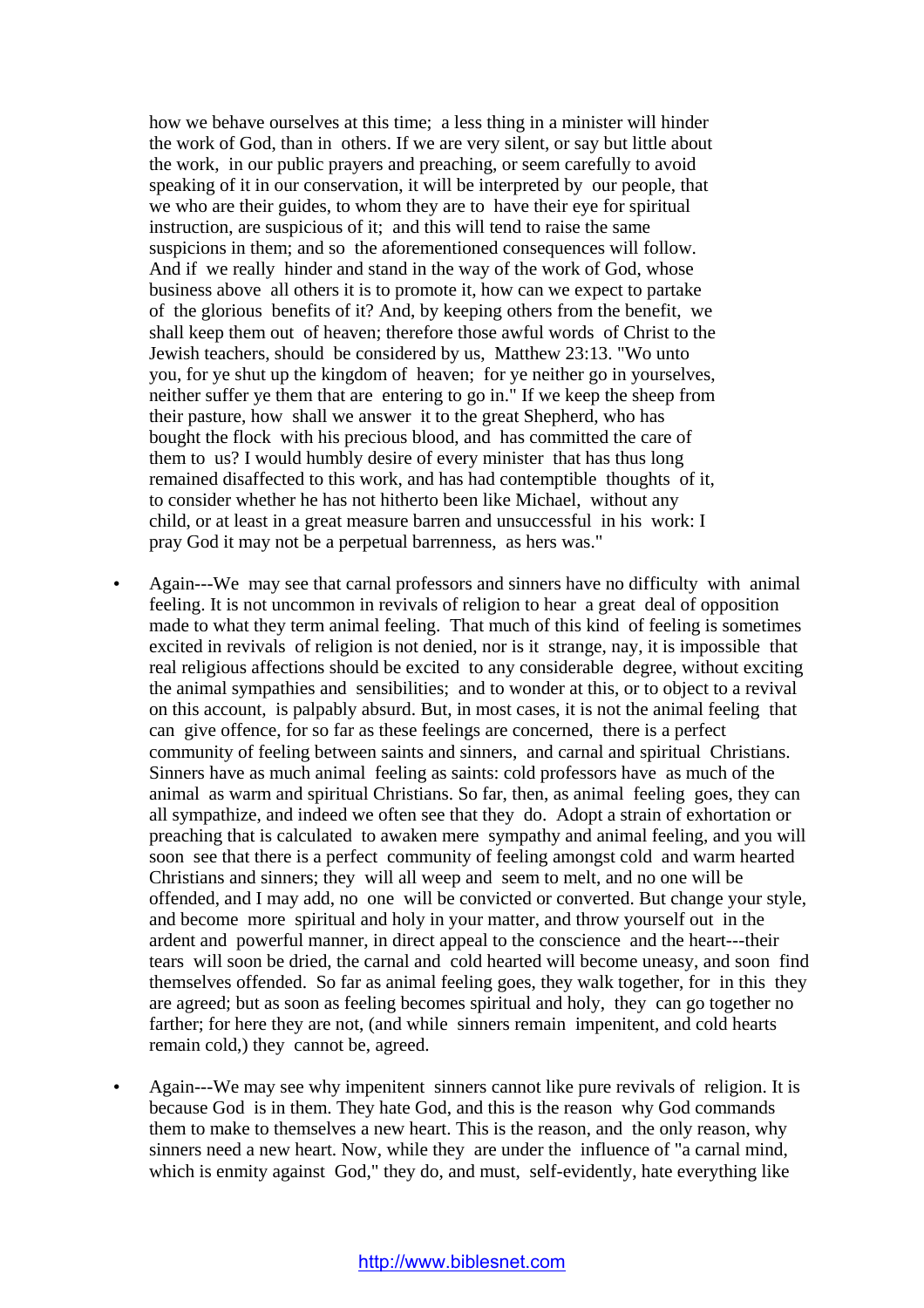how we behave ourselves at this time; a less thing in a minister will hinder the work of God, than in others. If we are very silent, or say but little about the work, in our public prayers and preaching, or seem carefully to avoid speaking of it in our conservation, it will be interpreted by our people, that we who are their guides, to whom they are to have their eye for spiritual instruction, are suspicious of it; and this will tend to raise the same suspicions in them; and so the aforementioned consequences will follow. And if we really hinder and stand in the way of the work of God, whose business above all others it is to promote it, how can we expect to partake of the glorious benefits of it? And, by keeping others from the benefit, we shall keep them out of heaven; therefore those awful words of Christ to the Jewish teachers, should be considered by us, Matthew 23:13. "Wo unto you, for ye shut up the kingdom of heaven; for ye neither go in yourselves, neither suffer ye them that are entering to go in." If we keep the sheep from their pasture, how shall we answer it to the great Shepherd, who has bought the flock with his precious blood, and has committed the care of them to us? I would humbly desire of every minister that has thus long remained disaffected to this work, and has had contemptible thoughts of it, to consider whether he has not hitherto been like Michael, without any child, or at least in a great measure barren and unsuccessful in his work: I pray God it may not be a perpetual barrenness, as hers was."

- Again---We may see that carnal professors and sinners have no difficulty with animal feeling. It is not uncommon in revivals of religion to hear a great deal of opposition made to what they term animal feeling. That much of this kind of feeling is sometimes excited in revivals of religion is not denied, nor is it strange, nay, it is impossible that real religious affections should be excited to any considerable degree, without exciting the animal sympathies and sensibilities; and to wonder at this, or to object to a revival on this account, is palpably absurd. But, in most cases, it is not the animal feeling that can give offence, for so far as these feelings are concerned, there is a perfect community of feeling between saints and sinners, and carnal and spiritual Christians. Sinners have as much animal feeling as saints: cold professors have as much of the animal as warm and spiritual Christians. So far, then, as animal feeling goes, they can all sympathize, and indeed we often see that they do. Adopt a strain of exhortation or preaching that is calculated to awaken mere sympathy and animal feeling, and you will soon see that there is a perfect community of feeling amongst cold and warm hearted Christians and sinners; they will all weep and seem to melt, and no one will be offended, and I may add, no one will be convicted or converted. But change your style, and become more spiritual and holy in your matter, and throw yourself out in the ardent and powerful manner, in direct appeal to the conscience and the heart---their tears will soon be dried, the carnal and cold hearted will become uneasy, and soon find themselves offended. So far as animal feeling goes, they walk together, for in this they are agreed; but as soon as feeling becomes spiritual and holy, they can go together no farther; for here they are not, (and while sinners remain impenitent, and cold hearts remain cold,) they cannot be, agreed.

- Again---We may see why impenitent sinners cannot like pure revivals of religion. It is because God is in them. They hate God, and this is the reason why God commands them to make to themselves a new heart. This is the reason, and the only reason, why sinners need a new heart. Now, while they are under the influence of "a carnal mind, which is enmity against God," they do, and must, self-evidently, hate everything like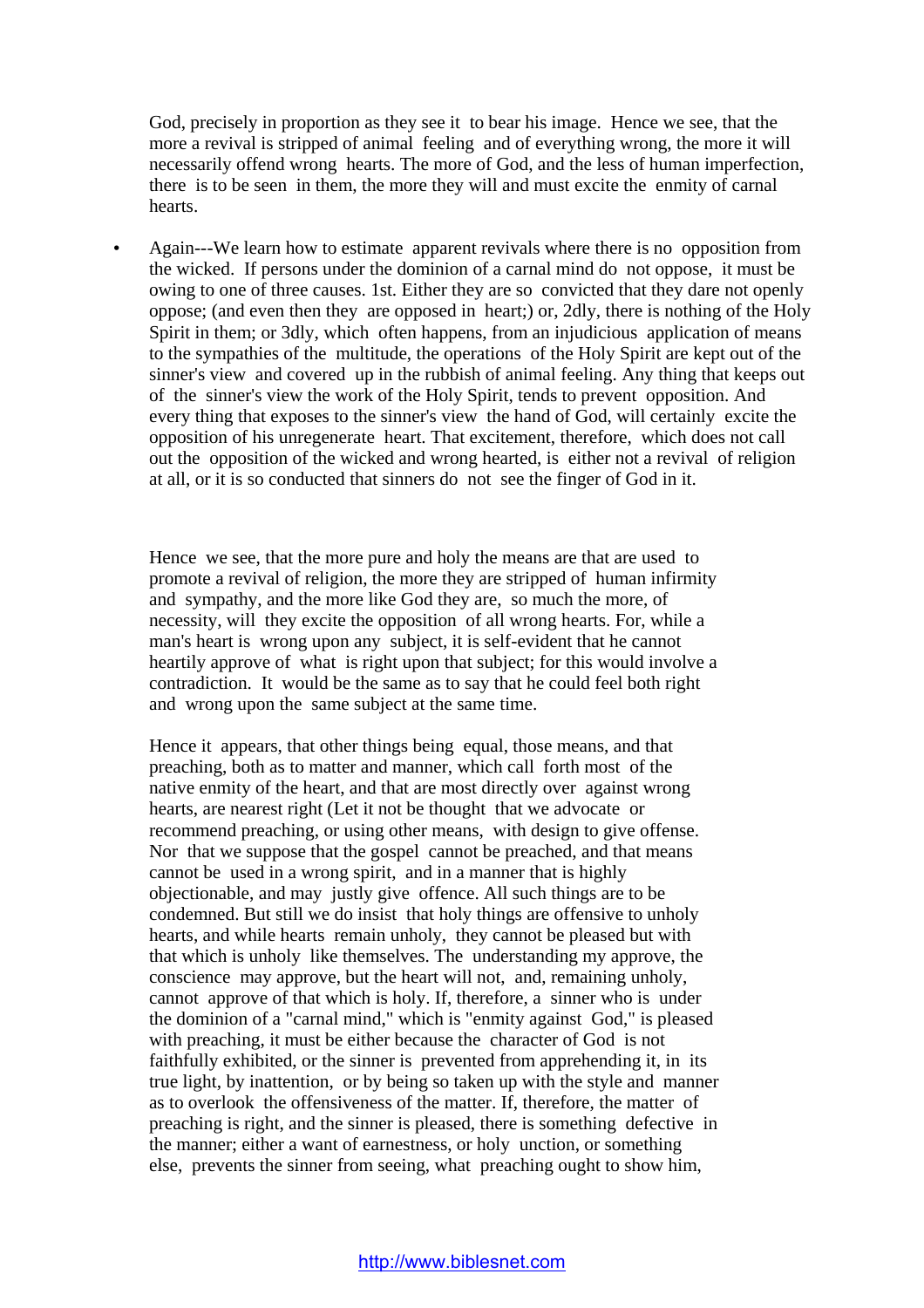God, precisely in proportion as they see it to bear his image. Hence we see, that the more a revival is stripped of animal feeling and of everything wrong, the more it will necessarily offend wrong hearts. The more of God, and the less of human imperfection, there is to be seen in them, the more they will and must excite the enmity of carnal hearts.

- Again---We learn how to estimate apparent revivals where there is no opposition from the wicked. If persons under the dominion of a carnal mind do not oppose, it must be owing to one of three causes. 1st. Either they are so convicted that they dare not openly oppose; (and even then they are opposed in heart;) or, 2dly, there is nothing of the Holy Spirit in them; or 3dly, which often happens, from an injudicious application of means to the sympathies of the multitude, the operations of the Holy Spirit are kept out of the sinner's view and covered up in the rubbish of animal feeling. Any thing that keeps out of the sinner's view the work of the Holy Spirit, tends to prevent opposition. And every thing that exposes to the sinner's view the hand of God, will certainly excite the opposition of his unregenerate heart. That excitement, therefore, which does not call out the opposition of the wicked and wrong hearted, is either not a revival of religion at all, or it is so conducted that sinners do not see the finger of God in it.

Hence we see, that the more pure and holy the means are that are used to promote a revival of religion, the more they are stripped of human infirmity and sympathy, and the more like God they are, so much the more, of necessity, will they excite the opposition of all wrong hearts. For, while a man's heart is wrong upon any subject, it is self-evident that he cannot heartily approve of what is right upon that subject; for this would involve a contradiction. It would be the same as to say that he could feel both right and wrong upon the same subject at the same time.

Hence it appears, that other things being equal, those means, and that preaching, both as to matter and manner, which call forth most of the native enmity of the heart, and that are most directly over against wrong hearts, are nearest right (Let it not be thought that we advocate or recommend preaching, or using other means, with design to give offense. Nor that we suppose that the gospel cannot be preached, and that means cannot be used in a wrong spirit, and in a manner that is highly objectionable, and may justly give offence. All such things are to be condemned. But still we do insist that holy things are offensive to unholy hearts, and while hearts remain unholy, they cannot be pleased but with that which is unholy like themselves. The understanding my approve, the conscience may approve, but the heart will not, and, remaining unholy, cannot approve of that which is holy. If, therefore, a sinner who is under the dominion of a "carnal mind," which is "enmity against God," is pleased with preaching, it must be either because the character of God is not faithfully exhibited, or the sinner is prevented from apprehending it, in its true light, by inattention, or by being so taken up with the style and manner as to overlook the offensiveness of the matter. If, therefore, the matter of preaching is right, and the sinner is pleased, there is something defective in the manner; either a want of earnestness, or holy unction, or something else, prevents the sinner from seeing, what preaching ought to show him,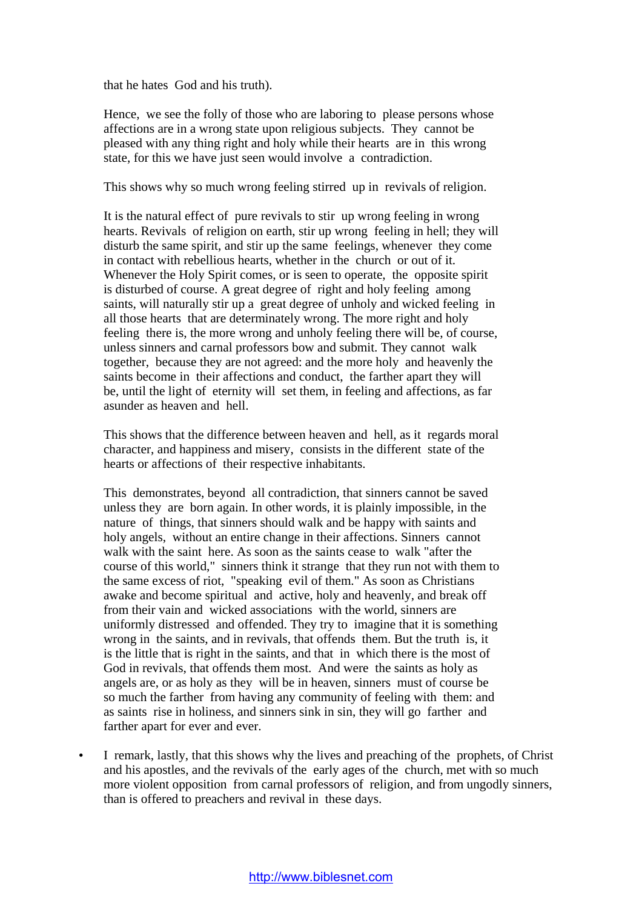that he hates God and his truth).

Hence, we see the folly of those who are laboring to please persons whose affections are in a wrong state upon religious subjects. They cannot be pleased with any thing right and holy while their hearts are in this wrong state, for this we have just seen would involve a contradiction.

This shows why so much wrong feeling stirred up in revivals of religion.

It is the natural effect of pure revivals to stir up wrong feeling in wrong hearts. Revivals of religion on earth, stir up wrong feeling in hell; they will disturb the same spirit, and stir up the same feelings, whenever they come in contact with rebellious hearts, whether in the church or out of it. Whenever the Holy Spirit comes, or is seen to operate, the opposite spirit is disturbed of course. A great degree of right and holy feeling among saints, will naturally stir up a great degree of unholy and wicked feeling in all those hearts that are determinately wrong. The more right and holy feeling there is, the more wrong and unholy feeling there will be, of course, unless sinners and carnal professors bow and submit. They cannot walk together, because they are not agreed: and the more holy and heavenly the saints become in their affections and conduct, the farther apart they will be, until the light of eternity will set them, in feeling and affections, as far asunder as heaven and hell.

This shows that the difference between heaven and hell, as it regards moral character, and happiness and misery, consists in the different state of the hearts or affections of their respective inhabitants.

This demonstrates, beyond all contradiction, that sinners cannot be saved unless they are born again. In other words, it is plainly impossible, in the nature of things, that sinners should walk and be happy with saints and holy angels, without an entire change in their affections. Sinners cannot walk with the saint here. As soon as the saints cease to walk "after the course of this world," sinners think it strange that they run not with them to the same excess of riot, "speaking evil of them." As soon as Christians awake and become spiritual and active, holy and heavenly, and break off from their vain and wicked associations with the world, sinners are uniformly distressed and offended. They try to imagine that it is something wrong in the saints, and in revivals, that offends them. But the truth is, it is the little that is right in the saints, and that in which there is the most of God in revivals, that offends them most. And were the saints as holy as angels are, or as holy as they will be in heaven, sinners must of course be so much the farther from having any community of feeling with them: and as saints rise in holiness, and sinners sink in sin, they will go farther and farther apart for ever and ever.

- I remark, lastly, that this shows why the lives and preaching of the prophets, of Christ and his apostles, and the revivals of the early ages of the church, met with so much more violent opposition from carnal professors of religion, and from ungodly sinners, than is offered to preachers and revival in these days.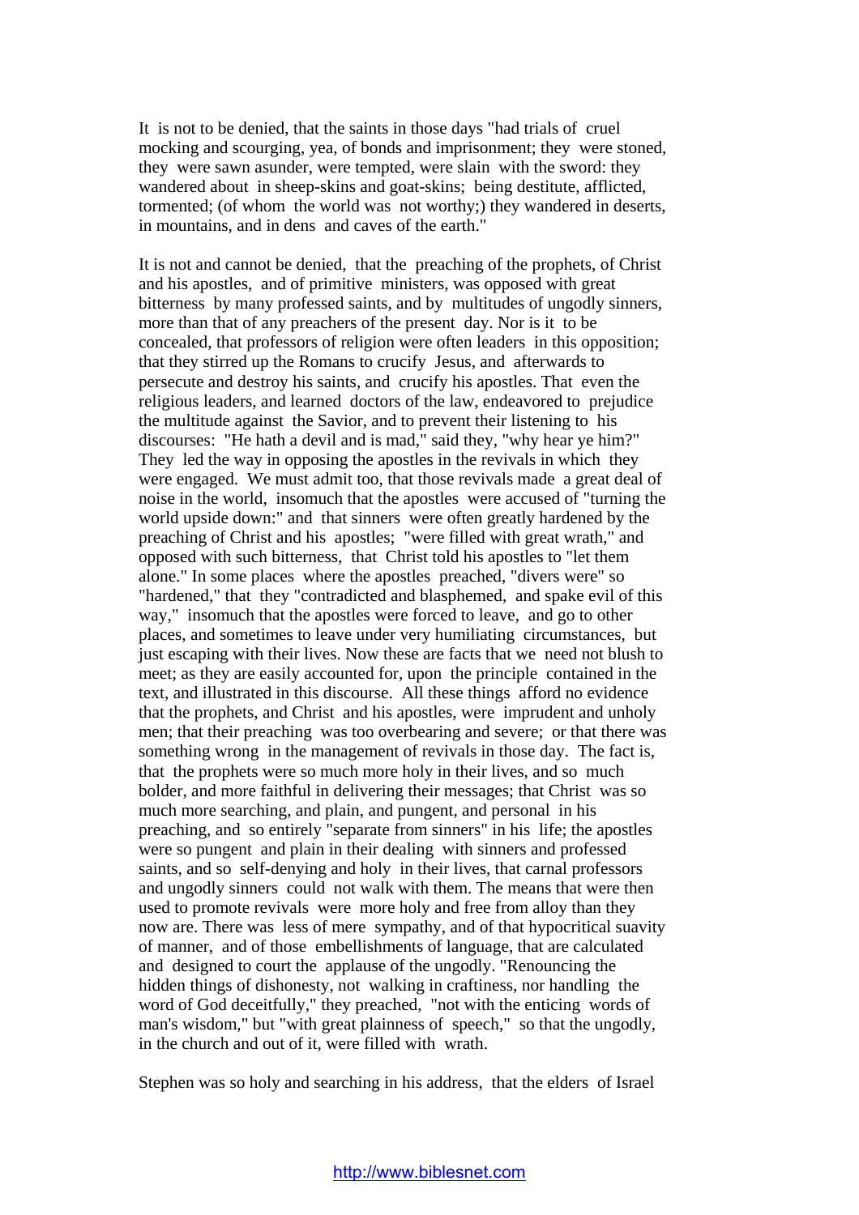It is not to be denied, that the saints in those days "had trials of cruel mocking and scourging, yea, of bonds and imprisonment; they were stoned, they were sawn asunder, were tempted, were slain with the sword: they wandered about in sheep-skins and goat-skins; being destitute, afflicted, tormented; (of whom the world was not worthy;) they wandered in deserts, in mountains, and in dens and caves of the earth."

It is not and cannot be denied, that the preaching of the prophets, of Christ and his apostles, and of primitive ministers, was opposed with great bitterness by many professed saints, and by multitudes of ungodly sinners, more than that of any preachers of the present day. Nor is it to be concealed, that professors of religion were often leaders in this opposition; that they stirred up the Romans to crucify Jesus, and afterwards to persecute and destroy his saints, and crucify his apostles. That even the religious leaders, and learned doctors of the law, endeavored to prejudice the multitude against the Savior, and to prevent their listening to his discourses: "He hath a devil and is mad," said they, "why hear ye him?" They led the way in opposing the apostles in the revivals in which they were engaged. We must admit too, that those revivals made a great deal of noise in the world, insomuch that the apostles were accused of "turning the world upside down:" and that sinners were often greatly hardened by the preaching of Christ and his apostles; "were filled with great wrath," and opposed with such bitterness, that Christ told his apostles to "let them alone." In some places where the apostles preached, "divers were" so "hardened," that they "contradicted and blasphemed, and spake evil of this way," insomuch that the apostles were forced to leave, and go to other places, and sometimes to leave under very humiliating circumstances, but just escaping with their lives. Now these are facts that we need not blush to meet; as they are easily accounted for, upon the principle contained in the text, and illustrated in this discourse. All these things afford no evidence that the prophets, and Christ and his apostles, were imprudent and unholy men; that their preaching was too overbearing and severe; or that there was something wrong in the management of revivals in those day. The fact is, that the prophets were so much more holy in their lives, and so much bolder, and more faithful in delivering their messages; that Christ was so much more searching, and plain, and pungent, and personal in his preaching, and so entirely "separate from sinners" in his life; the apostles were so pungent and plain in their dealing with sinners and professed saints, and so self-denying and holy in their lives, that carnal professors and ungodly sinners could not walk with them. The means that were then used to promote revivals were more holy and free from alloy than they now are. There was less of mere sympathy, and of that hypocritical suavity of manner, and of those embellishments of language, that are calculated and designed to court the applause of the ungodly. "Renouncing the hidden things of dishonesty, not walking in craftiness, nor handling the word of God deceitfully," they preached, "not with the enticing words of man's wisdom," but "with great plainness of speech," so that the ungodly, in the church and out of it, were filled with wrath.

Stephen was so holy and searching in his address, that the elders of Israel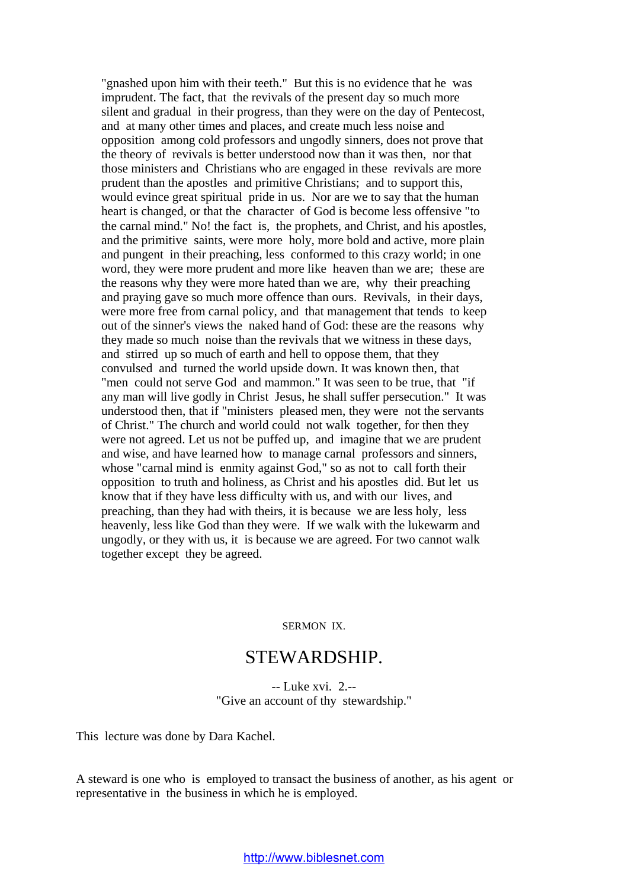"gnashed upon him with their teeth." But this is no evidence that he was imprudent. The fact, that the revivals of the present day so much more silent and gradual in their progress, than they were on the day of Pentecost, and at many other times and places, and create much less noise and opposition among cold professors and ungodly sinners, does not prove that the theory of revivals is better understood now than it was then, nor that those ministers and Christians who are engaged in these revivals are more prudent than the apostles and primitive Christians; and to support this, would evince great spiritual pride in us. Nor are we to say that the human heart is changed, or that the character of God is become less offensive "to the carnal mind." No! the fact is, the prophets, and Christ, and his apostles, and the primitive saints, were more holy, more bold and active, more plain and pungent in their preaching, less conformed to this crazy world; in one word, they were more prudent and more like heaven than we are; these are the reasons why they were more hated than we are, why their preaching and praying gave so much more offence than ours. Revivals, in their days, were more free from carnal policy, and that management that tends to keep out of the sinner's views the naked hand of God: these are the reasons why they made so much noise than the revivals that we witness in these days, and stirred up so much of earth and hell to oppose them, that they convulsed and turned the world upside down. It was known then, that "men could not serve God and mammon." It was seen to be true, that "if any man will live godly in Christ Jesus, he shall suffer persecution." It was understood then, that if "ministers pleased men, they were not the servants of Christ." The church and world could not walk together, for then they were not agreed. Let us not be puffed up, and imagine that we are prudent and wise, and have learned how to manage carnal professors and sinners, whose "carnal mind is enmity against God," so as not to call forth their opposition to truth and holiness, as Christ and his apostles did. But let us know that if they have less difficulty with us, and with our lives, and preaching, than they had with theirs, it is because we are less holy, less heavenly, less like God than they were. If we walk with the lukewarm and ungodly, or they with us, it is because we are agreed. For two cannot walk together except they be agreed.

SERMON IX.

# STEWARDSHIP.

-- Luke xvi. 2.--
"Give an account of thy stewardship."

This lecture was done by Dara Kachel.

A steward is one who is employed to transact the business of another, as his agent or representative in the business in which he is employed.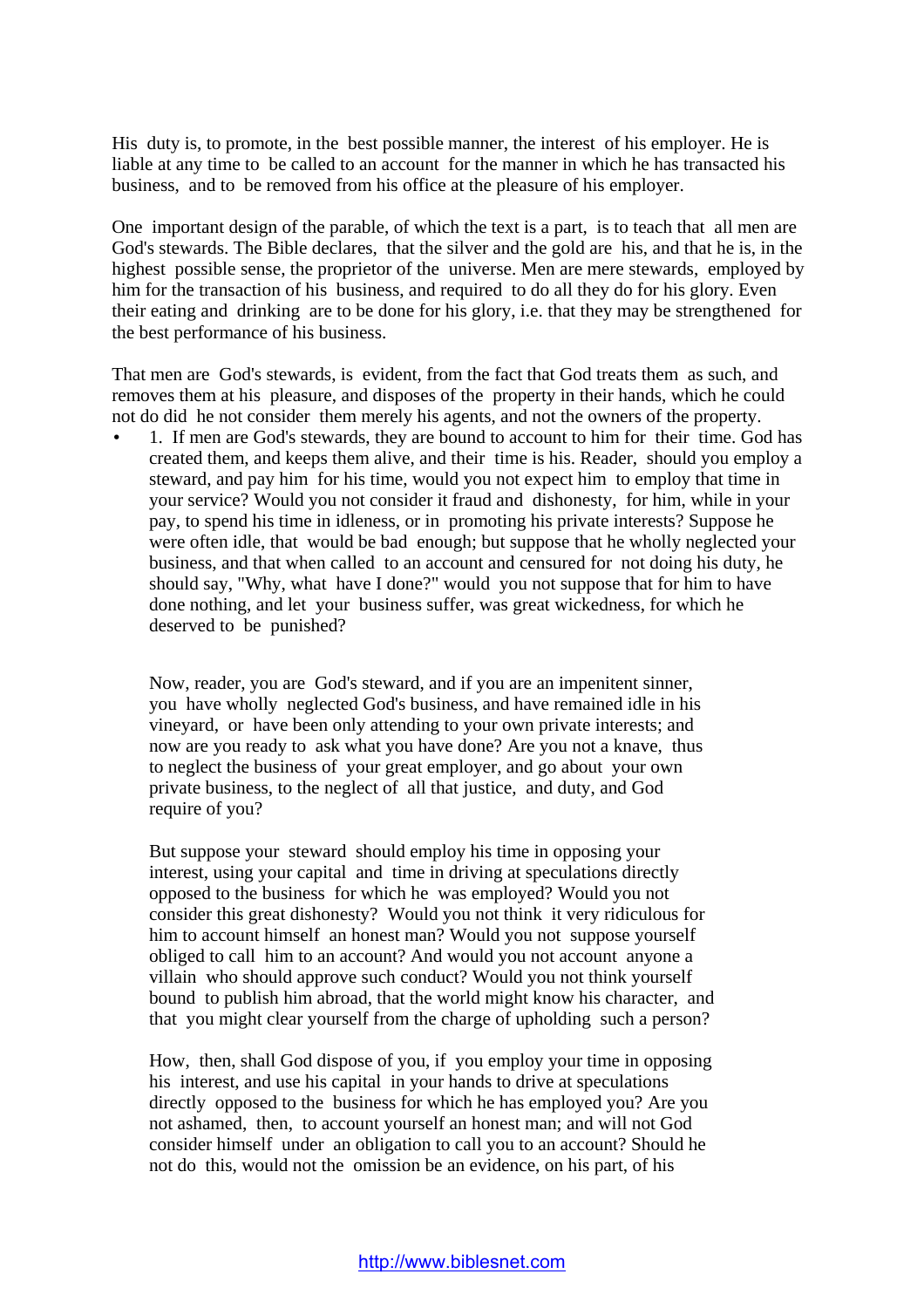His duty is, to promote, in the best possible manner, the interest of his employer. He is liable at any time to be called to an account for the manner in which he has transacted his business, and to be removed from his office at the pleasure of his employer.

One important design of the parable, of which the text is a part, is to teach that all men are God's stewards. The Bible declares, that the silver and the gold are his, and that he is, in the highest possible sense, the proprietor of the universe. Men are mere stewards, employed by him for the transaction of his business, and required to do all they do for his glory. Even their eating and drinking are to be done for his glory, i.e. that they may be strengthened for the best performance of his business.

That men are God's stewards, is evident, from the fact that God treats them as such, and removes them at his pleasure, and disposes of the property in their hands, which he could not do did he not consider them merely his agents, and not the owners of the property.

- 1. If men are God's stewards, they are bound to account to him for their time. God has created them, and keeps them alive, and their time is his. Reader, should you employ a steward, and pay him for his time, would you not expect him to employ that time in your service? Would you not consider it fraud and dishonesty, for him, while in your pay, to spend his time in idleness, or in promoting his private interests? Suppose he were often idle, that would be bad enough; but suppose that he wholly neglected your business, and that when called to an account and censured for not doing his duty, he should say, "Why, what have I done?" would you not suppose that for him to have done nothing, and let your business suffer, was great wickedness, for which he deserved to be punished?

  Now, reader, you are God's steward, and if you are an impenitent sinner, you have wholly neglected God's business, and have remained idle in his vineyard, or have been only attending to your own private interests; and now are you ready to ask what you have done? Are you not a knave, thus to neglect the business of your great employer, and go about your own private business, to the neglect of all that justice, and duty, and God require of you?

  But suppose your steward should employ his time in opposing your interest, using your capital and time in driving at speculations directly opposed to the business for which he was employed? Would you not consider this great dishonesty? Would you not think it very ridiculous for him to account himself an honest man? Would you not suppose yourself obliged to call him to an account? And would you not account anyone a villain who should approve such conduct? Would you not think yourself bound to publish him abroad, that the world might know his character, and that you might clear yourself from the charge of upholding such a person?

  How, then, shall God dispose of you, if you employ your time in opposing his interest, and use his capital in your hands to drive at speculations directly opposed to the business for which he has employed you? Are you not ashamed, then, to account yourself an honest man; and will not God consider himself under an obligation to call you to an account? Should he not do this, would not the omission be an evidence, on his part, of his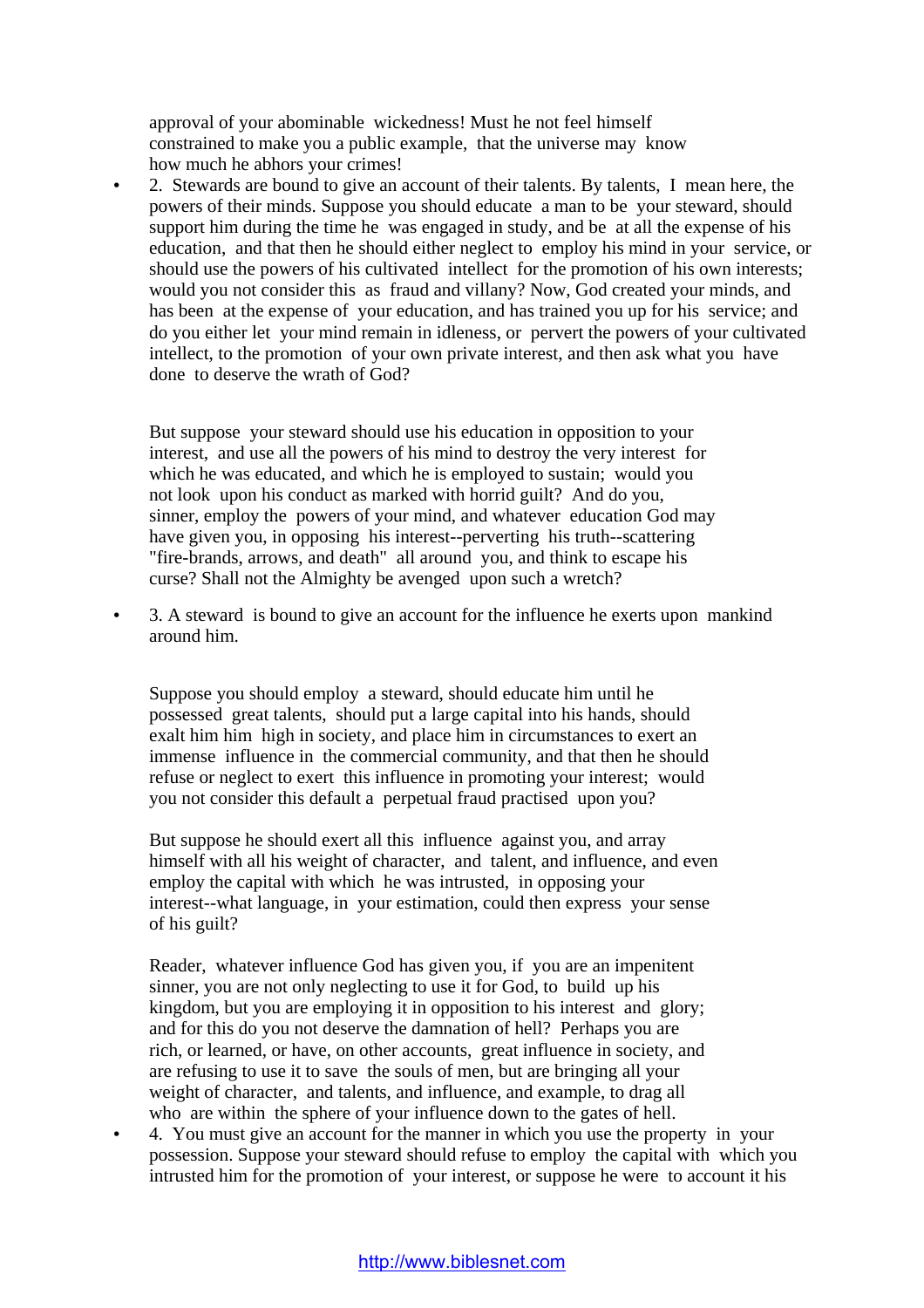approval of your abominable wickedness! Must he not feel himself constrained to make you a public example, that the universe may know how much he abhors your crimes!

- 2. Stewards are bound to give an account of their talents. By talents, I mean here, the powers of their minds. Suppose you should educate a man to be your steward, should support him during the time he was engaged in study, and be at all the expense of his education, and that then he should either neglect to employ his mind in your service, or should use the powers of his cultivated intellect for the promotion of his own interests; would you not consider this as fraud and villany? Now, God created your minds, and has been at the expense of your education, and has trained you up for his service; and do you either let your mind remain in idleness, or pervert the powers of your cultivated intellect, to the promotion of your own private interest, and then ask what you have done to deserve the wrath of God?

  But suppose your steward should use his education in opposition to your interest, and use all the powers of his mind to destroy the very interest for which he was educated, and which he is employed to sustain; would you not look upon his conduct as marked with horrid guilt? And do you, sinner, employ the powers of your mind, and whatever education God may have given you, in opposing his interest--perverting his truth--scattering "fire-brands, arrows, and death" all around you, and think to escape his curse? Shall not the Almighty be avenged upon such a wretch?

- 3. A steward is bound to give an account for the influence he exerts upon mankind around him.

  Suppose you should employ a steward, should educate him until he possessed great talents, should put a large capital into his hands, should exalt him him high in society, and place him in circumstances to exert an immense influence in the commercial community, and that then he should refuse or neglect to exert this influence in promoting your interest; would you not consider this default a perpetual fraud practised upon you?

  But suppose he should exert all this influence against you, and array himself with all his weight of character, and talent, and influence, and even employ the capital with which he was intrusted, in opposing your interest--what language, in your estimation, could then express your sense of his guilt?

  Reader, whatever influence God has given you, if you are an impenitent sinner, you are not only neglecting to use it for God, to build up his kingdom, but you are employing it in opposition to his interest and glory; and for this do you not deserve the damnation of hell? Perhaps you are rich, or learned, or have, on other accounts, great influence in society, and are refusing to use it to save the souls of men, but are bringing all your weight of character, and talents, and influence, and example, to drag all who are within the sphere of your influence down to the gates of hell.

- 4. You must give an account for the manner in which you use the property in your possession. Suppose your steward should refuse to employ the capital with which you intrusted him for the promotion of your interest, or suppose he were to account it his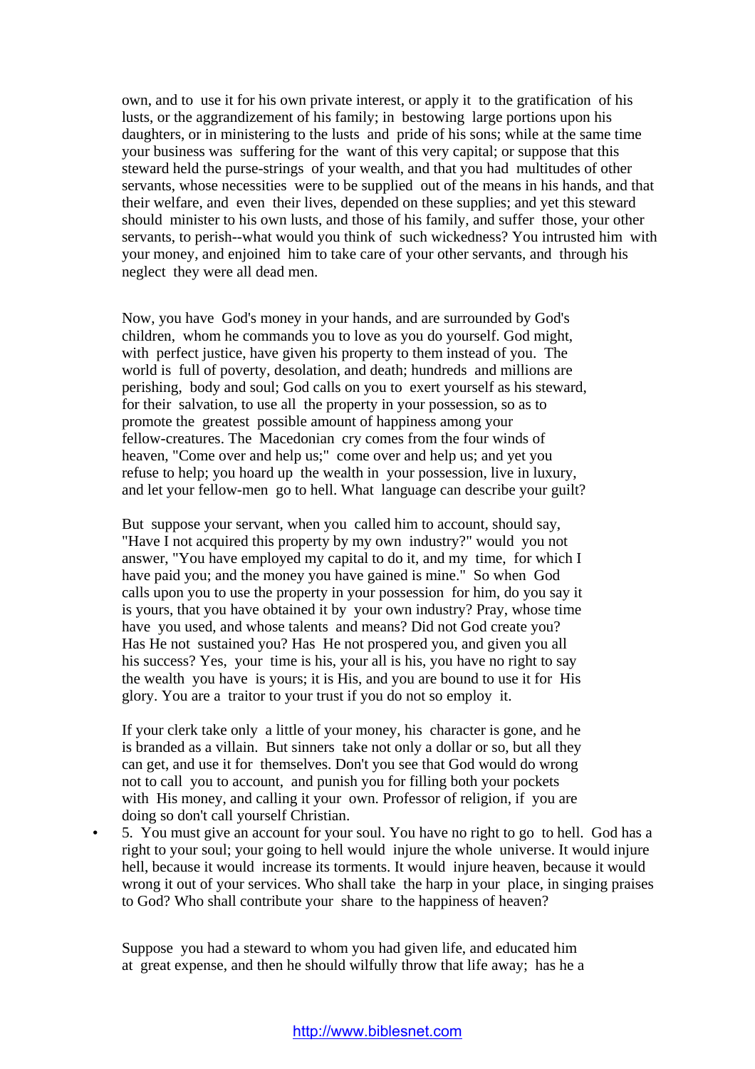own, and to use it for his own private interest, or apply it to the gratification of his lusts, or the aggrandizement of his family; in bestowing large portions upon his daughters, or in ministering to the lusts and pride of his sons; while at the same time your business was suffering for the want of this very capital; or suppose that this steward held the purse-strings of your wealth, and that you had multitudes of other servants, whose necessities were to be supplied out of the means in his hands, and that their welfare, and even their lives, depended on these supplies; and yet this steward should minister to his own lusts, and those of his family, and suffer those, your other servants, to perish--what would you think of such wickedness? You intrusted him with your money, and enjoined him to take care of your other servants, and through his neglect they were all dead men.

Now, you have God's money in your hands, and are surrounded by God's children, whom he commands you to love as you do yourself. God might, with perfect justice, have given his property to them instead of you. The world is full of poverty, desolation, and death; hundreds and millions are perishing, body and soul; God calls on you to exert yourself as his steward, for their salvation, to use all the property in your possession, so as to promote the greatest possible amount of happiness among your fellow-creatures. The Macedonian cry comes from the four winds of heaven, "Come over and help us;" come over and help us; and yet you refuse to help; you hoard up the wealth in your possession, live in luxury, and let your fellow-men go to hell. What language can describe your guilt?

But suppose your servant, when you called him to account, should say, "Have I not acquired this property by my own industry?" would you not answer, "You have employed my capital to do it, and my time, for which I have paid you; and the money you have gained is mine." So when God calls upon you to use the property in your possession for him, do you say it is yours, that you have obtained it by your own industry? Pray, whose time have you used, and whose talents and means? Did not God create you? Has He not sustained you? Has He not prospered you, and given you all his success? Yes, your time is his, your all is his, you have no right to say the wealth you have is yours; it is His, and you are bound to use it for His glory. You are a traitor to your trust if you do not so employ it.

If your clerk take only a little of your money, his character is gone, and he is branded as a villain. But sinners take not only a dollar or so, but all they can get, and use it for themselves. Don't you see that God would do wrong not to call you to account, and punish you for filling both your pockets with His money, and calling it your own. Professor of religion, if you are doing so don't call yourself Christian.

- 5. You must give an account for your soul. You have no right to go to hell. God has a right to your soul; your going to hell would injure the whole universe. It would injure hell, because it would increase its torments. It would injure heaven, because it would wrong it out of your services. Who shall take the harp in your place, in singing praises to God? Who shall contribute your share to the happiness of heaven?

Suppose you had a steward to whom you had given life, and educated him at great expense, and then he should wilfully throw that life away; has he a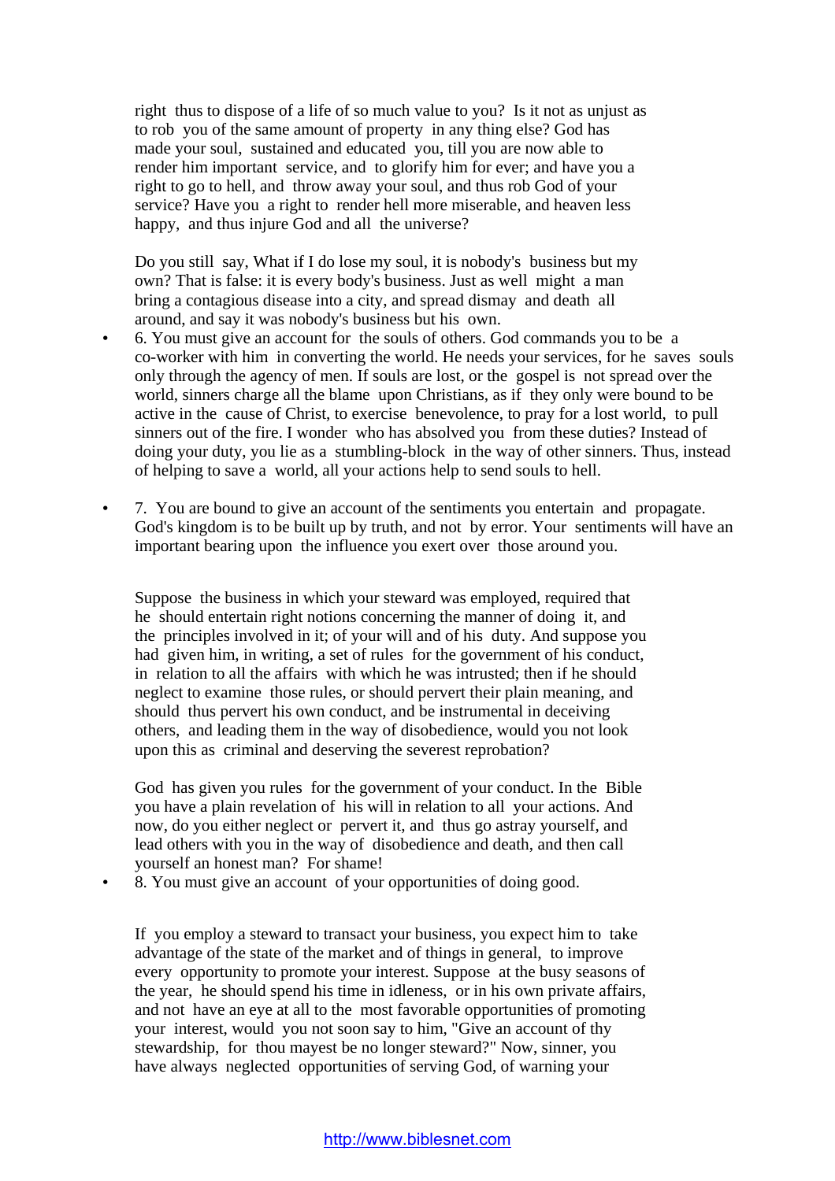right thus to dispose of a life of so much value to you? Is it not as unjust as to rob you of the same amount of property in any thing else? God has made your soul, sustained and educated you, till you are now able to render him important service, and to glorify him for ever; and have you a right to go to hell, and throw away your soul, and thus rob God of your service? Have you a right to render hell more miserable, and heaven less happy, and thus injure God and all the universe?

Do you still say, What if I do lose my soul, it is nobody's business but my own? That is false: it is every body's business. Just as well might a man bring a contagious disease into a city, and spread dismay and death all around, and say it was nobody's business but his own.

- 6. You must give an account for the souls of others. God commands you to be a co-worker with him in converting the world. He needs your services, for he saves souls only through the agency of men. If souls are lost, or the gospel is not spread over the world, sinners charge all the blame upon Christians, as if they only were bound to be active in the cause of Christ, to exercise benevolence, to pray for a lost world, to pull sinners out of the fire. I wonder who has absolved you from these duties? Instead of doing your duty, you lie as a stumbling-block in the way of other sinners. Thus, instead of helping to save a world, all your actions help to send souls to hell.

- 7. You are bound to give an account of the sentiments you entertain and propagate. God's kingdom is to be built up by truth, and not by error. Your sentiments will have an important bearing upon the influence you exert over those around you.

Suppose the business in which your steward was employed, required that he should entertain right notions concerning the manner of doing it, and the principles involved in it; of your will and of his duty. And suppose you had given him, in writing, a set of rules for the government of his conduct, in relation to all the affairs with which he was intrusted; then if he should neglect to examine those rules, or should pervert their plain meaning, and should thus pervert his own conduct, and be instrumental in deceiving others, and leading them in the way of disobedience, would you not look upon this as criminal and deserving the severest reprobation?

God has given you rules for the government of your conduct. In the Bible you have a plain revelation of his will in relation to all your actions. And now, do you either neglect or pervert it, and thus go astray yourself, and lead others with you in the way of disobedience and death, and then call yourself an honest man? For shame!

- 8. You must give an account of your opportunities of doing good.

If you employ a steward to transact your business, you expect him to take advantage of the state of the market and of things in general, to improve every opportunity to promote your interest. Suppose at the busy seasons of the year, he should spend his time in idleness, or in his own private affairs, and not have an eye at all to the most favorable opportunities of promoting your interest, would you not soon say to him, "Give an account of thy stewardship, for thou mayest be no longer steward?" Now, sinner, you have always neglected opportunities of serving God, of warning your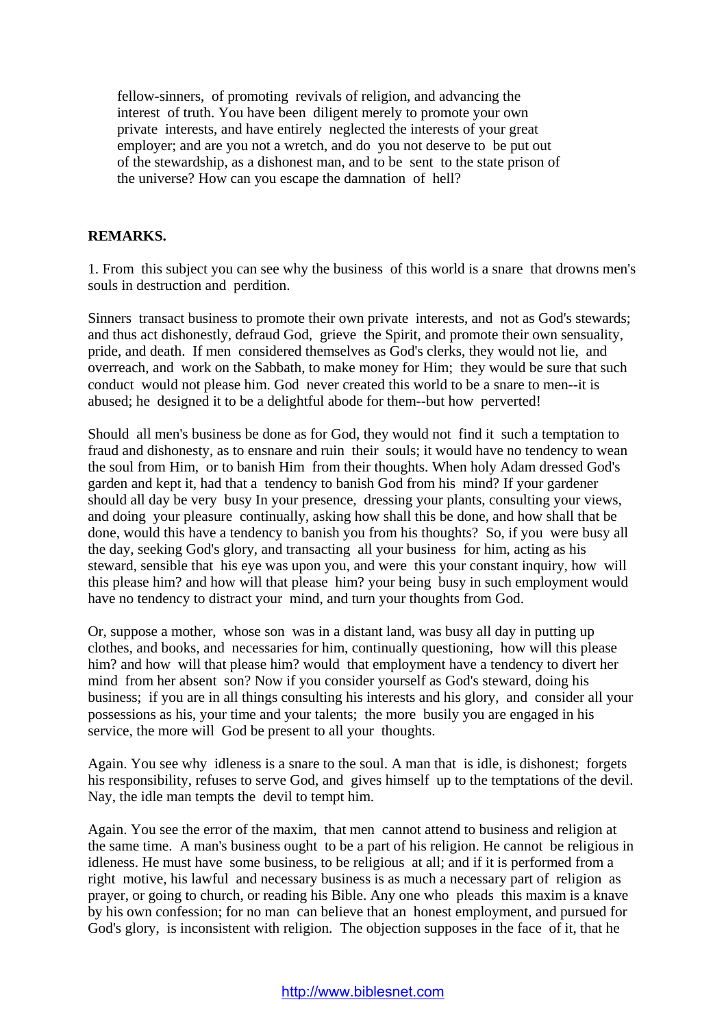fellow-sinners, of promoting revivals of religion, and advancing the interest of truth. You have been diligent merely to promote your own private interests, and have entirely neglected the interests of your great employer; and are you not a wretch, and do you not deserve to be put out of the stewardship, as a dishonest man, and to be sent to the state prison of the universe? How can you escape the damnation of hell?

**REMARKS.**

1. From this subject you can see why the business of this world is a snare that drowns men's souls in destruction and perdition.

Sinners transact business to promote their own private interests, and not as God's stewards; and thus act dishonestly, defraud God, grieve the Spirit, and promote their own sensuality, pride, and death. If men considered themselves as God's clerks, they would not lie, and overreach, and work on the Sabbath, to make money for Him; they would be sure that such conduct would not please him. God never created this world to be a snare to men--it is abused; he designed it to be a delightful abode for them--but how perverted!

Should all men's business be done as for God, they would not find it such a temptation to fraud and dishonesty, as to ensnare and ruin their souls; it would have no tendency to wean the soul from Him, or to banish Him from their thoughts. When holy Adam dressed God's garden and kept it, had that a tendency to banish God from his mind? If your gardener should all day be very busy In your presence, dressing your plants, consulting your views, and doing your pleasure continually, asking how shall this be done, and how shall that be done, would this have a tendency to banish you from his thoughts? So, if you were busy all the day, seeking God's glory, and transacting all your business for him, acting as his steward, sensible that his eye was upon you, and were this your constant inquiry, how will this please him? and how will that please him? your being busy in such employment would have no tendency to distract your mind, and turn your thoughts from God.

Or, suppose a mother, whose son was in a distant land, was busy all day in putting up clothes, and books, and necessaries for him, continually questioning, how will this please him? and how will that please him? would that employment have a tendency to divert her mind from her absent son? Now if you consider yourself as God's steward, doing his business; if you are in all things consulting his interests and his glory, and consider all your possessions as his, your time and your talents; the more busily you are engaged in his service, the more will God be present to all your thoughts.

Again. You see why idleness is a snare to the soul. A man that is idle, is dishonest; forgets his responsibility, refuses to serve God, and gives himself up to the temptations of the devil. Nay, the idle man tempts the devil to tempt him.

Again. You see the error of the maxim, that men cannot attend to business and religion at the same time. A man's business ought to be a part of his religion. He cannot be religious in idleness. He must have some business, to be religious at all; and if it is performed from a right motive, his lawful and necessary business is as much a necessary part of religion as prayer, or going to church, or reading his Bible. Any one who pleads this maxim is a knave by his own confession; for no man can believe that an honest employment, and pursued for God's glory, is inconsistent with religion. The objection supposes in the face of it, that he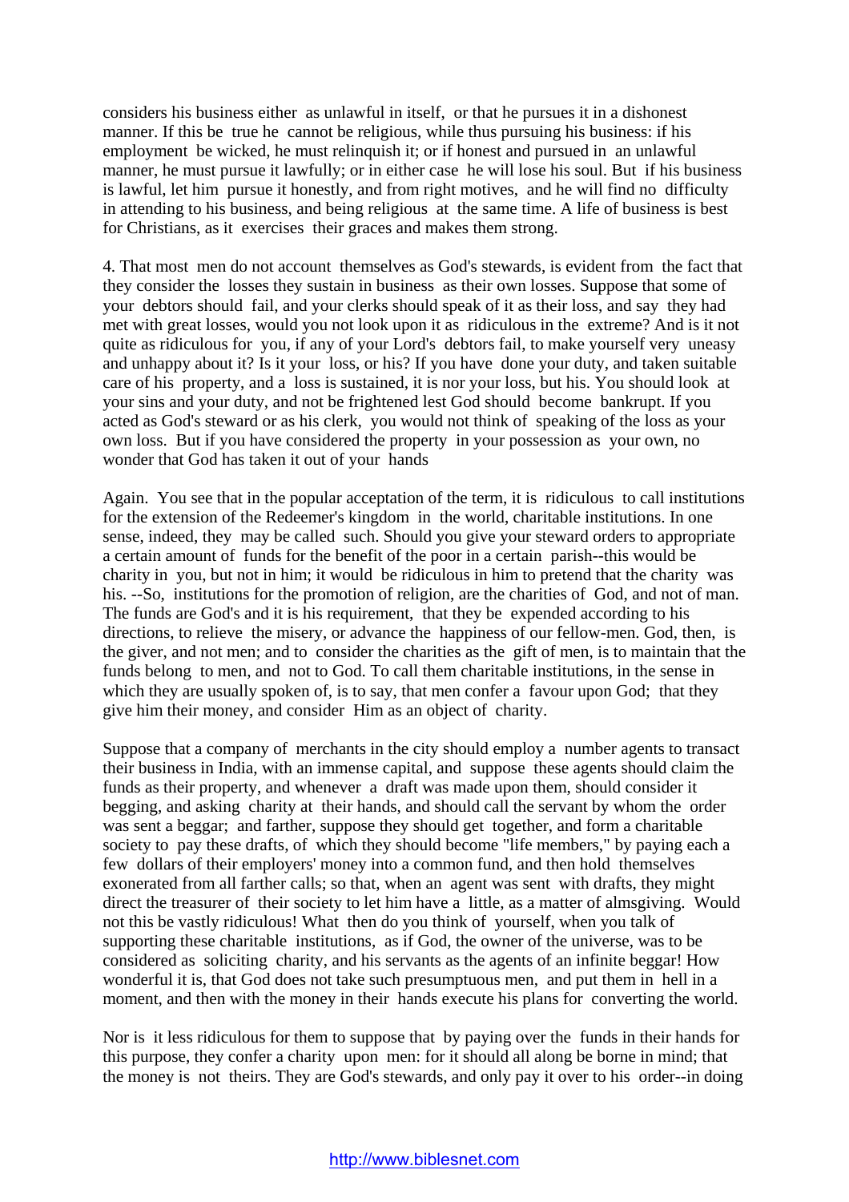considers his business either as unlawful in itself, or that he pursues it in a dishonest manner. If this be true he cannot be religious, while thus pursuing his business: if his employment be wicked, he must relinquish it; or if honest and pursued in an unlawful manner, he must pursue it lawfully; or in either case he will lose his soul. But if his business is lawful, let him pursue it honestly, and from right motives, and he will find no difficulty in attending to his business, and being religious at the same time. A life of business is best for Christians, as it exercises their graces and makes them strong.

4. That most men do not account themselves as God's stewards, is evident from the fact that they consider the losses they sustain in business as their own losses. Suppose that some of your debtors should fail, and your clerks should speak of it as their loss, and say they had met with great losses, would you not look upon it as ridiculous in the extreme? And is it not quite as ridiculous for you, if any of your Lord's debtors fail, to make yourself very uneasy and unhappy about it? Is it your loss, or his? If you have done your duty, and taken suitable care of his property, and a loss is sustained, it is nor your loss, but his. You should look at your sins and your duty, and not be frightened lest God should become bankrupt. If you acted as God's steward or as his clerk, you would not think of speaking of the loss as your own loss. But if you have considered the property in your possession as your own, no wonder that God has taken it out of your hands

Again. You see that in the popular acceptation of the term, it is ridiculous to call institutions for the extension of the Redeemer's kingdom in the world, charitable institutions. In one sense, indeed, they may be called such. Should you give your steward orders to appropriate a certain amount of funds for the benefit of the poor in a certain parish--this would be charity in you, but not in him; it would be ridiculous in him to pretend that the charity was his. --So, institutions for the promotion of religion, are the charities of God, and not of man. The funds are God's and it is his requirement, that they be expended according to his directions, to relieve the misery, or advance the happiness of our fellow-men. God, then, is the giver, and not men; and to consider the charities as the gift of men, is to maintain that the funds belong to men, and not to God. To call them charitable institutions, in the sense in which they are usually spoken of, is to say, that men confer a favour upon God; that they give him their money, and consider Him as an object of charity.

Suppose that a company of merchants in the city should employ a number agents to transact their business in India, with an immense capital, and suppose these agents should claim the funds as their property, and whenever a draft was made upon them, should consider it begging, and asking charity at their hands, and should call the servant by whom the order was sent a beggar; and farther, suppose they should get together, and form a charitable society to pay these drafts, of which they should become "life members," by paying each a few dollars of their employers' money into a common fund, and then hold themselves exonerated from all farther calls; so that, when an agent was sent with drafts, they might direct the treasurer of their society to let him have a little, as a matter of almsgiving. Would not this be vastly ridiculous! What then do you think of yourself, when you talk of supporting these charitable institutions, as if God, the owner of the universe, was to be considered as soliciting charity, and his servants as the agents of an infinite beggar! How wonderful it is, that God does not take such presumptuous men, and put them in hell in a moment, and then with the money in their hands execute his plans for converting the world.

Nor is it less ridiculous for them to suppose that by paying over the funds in their hands for this purpose, they confer a charity upon men: for it should all along be borne in mind; that the money is not theirs. They are God's stewards, and only pay it over to his order--in doing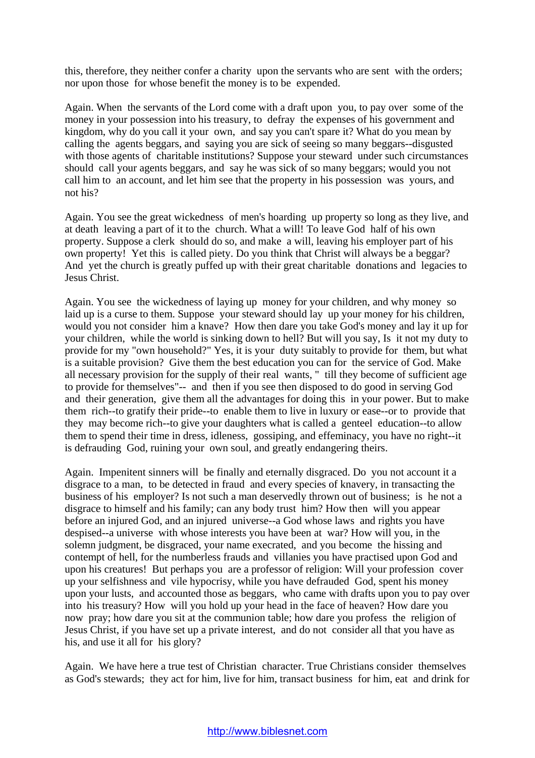this, therefore, they neither confer a charity upon the servants who are sent with the orders; nor upon those for whose benefit the money is to be expended.

Again. When the servants of the Lord come with a draft upon you, to pay over some of the money in your possession into his treasury, to defray the expenses of his government and kingdom, why do you call it your own, and say you can't spare it? What do you mean by calling the agents beggars, and saying you are sick of seeing so many beggars--disgusted with those agents of charitable institutions? Suppose your steward under such circumstances should call your agents beggars, and say he was sick of so many beggars; would you not call him to an account, and let him see that the property in his possession was yours, and not his?

Again. You see the great wickedness of men's hoarding up property so long as they live, and at death leaving a part of it to the church. What a will! To leave God half of his own property. Suppose a clerk should do so, and make a will, leaving his employer part of his own property! Yet this is called piety. Do you think that Christ will always be a beggar? And yet the church is greatly puffed up with their great charitable donations and legacies to Jesus Christ.

Again. You see the wickedness of laying up money for your children, and why money so laid up is a curse to them. Suppose your steward should lay up your money for his children, would you not consider him a knave? How then dare you take God's money and lay it up for your children, while the world is sinking down to hell? But will you say, Is it not my duty to provide for my "own household?" Yes, it is your duty suitably to provide for them, but what is a suitable provision? Give them the best education you can for the service of God. Make all necessary provision for the supply of their real wants, " till they become of sufficient age to provide for themselves"-- and then if you see then disposed to do good in serving God and their generation, give them all the advantages for doing this in your power. But to make them rich--to gratify their pride--to enable them to live in luxury or ease--or to provide that they may become rich--to give your daughters what is called a genteel education--to allow them to spend their time in dress, idleness, gossiping, and effeminacy, you have no right--it is defrauding God, ruining your own soul, and greatly endangering theirs.

Again. Impenitent sinners will be finally and eternally disgraced. Do you not account it a disgrace to a man, to be detected in fraud and every species of knavery, in transacting the business of his employer? Is not such a man deservedly thrown out of business; is he not a disgrace to himself and his family; can any body trust him? How then will you appear before an injured God, and an injured universe--a God whose laws and rights you have despised--a universe with whose interests you have been at war? How will you, in the solemn judgment, be disgraced, your name execrated, and you become the hissing and contempt of hell, for the numberless frauds and villanies you have practised upon God and upon his creatures! But perhaps you are a professor of religion: Will your profession cover up your selfishness and vile hypocrisy, while you have defrauded God, spent his money upon your lusts, and accounted those as beggars, who came with drafts upon you to pay over into his treasury? How will you hold up your head in the face of heaven? How dare you now pray; how dare you sit at the communion table; how dare you profess the religion of Jesus Christ, if you have set up a private interest, and do not consider all that you have as his, and use it all for his glory?

Again. We have here a true test of Christian character. True Christians consider themselves as God's stewards; they act for him, live for him, transact business for him, eat and drink for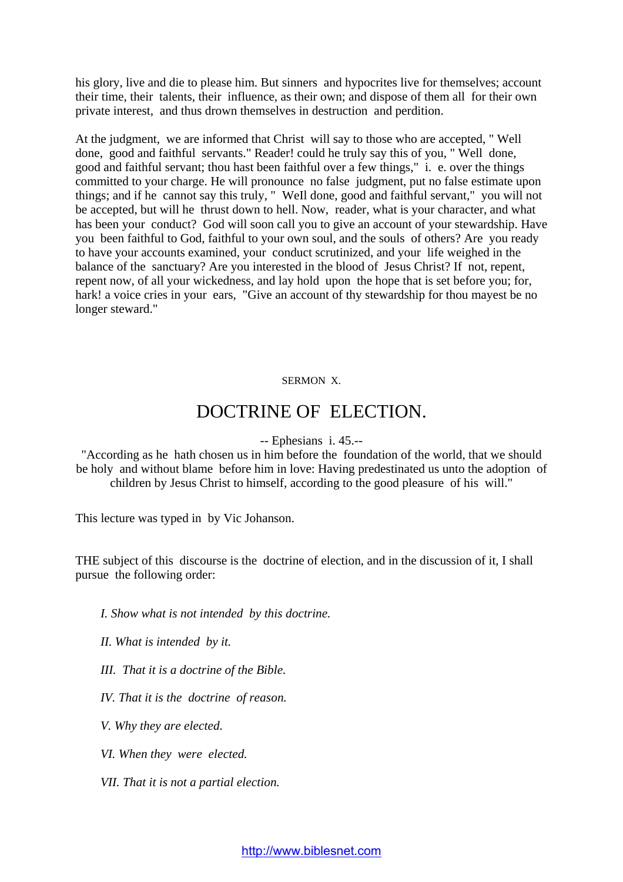his glory, live and die to please him. But sinners and hypocrites live for themselves; account their time, their talents, their influence, as their own; and dispose of them all for their own private interest, and thus drown themselves in destruction and perdition.

At the judgment, we are informed that Christ will say to those who are accepted, " Well done, good and faithful servants." Reader! could he truly say this of you, " Well done, good and faithful servant; thou hast been faithful over a few things," i. e. over the things committed to your charge. He will pronounce no false judgment, put no false estimate upon things; and if he cannot say this truly, " WeIl done, good and faithful servant," you will not be accepted, but will he thrust down to hell. Now, reader, what is your character, and what has been your conduct? God will soon call you to give an account of your stewardship. Have you been faithful to God, faithful to your own soul, and the souls of others? Are you ready to have your accounts examined, your conduct scrutinized, and your life weighed in the balance of the sanctuary? Are you interested in the blood of Jesus Christ? If not, repent, repent now, of all your wickedness, and lay hold upon the hope that is set before you; for, hark! a voice cries in your ears, "Give an account of thy stewardship for thou mayest be no longer steward."

SERMON X.

# DOCTRINE OF ELECTION.

-- Ephesians i. 45.--

"According as he hath chosen us in him before the foundation of the world, that we should be holy and without blame before him in love: Having predestinated us unto the adoption of children by Jesus Christ to himself, according to the good pleasure of his will."

This lecture was typed in by Vic Johanson.

THE subject of this discourse is the doctrine of election, and in the discussion of it, I shall pursue the following order:

*I. Show what is not intended by this doctrine.*

*II. What is intended by it.*

*III. That it is a doctrine of the Bible.*

*IV. That it is the doctrine of reason.*

*V. Why they are elected.*

*VI. When they were elected.*

*VII. That it is not a partial election.*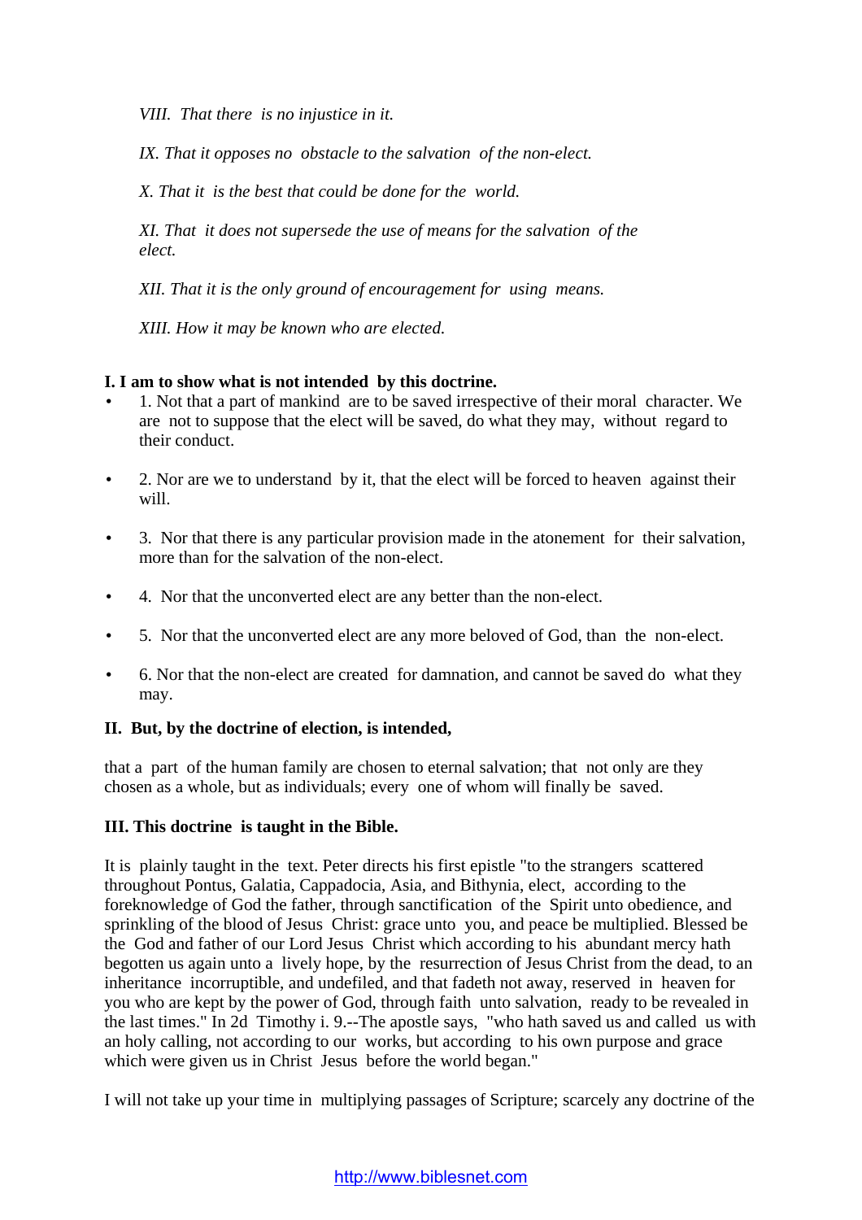*VIII. That there is no injustice in it.*

*IX. That it opposes no obstacle to the salvation of the non-elect.*

*X. That it is the best that could be done for the world.*

*XI. That it does not supersede the use of means for the salvation of the elect.*

*XII. That it is the only ground of encouragement for using means.*

*XIII. How it may be known who are elected.*

**I. I am to show what is not intended by this doctrine.**

- 1. Not that a part of mankind are to be saved irrespective of their moral character. We are not to suppose that the elect will be saved, do what they may, without regard to their conduct.
- 2. Nor are we to understand by it, that the elect will be forced to heaven against their will.
- 3. Nor that there is any particular provision made in the atonement for their salvation, more than for the salvation of the non-elect.
- 4. Nor that the unconverted elect are any better than the non-elect.
- 5. Nor that the unconverted elect are any more beloved of God, than the non-elect.
- 6. Nor that the non-elect are created for damnation, and cannot be saved do what they may.

**II. But, by the doctrine of election, is intended,**

that a part of the human family are chosen to eternal salvation; that not only are they chosen as a whole, but as individuals; every one of whom will finally be saved.

**III. This doctrine is taught in the Bible.**

It is plainly taught in the text. Peter directs his first epistle "to the strangers scattered throughout Pontus, Galatia, Cappadocia, Asia, and Bithynia, elect, according to the foreknowledge of God the father, through sanctification of the Spirit unto obedience, and sprinkling of the blood of Jesus Christ: grace unto you, and peace be multiplied. Blessed be the God and father of our Lord Jesus Christ which according to his abundant mercy hath begotten us again unto a lively hope, by the resurrection of Jesus Christ from the dead, to an inheritance incorruptible, and undefiled, and that fadeth not away, reserved in heaven for you who are kept by the power of God, through faith unto salvation, ready to be revealed in the last times." In 2d Timothy i. 9.--The apostle says, "who hath saved us and called us with an holy calling, not according to our works, but according to his own purpose and grace which were given us in Christ Jesus before the world began."

I will not take up your time in multiplying passages of Scripture; scarcely any doctrine of the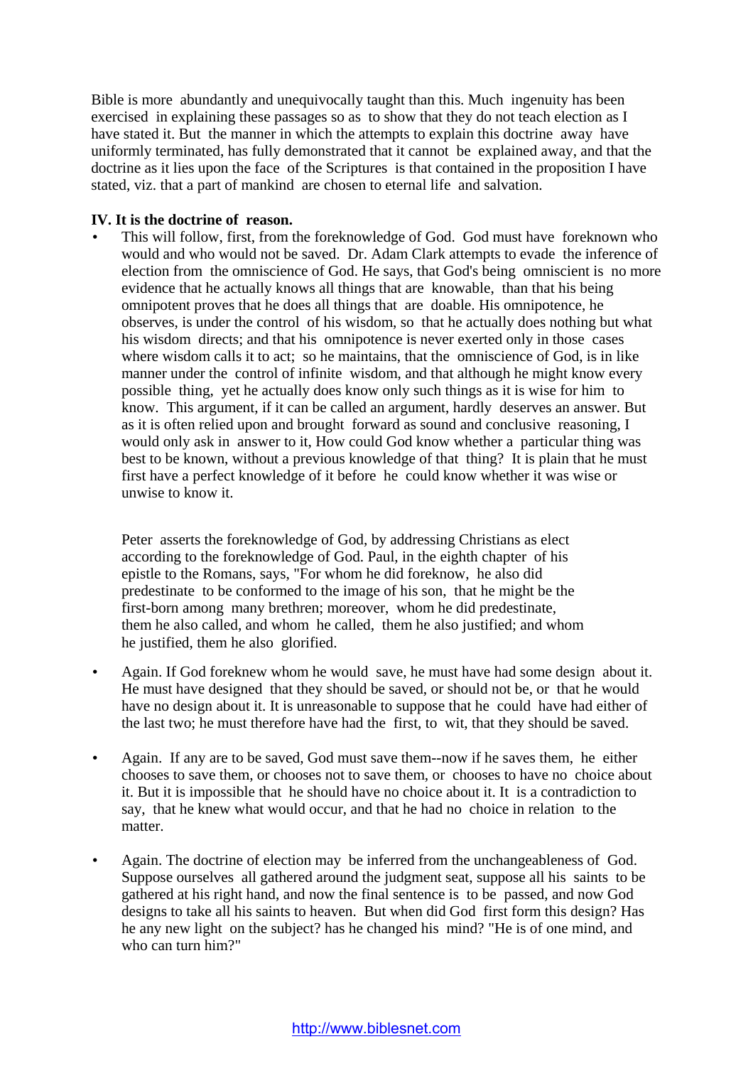Bible is more abundantly and unequivocally taught than this. Much ingenuity has been exercised in explaining these passages so as to show that they do not teach election as I have stated it. But the manner in which the attempts to explain this doctrine away have uniformly terminated, has fully demonstrated that it cannot be explained away, and that the doctrine as it lies upon the face of the Scriptures is that contained in the proposition I have stated, viz. that a part of mankind are chosen to eternal life and salvation.

**IV. It is the doctrine of reason.**

- This will follow, first, from the foreknowledge of God. God must have foreknown who would and who would not be saved. Dr. Adam Clark attempts to evade the inference of election from the omniscience of God. He says, that God's being omniscient is no more evidence that he actually knows all things that are knowable, than that his being omnipotent proves that he does all things that are doable. His omnipotence, he observes, is under the control of his wisdom, so that he actually does nothing but what his wisdom directs; and that his omnipotence is never exerted only in those cases where wisdom calls it to act; so he maintains, that the omniscience of God, is in like manner under the control of infinite wisdom, and that although he might know every possible thing, yet he actually does know only such things as it is wise for him to know. This argument, if it can be called an argument, hardly deserves an answer. But as it is often relied upon and brought forward as sound and conclusive reasoning, I would only ask in answer to it, How could God know whether a particular thing was best to be known, without a previous knowledge of that thing? It is plain that he must first have a perfect knowledge of it before he could know whether it was wise or unwise to know it.

  Peter asserts the foreknowledge of God, by addressing Christians as elect according to the foreknowledge of God. Paul, in the eighth chapter of his epistle to the Romans, says, "For whom he did foreknow, he also did predestinate to be conformed to the image of his son, that he might be the first-born among many brethren; moreover, whom he did predestinate, them he also called, and whom he called, them he also justified; and whom he justified, them he also glorified.

- Again. If God foreknew whom he would save, he must have had some design about it. He must have designed that they should be saved, or should not be, or that he would have no design about it. It is unreasonable to suppose that he could have had either of the last two; he must therefore have had the first, to wit, that they should be saved.

- Again. If any are to be saved, God must save them--now if he saves them, he either chooses to save them, or chooses not to save them, or chooses to have no choice about it. But it is impossible that he should have no choice about it. It is a contradiction to say, that he knew what would occur, and that he had no choice in relation to the matter.

- Again. The doctrine of election may be inferred from the unchangeableness of God. Suppose ourselves all gathered around the judgment seat, suppose all his saints to be gathered at his right hand, and now the final sentence is to be passed, and now God designs to take all his saints to heaven. But when did God first form this design? Has he any new light on the subject? has he changed his mind? "He is of one mind, and who can turn him?"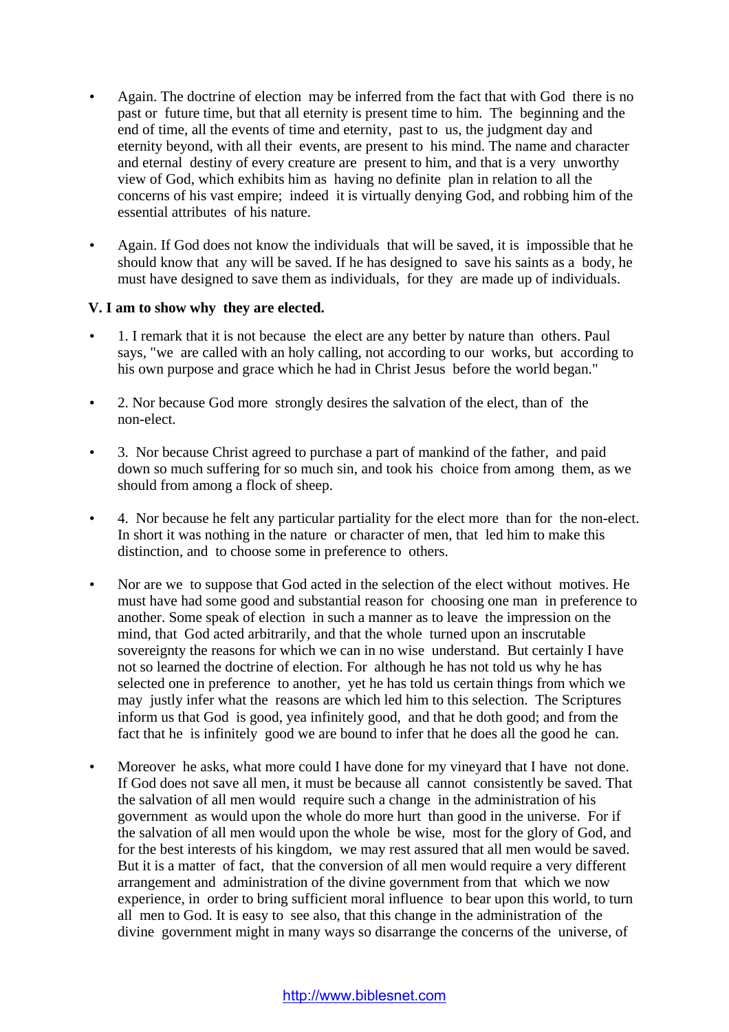- Again. The doctrine of election may be inferred from the fact that with God there is no past or future time, but that all eternity is present time to him. The beginning and the end of time, all the events of time and eternity, past to us, the judgment day and eternity beyond, with all their events, are present to his mind. The name and character and eternal destiny of every creature are present to him, and that is a very unworthy view of God, which exhibits him as having no definite plan in relation to all the concerns of his vast empire; indeed it is virtually denying God, and robbing him of the essential attributes of his nature.

- Again. If God does not know the individuals that will be saved, it is impossible that he should know that any will be saved. If he has designed to save his saints as a body, he must have designed to save them as individuals, for they are made up of individuals.

**V. I am to show why they are elected.**

- 1. I remark that it is not because the elect are any better by nature than others. Paul says, "we are called with an holy calling, not according to our works, but according to his own purpose and grace which he had in Christ Jesus before the world began."

- 2. Nor because God more strongly desires the salvation of the elect, than of the non-elect.

- 3. Nor because Christ agreed to purchase a part of mankind of the father, and paid down so much suffering for so much sin, and took his choice from among them, as we should from among a flock of sheep.

- 4. Nor because he felt any particular partiality for the elect more than for the non-elect. In short it was nothing in the nature or character of men, that led him to make this distinction, and to choose some in preference to others.

- Nor are we to suppose that God acted in the selection of the elect without motives. He must have had some good and substantial reason for choosing one man in preference to another. Some speak of election in such a manner as to leave the impression on the mind, that God acted arbitrarily, and that the whole turned upon an inscrutable sovereignty the reasons for which we can in no wise understand. But certainly I have not so learned the doctrine of election. For although he has not told us why he has selected one in preference to another, yet he has told us certain things from which we may justly infer what the reasons are which led him to this selection. The Scriptures inform us that God is good, yea infinitely good, and that he doth good; and from the fact that he is infinitely good we are bound to infer that he does all the good he can.

- Moreover he asks, what more could I have done for my vineyard that I have not done. If God does not save all men, it must be because all cannot consistently be saved. That the salvation of all men would require such a change in the administration of his government as would upon the whole do more hurt than good in the universe. For if the salvation of all men would upon the whole be wise, most for the glory of God, and for the best interests of his kingdom, we may rest assured that all men would be saved. But it is a matter of fact, that the conversion of all men would require a very different arrangement and administration of the divine government from that which we now experience, in order to bring sufficient moral influence to bear upon this world, to turn all men to God. It is easy to see also, that this change in the administration of the divine government might in many ways so disarrange the concerns of the universe, of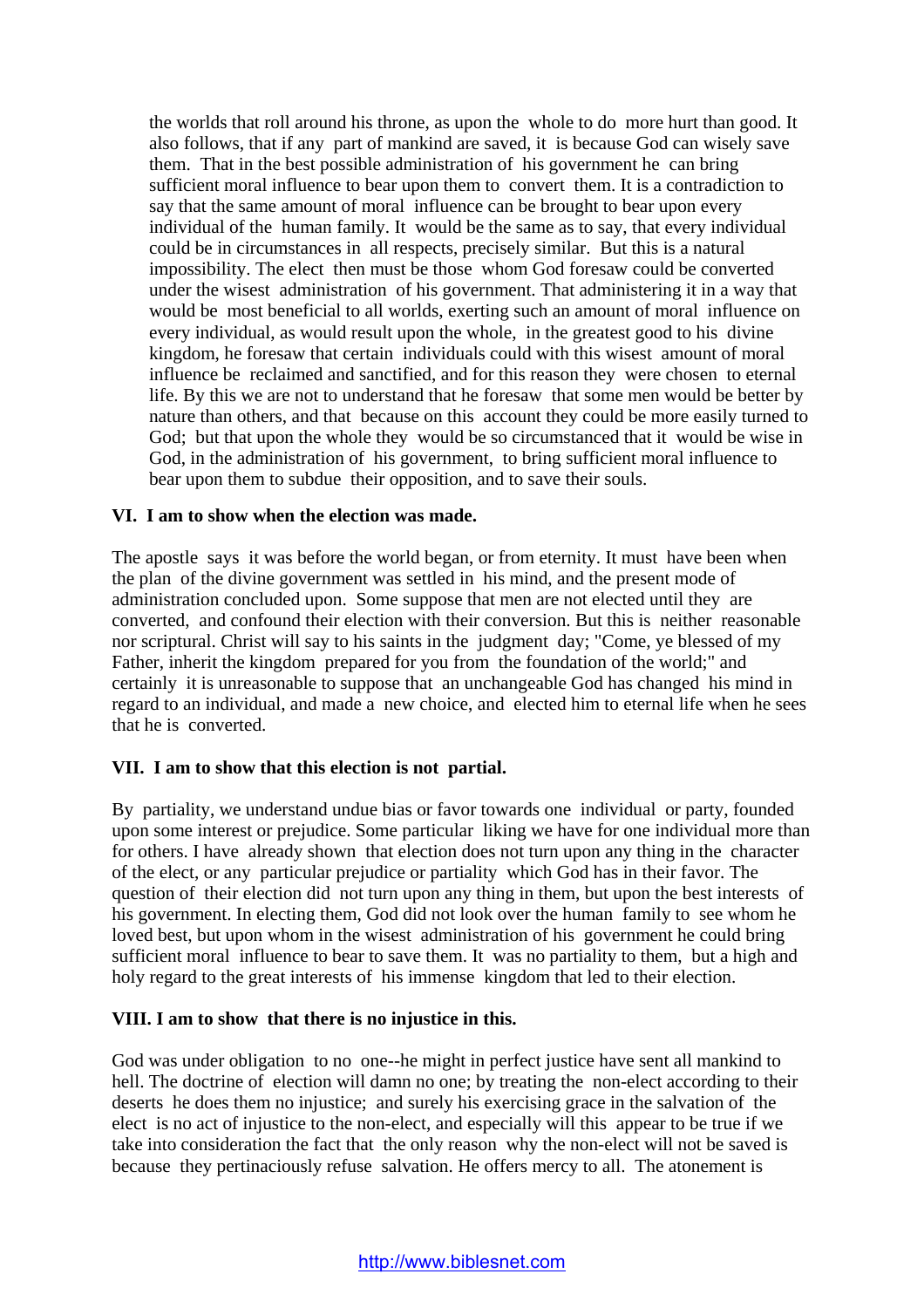the worlds that roll around his throne, as upon the whole to do more hurt than good. It also follows, that if any part of mankind are saved, it is because God can wisely save them. That in the best possible administration of his government he can bring sufficient moral influence to bear upon them to convert them. It is a contradiction to say that the same amount of moral influence can be brought to bear upon every individual of the human family. It would be the same as to say, that every individual could be in circumstances in all respects, precisely similar. But this is a natural impossibility. The elect then must be those whom God foresaw could be converted under the wisest administration of his government. That administering it in a way that would be most beneficial to all worlds, exerting such an amount of moral influence on every individual, as would result upon the whole, in the greatest good to his divine kingdom, he foresaw that certain individuals could with this wisest amount of moral influence be reclaimed and sanctified, and for this reason they were chosen to eternal life. By this we are not to understand that he foresaw that some men would be better by nature than others, and that because on this account they could be more easily turned to God; but that upon the whole they would be so circumstanced that it would be wise in God, in the administration of his government, to bring sufficient moral influence to bear upon them to subdue their opposition, and to save their souls.

**VI. I am to show when the election was made.**

The apostle says it was before the world began, or from eternity. It must have been when the plan of the divine government was settled in his mind, and the present mode of administration concluded upon. Some suppose that men are not elected until they are converted, and confound their election with their conversion. But this is neither reasonable nor scriptural. Christ will say to his saints in the judgment day; "Come, ye blessed of my Father, inherit the kingdom prepared for you from the foundation of the world;" and certainly it is unreasonable to suppose that an unchangeable God has changed his mind in regard to an individual, and made a new choice, and elected him to eternal life when he sees that he is converted.

**VII. I am to show that this election is not partial.**

By partiality, we understand undue bias or favor towards one individual or party, founded upon some interest or prejudice. Some particular liking we have for one individual more than for others. I have already shown that election does not turn upon any thing in the character of the elect, or any particular prejudice or partiality which God has in their favor. The question of their election did not turn upon any thing in them, but upon the best interests of his government. In electing them, God did not look over the human family to see whom he loved best, but upon whom in the wisest administration of his government he could bring sufficient moral influence to bear to save them. It was no partiality to them, but a high and holy regard to the great interests of his immense kingdom that led to their election.

**VIII. I am to show that there is no injustice in this.**

God was under obligation to no one--he might in perfect justice have sent all mankind to hell. The doctrine of election will damn no one; by treating the non-elect according to their deserts he does them no injustice; and surely his exercising grace in the salvation of the elect is no act of injustice to the non-elect, and especially will this appear to be true if we take into consideration the fact that the only reason why the non-elect will not be saved is because they pertinaciously refuse salvation. He offers mercy to all. The atonement is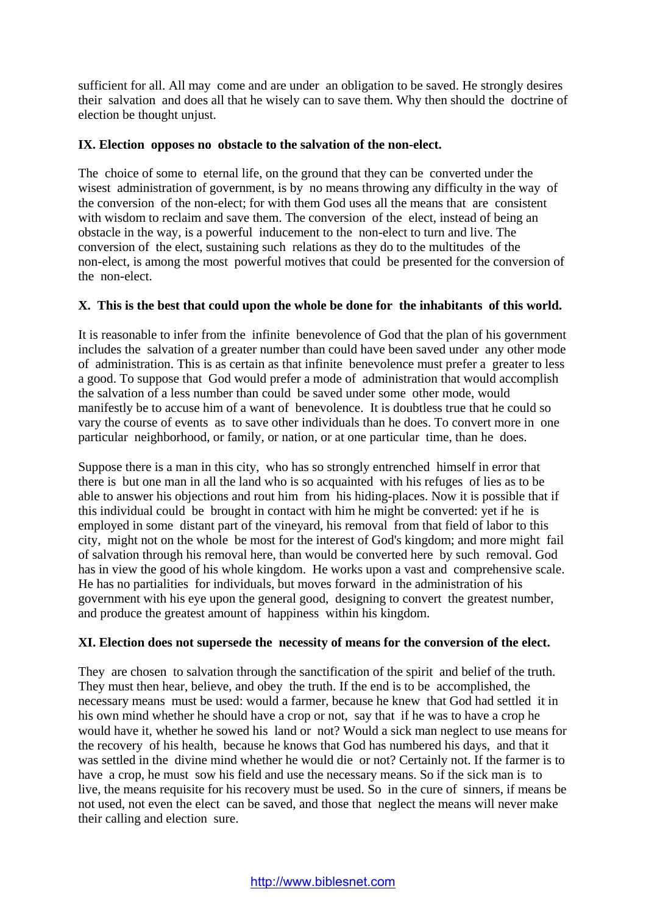sufficient for all. All may come and are under an obligation to be saved. He strongly desires their salvation and does all that he wisely can to save them. Why then should the doctrine of election be thought unjust.

**IX. Election opposes no obstacle to the salvation of the non-elect.**

The choice of some to eternal life, on the ground that they can be converted under the wisest administration of government, is by no means throwing any difficulty in the way of the conversion of the non-elect; for with them God uses all the means that are consistent with wisdom to reclaim and save them. The conversion of the elect, instead of being an obstacle in the way, is a powerful inducement to the non-elect to turn and live. The conversion of the elect, sustaining such relations as they do to the multitudes of the non-elect, is among the most powerful motives that could be presented for the conversion of the non-elect.

**X. This is the best that could upon the whole be done for the inhabitants of this world.**

It is reasonable to infer from the infinite benevolence of God that the plan of his government includes the salvation of a greater number than could have been saved under any other mode of administration. This is as certain as that infinite benevolence must prefer a greater to less a good. To suppose that God would prefer a mode of administration that would accomplish the salvation of a less number than could be saved under some other mode, would manifestly be to accuse him of a want of benevolence. It is doubtless true that he could so vary the course of events as to save other individuals than he does. To convert more in one particular neighborhood, or family, or nation, or at one particular time, than he does.

Suppose there is a man in this city, who has so strongly entrenched himself in error that there is but one man in all the land who is so acquainted with his refuges of lies as to be able to answer his objections and rout him from his hiding-places. Now it is possible that if this individual could be brought in contact with him he might be converted: yet if he is employed in some distant part of the vineyard, his removal from that field of labor to this city, might not on the whole be most for the interest of God's kingdom; and more might fail of salvation through his removal here, than would be converted here by such removal. God has in view the good of his whole kingdom. He works upon a vast and comprehensive scale. He has no partialities for individuals, but moves forward in the administration of his government with his eye upon the general good, designing to convert the greatest number, and produce the greatest amount of happiness within his kingdom.

**XI. Election does not supersede the necessity of means for the conversion of the elect.**

They are chosen to salvation through the sanctification of the spirit and belief of the truth. They must then hear, believe, and obey the truth. If the end is to be accomplished, the necessary means must be used: would a farmer, because he knew that God had settled it in his own mind whether he should have a crop or not, say that if he was to have a crop he would have it, whether he sowed his land or not? Would a sick man neglect to use means for the recovery of his health, because he knows that God has numbered his days, and that it was settled in the divine mind whether he would die or not? Certainly not. If the farmer is to have a crop, he must sow his field and use the necessary means. So if the sick man is to live, the means requisite for his recovery must be used. So in the cure of sinners, if means be not used, not even the elect can be saved, and those that neglect the means will never make their calling and election sure.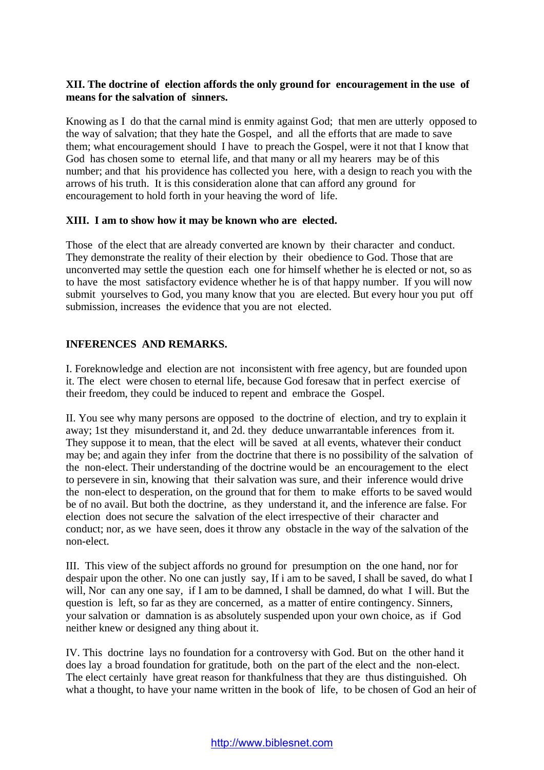**XII. The doctrine of election affords the only ground for encouragement in the use of means for the salvation of sinners.**

Knowing as I do that the carnal mind is enmity against God; that men are utterly opposed to the way of salvation; that they hate the Gospel, and all the efforts that are made to save them; what encouragement should I have to preach the Gospel, were it not that I know that God has chosen some to eternal life, and that many or all my hearers may be of this number; and that his providence has collected you here, with a design to reach you with the arrows of his truth. It is this consideration alone that can afford any ground for encouragement to hold forth in your heaving the word of life.

**XIII. I am to show how it may be known who are elected.**

Those of the elect that are already converted are known by their character and conduct. They demonstrate the reality of their election by their obedience to God. Those that are unconverted may settle the question each one for himself whether he is elected or not, so as to have the most satisfactory evidence whether he is of that happy number. If you will now submit yourselves to God, you many know that you are elected. But every hour you put off submission, increases the evidence that you are not elected.

**INFERENCES AND REMARKS.**

I. Foreknowledge and election are not inconsistent with free agency, but are founded upon it. The elect were chosen to eternal life, because God foresaw that in perfect exercise of their freedom, they could be induced to repent and embrace the Gospel.

II. You see why many persons are opposed to the doctrine of election, and try to explain it away; 1st they misunderstand it, and 2d. they deduce unwarrantable inferences from it. They suppose it to mean, that the elect will be saved at all events, whatever their conduct may be; and again they infer from the doctrine that there is no possibility of the salvation of the non-elect. Their understanding of the doctrine would be an encouragement to the elect to persevere in sin, knowing that their salvation was sure, and their inference would drive the non-elect to desperation, on the ground that for them to make efforts to be saved would be of no avail. But both the doctrine, as they understand it, and the inference are false. For election does not secure the salvation of the elect irrespective of their character and conduct; nor, as we have seen, does it throw any obstacle in the way of the salvation of the non-elect.

III. This view of the subject affords no ground for presumption on the one hand, nor for despair upon the other. No one can justly say, If i am to be saved, I shall be saved, do what I will, Nor can any one say, if I am to be damned, I shall be damned, do what I will. But the question is left, so far as they are concerned, as a matter of entire contingency. Sinners, your salvation or damnation is as absolutely suspended upon your own choice, as if God neither knew or designed any thing about it.

IV. This doctrine lays no foundation for a controversy with God. But on the other hand it does lay a broad foundation for gratitude, both on the part of the elect and the non-elect. The elect certainly have great reason for thankfulness that they are thus distinguished. Oh what a thought, to have your name written in the book of life, to be chosen of God an heir of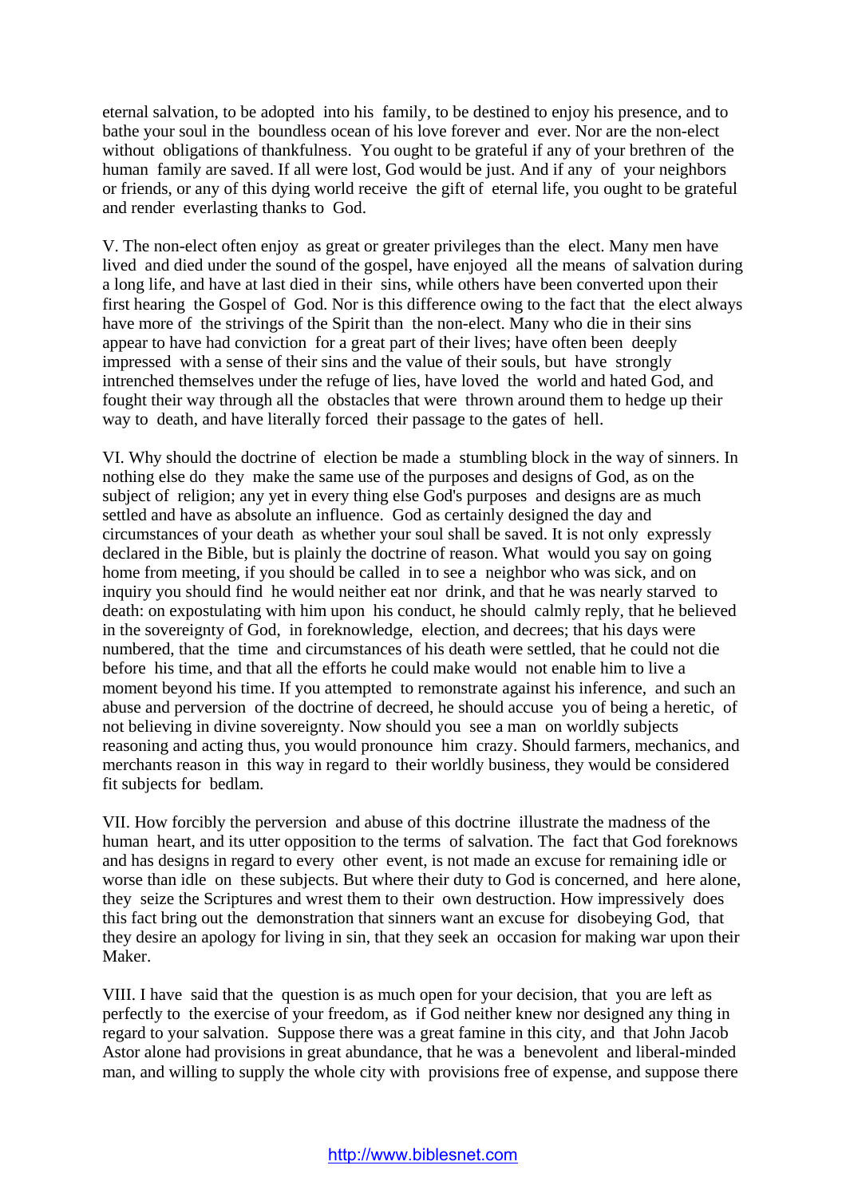eternal salvation, to be adopted into his family, to be destined to enjoy his presence, and to bathe your soul in the boundless ocean of his love forever and ever. Nor are the non-elect without obligations of thankfulness. You ought to be grateful if any of your brethren of the human family are saved. If all were lost, God would be just. And if any of your neighbors or friends, or any of this dying world receive the gift of eternal life, you ought to be grateful and render everlasting thanks to God.

V. The non-elect often enjoy as great or greater privileges than the elect. Many men have lived and died under the sound of the gospel, have enjoyed all the means of salvation during a long life, and have at last died in their sins, while others have been converted upon their first hearing the Gospel of God. Nor is this difference owing to the fact that the elect always have more of the strivings of the Spirit than the non-elect. Many who die in their sins appear to have had conviction for a great part of their lives; have often been deeply impressed with a sense of their sins and the value of their souls, but have strongly intrenched themselves under the refuge of lies, have loved the world and hated God, and fought their way through all the obstacles that were thrown around them to hedge up their way to death, and have literally forced their passage to the gates of hell.

VI. Why should the doctrine of election be made a stumbling block in the way of sinners. In nothing else do they make the same use of the purposes and designs of God, as on the subject of religion; any yet in every thing else God's purposes and designs are as much settled and have as absolute an influence. God as certainly designed the day and circumstances of your death as whether your soul shall be saved. It is not only expressly declared in the Bible, but is plainly the doctrine of reason. What would you say on going home from meeting, if you should be called in to see a neighbor who was sick, and on inquiry you should find he would neither eat nor drink, and that he was nearly starved to death: on expostulating with him upon his conduct, he should calmly reply, that he believed in the sovereignty of God, in foreknowledge, election, and decrees; that his days were numbered, that the time and circumstances of his death were settled, that he could not die before his time, and that all the efforts he could make would not enable him to live a moment beyond his time. If you attempted to remonstrate against his inference, and such an abuse and perversion of the doctrine of decreed, he should accuse you of being a heretic, of not believing in divine sovereignty. Now should you see a man on worldly subjects reasoning and acting thus, you would pronounce him crazy. Should farmers, mechanics, and merchants reason in this way in regard to their worldly business, they would be considered fit subjects for bedlam.

VII. How forcibly the perversion and abuse of this doctrine illustrate the madness of the human heart, and its utter opposition to the terms of salvation. The fact that God foreknows and has designs in regard to every other event, is not made an excuse for remaining idle or worse than idle on these subjects. But where their duty to God is concerned, and here alone, they seize the Scriptures and wrest them to their own destruction. How impressively does this fact bring out the demonstration that sinners want an excuse for disobeying God, that they desire an apology for living in sin, that they seek an occasion for making war upon their Maker.

VIII. I have said that the question is as much open for your decision, that you are left as perfectly to the exercise of your freedom, as if God neither knew nor designed any thing in regard to your salvation. Suppose there was a great famine in this city, and that John Jacob Astor alone had provisions in great abundance, that he was a benevolent and liberal-minded man, and willing to supply the whole city with provisions free of expense, and suppose there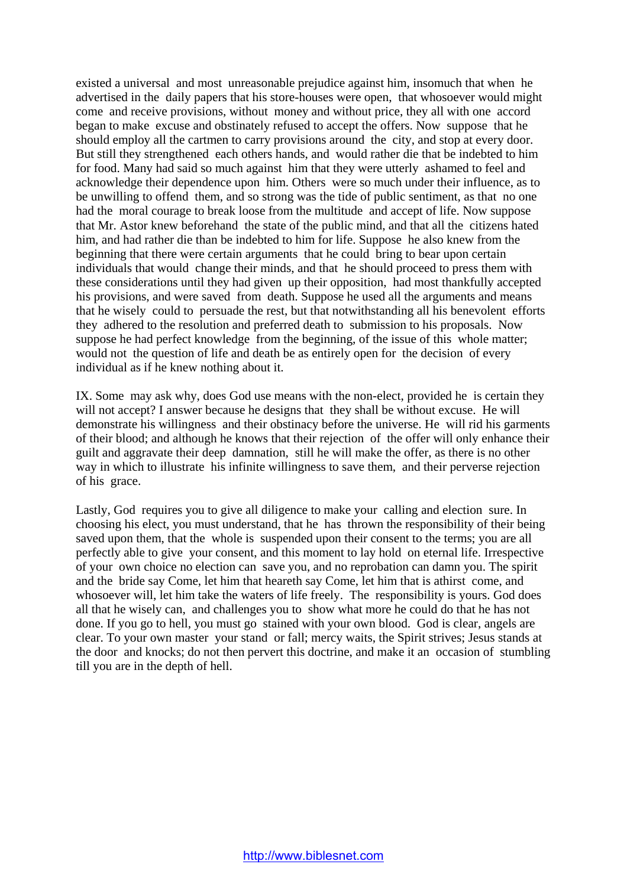existed a universal and most unreasonable prejudice against him, insomuch that when he advertised in the daily papers that his store-houses were open, that whosoever would might come and receive provisions, without money and without price, they all with one accord began to make excuse and obstinately refused to accept the offers. Now suppose that he should employ all the cartmen to carry provisions around the city, and stop at every door. But still they strengthened each others hands, and would rather die that be indebted to him for food. Many had said so much against him that they were utterly ashamed to feel and acknowledge their dependence upon him. Others were so much under their influence, as to be unwilling to offend them, and so strong was the tide of public sentiment, as that no one had the moral courage to break loose from the multitude and accept of life. Now suppose that Mr. Astor knew beforehand the state of the public mind, and that all the citizens hated him, and had rather die than be indebted to him for life. Suppose he also knew from the beginning that there were certain arguments that he could bring to bear upon certain individuals that would change their minds, and that he should proceed to press them with these considerations until they had given up their opposition, had most thankfully accepted his provisions, and were saved from death. Suppose he used all the arguments and means that he wisely could to persuade the rest, but that notwithstanding all his benevolent efforts they adhered to the resolution and preferred death to submission to his proposals. Now suppose he had perfect knowledge from the beginning, of the issue of this whole matter; would not the question of life and death be as entirely open for the decision of every individual as if he knew nothing about it.

IX. Some may ask why, does God use means with the non-elect, provided he is certain they will not accept? I answer because he designs that they shall be without excuse. He will demonstrate his willingness and their obstinacy before the universe. He will rid his garments of their blood; and although he knows that their rejection of the offer will only enhance their guilt and aggravate their deep damnation, still he will make the offer, as there is no other way in which to illustrate his infinite willingness to save them, and their perverse rejection of his grace.

Lastly, God requires you to give all diligence to make your calling and election sure. In choosing his elect, you must understand, that he has thrown the responsibility of their being saved upon them, that the whole is suspended upon their consent to the terms; you are all perfectly able to give your consent, and this moment to lay hold on eternal life. Irrespective of your own choice no election can save you, and no reprobation can damn you. The spirit and the bride say Come, let him that heareth say Come, let him that is athirst come, and whosoever will, let him take the waters of life freely. The responsibility is yours. God does all that he wisely can, and challenges you to show what more he could do that he has not done. If you go to hell, you must go stained with your own blood. God is clear, angels are clear. To your own master your stand or fall; mercy waits, the Spirit strives; Jesus stands at the door and knocks; do not then pervert this doctrine, and make it an occasion of stumbling till you are in the depth of hell.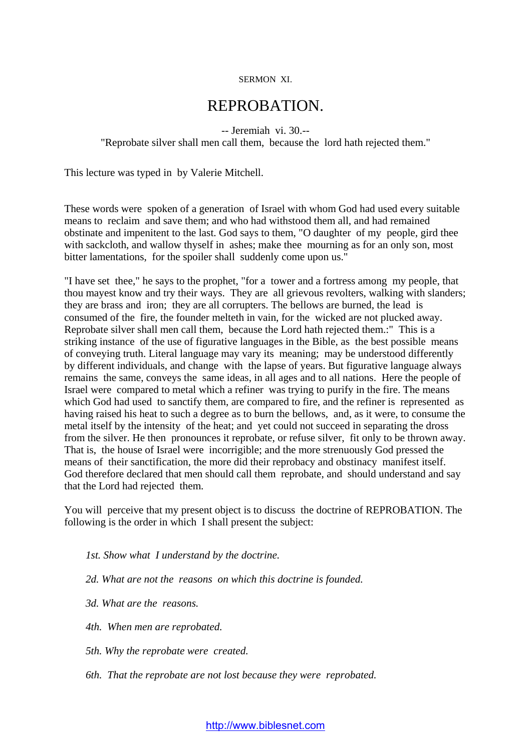SERMON XI.

# REPROBATION.

-- Jeremiah vi. 30.--
"Reprobate silver shall men call them, because the lord hath rejected them."

This lecture was typed in by Valerie Mitchell.

These words were spoken of a generation of Israel with whom God had used every suitable means to reclaim and save them; and who had withstood them all, and had remained obstinate and impenitent to the last. God says to them, "O daughter of my people, gird thee with sackcloth, and wallow thyself in ashes; make thee mourning as for an only son, most bitter lamentations, for the spoiler shall suddenly come upon us."

"I have set thee," he says to the prophet, "for a tower and a fortress among my people, that thou mayest know and try their ways. They are all grievous revolters, walking with slanders; they are brass and iron; they are all corrupters. The bellows are burned, the lead is consumed of the fire, the founder melteth in vain, for the wicked are not plucked away. Reprobate silver shall men call them, because the Lord hath rejected them.:" This is a striking instance of the use of figurative languages in the Bible, as the best possible means of conveying truth. Literal language may vary its meaning; may be understood differently by different individuals, and change with the lapse of years. But figurative language always remains the same, conveys the same ideas, in all ages and to all nations. Here the people of Israel were compared to metal which a refiner was trying to purify in the fire. The means which God had used to sanctify them, are compared to fire, and the refiner is represented as having raised his heat to such a degree as to burn the bellows, and, as it were, to consume the metal itself by the intensity of the heat; and yet could not succeed in separating the dross from the silver. He then pronounces it reprobate, or refuse silver, fit only to be thrown away. That is, the house of Israel were incorrigible; and the more strenuously God pressed the means of their sanctification, the more did their reprobacy and obstinacy manifest itself. God therefore declared that men should call them reprobate, and should understand and say that the Lord had rejected them.

You will perceive that my present object is to discuss the doctrine of REPROBATION. The following is the order in which I shall present the subject:

*1st. Show what I understand by the doctrine.*

*2d. What are not the reasons on which this doctrine is founded.*

*3d. What are the reasons.*

*4th. When men are reprobated.*

*5th. Why the reprobate were created.*

*6th. That the reprobate are not lost because they were reprobated.*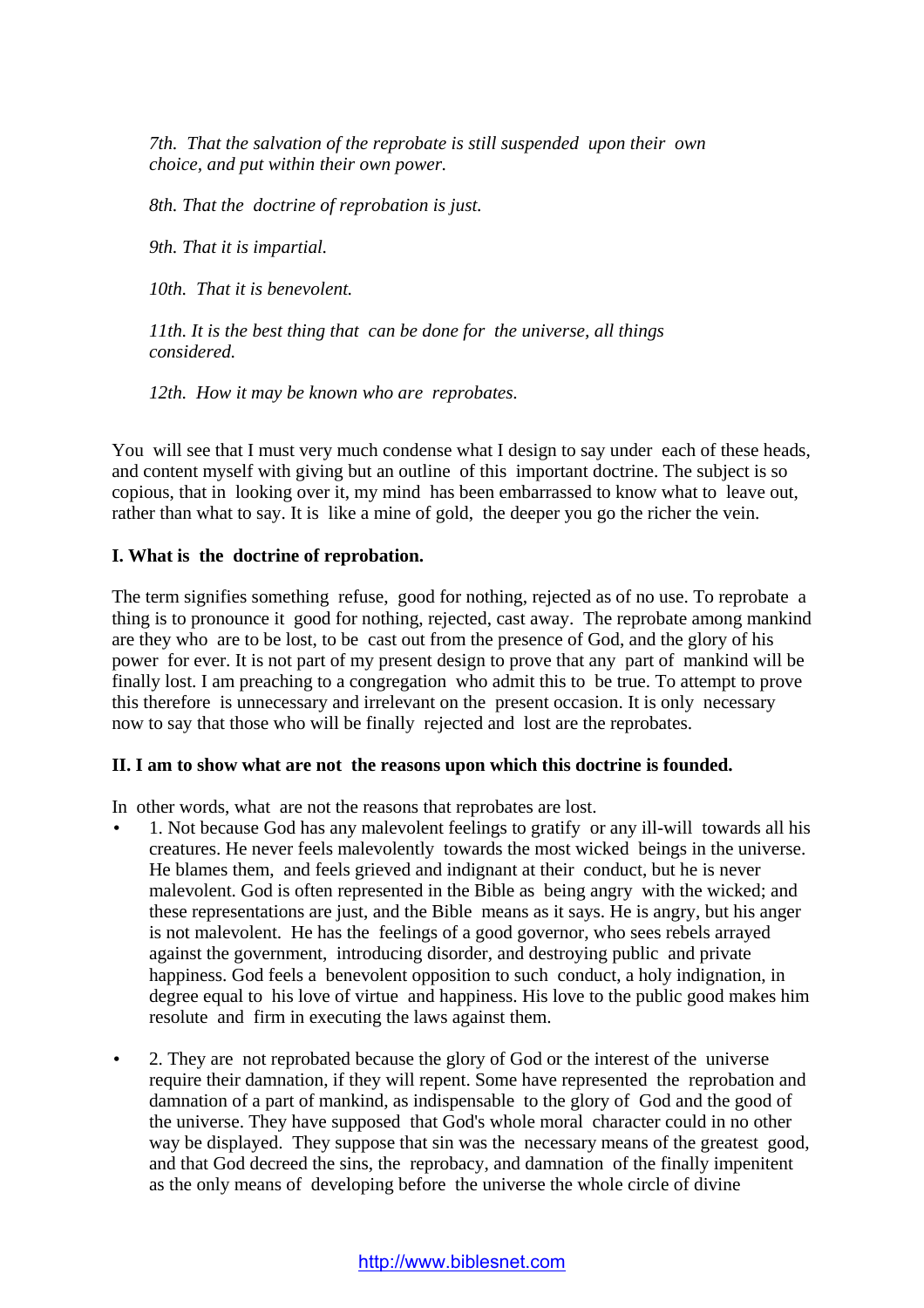*7th. That the salvation of the reprobate is still suspended upon their own choice, and put within their own power.*

*8th. That the doctrine of reprobation is just.*

*9th. That it is impartial.*

*10th. That it is benevolent.*

*11th. It is the best thing that can be done for the universe, all things considered.*

*12th. How it may be known who are reprobates.*

You will see that I must very much condense what I design to say under each of these heads, and content myself with giving but an outline of this important doctrine. The subject is so copious, that in looking over it, my mind has been embarrassed to know what to leave out, rather than what to say. It is like a mine of gold, the deeper you go the richer the vein.

**I. What is the doctrine of reprobation.**

The term signifies something refuse, good for nothing, rejected as of no use. To reprobate a thing is to pronounce it good for nothing, rejected, cast away. The reprobate among mankind are they who are to be lost, to be cast out from the presence of God, and the glory of his power for ever. It is not part of my present design to prove that any part of mankind will be finally lost. I am preaching to a congregation who admit this to be true. To attempt to prove this therefore is unnecessary and irrelevant on the present occasion. It is only necessary now to say that those who will be finally rejected and lost are the reprobates.

**II. I am to show what are not the reasons upon which this doctrine is founded.**

In other words, what are not the reasons that reprobates are lost.

- 1. Not because God has any malevolent feelings to gratify or any ill-will towards all his creatures. He never feels malevolently towards the most wicked beings in the universe. He blames them, and feels grieved and indignant at their conduct, but he is never malevolent. God is often represented in the Bible as being angry with the wicked; and these representations are just, and the Bible means as it says. He is angry, but his anger is not malevolent. He has the feelings of a good governor, who sees rebels arrayed against the government, introducing disorder, and destroying public and private happiness. God feels a benevolent opposition to such conduct, a holy indignation, in degree equal to his love of virtue and happiness. His love to the public good makes him resolute and firm in executing the laws against them.

- 2. They are not reprobated because the glory of God or the interest of the universe require their damnation, if they will repent. Some have represented the reprobation and damnation of a part of mankind, as indispensable to the glory of God and the good of the universe. They have supposed that God's whole moral character could in no other way be displayed. They suppose that sin was the necessary means of the greatest good, and that God decreed the sins, the reprobacy, and damnation of the finally impenitent as the only means of developing before the universe the whole circle of divine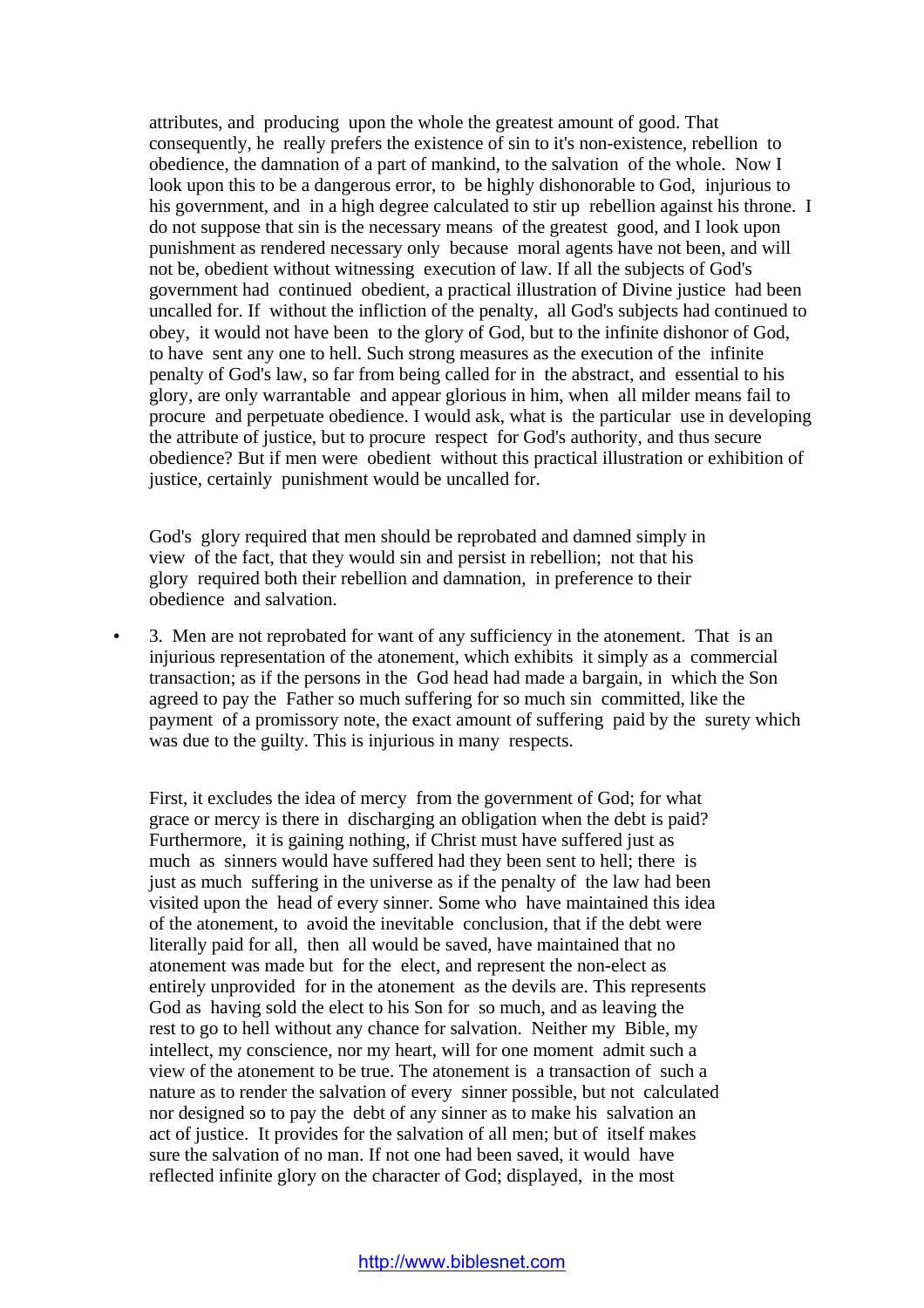attributes, and producing upon the whole the greatest amount of good. That consequently, he really prefers the existence of sin to it's non-existence, rebellion to obedience, the damnation of a part of mankind, to the salvation of the whole. Now I look upon this to be a dangerous error, to be highly dishonorable to God, injurious to his government, and in a high degree calculated to stir up rebellion against his throne. I do not suppose that sin is the necessary means of the greatest good, and I look upon punishment as rendered necessary only because moral agents have not been, and will not be, obedient without witnessing execution of law. If all the subjects of God's government had continued obedient, a practical illustration of Divine justice had been uncalled for. If without the infliction of the penalty, all God's subjects had continued to obey, it would not have been to the glory of God, but to the infinite dishonor of God, to have sent any one to hell. Such strong measures as the execution of the infinite penalty of God's law, so far from being called for in the abstract, and essential to his glory, are only warrantable and appear glorious in him, when all milder means fail to procure and perpetuate obedience. I would ask, what is the particular use in developing the attribute of justice, but to procure respect for God's authority, and thus secure obedience? But if men were obedient without this practical illustration or exhibition of justice, certainly punishment would be uncalled for.

God's glory required that men should be reprobated and damned simply in view of the fact, that they would sin and persist in rebellion; not that his glory required both their rebellion and damnation, in preference to their obedience and salvation.

- 3. Men are not reprobated for want of any sufficiency in the atonement. That is an injurious representation of the atonement, which exhibits it simply as a commercial transaction; as if the persons in the God head had made a bargain, in which the Son agreed to pay the Father so much suffering for so much sin committed, like the payment of a promissory note, the exact amount of suffering paid by the surety which was due to the guilty. This is injurious in many respects.

First, it excludes the idea of mercy from the government of God; for what grace or mercy is there in discharging an obligation when the debt is paid? Furthermore, it is gaining nothing, if Christ must have suffered just as much as sinners would have suffered had they been sent to hell; there is just as much suffering in the universe as if the penalty of the law had been visited upon the head of every sinner. Some who have maintained this idea of the atonement, to avoid the inevitable conclusion, that if the debt were literally paid for all, then all would be saved, have maintained that no atonement was made but for the elect, and represent the non-elect as entirely unprovided for in the atonement as the devils are. This represents God as having sold the elect to his Son for so much, and as leaving the rest to go to hell without any chance for salvation. Neither my Bible, my intellect, my conscience, nor my heart, will for one moment admit such a view of the atonement to be true. The atonement is a transaction of such a nature as to render the salvation of every sinner possible, but not calculated nor designed so to pay the debt of any sinner as to make his salvation an act of justice. It provides for the salvation of all men; but of itself makes sure the salvation of no man. If not one had been saved, it would have reflected infinite glory on the character of God; displayed, in the most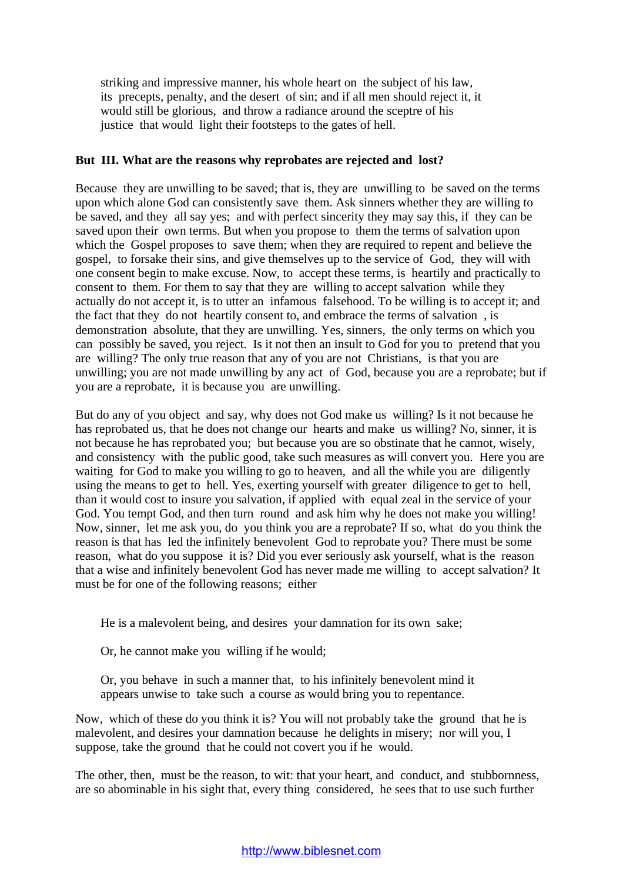striking and impressive manner, his whole heart on the subject of his law, its precepts, penalty, and the desert of sin; and if all men should reject it, it would still be glorious, and throw a radiance around the sceptre of his justice that would light their footsteps to the gates of hell.

**But III. What are the reasons why reprobates are rejected and lost?**

Because they are unwilling to be saved; that is, they are unwilling to be saved on the terms upon which alone God can consistently save them. Ask sinners whether they are willing to be saved, and they all say yes; and with perfect sincerity they may say this, if they can be saved upon their own terms. But when you propose to them the terms of salvation upon which the Gospel proposes to save them; when they are required to repent and believe the gospel, to forsake their sins, and give themselves up to the service of God, they will with one consent begin to make excuse. Now, to accept these terms, is heartily and practically to consent to them. For them to say that they are willing to accept salvation while they actually do not accept it, is to utter an infamous falsehood. To be willing is to accept it; and the fact that they do not heartily consent to, and embrace the terms of salvation , is demonstration absolute, that they are unwilling. Yes, sinners, the only terms on which you can possibly be saved, you reject. Is it not then an insult to God for you to pretend that you are willing? The only true reason that any of you are not Christians, is that you are unwilling; you are not made unwilling by any act of God, because you are a reprobate; but if you are a reprobate, it is because you are unwilling.

But do any of you object and say, why does not God make us willing? Is it not because he has reprobated us, that he does not change our hearts and make us willing? No, sinner, it is not because he has reprobated you; but because you are so obstinate that he cannot, wisely, and consistency with the public good, take such measures as will convert you. Here you are waiting for God to make you willing to go to heaven, and all the while you are diligently using the means to get to hell. Yes, exerting yourself with greater diligence to get to hell, than it would cost to insure you salvation, if applied with equal zeal in the service of your God. You tempt God, and then turn round and ask him why he does not make you willing! Now, sinner, let me ask you, do you think you are a reprobate? If so, what do you think the reason is that has led the infinitely benevolent God to reprobate you? There must be some reason, what do you suppose it is? Did you ever seriously ask yourself, what is the reason that a wise and infinitely benevolent God has never made me willing to accept salvation? It must be for one of the following reasons; either

> He is a malevolent being, and desires your damnation for its own sake;
>
> Or, he cannot make you willing if he would;
>
> Or, you behave in such a manner that, to his infinitely benevolent mind it appears unwise to take such a course as would bring you to repentance.

Now, which of these do you think it is? You will not probably take the ground that he is malevolent, and desires your damnation because he delights in misery; nor will you, I suppose, take the ground that he could not covert you if he would.

The other, then, must be the reason, to wit: that your heart, and conduct, and stubbornness, are so abominable in his sight that, every thing considered, he sees that to use such further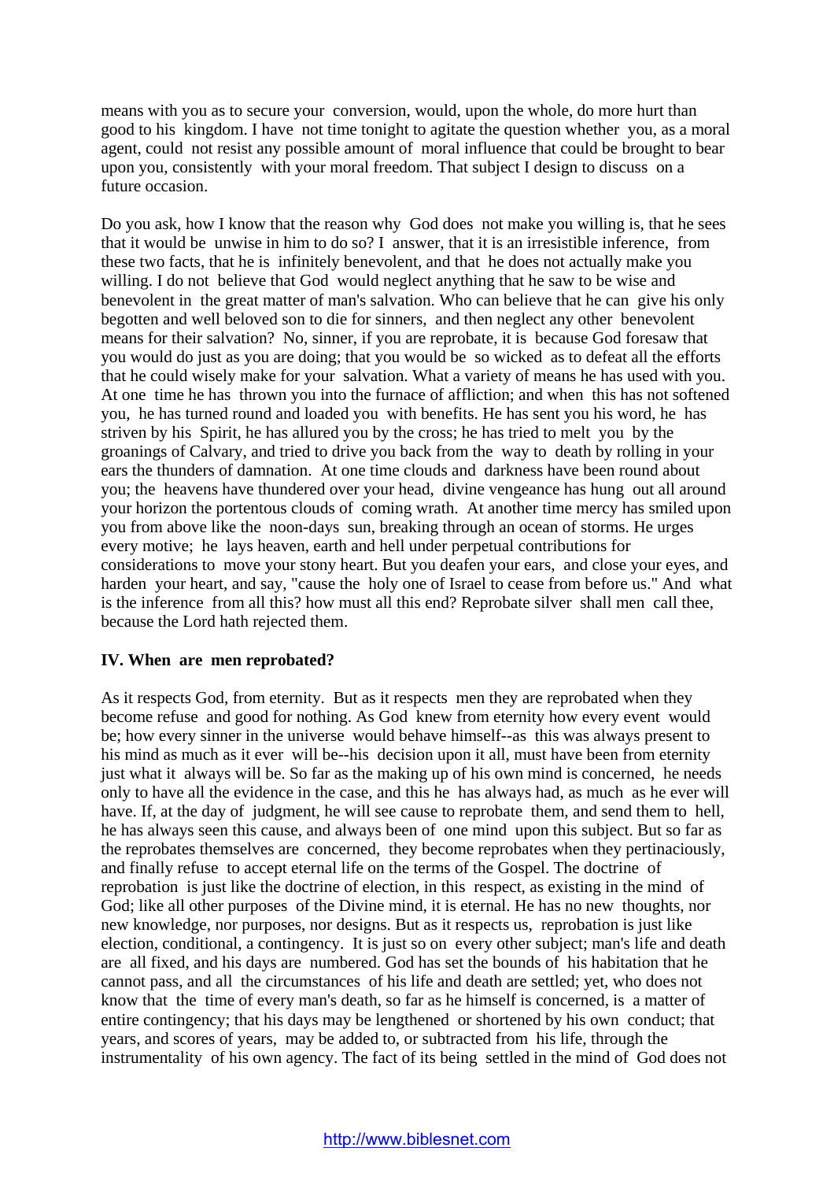means with you as to secure your conversion, would, upon the whole, do more hurt than good to his kingdom. I have not time tonight to agitate the question whether you, as a moral agent, could not resist any possible amount of moral influence that could be brought to bear upon you, consistently with your moral freedom. That subject I design to discuss on a future occasion.

Do you ask, how I know that the reason why God does not make you willing is, that he sees that it would be unwise in him to do so? I answer, that it is an irresistible inference, from these two facts, that he is infinitely benevolent, and that he does not actually make you willing. I do not believe that God would neglect anything that he saw to be wise and benevolent in the great matter of man's salvation. Who can believe that he can give his only begotten and well beloved son to die for sinners, and then neglect any other benevolent means for their salvation? No, sinner, if you are reprobate, it is because God foresaw that you would do just as you are doing; that you would be so wicked as to defeat all the efforts that he could wisely make for your salvation. What a variety of means he has used with you. At one time he has thrown you into the furnace of affliction; and when this has not softened you, he has turned round and loaded you with benefits. He has sent you his word, he has striven by his Spirit, he has allured you by the cross; he has tried to melt you by the groanings of Calvary, and tried to drive you back from the way to death by rolling in your ears the thunders of damnation. At one time clouds and darkness have been round about you; the heavens have thundered over your head, divine vengeance has hung out all around your horizon the portentous clouds of coming wrath. At another time mercy has smiled upon you from above like the noon-days sun, breaking through an ocean of storms. He urges every motive; he lays heaven, earth and hell under perpetual contributions for considerations to move your stony heart. But you deafen your ears, and close your eyes, and harden your heart, and say, "cause the holy one of Israel to cease from before us." And what is the inference from all this? how must all this end? Reprobate silver shall men call thee, because the Lord hath rejected them.

**IV. When are men reprobated?**

As it respects God, from eternity. But as it respects men they are reprobated when they become refuse and good for nothing. As God knew from eternity how every event would be; how every sinner in the universe would behave himself--as this was always present to his mind as much as it ever will be--his decision upon it all, must have been from eternity just what it always will be. So far as the making up of his own mind is concerned, he needs only to have all the evidence in the case, and this he has always had, as much as he ever will have. If, at the day of judgment, he will see cause to reprobate them, and send them to hell, he has always seen this cause, and always been of one mind upon this subject. But so far as the reprobates themselves are concerned, they become reprobates when they pertinaciously, and finally refuse to accept eternal life on the terms of the Gospel. The doctrine of reprobation is just like the doctrine of election, in this respect, as existing in the mind of God; like all other purposes of the Divine mind, it is eternal. He has no new thoughts, nor new knowledge, nor purposes, nor designs. But as it respects us, reprobation is just like election, conditional, a contingency. It is just so on every other subject; man's life and death are all fixed, and his days are numbered. God has set the bounds of his habitation that he cannot pass, and all the circumstances of his life and death are settled; yet, who does not know that the time of every man's death, so far as he himself is concerned, is a matter of entire contingency; that his days may be lengthened or shortened by his own conduct; that years, and scores of years, may be added to, or subtracted from his life, through the instrumentality of his own agency. The fact of its being settled in the mind of God does not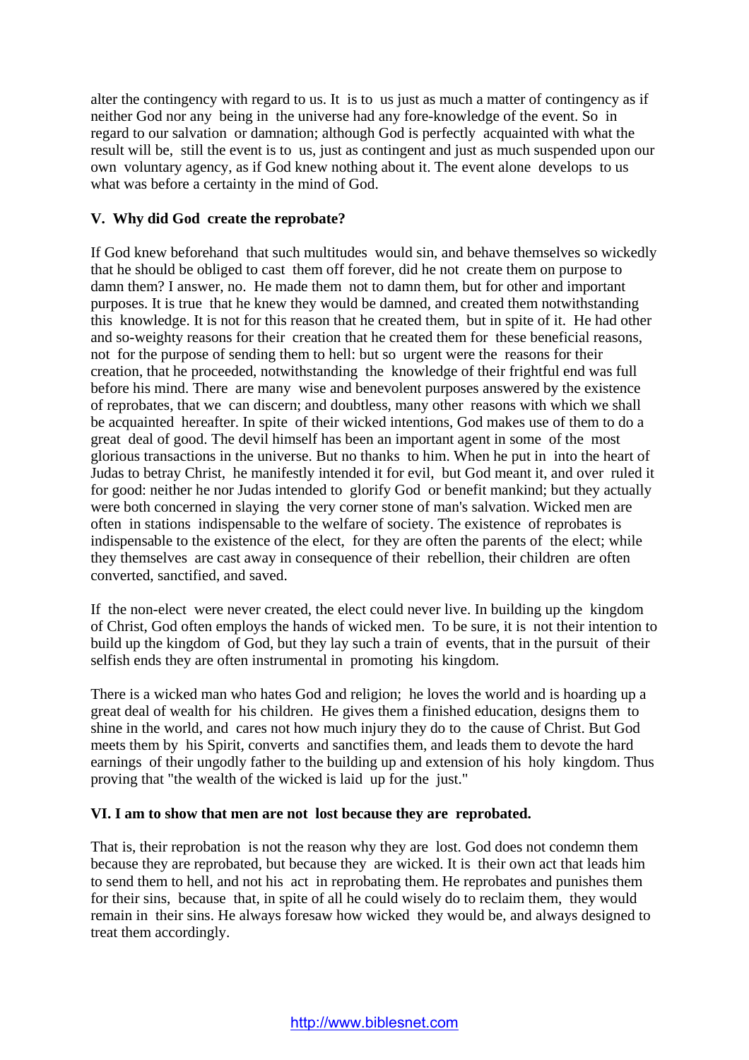alter the contingency with regard to us. It is to us just as much a matter of contingency as if neither God nor any being in the universe had any fore-knowledge of the event. So in regard to our salvation or damnation; although God is perfectly acquainted with what the result will be, still the event is to us, just as contingent and just as much suspended upon our own voluntary agency, as if God knew nothing about it. The event alone develops to us what was before a certainty in the mind of God.

**V. Why did God create the reprobate?**

If God knew beforehand that such multitudes would sin, and behave themselves so wickedly that he should be obliged to cast them off forever, did he not create them on purpose to damn them? I answer, no. He made them not to damn them, but for other and important purposes. It is true that he knew they would be damned, and created them notwithstanding this knowledge. It is not for this reason that he created them, but in spite of it. He had other and so-weighty reasons for their creation that he created them for these beneficial reasons, not for the purpose of sending them to hell: but so urgent were the reasons for their creation, that he proceeded, notwithstanding the knowledge of their frightful end was full before his mind. There are many wise and benevolent purposes answered by the existence of reprobates, that we can discern; and doubtless, many other reasons with which we shall be acquainted hereafter. In spite of their wicked intentions, God makes use of them to do a great deal of good. The devil himself has been an important agent in some of the most glorious transactions in the universe. But no thanks to him. When he put in into the heart of Judas to betray Christ, he manifestly intended it for evil, but God meant it, and over ruled it for good: neither he nor Judas intended to glorify God or benefit mankind; but they actually were both concerned in slaying the very corner stone of man's salvation. Wicked men are often in stations indispensable to the welfare of society. The existence of reprobates is indispensable to the existence of the elect, for they are often the parents of the elect; while they themselves are cast away in consequence of their rebellion, their children are often converted, sanctified, and saved.

If the non-elect were never created, the elect could never live. In building up the kingdom of Christ, God often employs the hands of wicked men. To be sure, it is not their intention to build up the kingdom of God, but they lay such a train of events, that in the pursuit of their selfish ends they are often instrumental in promoting his kingdom.

There is a wicked man who hates God and religion; he loves the world and is hoarding up a great deal of wealth for his children. He gives them a finished education, designs them to shine in the world, and cares not how much injury they do to the cause of Christ. But God meets them by his Spirit, converts and sanctifies them, and leads them to devote the hard earnings of their ungodly father to the building up and extension of his holy kingdom. Thus proving that "the wealth of the wicked is laid up for the just."

**VI. I am to show that men are not lost because they are reprobated.**

That is, their reprobation is not the reason why they are lost. God does not condemn them because they are reprobated, but because they are wicked. It is their own act that leads him to send them to hell, and not his act in reprobating them. He reprobates and punishes them for their sins, because that, in spite of all he could wisely do to reclaim them, they would remain in their sins. He always foresaw how wicked they would be, and always designed to treat them accordingly.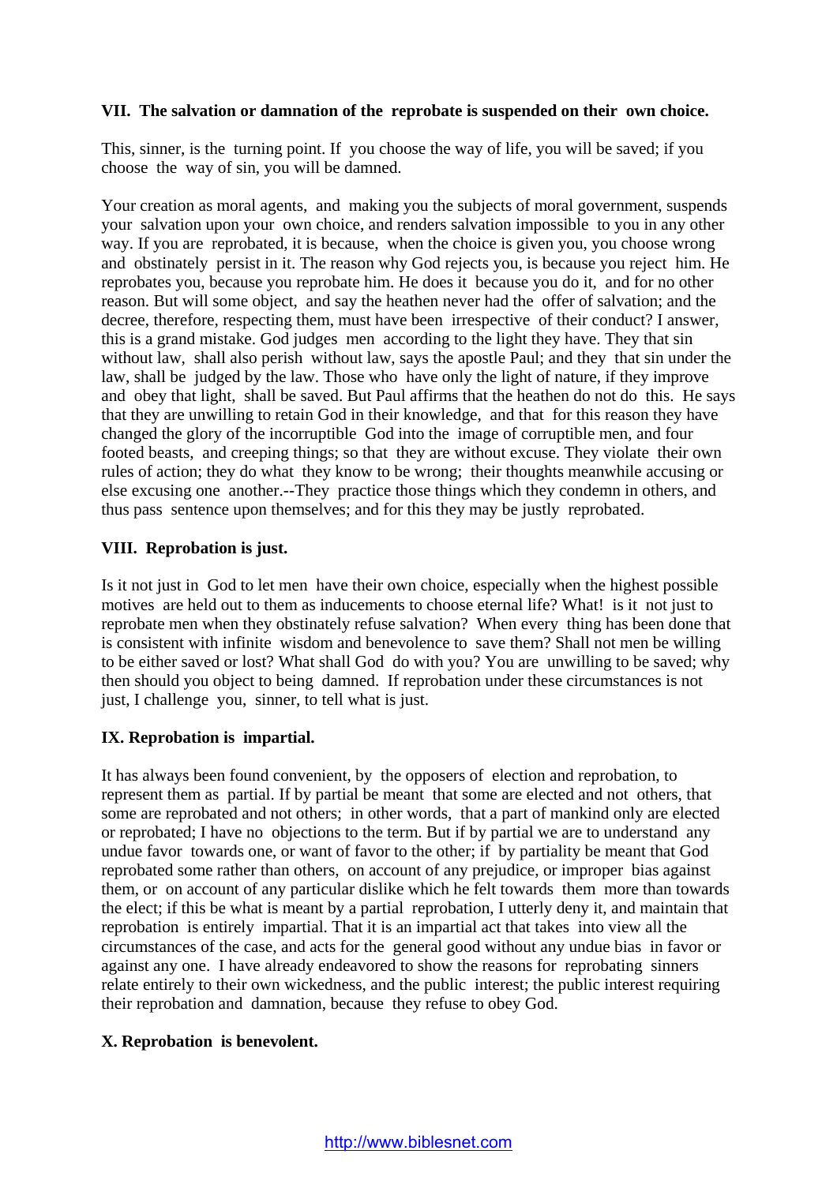### VII. The salvation or damnation of the reprobate is suspended on their own choice.

This, sinner, is the turning point. If you choose the way of life, you will be saved; if you choose the way of sin, you will be damned.

Your creation as moral agents, and making you the subjects of moral government, suspends your salvation upon your own choice, and renders salvation impossible to you in any other way. If you are reprobated, it is because, when the choice is given you, you choose wrong and obstinately persist in it. The reason why God rejects you, is because you reject him. He reprobates you, because you reprobate him. He does it because you do it, and for no other reason. But will some object, and say the heathen never had the offer of salvation; and the decree, therefore, respecting them, must have been irrespective of their conduct? I answer, this is a grand mistake. God judges men according to the light they have. They that sin without law, shall also perish without law, says the apostle Paul; and they that sin under the law, shall be judged by the law. Those who have only the light of nature, if they improve and obey that light, shall be saved. But Paul affirms that the heathen do not do this. He says that they are unwilling to retain God in their knowledge, and that for this reason they have changed the glory of the incorruptible God into the image of corruptible men, and four footed beasts, and creeping things; so that they are without excuse. They violate their own rules of action; they do what they know to be wrong; their thoughts meanwhile accusing or else excusing one another.--They practice those things which they condemn in others, and thus pass sentence upon themselves; and for this they may be justly reprobated.

### VIII. Reprobation is just.

Is it not just in God to let men have their own choice, especially when the highest possible motives are held out to them as inducements to choose eternal life? What! is it not just to reprobate men when they obstinately refuse salvation? When every thing has been done that is consistent with infinite wisdom and benevolence to save them? Shall not men be willing to be either saved or lost? What shall God do with you? You are unwilling to be saved; why then should you object to being damned. If reprobation under these circumstances is not just, I challenge you, sinner, to tell what is just.

### IX. Reprobation is impartial.

It has always been found convenient, by the opposers of election and reprobation, to represent them as partial. If by partial be meant that some are elected and not others, that some are reprobated and not others; in other words, that a part of mankind only are elected or reprobated; I have no objections to the term. But if by partial we are to understand any undue favor towards one, or want of favor to the other; if by partiality be meant that God reprobated some rather than others, on account of any prejudice, or improper bias against them, or on account of any particular dislike which he felt towards them more than towards the elect; if this be what is meant by a partial reprobation, I utterly deny it, and maintain that reprobation is entirely impartial. That it is an impartial act that takes into view all the circumstances of the case, and acts for the general good without any undue bias in favor or against any one. I have already endeavored to show the reasons for reprobating sinners relate entirely to their own wickedness, and the public interest; the public interest requiring their reprobation and damnation, because they refuse to obey God.

### X. Reprobation is benevolent.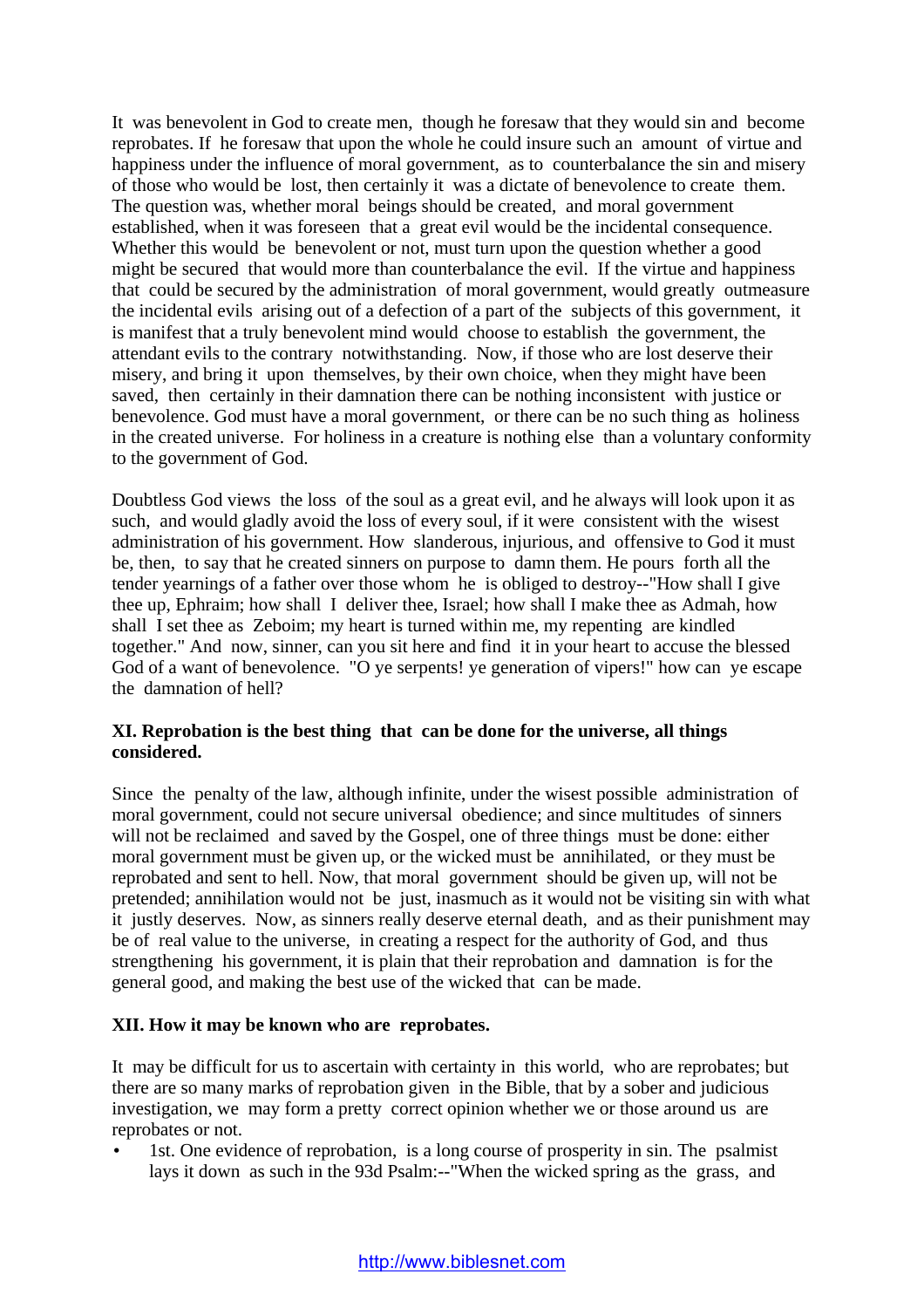It was benevolent in God to create men, though he foresaw that they would sin and become reprobates. If he foresaw that upon the whole he could insure such an amount of virtue and happiness under the influence of moral government, as to counterbalance the sin and misery of those who would be lost, then certainly it was a dictate of benevolence to create them. The question was, whether moral beings should be created, and moral government established, when it was foreseen that a great evil would be the incidental consequence. Whether this would be benevolent or not, must turn upon the question whether a good might be secured that would more than counterbalance the evil. If the virtue and happiness that could be secured by the administration of moral government, would greatly outmeasure the incidental evils arising out of a defection of a part of the subjects of this government, it is manifest that a truly benevolent mind would choose to establish the government, the attendant evils to the contrary notwithstanding. Now, if those who are lost deserve their misery, and bring it upon themselves, by their own choice, when they might have been saved, then certainly in their damnation there can be nothing inconsistent with justice or benevolence. God must have a moral government, or there can be no such thing as holiness in the created universe. For holiness in a creature is nothing else than a voluntary conformity to the government of God.

Doubtless God views the loss of the soul as a great evil, and he always will look upon it as such, and would gladly avoid the loss of every soul, if it were consistent with the wisest administration of his government. How slanderous, injurious, and offensive to God it must be, then, to say that he created sinners on purpose to damn them. He pours forth all the tender yearnings of a father over those whom he is obliged to destroy--"How shall I give thee up, Ephraim; how shall I deliver thee, Israel; how shall I make thee as Admah, how shall I set thee as Zeboim; my heart is turned within me, my repenting are kindled together." And now, sinner, can you sit here and find it in your heart to accuse the blessed God of a want of benevolence. "O ye serpents! ye generation of vipers!" how can ye escape the damnation of hell?

**XI. Reprobation is the best thing that can be done for the universe, all things considered.**

Since the penalty of the law, although infinite, under the wisest possible administration of moral government, could not secure universal obedience; and since multitudes of sinners will not be reclaimed and saved by the Gospel, one of three things must be done: either moral government must be given up, or the wicked must be annihilated, or they must be reprobated and sent to hell. Now, that moral government should be given up, will not be pretended; annihilation would not be just, inasmuch as it would not be visiting sin with what it justly deserves. Now, as sinners really deserve eternal death, and as their punishment may be of real value to the universe, in creating a respect for the authority of God, and thus strengthening his government, it is plain that their reprobation and damnation is for the general good, and making the best use of the wicked that can be made.

**XII. How it may be known who are reprobates.**

It may be difficult for us to ascertain with certainty in this world, who are reprobates; but there are so many marks of reprobation given in the Bible, that by a sober and judicious investigation, we may form a pretty correct opinion whether we or those around us are reprobates or not.

- 1st. One evidence of reprobation, is a long course of prosperity in sin. The psalmist lays it down as such in the 93d Psalm:--"When the wicked spring as the grass, and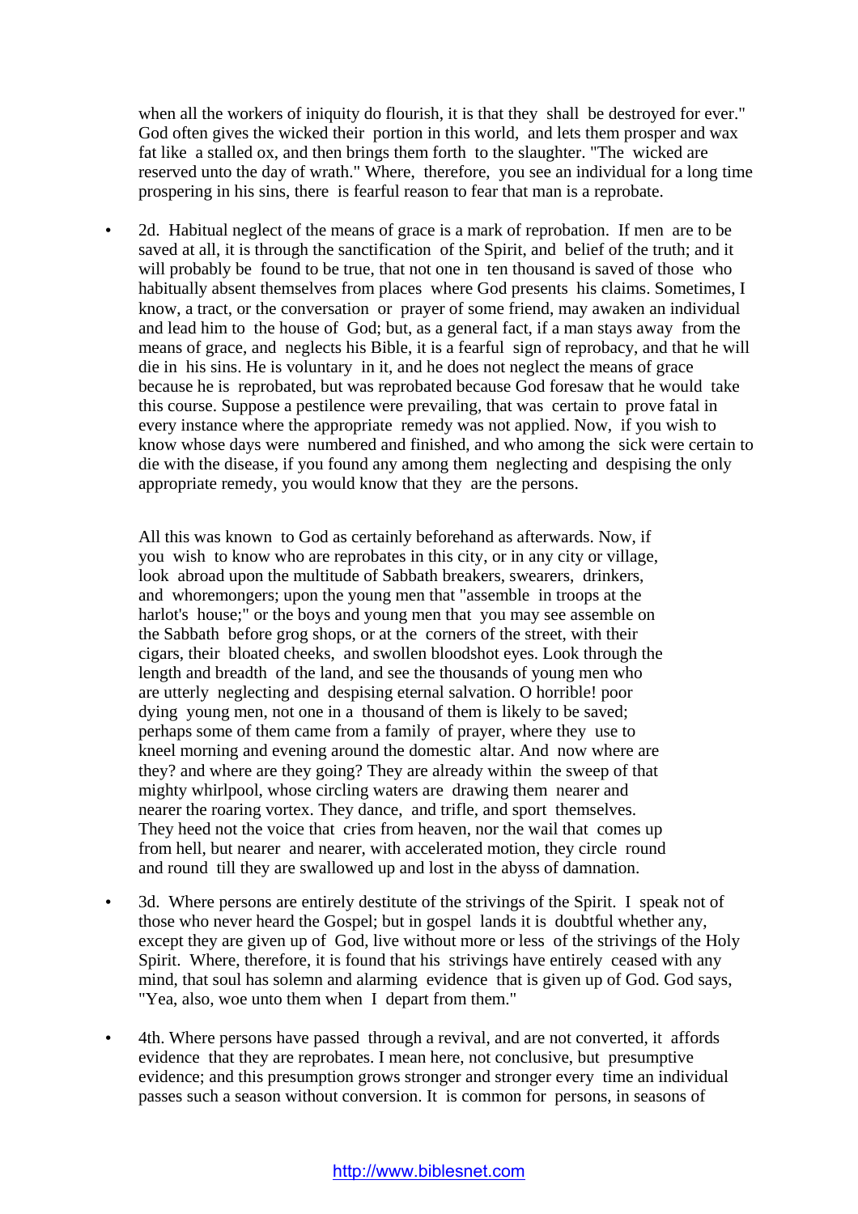when all the workers of iniquity do flourish, it is that they shall be destroyed for ever." God often gives the wicked their portion in this world, and lets them prosper and wax fat like a stalled ox, and then brings them forth to the slaughter. "The wicked are reserved unto the day of wrath." Where, therefore, you see an individual for a long time prospering in his sins, there is fearful reason to fear that man is a reprobate.

- 2d. Habitual neglect of the means of grace is a mark of reprobation. If men are to be saved at all, it is through the sanctification of the Spirit, and belief of the truth; and it will probably be found to be true, that not one in ten thousand is saved of those who habitually absent themselves from places where God presents his claims. Sometimes, I know, a tract, or the conversation or prayer of some friend, may awaken an individual and lead him to the house of God; but, as a general fact, if a man stays away from the means of grace, and neglects his Bible, it is a fearful sign of reprobacy, and that he will die in his sins. He is voluntary in it, and he does not neglect the means of grace because he is reprobated, but was reprobated because God foresaw that he would take this course. Suppose a pestilence were prevailing, that was certain to prove fatal in every instance where the appropriate remedy was not applied. Now, if you wish to know whose days were numbered and finished, and who among the sick were certain to die with the disease, if you found any among them neglecting and despising the only appropriate remedy, you would know that they are the persons.

  All this was known to God as certainly beforehand as afterwards. Now, if you wish to know who are reprobates in this city, or in any city or village, look abroad upon the multitude of Sabbath breakers, swearers, drinkers, and whoremongers; upon the young men that "assemble in troops at the harlot's house;" or the boys and young men that you may see assemble on the Sabbath before grog shops, or at the corners of the street, with their cigars, their bloated cheeks, and swollen bloodshot eyes. Look through the length and breadth of the land, and see the thousands of young men who are utterly neglecting and despising eternal salvation. O horrible! poor dying young men, not one in a thousand of them is likely to be saved; perhaps some of them came from a family of prayer, where they use to kneel morning and evening around the domestic altar. And now where are they? and where are they going? They are already within the sweep of that mighty whirlpool, whose circling waters are drawing them nearer and nearer the roaring vortex. They dance, and trifle, and sport themselves. They heed not the voice that cries from heaven, nor the wail that comes up from hell, but nearer and nearer, with accelerated motion, they circle round and round till they are swallowed up and lost in the abyss of damnation.

- 3d. Where persons are entirely destitute of the strivings of the Spirit. I speak not of those who never heard the Gospel; but in gospel lands it is doubtful whether any, except they are given up of God, live without more or less of the strivings of the Holy Spirit. Where, therefore, it is found that his strivings have entirely ceased with any mind, that soul has solemn and alarming evidence that is given up of God. God says, "Yea, also, woe unto them when I depart from them."

- 4th. Where persons have passed through a revival, and are not converted, it affords evidence that they are reprobates. I mean here, not conclusive, but presumptive evidence; and this presumption grows stronger and stronger every time an individual passes such a season without conversion. It is common for persons, in seasons of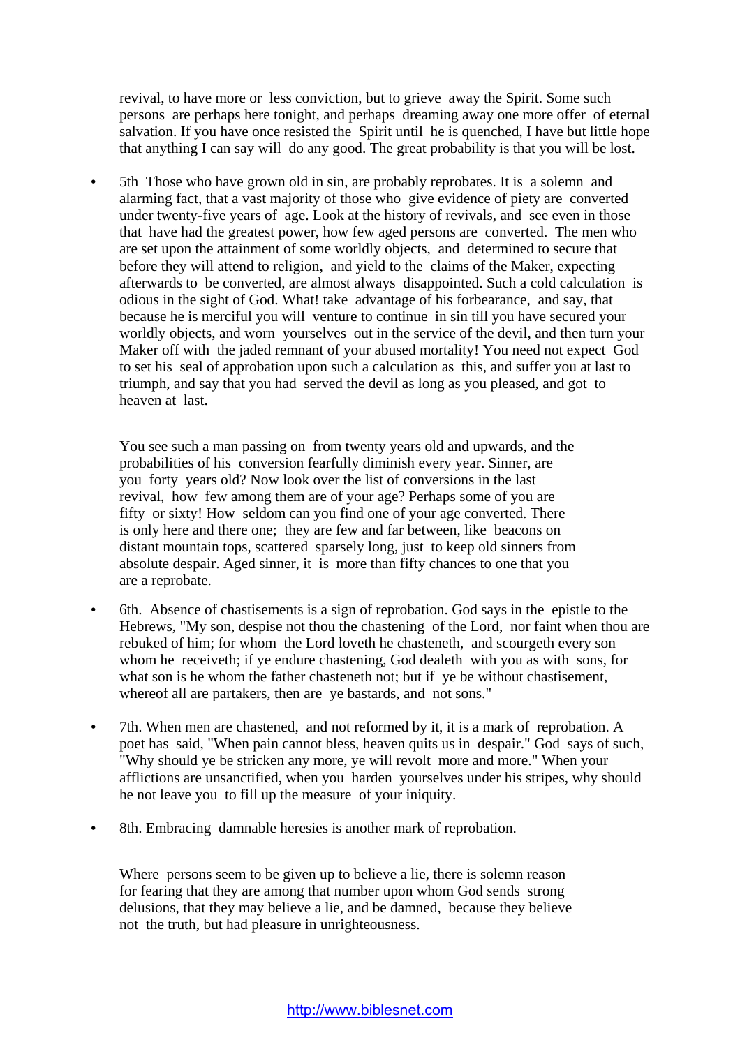revival, to have more or less conviction, but to grieve away the Spirit. Some such persons are perhaps here tonight, and perhaps dreaming away one more offer of eternal salvation. If you have once resisted the Spirit until he is quenched, I have but little hope that anything I can say will do any good. The great probability is that you will be lost.

- 5th Those who have grown old in sin, are probably reprobates. It is a solemn and alarming fact, that a vast majority of those who give evidence of piety are converted under twenty-five years of age. Look at the history of revivals, and see even in those that have had the greatest power, how few aged persons are converted. The men who are set upon the attainment of some worldly objects, and determined to secure that before they will attend to religion, and yield to the claims of the Maker, expecting afterwards to be converted, are almost always disappointed. Such a cold calculation is odious in the sight of God. What! take advantage of his forbearance, and say, that because he is merciful you will venture to continue in sin till you have secured your worldly objects, and worn yourselves out in the service of the devil, and then turn your Maker off with the jaded remnant of your abused mortality! You need not expect God to set his seal of approbation upon such a calculation as this, and suffer you at last to triumph, and say that you had served the devil as long as you pleased, and got to heaven at last.

  You see such a man passing on from twenty years old and upwards, and the probabilities of his conversion fearfully diminish every year. Sinner, are you forty years old? Now look over the list of conversions in the last revival, how few among them are of your age? Perhaps some of you are fifty or sixty! How seldom can you find one of your age converted. There is only here and there one; they are few and far between, like beacons on distant mountain tops, scattered sparsely long, just to keep old sinners from absolute despair. Aged sinner, it is more than fifty chances to one that you are a reprobate.

- 6th. Absence of chastisements is a sign of reprobation. God says in the epistle to the Hebrews, "My son, despise not thou the chastening of the Lord, nor faint when thou are rebuked of him; for whom the Lord loveth he chasteneth, and scourgeth every son whom he receiveth; if ye endure chastening, God dealeth with you as with sons, for what son is he whom the father chasteneth not; but if ye be without chastisement, whereof all are partakers, then are ye bastards, and not sons."

- 7th. When men are chastened, and not reformed by it, it is a mark of reprobation. A poet has said, "When pain cannot bless, heaven quits us in despair." God says of such, "Why should ye be stricken any more, ye will revolt more and more." When your afflictions are unsanctified, when you harden yourselves under his stripes, why should he not leave you to fill up the measure of your iniquity.

- 8th. Embracing damnable heresies is another mark of reprobation.

  Where persons seem to be given up to believe a lie, there is solemn reason for fearing that they are among that number upon whom God sends strong delusions, that they may believe a lie, and be damned, because they believe not the truth, but had pleasure in unrighteousness.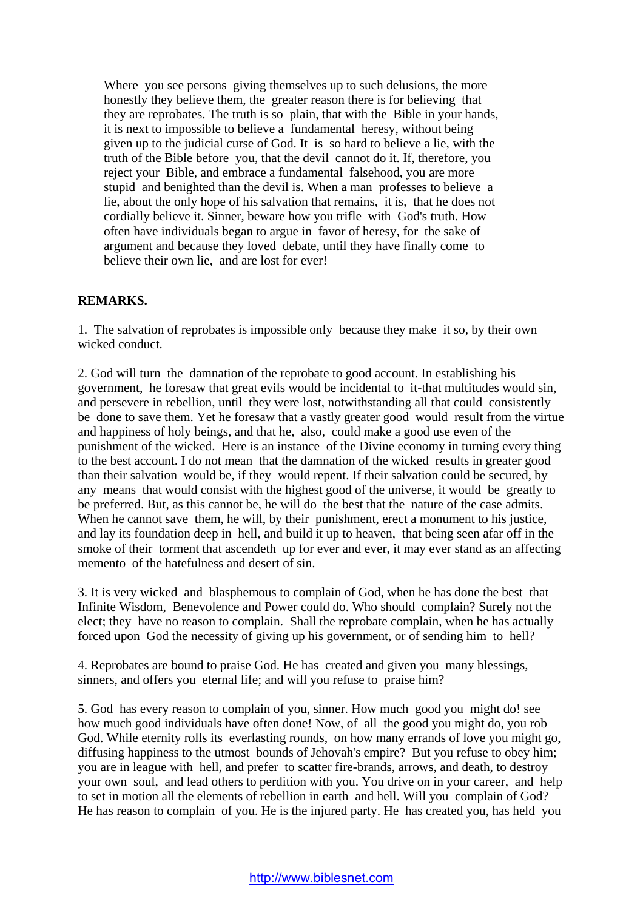Where you see persons giving themselves up to such delusions, the more honestly they believe them, the greater reason there is for believing that they are reprobates. The truth is so plain, that with the Bible in your hands, it is next to impossible to believe a fundamental heresy, without being given up to the judicial curse of God. It is so hard to believe a lie, with the truth of the Bible before you, that the devil cannot do it. If, therefore, you reject your Bible, and embrace a fundamental falsehood, you are more stupid and benighted than the devil is. When a man professes to believe a lie, about the only hope of his salvation that remains, it is, that he does not cordially believe it. Sinner, beware how you trifle with God's truth. How often have individuals began to argue in favor of heresy, for the sake of argument and because they loved debate, until they have finally come to believe their own lie, and are lost for ever!

**REMARKS.**

1. The salvation of reprobates is impossible only because they make it so, by their own wicked conduct.

2. God will turn the damnation of the reprobate to good account. In establishing his government, he foresaw that great evils would be incidental to it-that multitudes would sin, and persevere in rebellion, until they were lost, notwithstanding all that could consistently be done to save them. Yet he foresaw that a vastly greater good would result from the virtue and happiness of holy beings, and that he, also, could make a good use even of the punishment of the wicked. Here is an instance of the Divine economy in turning every thing to the best account. I do not mean that the damnation of the wicked results in greater good than their salvation would be, if they would repent. If their salvation could be secured, by any means that would consist with the highest good of the universe, it would be greatly to be preferred. But, as this cannot be, he will do the best that the nature of the case admits. When he cannot save them, he will, by their punishment, erect a monument to his justice, and lay its foundation deep in hell, and build it up to heaven, that being seen afar off in the smoke of their torment that ascendeth up for ever and ever, it may ever stand as an affecting memento of the hatefulness and desert of sin.

3. It is very wicked and blasphemous to complain of God, when he has done the best that Infinite Wisdom, Benevolence and Power could do. Who should complain? Surely not the elect; they have no reason to complain. Shall the reprobate complain, when he has actually forced upon God the necessity of giving up his government, or of sending him to hell?

4. Reprobates are bound to praise God. He has created and given you many blessings, sinners, and offers you eternal life; and will you refuse to praise him?

5. God has every reason to complain of you, sinner. How much good you might do! see how much good individuals have often done! Now, of all the good you might do, you rob God. While eternity rolls its everlasting rounds, on how many errands of love you might go, diffusing happiness to the utmost bounds of Jehovah's empire? But you refuse to obey him; you are in league with hell, and prefer to scatter fire-brands, arrows, and death, to destroy your own soul, and lead others to perdition with you. You drive on in your career, and help to set in motion all the elements of rebellion in earth and hell. Will you complain of God? He has reason to complain of you. He is the injured party. He has created you, has held you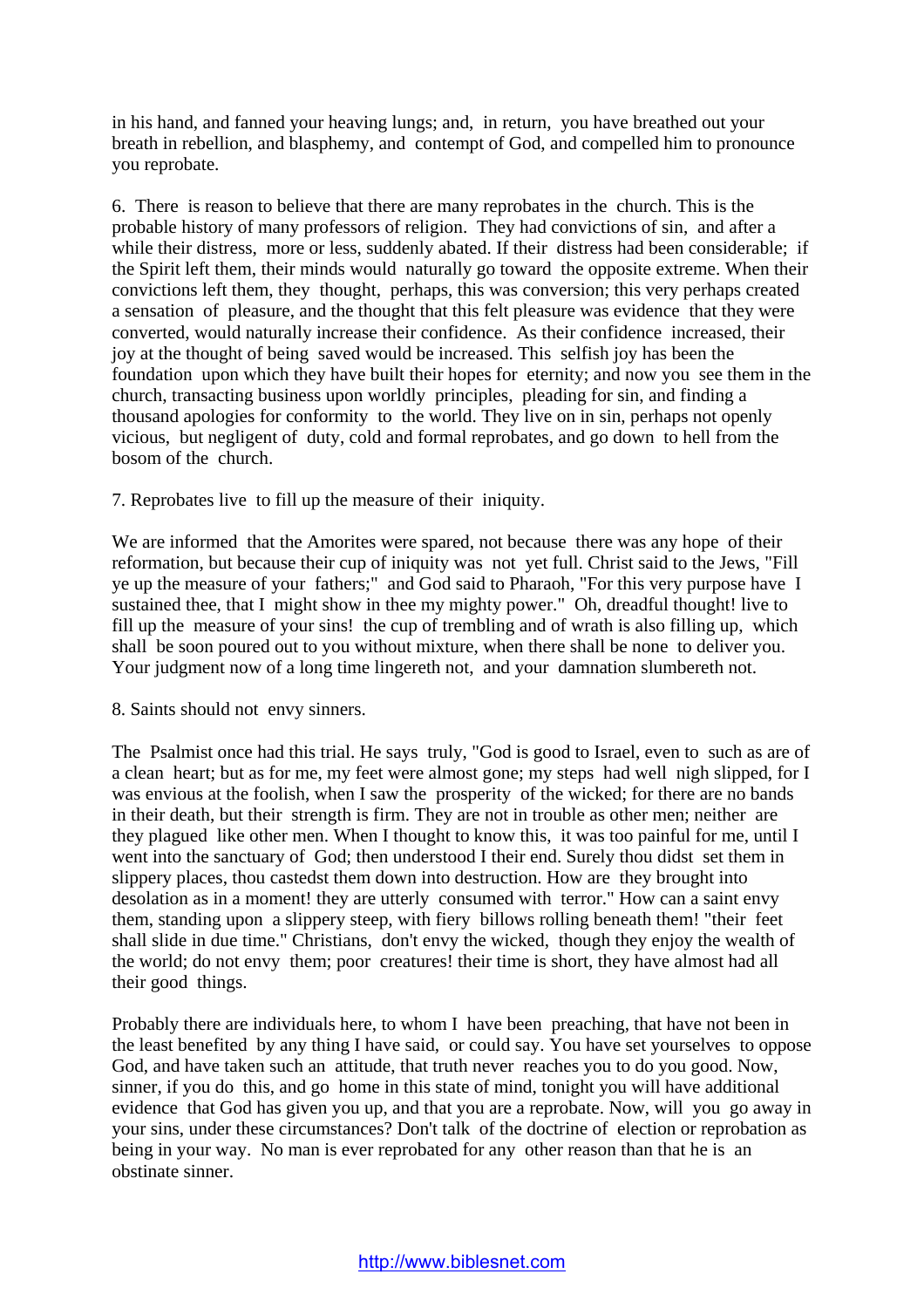in his hand, and fanned your heaving lungs; and, in return, you have breathed out your breath in rebellion, and blasphemy, and contempt of God, and compelled him to pronounce you reprobate.

6. There is reason to believe that there are many reprobates in the church. This is the probable history of many professors of religion. They had convictions of sin, and after a while their distress, more or less, suddenly abated. If their distress had been considerable; if the Spirit left them, their minds would naturally go toward the opposite extreme. When their convictions left them, they thought, perhaps, this was conversion; this very perhaps created a sensation of pleasure, and the thought that this felt pleasure was evidence that they were converted, would naturally increase their confidence. As their confidence increased, their joy at the thought of being saved would be increased. This selfish joy has been the foundation upon which they have built their hopes for eternity; and now you see them in the church, transacting business upon worldly principles, pleading for sin, and finding a thousand apologies for conformity to the world. They live on in sin, perhaps not openly vicious, but negligent of duty, cold and formal reprobates, and go down to hell from the bosom of the church.

7. Reprobates live to fill up the measure of their iniquity.

We are informed that the Amorites were spared, not because there was any hope of their reformation, but because their cup of iniquity was not yet full. Christ said to the Jews, "Fill ye up the measure of your fathers;" and God said to Pharaoh, "For this very purpose have I sustained thee, that I might show in thee my mighty power." Oh, dreadful thought! live to fill up the measure of your sins! the cup of trembling and of wrath is also filling up, which shall be soon poured out to you without mixture, when there shall be none to deliver you. Your judgment now of a long time lingereth not, and your damnation slumbereth not.

8. Saints should not envy sinners.

The Psalmist once had this trial. He says truly, "God is good to Israel, even to such as are of a clean heart; but as for me, my feet were almost gone; my steps had well nigh slipped, for I was envious at the foolish, when I saw the prosperity of the wicked; for there are no bands in their death, but their strength is firm. They are not in trouble as other men; neither are they plagued like other men. When I thought to know this, it was too painful for me, until I went into the sanctuary of God; then understood I their end. Surely thou didst set them in slippery places, thou castedst them down into destruction. How are they brought into desolation as in a moment! they are utterly consumed with terror." How can a saint envy them, standing upon a slippery steep, with fiery billows rolling beneath them! "their feet shall slide in due time." Christians, don't envy the wicked, though they enjoy the wealth of the world; do not envy them; poor creatures! their time is short, they have almost had all their good things.

Probably there are individuals here, to whom I have been preaching, that have not been in the least benefited by any thing I have said, or could say. You have set yourselves to oppose God, and have taken such an attitude, that truth never reaches you to do you good. Now, sinner, if you do this, and go home in this state of mind, tonight you will have additional evidence that God has given you up, and that you are a reprobate. Now, will you go away in your sins, under these circumstances? Don't talk of the doctrine of election or reprobation as being in your way. No man is ever reprobated for any other reason than that he is an obstinate sinner.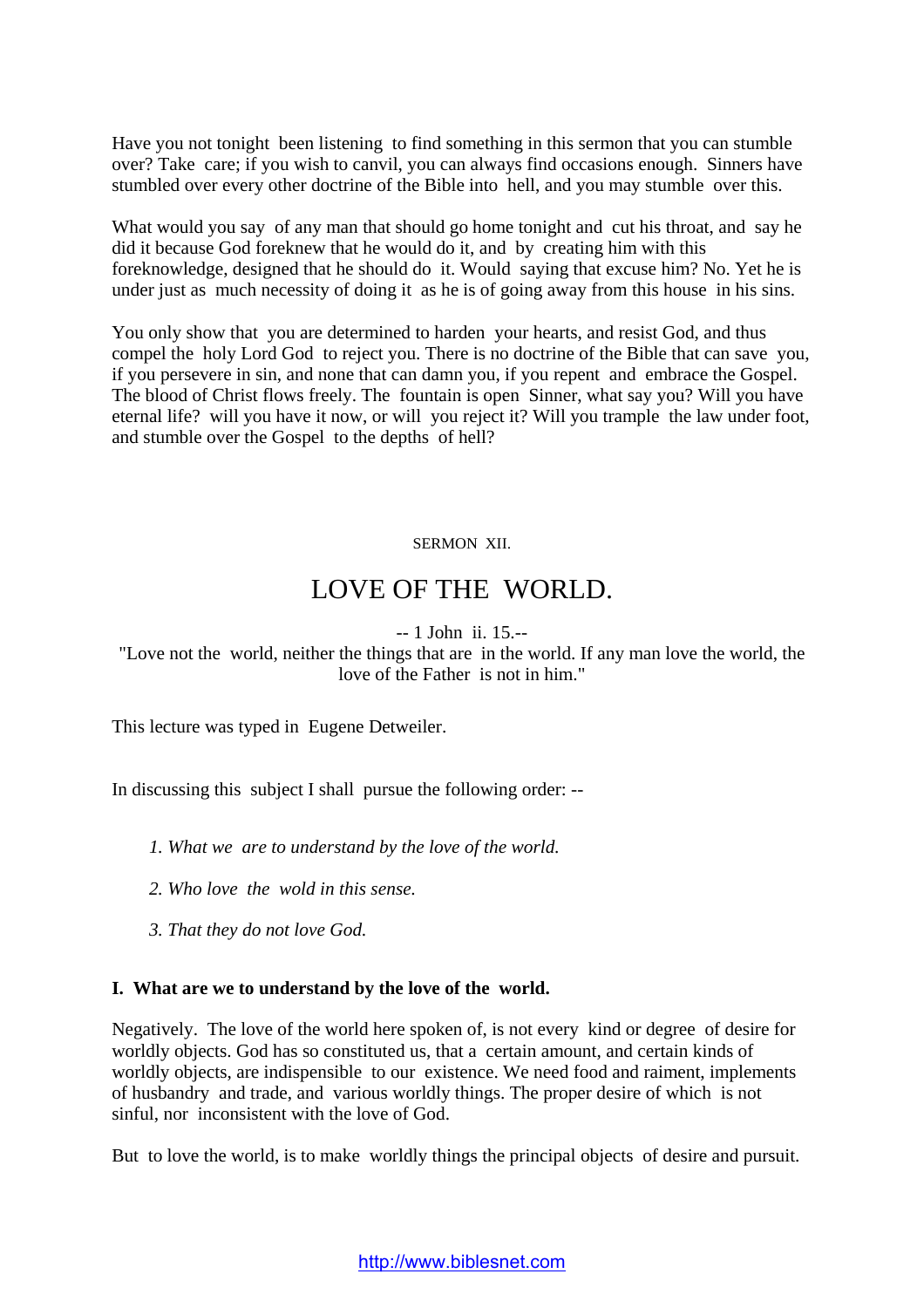Have you not tonight been listening to find something in this sermon that you can stumble over? Take care; if you wish to canvil, you can always find occasions enough. Sinners have stumbled over every other doctrine of the Bible into hell, and you may stumble over this.

What would you say of any man that should go home tonight and cut his throat, and say he did it because God foreknew that he would do it, and by creating him with this foreknowledge, designed that he should do it. Would saying that excuse him? No. Yet he is under just as much necessity of doing it as he is of going away from this house in his sins.

You only show that you are determined to harden your hearts, and resist God, and thus compel the holy Lord God to reject you. There is no doctrine of the Bible that can save you, if you persevere in sin, and none that can damn you, if you repent and embrace the Gospel. The blood of Christ flows freely. The fountain is open Sinner, what say you? Will you have eternal life? will you have it now, or will you reject it? Will you trample the law under foot, and stumble over the Gospel to the depths of hell?

SERMON XII.

# LOVE OF THE WORLD.

-- 1 John ii. 15.--

"Love not the world, neither the things that are in the world. If any man love the world, the love of the Father is not in him."

This lecture was typed in Eugene Detweiler.

In discussing this subject I shall pursue the following order: --

1. *What we are to understand by the love of the world.*
2. *Who love the wold in this sense.*
3. *That they do not love God.*

**I. What are we to understand by the love of the world.**

Negatively. The love of the world here spoken of, is not every kind or degree of desire for worldly objects. God has so constituted us, that a certain amount, and certain kinds of worldly objects, are indispensible to our existence. We need food and raiment, implements of husbandry and trade, and various worldly things. The proper desire of which is not sinful, nor inconsistent with the love of God.

But to love the world, is to make worldly things the principal objects of desire and pursuit.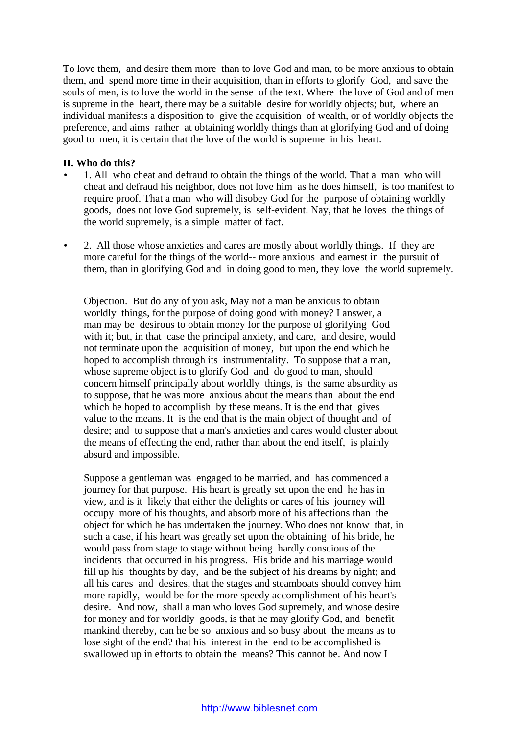To love them, and desire them more than to love God and man, to be more anxious to obtain them, and spend more time in their acquisition, than in efforts to glorify God, and save the souls of men, is to love the world in the sense of the text. Where the love of God and of men is supreme in the heart, there may be a suitable desire for worldly objects; but, where an individual manifests a disposition to give the acquisition of wealth, or of worldly objects the preference, and aims rather at obtaining worldly things than at glorifying God and of doing good to men, it is certain that the love of the world is supreme in his heart.

**II. Who do this?**

- 1. All who cheat and defraud to obtain the things of the world. That a man who will cheat and defraud his neighbor, does not love him as he does himself, is too manifest to require proof. That a man who will disobey God for the purpose of obtaining worldly goods, does not love God supremely, is self-evident. Nay, that he loves the things of the world supremely, is a simple matter of fact.

- 2. All those whose anxieties and cares are mostly about worldly things. If they are more careful for the things of the world-- more anxious and earnest in the pursuit of them, than in glorifying God and in doing good to men, they love the world supremely.

  Objection. But do any of you ask, May not a man be anxious to obtain worldly things, for the purpose of doing good with money? I answer, a man may be desirous to obtain money for the purpose of glorifying God with it; but, in that case the principal anxiety, and care, and desire, would not terminate upon the acquisition of money, but upon the end which he hoped to accomplish through its instrumentality. To suppose that a man, whose supreme object is to glorify God and do good to man, should concern himself principally about worldly things, is the same absurdity as to suppose, that he was more anxious about the means than about the end which he hoped to accomplish by these means. It is the end that gives value to the means. It is the end that is the main object of thought and of desire; and to suppose that a man's anxieties and cares would cluster about the means of effecting the end, rather than about the end itself, is plainly absurd and impossible.

  Suppose a gentleman was engaged to be married, and has commenced a journey for that purpose. His heart is greatly set upon the end he has in view, and is it likely that either the delights or cares of his journey will occupy more of his thoughts, and absorb more of his affections than the object for which he has undertaken the journey. Who does not know that, in such a case, if his heart was greatly set upon the obtaining of his bride, he would pass from stage to stage without being hardly conscious of the incidents that occurred in his progress. His bride and his marriage would fill up his thoughts by day, and be the subject of his dreams by night; and all his cares and desires, that the stages and steamboats should convey him more rapidly, would be for the more speedy accomplishment of his heart's desire. And now, shall a man who loves God supremely, and whose desire for money and for worldly goods, is that he may glorify God, and benefit mankind thereby, can he be so anxious and so busy about the means as to lose sight of the end? that his interest in the end to be accomplished is swallowed up in efforts to obtain the means? This cannot be. And now I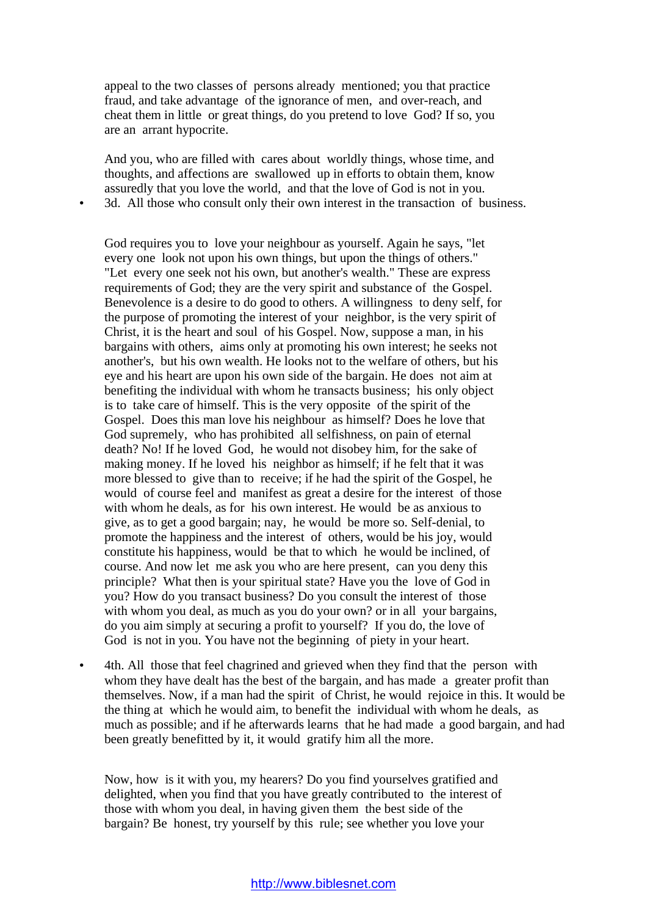appeal to the two classes of persons already mentioned; you that practice fraud, and take advantage of the ignorance of men, and over-reach, and cheat them in little or great things, do you pretend to love God? If so, you are an arrant hypocrite.

And you, who are filled with cares about worldly things, whose time, and thoughts, and affections are swallowed up in efforts to obtain them, know assuredly that you love the world, and that the love of God is not in you.

- 3d. All those who consult only their own interest in the transaction of business.

God requires you to love your neighbour as yourself. Again he says, "let every one look not upon his own things, but upon the things of others." "Let every one seek not his own, but another's wealth." These are express requirements of God; they are the very spirit and substance of the Gospel. Benevolence is a desire to do good to others. A willingness to deny self, for the purpose of promoting the interest of your neighbor, is the very spirit of Christ, it is the heart and soul of his Gospel. Now, suppose a man, in his bargains with others, aims only at promoting his own interest; he seeks not another's, but his own wealth. He looks not to the welfare of others, but his eye and his heart are upon his own side of the bargain. He does not aim at benefiting the individual with whom he transacts business; his only object is to take care of himself. This is the very opposite of the spirit of the Gospel. Does this man love his neighbour as himself? Does he love that God supremely, who has prohibited all selfishness, on pain of eternal death? No! If he loved God, he would not disobey him, for the sake of making money. If he loved his neighbor as himself; if he felt that it was more blessed to give than to receive; if he had the spirit of the Gospel, he would of course feel and manifest as great a desire for the interest of those with whom he deals, as for his own interest. He would be as anxious to give, as to get a good bargain; nay, he would be more so. Self-denial, to promote the happiness and the interest of others, would be his joy, would constitute his happiness, would be that to which he would be inclined, of course. And now let me ask you who are here present, can you deny this principle? What then is your spiritual state? Have you the love of God in you? How do you transact business? Do you consult the interest of those with whom you deal, as much as you do your own? or in all your bargains, do you aim simply at securing a profit to yourself? If you do, the love of God is not in you. You have not the beginning of piety in your heart.

- 4th. All those that feel chagrined and grieved when they find that the person with whom they have dealt has the best of the bargain, and has made a greater profit than themselves. Now, if a man had the spirit of Christ, he would rejoice in this. It would be the thing at which he would aim, to benefit the individual with whom he deals, as much as possible; and if he afterwards learns that he had made a good bargain, and had been greatly benefitted by it, it would gratify him all the more.

Now, how is it with you, my hearers? Do you find yourselves gratified and delighted, when you find that you have greatly contributed to the interest of those with whom you deal, in having given them the best side of the bargain? Be honest, try yourself by this rule; see whether you love your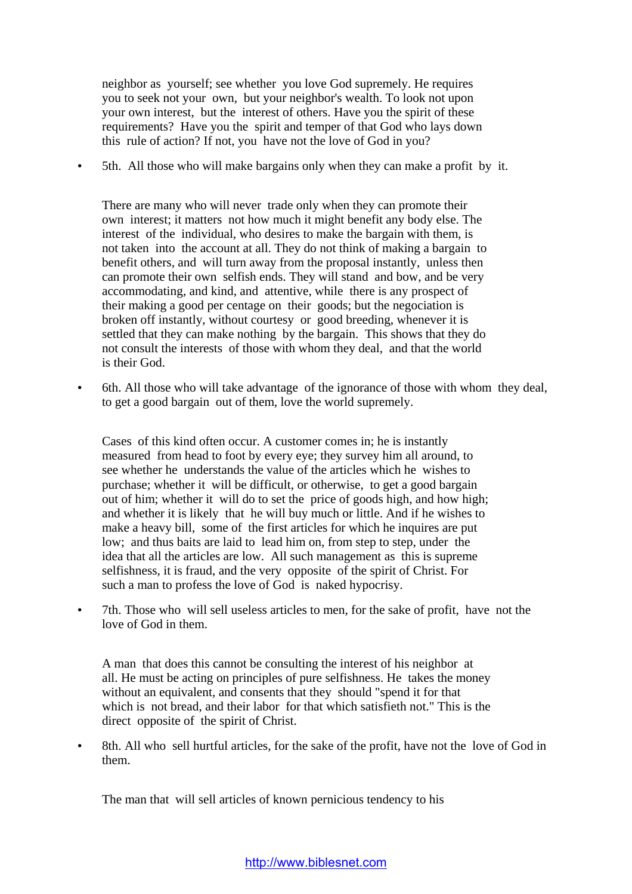neighbor as yourself; see whether you love God supremely. He requires you to seek not your own, but your neighbor's wealth. To look not upon your own interest, but the interest of others. Have you the spirit of these requirements? Have you the spirit and temper of that God who lays down this rule of action? If not, you have not the love of God in you?

- 5th. All those who will make bargains only when they can make a profit by it.

There are many who will never trade only when they can promote their own interest; it matters not how much it might benefit any body else. The interest of the individual, who desires to make the bargain with them, is not taken into the account at all. They do not think of making a bargain to benefit others, and will turn away from the proposal instantly, unless then can promote their own selfish ends. They will stand and bow, and be very accommodating, and kind, and attentive, while there is any prospect of their making a good per centage on their goods; but the negociation is broken off instantly, without courtesy or good breeding, whenever it is settled that they can make nothing by the bargain. This shows that they do not consult the interests of those with whom they deal, and that the world is their God.

- 6th. All those who will take advantage of the ignorance of those with whom they deal, to get a good bargain out of them, love the world supremely.

Cases of this kind often occur. A customer comes in; he is instantly measured from head to foot by every eye; they survey him all around, to see whether he understands the value of the articles which he wishes to purchase; whether it will be difficult, or otherwise, to get a good bargain out of him; whether it will do to set the price of goods high, and how high; and whether it is likely that he will buy much or little. And if he wishes to make a heavy bill, some of the first articles for which he inquires are put low; and thus baits are laid to lead him on, from step to step, under the idea that all the articles are low. All such management as this is supreme selfishness, it is fraud, and the very opposite of the spirit of Christ. For such a man to profess the love of God is naked hypocrisy.

- 7th. Those who will sell useless articles to men, for the sake of profit, have not the love of God in them.

A man that does this cannot be consulting the interest of his neighbor at all. He must be acting on principles of pure selfishness. He takes the money without an equivalent, and consents that they should "spend it for that which is not bread, and their labor for that which satisfieth not." This is the direct opposite of the spirit of Christ.

- 8th. All who sell hurtful articles, for the sake of the profit, have not the love of God in them.

The man that will sell articles of known pernicious tendency to his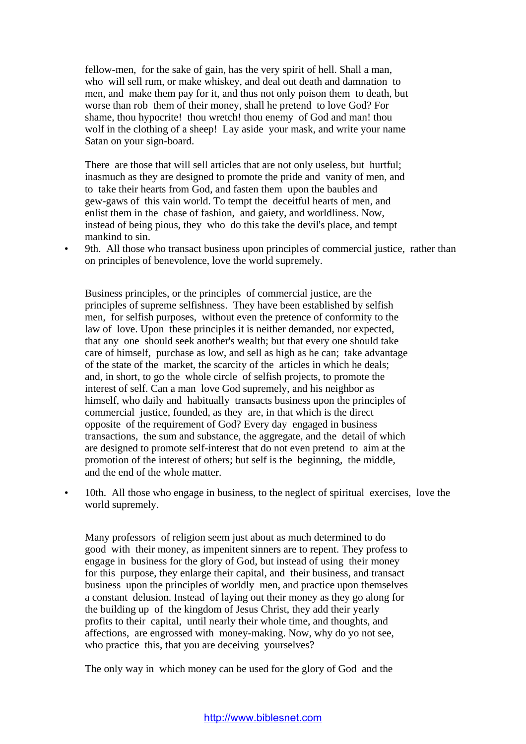fellow-men, for the sake of gain, has the very spirit of hell. Shall a man, who will sell rum, or make whiskey, and deal out death and damnation to men, and make them pay for it, and thus not only poison them to death, but worse than rob them of their money, shall he pretend to love God? For shame, thou hypocrite! thou wretch! thou enemy of God and man! thou wolf in the clothing of a sheep! Lay aside your mask, and write your name Satan on your sign-board.

There are those that will sell articles that are not only useless, but hurtful; inasmuch as they are designed to promote the pride and vanity of men, and to take their hearts from God, and fasten them upon the baubles and gew-gaws of this vain world. To tempt the deceitful hearts of men, and enlist them in the chase of fashion, and gaiety, and worldliness. Now, instead of being pious, they who do this take the devil's place, and tempt mankind to sin.

- 9th. All those who transact business upon principles of commercial justice, rather than on principles of benevolence, love the world supremely.

Business principles, or the principles of commercial justice, are the principles of supreme selfishness. They have been established by selfish men, for selfish purposes, without even the pretence of conformity to the law of love. Upon these principles it is neither demanded, nor expected, that any one should seek another's wealth; but that every one should take care of himself, purchase as low, and sell as high as he can; take advantage of the state of the market, the scarcity of the articles in which he deals; and, in short, to go the whole circle of selfish projects, to promote the interest of self. Can a man love God supremely, and his neighbor as himself, who daily and habitually transacts business upon the principles of commercial justice, founded, as they are, in that which is the direct opposite of the requirement of God? Every day engaged in business transactions, the sum and substance, the aggregate, and the detail of which are designed to promote self-interest that do not even pretend to aim at the promotion of the interest of others; but self is the beginning, the middle, and the end of the whole matter.

- 10th. All those who engage in business, to the neglect of spiritual exercises, love the world supremely.

Many professors of religion seem just about as much determined to do good with their money, as impenitent sinners are to repent. They profess to engage in business for the glory of God, but instead of using their money for this purpose, they enlarge their capital, and their business, and transact business upon the principles of worldly men, and practice upon themselves a constant delusion. Instead of laying out their money as they go along for the building up of the kingdom of Jesus Christ, they add their yearly profits to their capital, until nearly their whole time, and thoughts, and affections, are engrossed with money-making. Now, why do yo not see, who practice this, that you are deceiving yourselves?

The only way in which money can be used for the glory of God and the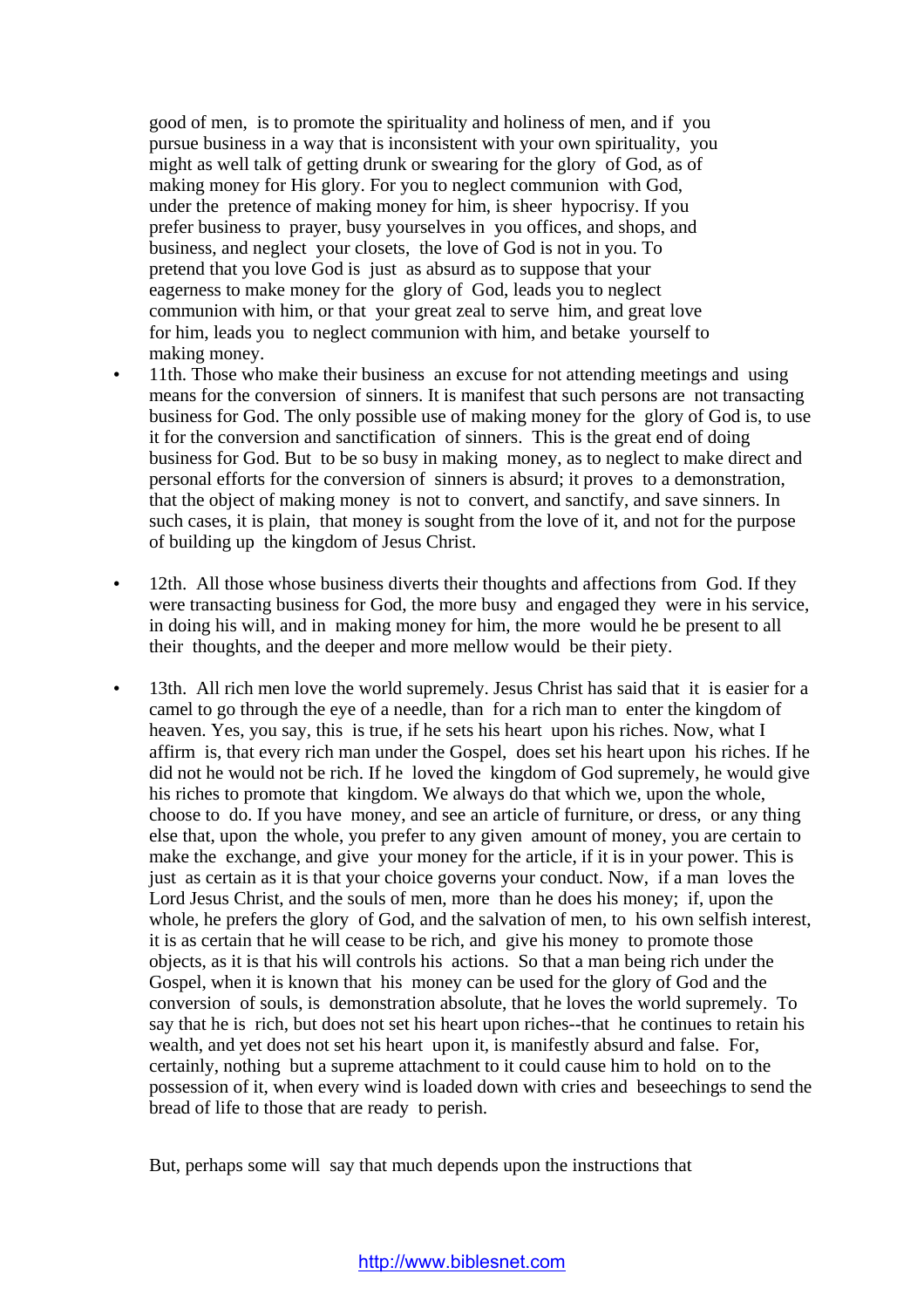good of men, is to promote the spirituality and holiness of men, and if you pursue business in a way that is inconsistent with your own spirituality, you might as well talk of getting drunk or swearing for the glory of God, as of making money for His glory. For you to neglect communion with God, under the pretence of making money for him, is sheer hypocrisy. If you prefer business to prayer, busy yourselves in you offices, and shops, and business, and neglect your closets, the love of God is not in you. To pretend that you love God is just as absurd as to suppose that your eagerness to make money for the glory of God, leads you to neglect communion with him, or that your great zeal to serve him, and great love for him, leads you to neglect communion with him, and betake yourself to making money.

- 11th. Those who make their business an excuse for not attending meetings and using means for the conversion of sinners. It is manifest that such persons are not transacting business for God. The only possible use of making money for the glory of God is, to use it for the conversion and sanctification of sinners. This is the great end of doing business for God. But to be so busy in making money, as to neglect to make direct and personal efforts for the conversion of sinners is absurd; it proves to a demonstration, that the object of making money is not to convert, and sanctify, and save sinners. In such cases, it is plain, that money is sought from the love of it, and not for the purpose of building up the kingdom of Jesus Christ.

- 12th. All those whose business diverts their thoughts and affections from God. If they were transacting business for God, the more busy and engaged they were in his service, in doing his will, and in making money for him, the more would he be present to all their thoughts, and the deeper and more mellow would be their piety.

- 13th. All rich men love the world supremely. Jesus Christ has said that it is easier for a camel to go through the eye of a needle, than for a rich man to enter the kingdom of heaven. Yes, you say, this is true, if he sets his heart upon his riches. Now, what I affirm is, that every rich man under the Gospel, does set his heart upon his riches. If he did not he would not be rich. If he loved the kingdom of God supremely, he would give his riches to promote that kingdom. We always do that which we, upon the whole, choose to do. If you have money, and see an article of furniture, or dress, or any thing else that, upon the whole, you prefer to any given amount of money, you are certain to make the exchange, and give your money for the article, if it is in your power. This is just as certain as it is that your choice governs your conduct. Now, if a man loves the Lord Jesus Christ, and the souls of men, more than he does his money; if, upon the whole, he prefers the glory of God, and the salvation of men, to his own selfish interest, it is as certain that he will cease to be rich, and give his money to promote those objects, as it is that his will controls his actions. So that a man being rich under the Gospel, when it is known that his money can be used for the glory of God and the conversion of souls, is demonstration absolute, that he loves the world supremely. To say that he is rich, but does not set his heart upon riches--that he continues to retain his wealth, and yet does not set his heart upon it, is manifestly absurd and false. For, certainly, nothing but a supreme attachment to it could cause him to hold on to the possession of it, when every wind is loaded down with cries and beseechings to send the bread of life to those that are ready to perish.

But, perhaps some will say that much depends upon the instructions that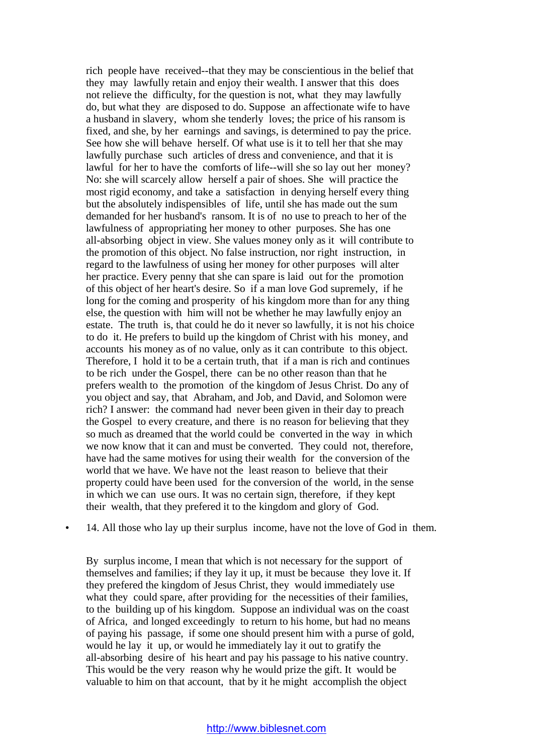rich people have received--that they may be conscientious in the belief that they may lawfully retain and enjoy their wealth. I answer that this does not relieve the difficulty, for the question is not, what they may lawfully do, but what they are disposed to do. Suppose an affectionate wife to have a husband in slavery, whom she tenderly loves; the price of his ransom is fixed, and she, by her earnings and savings, is determined to pay the price. See how she will behave herself. Of what use is it to tell her that she may lawfully purchase such articles of dress and convenience, and that it is lawful for her to have the comforts of life--will she so lay out her money? No: she will scarcely allow herself a pair of shoes. She will practice the most rigid economy, and take a satisfaction in denying herself every thing but the absolutely indispensibles of life, until she has made out the sum demanded for her husband's ransom. It is of no use to preach to her of the lawfulness of appropriating her money to other purposes. She has one all-absorbing object in view. She values money only as it will contribute to the promotion of this object. No false instruction, nor right instruction, in regard to the lawfulness of using her money for other purposes will alter her practice. Every penny that she can spare is laid out for the promotion of this object of her heart's desire. So if a man love God supremely, if he long for the coming and prosperity of his kingdom more than for any thing else, the question with him will not be whether he may lawfully enjoy an estate. The truth is, that could he do it never so lawfully, it is not his choice to do it. He prefers to build up the kingdom of Christ with his money, and accounts his money as of no value, only as it can contribute to this object. Therefore, I hold it to be a certain truth, that if a man is rich and continues to be rich under the Gospel, there can be no other reason than that he prefers wealth to the promotion of the kingdom of Jesus Christ. Do any of you object and say, that Abraham, and Job, and David, and Solomon were rich? I answer: the command had never been given in their day to preach the Gospel to every creature, and there is no reason for believing that they so much as dreamed that the world could be converted in the way in which we now know that it can and must be converted. They could not, therefore, have had the same motives for using their wealth for the conversion of the world that we have. We have not the least reason to believe that their property could have been used for the conversion of the world, in the sense in which we can use ours. It was no certain sign, therefore, if they kept their wealth, that they prefered it to the kingdom and glory of God.

- 14. All those who lay up their surplus income, have not the love of God in them.

By surplus income, I mean that which is not necessary for the support of themselves and families; if they lay it up, it must be because they love it. If they prefered the kingdom of Jesus Christ, they would immediately use what they could spare, after providing for the necessities of their families, to the building up of his kingdom. Suppose an individual was on the coast of Africa, and longed exceedingly to return to his home, but had no means of paying his passage, if some one should present him with a purse of gold, would he lay it up, or would he immediately lay it out to gratify the all-absorbing desire of his heart and pay his passage to his native country. This would be the very reason why he would prize the gift. It would be valuable to him on that account, that by it he might accomplish the object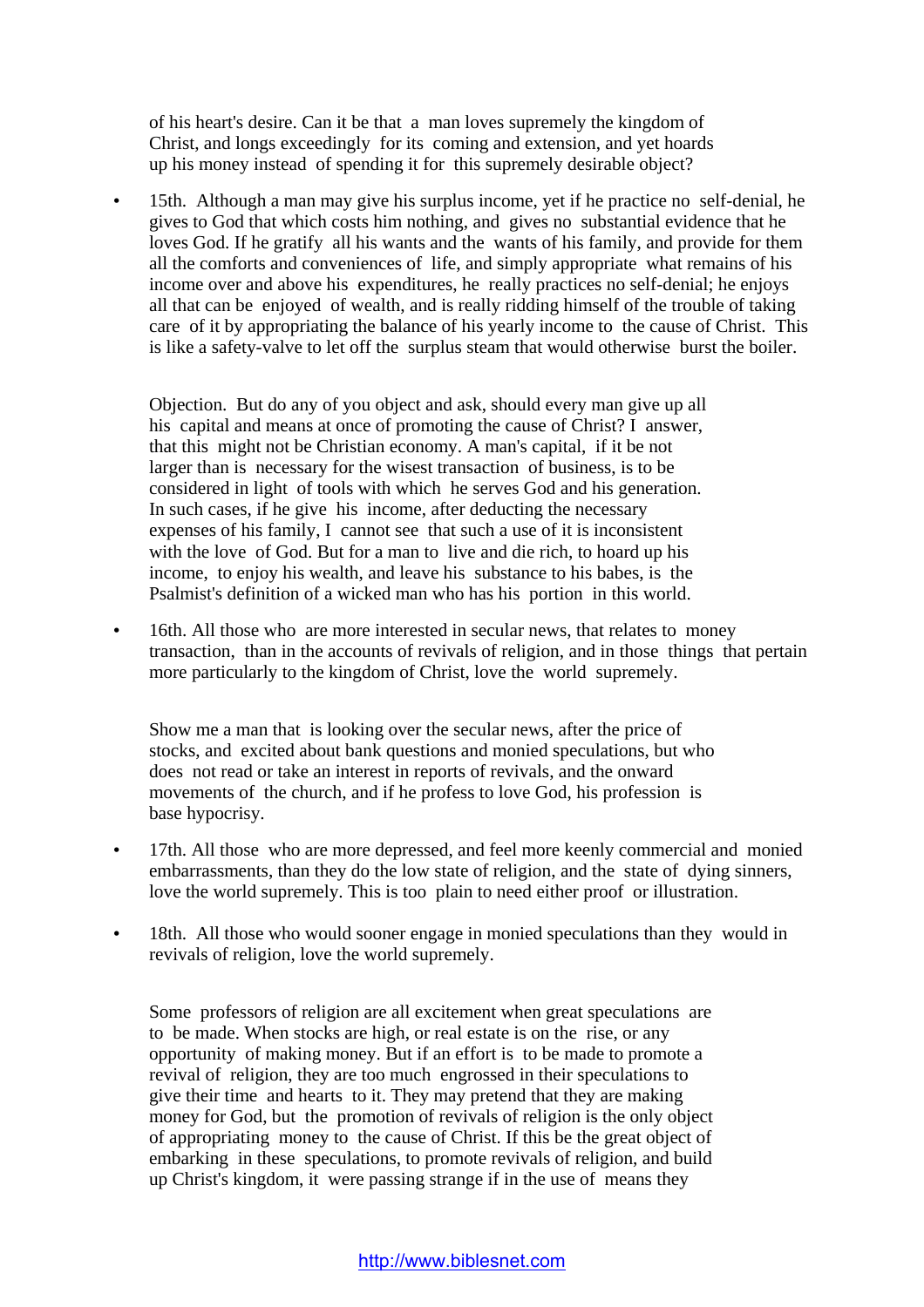of his heart's desire. Can it be that a man loves supremely the kingdom of Christ, and longs exceedingly for its coming and extension, and yet hoards up his money instead of spending it for this supremely desirable object?

- 15th. Although a man may give his surplus income, yet if he practice no self-denial, he gives to God that which costs him nothing, and gives no substantial evidence that he loves God. If he gratify all his wants and the wants of his family, and provide for them all the comforts and conveniences of life, and simply appropriate what remains of his income over and above his expenditures, he really practices no self-denial; he enjoys all that can be enjoyed of wealth, and is really ridding himself of the trouble of taking care of it by appropriating the balance of his yearly income to the cause of Christ. This is like a safety-valve to let off the surplus steam that would otherwise burst the boiler.

Objection. But do any of you object and ask, should every man give up all his capital and means at once of promoting the cause of Christ? I answer, that this might not be Christian economy. A man's capital, if it be not larger than is necessary for the wisest transaction of business, is to be considered in light of tools with which he serves God and his generation. In such cases, if he give his income, after deducting the necessary expenses of his family, I cannot see that such a use of it is inconsistent with the love of God. But for a man to live and die rich, to hoard up his income, to enjoy his wealth, and leave his substance to his babes, is the Psalmist's definition of a wicked man who has his portion in this world.

- 16th. All those who are more interested in secular news, that relates to money transaction, than in the accounts of revivals of religion, and in those things that pertain more particularly to the kingdom of Christ, love the world supremely.

Show me a man that is looking over the secular news, after the price of stocks, and excited about bank questions and monied speculations, but who does not read or take an interest in reports of revivals, and the onward movements of the church, and if he profess to love God, his profession is base hypocrisy.

- 17th. All those who are more depressed, and feel more keenly commercial and monied embarrassments, than they do the low state of religion, and the state of dying sinners, love the world supremely. This is too plain to need either proof or illustration.

- 18th. All those who would sooner engage in monied speculations than they would in revivals of religion, love the world supremely.

Some professors of religion are all excitement when great speculations are to be made. When stocks are high, or real estate is on the rise, or any opportunity of making money. But if an effort is to be made to promote a revival of religion, they are too much engrossed in their speculations to give their time and hearts to it. They may pretend that they are making money for God, but the promotion of revivals of religion is the only object of appropriating money to the cause of Christ. If this be the great object of embarking in these speculations, to promote revivals of religion, and build up Christ's kingdom, it were passing strange if in the use of means they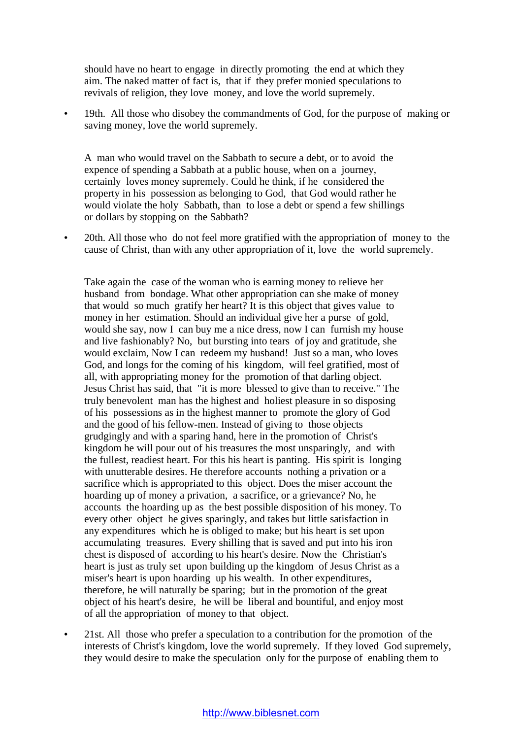should have no heart to engage in directly promoting the end at which they aim. The naked matter of fact is, that if they prefer monied speculations to revivals of religion, they love money, and love the world supremely.

- 19th. All those who disobey the commandments of God, for the purpose of making or saving money, love the world supremely.

A man who would travel on the Sabbath to secure a debt, or to avoid the expence of spending a Sabbath at a public house, when on a journey, certainly loves money supremely. Could he think, if he considered the property in his possession as belonging to God, that God would rather he would violate the holy Sabbath, than to lose a debt or spend a few shillings or dollars by stopping on the Sabbath?

- 20th. All those who do not feel more gratified with the appropriation of money to the cause of Christ, than with any other appropriation of it, love the world supremely.

Take again the case of the woman who is earning money to relieve her husband from bondage. What other appropriation can she make of money that would so much gratify her heart? It is this object that gives value to money in her estimation. Should an individual give her a purse of gold, would she say, now I can buy me a nice dress, now I can furnish my house and live fashionably? No, but bursting into tears of joy and gratitude, she would exclaim, Now I can redeem my husband! Just so a man, who loves God, and longs for the coming of his kingdom, will feel gratified, most of all, with appropriating money for the promotion of that darling object. Jesus Christ has said, that "it is more blessed to give than to receive." The truly benevolent man has the highest and holiest pleasure in so disposing of his possessions as in the highest manner to promote the glory of God and the good of his fellow-men. Instead of giving to those objects grudgingly and with a sparing hand, here in the promotion of Christ's kingdom he will pour out of his treasures the most unsparingly, and with the fullest, readiest heart. For this his heart is panting. His spirit is longing with unutterable desires. He therefore accounts nothing a privation or a sacrifice which is appropriated to this object. Does the miser account the hoarding up of money a privation, a sacrifice, or a grievance? No, he accounts the hoarding up as the best possible disposition of his money. To every other object he gives sparingly, and takes but little satisfaction in any expenditures which he is obliged to make; but his heart is set upon accumulating treasures. Every shilling that is saved and put into his iron chest is disposed of according to his heart's desire. Now the Christian's heart is just as truly set upon building up the kingdom of Jesus Christ as a miser's heart is upon hoarding up his wealth. In other expenditures, therefore, he will naturally be sparing; but in the promotion of the great object of his heart's desire, he will be liberal and bountiful, and enjoy most of all the appropriation of money to that object.

- 21st. All those who prefer a speculation to a contribution for the promotion of the interests of Christ's kingdom, love the world supremely. If they loved God supremely, they would desire to make the speculation only for the purpose of enabling them to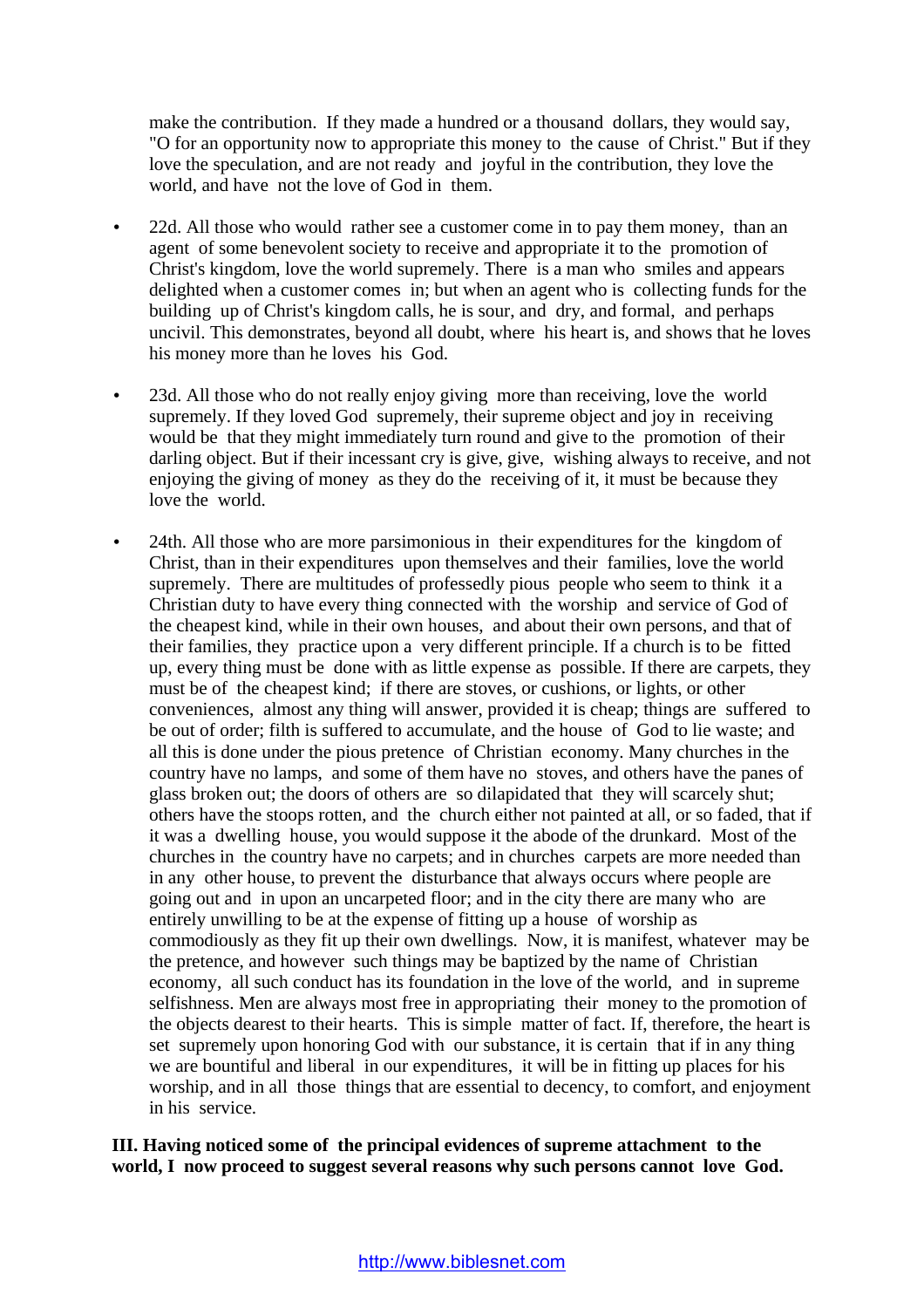make the contribution. If they made a hundred or a thousand dollars, they would say, "O for an opportunity now to appropriate this money to the cause of Christ." But if they love the speculation, and are not ready and joyful in the contribution, they love the world, and have not the love of God in them.

- 22d. All those who would rather see a customer come in to pay them money, than an agent of some benevolent society to receive and appropriate it to the promotion of Christ's kingdom, love the world supremely. There is a man who smiles and appears delighted when a customer comes in; but when an agent who is collecting funds for the building up of Christ's kingdom calls, he is sour, and dry, and formal, and perhaps uncivil. This demonstrates, beyond all doubt, where his heart is, and shows that he loves his money more than he loves his God.

- 23d. All those who do not really enjoy giving more than receiving, love the world supremely. If they loved God supremely, their supreme object and joy in receiving would be that they might immediately turn round and give to the promotion of their darling object. But if their incessant cry is give, give, wishing always to receive, and not enjoying the giving of money as they do the receiving of it, it must be because they love the world.

- 24th. All those who are more parsimonious in their expenditures for the kingdom of Christ, than in their expenditures upon themselves and their families, love the world supremely. There are multitudes of professedly pious people who seem to think it a Christian duty to have every thing connected with the worship and service of God of the cheapest kind, while in their own houses, and about their own persons, and that of their families, they practice upon a very different principle. If a church is to be fitted up, every thing must be done with as little expense as possible. If there are carpets, they must be of the cheapest kind; if there are stoves, or cushions, or lights, or other conveniences, almost any thing will answer, provided it is cheap; things are suffered to be out of order; filth is suffered to accumulate, and the house of God to lie waste; and all this is done under the pious pretence of Christian economy. Many churches in the country have no lamps, and some of them have no stoves, and others have the panes of glass broken out; the doors of others are so dilapidated that they will scarcely shut; others have the stoops rotten, and the church either not painted at all, or so faded, that if it was a dwelling house, you would suppose it the abode of the drunkard. Most of the churches in the country have no carpets; and in churches carpets are more needed than in any other house, to prevent the disturbance that always occurs where people are going out and in upon an uncarpeted floor; and in the city there are many who are entirely unwilling to be at the expense of fitting up a house of worship as commodiously as they fit up their own dwellings. Now, it is manifest, whatever may be the pretence, and however such things may be baptized by the name of Christian economy, all such conduct has its foundation in the love of the world, and in supreme selfishness. Men are always most free in appropriating their money to the promotion of the objects dearest to their hearts. This is simple matter of fact. If, therefore, the heart is set supremely upon honoring God with our substance, it is certain that if in any thing we are bountiful and liberal in our expenditures, it will be in fitting up places for his worship, and in all those things that are essential to decency, to comfort, and enjoyment in his service.

**III. Having noticed some of the principal evidences of supreme attachment to the world, I now proceed to suggest several reasons why such persons cannot love God.**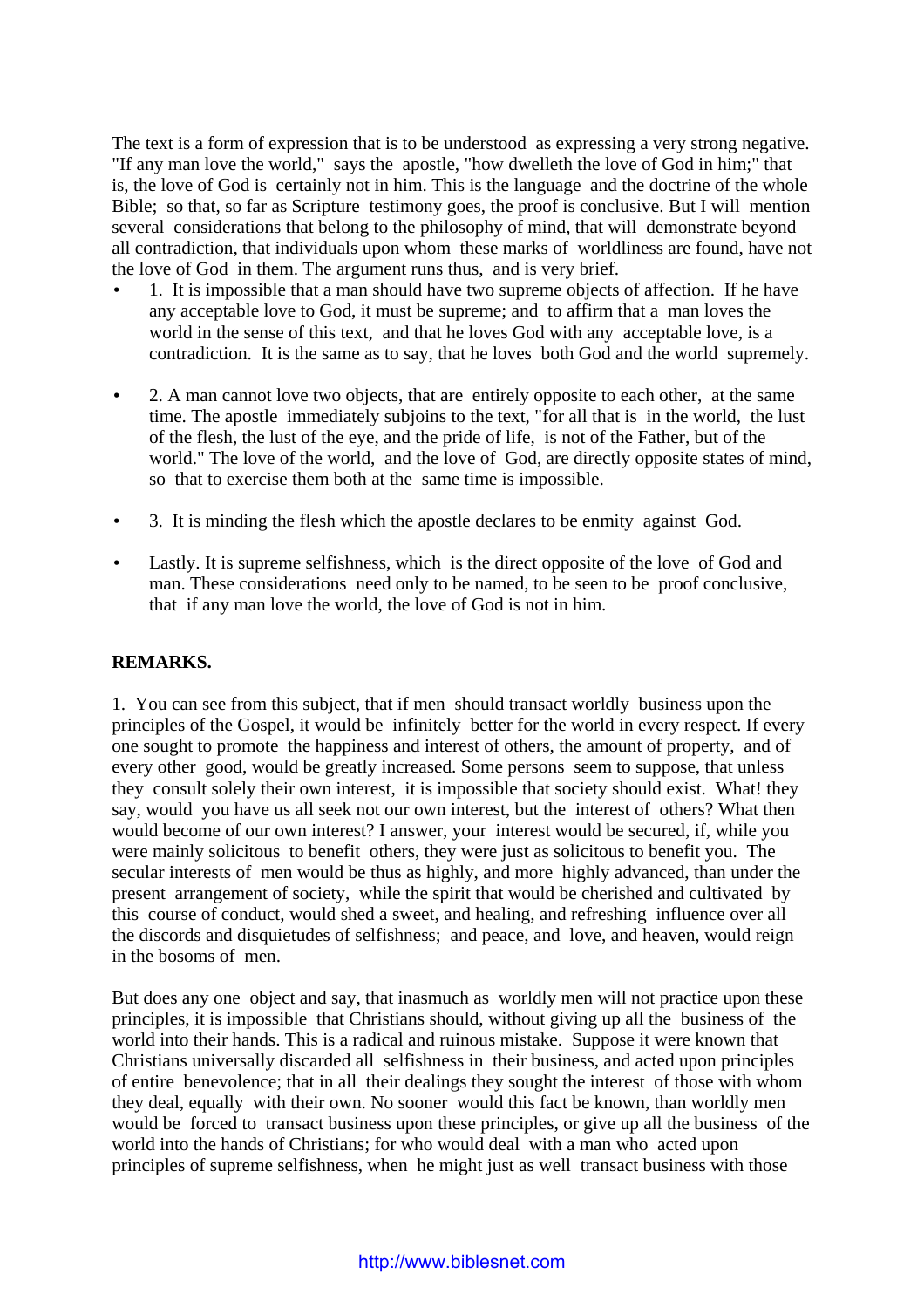The text is a form of expression that is to be understood as expressing a very strong negative. "If any man love the world," says the apostle, "how dwelleth the love of God in him;" that is, the love of God is certainly not in him. This is the language and the doctrine of the whole Bible; so that, so far as Scripture testimony goes, the proof is conclusive. But I will mention several considerations that belong to the philosophy of mind, that will demonstrate beyond all contradiction, that individuals upon whom these marks of worldliness are found, have not the love of God in them. The argument runs thus, and is very brief.

- 1. It is impossible that a man should have two supreme objects of affection. If he have any acceptable love to God, it must be supreme; and to affirm that a man loves the world in the sense of this text, and that he loves God with any acceptable love, is a contradiction. It is the same as to say, that he loves both God and the world supremely.
- 2. A man cannot love two objects, that are entirely opposite to each other, at the same time. The apostle immediately subjoins to the text, "for all that is in the world, the lust of the flesh, the lust of the eye, and the pride of life, is not of the Father, but of the world." The love of the world, and the love of God, are directly opposite states of mind, so that to exercise them both at the same time is impossible.
- 3. It is minding the flesh which the apostle declares to be enmity against God.
- Lastly. It is supreme selfishness, which is the direct opposite of the love of God and man. These considerations need only to be named, to be seen to be proof conclusive, that if any man love the world, the love of God is not in him.

**REMARKS.**

1. You can see from this subject, that if men should transact worldly business upon the principles of the Gospel, it would be infinitely better for the world in every respect. If every one sought to promote the happiness and interest of others, the amount of property, and of every other good, would be greatly increased. Some persons seem to suppose, that unless they consult solely their own interest, it is impossible that society should exist. What! they say, would you have us all seek not our own interest, but the interest of others? What then would become of our own interest? I answer, your interest would be secured, if, while you were mainly solicitous to benefit others, they were just as solicitous to benefit you. The secular interests of men would be thus as highly, and more highly advanced, than under the present arrangement of society, while the spirit that would be cherished and cultivated by this course of conduct, would shed a sweet, and healing, and refreshing influence over all the discords and disquietudes of selfishness; and peace, and love, and heaven, would reign in the bosoms of men.

But does any one object and say, that inasmuch as worldly men will not practice upon these principles, it is impossible that Christians should, without giving up all the business of the world into their hands. This is a radical and ruinous mistake. Suppose it were known that Christians universally discarded all selfishness in their business, and acted upon principles of entire benevolence; that in all their dealings they sought the interest of those with whom they deal, equally with their own. No sooner would this fact be known, than worldly men would be forced to transact business upon these principles, or give up all the business of the world into the hands of Christians; for who would deal with a man who acted upon principles of supreme selfishness, when he might just as well transact business with those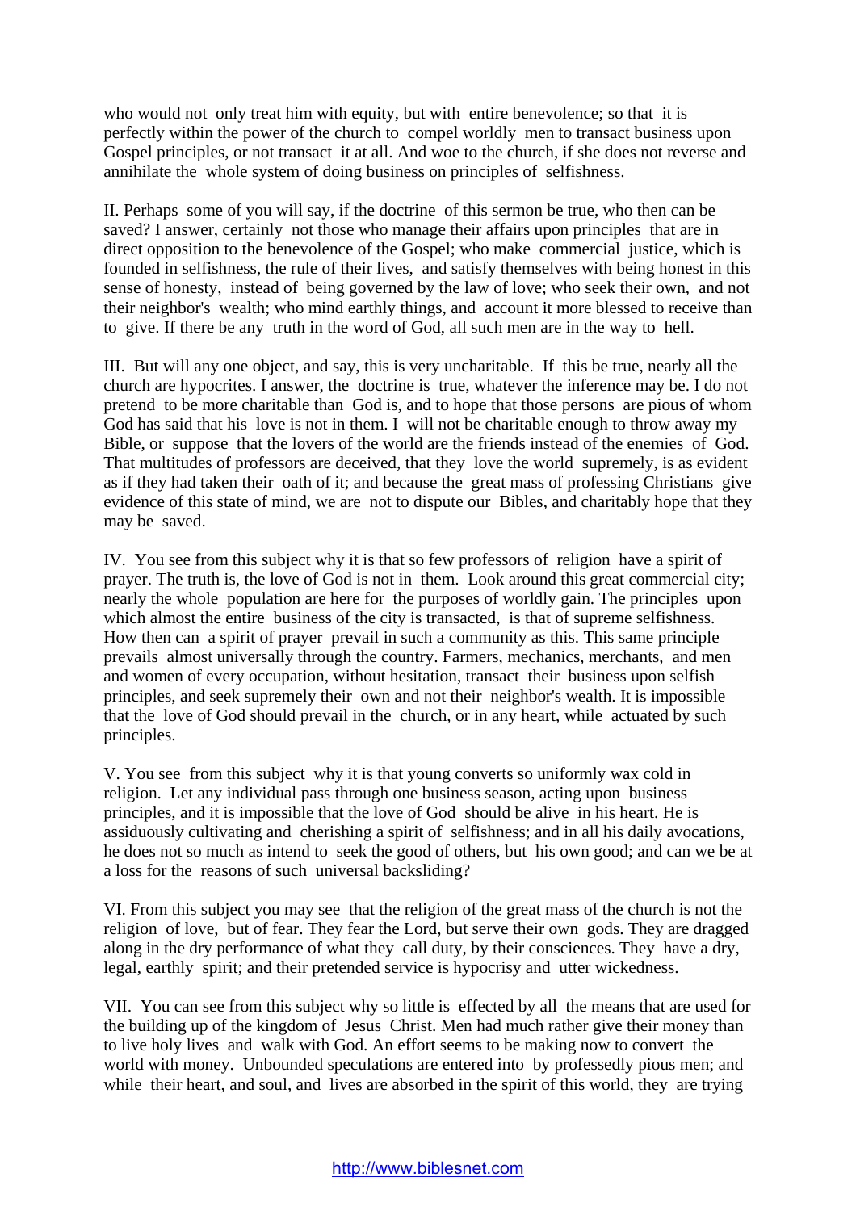who would not only treat him with equity, but with entire benevolence; so that it is perfectly within the power of the church to compel worldly men to transact business upon Gospel principles, or not transact it at all. And woe to the church, if she does not reverse and annihilate the whole system of doing business on principles of selfishness.

II. Perhaps some of you will say, if the doctrine of this sermon be true, who then can be saved? I answer, certainly not those who manage their affairs upon principles that are in direct opposition to the benevolence of the Gospel; who make commercial justice, which is founded in selfishness, the rule of their lives, and satisfy themselves with being honest in this sense of honesty, instead of being governed by the law of love; who seek their own, and not their neighbor's wealth; who mind earthly things, and account it more blessed to receive than to give. If there be any truth in the word of God, all such men are in the way to hell.

III. But will any one object, and say, this is very uncharitable. If this be true, nearly all the church are hypocrites. I answer, the doctrine is true, whatever the inference may be. I do not pretend to be more charitable than God is, and to hope that those persons are pious of whom God has said that his love is not in them. I will not be charitable enough to throw away my Bible, or suppose that the lovers of the world are the friends instead of the enemies of God. That multitudes of professors are deceived, that they love the world supremely, is as evident as if they had taken their oath of it; and because the great mass of professing Christians give evidence of this state of mind, we are not to dispute our Bibles, and charitably hope that they may be saved.

IV. You see from this subject why it is that so few professors of religion have a spirit of prayer. The truth is, the love of God is not in them. Look around this great commercial city; nearly the whole population are here for the purposes of worldly gain. The principles upon which almost the entire business of the city is transacted, is that of supreme selfishness. How then can a spirit of prayer prevail in such a community as this. This same principle prevails almost universally through the country. Farmers, mechanics, merchants, and men and women of every occupation, without hesitation, transact their business upon selfish principles, and seek supremely their own and not their neighbor's wealth. It is impossible that the love of God should prevail in the church, or in any heart, while actuated by such principles.

V. You see from this subject why it is that young converts so uniformly wax cold in religion. Let any individual pass through one business season, acting upon business principles, and it is impossible that the love of God should be alive in his heart. He is assiduously cultivating and cherishing a spirit of selfishness; and in all his daily avocations, he does not so much as intend to seek the good of others, but his own good; and can we be at a loss for the reasons of such universal backsliding?

VI. From this subject you may see that the religion of the great mass of the church is not the religion of love, but of fear. They fear the Lord, but serve their own gods. They are dragged along in the dry performance of what they call duty, by their consciences. They have a dry, legal, earthly spirit; and their pretended service is hypocrisy and utter wickedness.

VII. You can see from this subject why so little is effected by all the means that are used for the building up of the kingdom of Jesus Christ. Men had much rather give their money than to live holy lives and walk with God. An effort seems to be making now to convert the world with money. Unbounded speculations are entered into by professedly pious men; and while their heart, and soul, and lives are absorbed in the spirit of this world, they are trying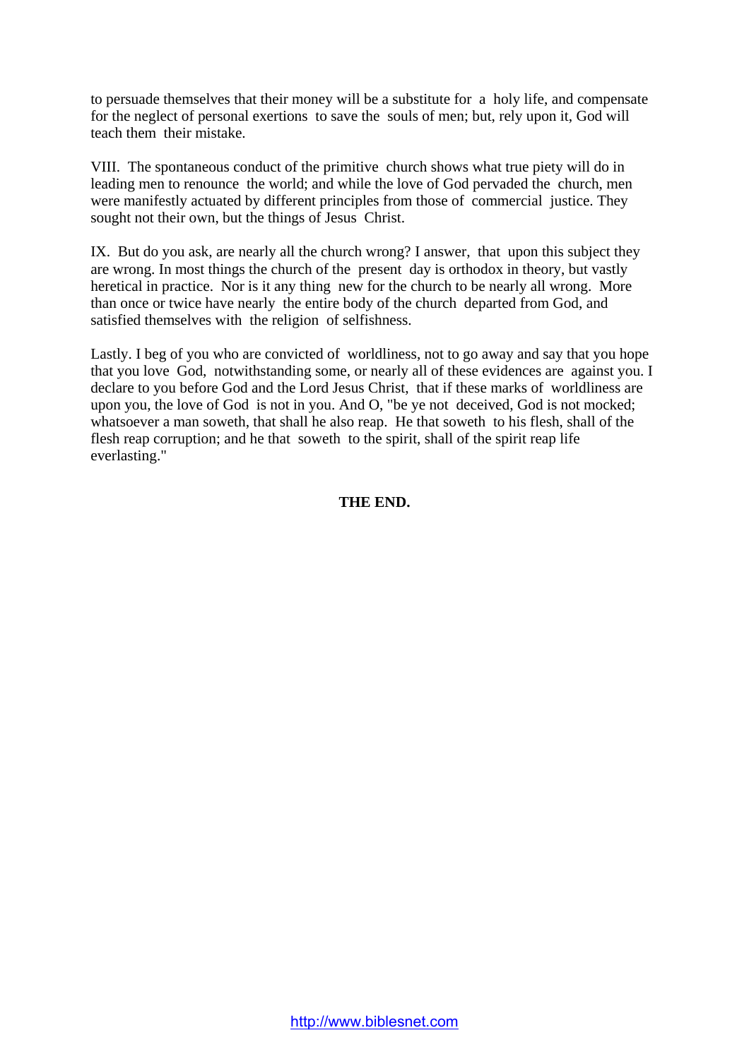to persuade themselves that their money will be a substitute for a holy life, and compensate for the neglect of personal exertions to save the souls of men; but, rely upon it, God will teach them their mistake.

VIII. The spontaneous conduct of the primitive church shows what true piety will do in leading men to renounce the world; and while the love of God pervaded the church, men were manifestly actuated by different principles from those of commercial justice. They sought not their own, but the things of Jesus Christ.

IX. But do you ask, are nearly all the church wrong? I answer, that upon this subject they are wrong. In most things the church of the present day is orthodox in theory, but vastly heretical in practice. Nor is it any thing new for the church to be nearly all wrong. More than once or twice have nearly the entire body of the church departed from God, and satisfied themselves with the religion of selfishness.

Lastly. I beg of you who are convicted of worldliness, not to go away and say that you hope that you love God, notwithstanding some, or nearly all of these evidences are against you. I declare to you before God and the Lord Jesus Christ, that if these marks of worldliness are upon you, the love of God is not in you. And O, "be ye not deceived, God is not mocked; whatsoever a man soweth, that shall he also reap. He that soweth to his flesh, shall of the flesh reap corruption; and he that soweth to the spirit, shall of the spirit reap life everlasting."

**THE END.**

http://www.biblesnet.com